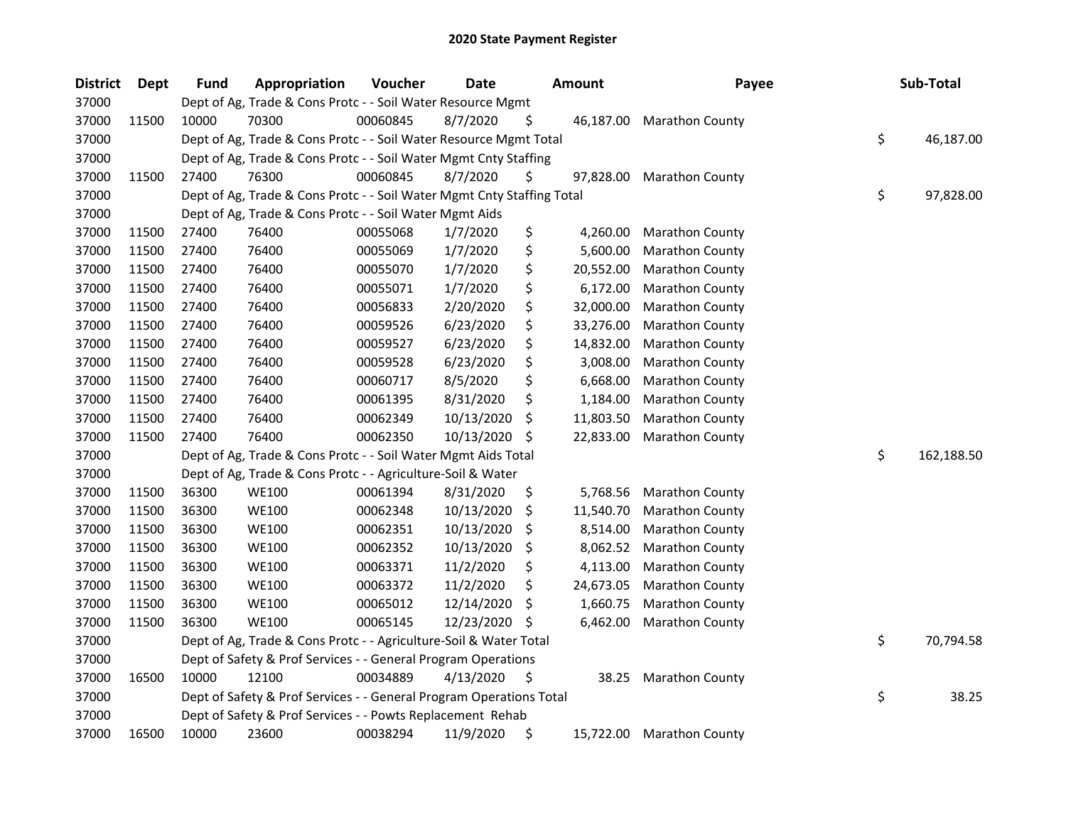# 2020 State Payment Register

| District | Dept | Fund | Appropriation | Voucher | Date | Amount | Payee | Sub-Total |
|---|---|---|---|---|---|---|---|---|
| 37000 | | Dept of Ag, Trade & Cons Protc - - Soil Water Resource Mgmt | | | | | | |
| 37000 | 11500 | 10000 | 70300 | 00060845 | 8/7/2020 | $ 46,187.00 | Marathon County | |
| 37000 | | Dept of Ag, Trade & Cons Protc - - Soil Water Resource Mgmt Total | | | | | | $ 46,187.00 |
| 37000 | | Dept of Ag, Trade & Cons Protc - - Soil Water Mgmt Cnty Staffing | | | | | | |
| 37000 | 11500 | 27400 | 76300 | 00060845 | 8/7/2020 | $ 97,828.00 | Marathon County | |
| 37000 | | Dept of Ag, Trade & Cons Protc - - Soil Water Mgmt Cnty Staffing Total | | | | | | $ 97,828.00 |
| 37000 | | Dept of Ag, Trade & Cons Protc - - Soil Water Mgmt Aids | | | | | | |
| 37000 | 11500 | 27400 | 76400 | 00055068 | 1/7/2020 | $ 4,260.00 | Marathon County | |
| 37000 | 11500 | 27400 | 76400 | 00055069 | 1/7/2020 | $ 5,600.00 | Marathon County | |
| 37000 | 11500 | 27400 | 76400 | 00055070 | 1/7/2020 | $ 20,552.00 | Marathon County | |
| 37000 | 11500 | 27400 | 76400 | 00055071 | 1/7/2020 | $ 6,172.00 | Marathon County | |
| 37000 | 11500 | 27400 | 76400 | 00056833 | 2/20/2020 | $ 32,000.00 | Marathon County | |
| 37000 | 11500 | 27400 | 76400 | 00059526 | 6/23/2020 | $ 33,276.00 | Marathon County | |
| 37000 | 11500 | 27400 | 76400 | 00059527 | 6/23/2020 | $ 14,832.00 | Marathon County | |
| 37000 | 11500 | 27400 | 76400 | 00059528 | 6/23/2020 | $ 3,008.00 | Marathon County | |
| 37000 | 11500 | 27400 | 76400 | 00060717 | 8/5/2020 | $ 6,668.00 | Marathon County | |
| 37000 | 11500 | 27400 | 76400 | 00061395 | 8/31/2020 | $ 1,184.00 | Marathon County | |
| 37000 | 11500 | 27400 | 76400 | 00062349 | 10/13/2020 | $ 11,803.50 | Marathon County | |
| 37000 | 11500 | 27400 | 76400 | 00062350 | 10/13/2020 | $ 22,833.00 | Marathon County | |
| 37000 | | Dept of Ag, Trade & Cons Protc - - Soil Water Mgmt Aids Total | | | | | | $ 162,188.50 |
| 37000 | | Dept of Ag, Trade & Cons Protc - - Agriculture-Soil & Water | | | | | | |
| 37000 | 11500 | 36300 | WE100 | 00061394 | 8/31/2020 | $ 5,768.56 | Marathon County | |
| 37000 | 11500 | 36300 | WE100 | 00062348 | 10/13/2020 | $ 11,540.70 | Marathon County | |
| 37000 | 11500 | 36300 | WE100 | 00062351 | 10/13/2020 | $ 8,514.00 | Marathon County | |
| 37000 | 11500 | 36300 | WE100 | 00062352 | 10/13/2020 | $ 8,062.52 | Marathon County | |
| 37000 | 11500 | 36300 | WE100 | 00063371 | 11/2/2020 | $ 4,113.00 | Marathon County | |
| 37000 | 11500 | 36300 | WE100 | 00063372 | 11/2/2020 | $ 24,673.05 | Marathon County | |
| 37000 | 11500 | 36300 | WE100 | 00065012 | 12/14/2020 | $ 1,660.75 | Marathon County | |
| 37000 | 11500 | 36300 | WE100 | 00065145 | 12/23/2020 | $ 6,462.00 | Marathon County | |
| 37000 | | Dept of Ag, Trade & Cons Protc - - Agriculture-Soil & Water Total | | | | | | $ 70,794.58 |
| 37000 | | Dept of Safety & Prof Services - - General Program Operations | | | | | | |
| 37000 | 16500 | 10000 | 12100 | 00034889 | 4/13/2020 | $ 38.25 | Marathon County | |
| 37000 | | Dept of Safety & Prof Services - - General Program Operations Total | | | | | | $ 38.25 |
| 37000 | | Dept of Safety & Prof Services - - Powts Replacement Rehab | | | | | | |
| 37000 | 16500 | 10000 | 23600 | 00038294 | 11/9/2020 | $ 15,722.00 | Marathon County | |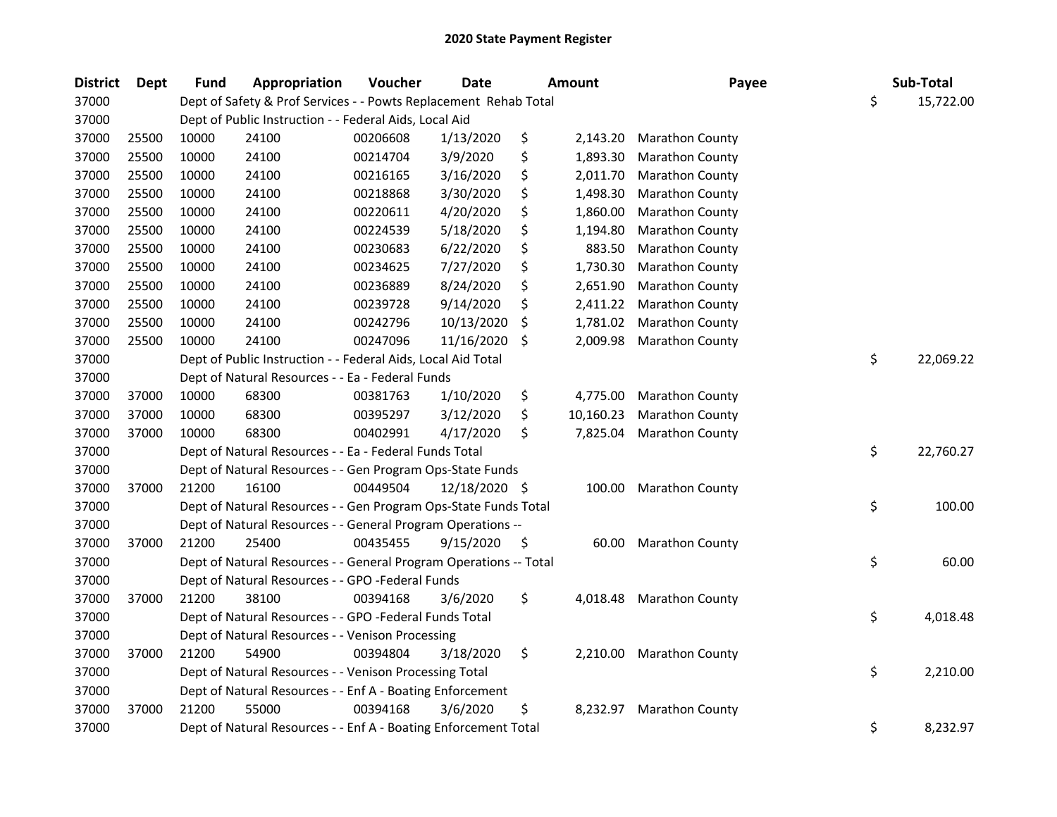# 2020 State Payment Register

| District | Dept | Fund | Appropriation | Voucher | Date | Amount | Payee | Sub-Total |
|---|---|---|---|---|---|---|---|---|
| 37000 | | Dept of Safety & Prof Services - - Powts Replacement Rehab Total | | | | | | $ 15,722.00 |
| 37000 | | Dept of Public Instruction - - Federal Aids, Local Aid | | | | | | |
| 37000 | 25500 | 10000 | 24100 | 00206608 | 1/13/2020 | $ 2,143.20 | Marathon County | |
| 37000 | 25500 | 10000 | 24100 | 00214704 | 3/9/2020 | $ 1,893.30 | Marathon County | |
| 37000 | 25500 | 10000 | 24100 | 00216165 | 3/16/2020 | $ 2,011.70 | Marathon County | |
| 37000 | 25500 | 10000 | 24100 | 00218868 | 3/30/2020 | $ 1,498.30 | Marathon County | |
| 37000 | 25500 | 10000 | 24100 | 00220611 | 4/20/2020 | $ 1,860.00 | Marathon County | |
| 37000 | 25500 | 10000 | 24100 | 00224539 | 5/18/2020 | $ 1,194.80 | Marathon County | |
| 37000 | 25500 | 10000 | 24100 | 00230683 | 6/22/2020 | $ 883.50 | Marathon County | |
| 37000 | 25500 | 10000 | 24100 | 00234625 | 7/27/2020 | $ 1,730.30 | Marathon County | |
| 37000 | 25500 | 10000 | 24100 | 00236889 | 8/24/2020 | $ 2,651.90 | Marathon County | |
| 37000 | 25500 | 10000 | 24100 | 00239728 | 9/14/2020 | $ 2,411.22 | Marathon County | |
| 37000 | 25500 | 10000 | 24100 | 00242796 | 10/13/2020 | $ 1,781.02 | Marathon County | |
| 37000 | 25500 | 10000 | 24100 | 00247096 | 11/16/2020 | $ 2,009.98 | Marathon County | |
| 37000 | | Dept of Public Instruction - - Federal Aids, Local Aid Total | | | | | | $ 22,069.22 |
| 37000 | | Dept of Natural Resources - - Ea - Federal Funds | | | | | | |
| 37000 | 37000 | 10000 | 68300 | 00381763 | 1/10/2020 | $ 4,775.00 | Marathon County | |
| 37000 | 37000 | 10000 | 68300 | 00395297 | 3/12/2020 | $ 10,160.23 | Marathon County | |
| 37000 | 37000 | 10000 | 68300 | 00402991 | 4/17/2020 | $ 7,825.04 | Marathon County | |
| 37000 | | Dept of Natural Resources - - Ea - Federal Funds Total | | | | | | $ 22,760.27 |
| 37000 | | Dept of Natural Resources - - Gen Program Ops-State Funds | | | | | | |
| 37000 | 37000 | 21200 | 16100 | 00449504 | 12/18/2020 | $ 100.00 | Marathon County | |
| 37000 | | Dept of Natural Resources - - Gen Program Ops-State Funds Total | | | | | | $ 100.00 |
| 37000 | | Dept of Natural Resources - - General Program Operations -- | | | | | | |
| 37000 | 37000 | 21200 | 25400 | 00435455 | 9/15/2020 | $ 60.00 | Marathon County | |
| 37000 | | Dept of Natural Resources - - General Program Operations -- Total | | | | | | $ 60.00 |
| 37000 | | Dept of Natural Resources - - GPO -Federal Funds | | | | | | |
| 37000 | 37000 | 21200 | 38100 | 00394168 | 3/6/2020 | $ 4,018.48 | Marathon County | |
| 37000 | | Dept of Natural Resources - - GPO -Federal Funds Total | | | | | | $ 4,018.48 |
| 37000 | | Dept of Natural Resources - - Venison Processing | | | | | | |
| 37000 | 37000 | 21200 | 54900 | 00394804 | 3/18/2020 | $ 2,210.00 | Marathon County | |
| 37000 | | Dept of Natural Resources - - Venison Processing Total | | | | | | $ 2,210.00 |
| 37000 | | Dept of Natural Resources - - Enf A - Boating Enforcement | | | | | | |
| 37000 | 37000 | 21200 | 55000 | 00394168 | 3/6/2020 | $ 8,232.97 | Marathon County | |
| 37000 | | Dept of Natural Resources - - Enf A - Boating Enforcement Total | | | | | | $ 8,232.97 |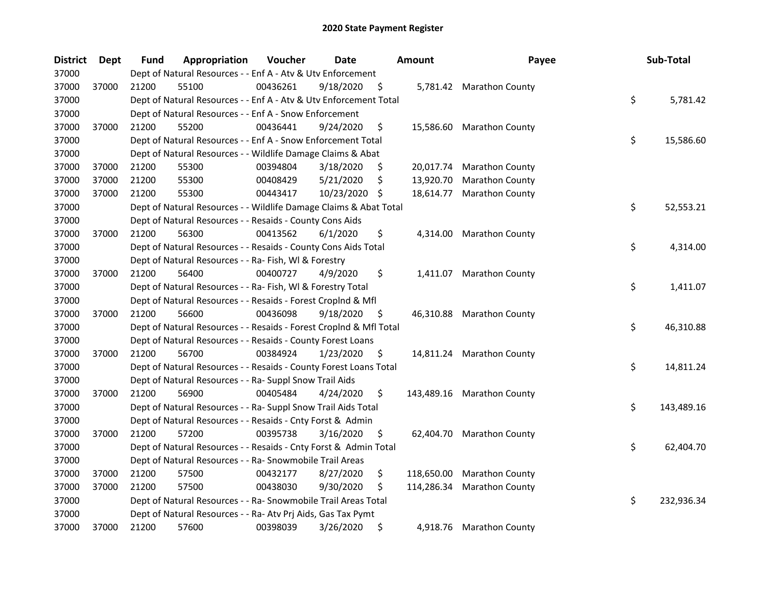## 2020 State Payment Register

| District | Dept | Fund | Appropriation | Voucher | Date | Amount | Payee | Sub-Total |
|---|---|---|---|---|---|---|---|---|
| 37000 | | Dept of Natural Resources - - Enf A - Atv & Utv Enforcement | | | | | | |
| 37000 | 37000 | 21200 | 55100 | 00436261 | 9/18/2020 | $ 5,781.42 | Marathon County | |
| 37000 | | Dept of Natural Resources - - Enf A - Atv & Utv Enforcement Total | | | | | | $ 5,781.42 |
| 37000 | | Dept of Natural Resources - - Enf A - Snow Enforcement | | | | | | |
| 37000 | 37000 | 21200 | 55200 | 00436441 | 9/24/2020 | $ 15,586.60 | Marathon County | |
| 37000 | | Dept of Natural Resources - - Enf A - Snow Enforcement Total | | | | | | $ 15,586.60 |
| 37000 | | Dept of Natural Resources - - Wildlife Damage Claims & Abat | | | | | | |
| 37000 | 37000 | 21200 | 55300 | 00394804 | 3/18/2020 | $ 20,017.74 | Marathon County | |
| 37000 | 37000 | 21200 | 55300 | 00408429 | 5/21/2020 | $ 13,920.70 | Marathon County | |
| 37000 | 37000 | 21200 | 55300 | 00443417 | 10/23/2020 | $ 18,614.77 | Marathon County | |
| 37000 | | Dept of Natural Resources - - Wildlife Damage Claims & Abat Total | | | | | | $ 52,553.21 |
| 37000 | | Dept of Natural Resources - - Resaids - County Cons Aids | | | | | | |
| 37000 | 37000 | 21200 | 56300 | 00413562 | 6/1/2020 | $ 4,314.00 | Marathon County | |
| 37000 | | Dept of Natural Resources - - Resaids - County Cons Aids Total | | | | | | $ 4,314.00 |
| 37000 | | Dept of Natural Resources - - Ra- Fish, Wl & Forestry | | | | | | |
| 37000 | 37000 | 21200 | 56400 | 00400727 | 4/9/2020 | $ 1,411.07 | Marathon County | |
| 37000 | | Dept of Natural Resources - - Ra- Fish, Wl & Forestry Total | | | | | | $ 1,411.07 |
| 37000 | | Dept of Natural Resources - - Resaids - Forest Croplnd & Mfl | | | | | | |
| 37000 | 37000 | 21200 | 56600 | 00436098 | 9/18/2020 | $ 46,310.88 | Marathon County | |
| 37000 | | Dept of Natural Resources - - Resaids - Forest Croplnd & Mfl Total | | | | | | $ 46,310.88 |
| 37000 | | Dept of Natural Resources - - Resaids - County Forest Loans | | | | | | |
| 37000 | 37000 | 21200 | 56700 | 00384924 | 1/23/2020 | $ 14,811.24 | Marathon County | |
| 37000 | | Dept of Natural Resources - - Resaids - County Forest Loans Total | | | | | | $ 14,811.24 |
| 37000 | | Dept of Natural Resources - - Ra- Suppl Snow Trail Aids | | | | | | |
| 37000 | 37000 | 21200 | 56900 | 00405484 | 4/24/2020 | $ 143,489.16 | Marathon County | |
| 37000 | | Dept of Natural Resources - - Ra- Suppl Snow Trail Aids Total | | | | | | $ 143,489.16 |
| 37000 | | Dept of Natural Resources - - Resaids - Cnty Forst & Admin | | | | | | |
| 37000 | 37000 | 21200 | 57200 | 00395738 | 3/16/2020 | $ 62,404.70 | Marathon County | |
| 37000 | | Dept of Natural Resources - - Resaids - Cnty Forst & Admin Total | | | | | | $ 62,404.70 |
| 37000 | | Dept of Natural Resources - - Ra- Snowmobile Trail Areas | | | | | | |
| 37000 | 37000 | 21200 | 57500 | 00432177 | 8/27/2020 | $ 118,650.00 | Marathon County | |
| 37000 | 37000 | 21200 | 57500 | 00438030 | 9/30/2020 | $ 114,286.34 | Marathon County | |
| 37000 | | Dept of Natural Resources - - Ra- Snowmobile Trail Areas Total | | | | | | $ 232,936.34 |
| 37000 | | Dept of Natural Resources - - Ra- Atv Prj Aids, Gas Tax Pymt | | | | | | |
| 37000 | 37000 | 21200 | 57600 | 00398039 | 3/26/2020 | $ 4,918.76 | Marathon County | |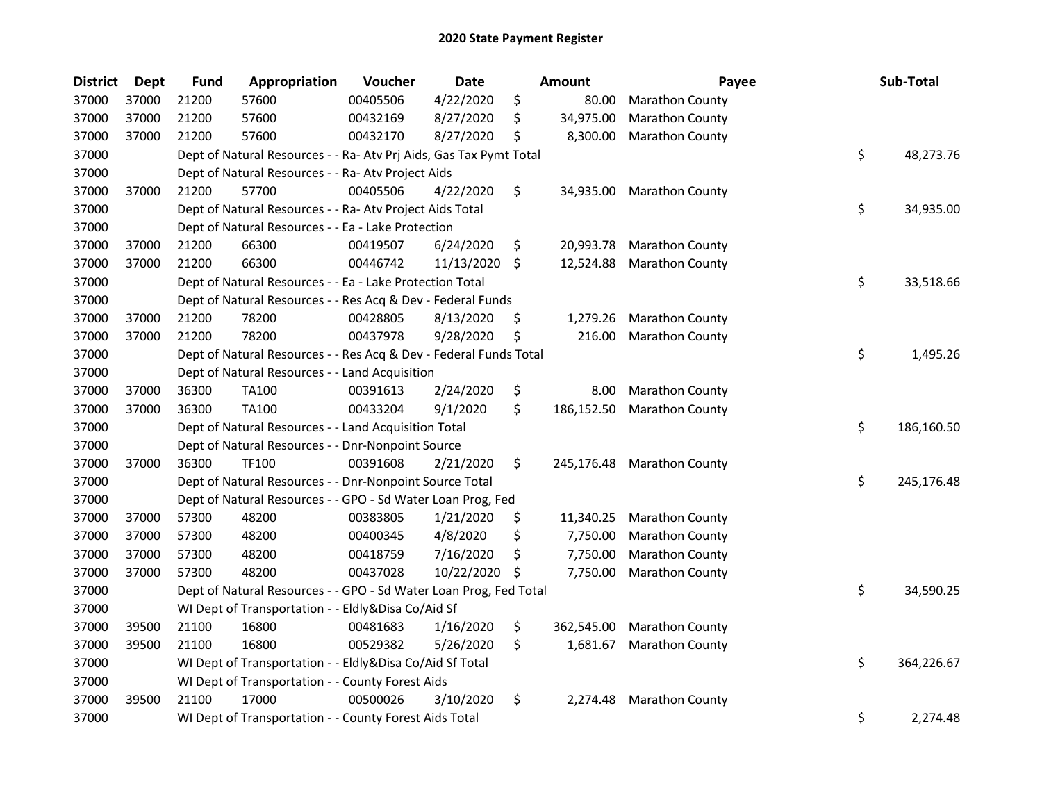# 2020 State Payment Register

| District | Dept | Fund | Appropriation | Voucher | Date | Amount | Payee | Sub-Total |
|---|---|---|---|---|---|---|---|---|
| 37000 | 37000 | 21200 | 57600 | 00405506 | 4/22/2020 | $ 80.00 | Marathon County | |
| 37000 | 37000 | 21200 | 57600 | 00432169 | 8/27/2020 | $ 34,975.00 | Marathon County | |
| 37000 | 37000 | 21200 | 57600 | 00432170 | 8/27/2020 | $ 8,300.00 | Marathon County | |
| 37000 | | Dept of Natural Resources - - Ra- Atv Prj Aids, Gas Tax Pymt Total | | | | | | $ 48,273.76 |
| 37000 | | Dept of Natural Resources - - Ra- Atv Project Aids | | | | | | |
| 37000 | 37000 | 21200 | 57700 | 00405506 | 4/22/2020 | $ 34,935.00 | Marathon County | |
| 37000 | | Dept of Natural Resources - - Ra- Atv Project Aids Total | | | | | | $ 34,935.00 |
| 37000 | | Dept of Natural Resources - - Ea - Lake Protection | | | | | | |
| 37000 | 37000 | 21200 | 66300 | 00419507 | 6/24/2020 | $ 20,993.78 | Marathon County | |
| 37000 | 37000 | 21200 | 66300 | 00446742 | 11/13/2020 | $ 12,524.88 | Marathon County | |
| 37000 | | Dept of Natural Resources - - Ea - Lake Protection Total | | | | | | $ 33,518.66 |
| 37000 | | Dept of Natural Resources - - Res Acq & Dev - Federal Funds | | | | | | |
| 37000 | 37000 | 21200 | 78200 | 00428805 | 8/13/2020 | $ 1,279.26 | Marathon County | |
| 37000 | 37000 | 21200 | 78200 | 00437978 | 9/28/2020 | $ 216.00 | Marathon County | |
| 37000 | | Dept of Natural Resources - - Res Acq & Dev - Federal Funds Total | | | | | | $ 1,495.26 |
| 37000 | | Dept of Natural Resources - - Land Acquisition | | | | | | |
| 37000 | 37000 | 36300 | TA100 | 00391613 | 2/24/2020 | $ 8.00 | Marathon County | |
| 37000 | 37000 | 36300 | TA100 | 00433204 | 9/1/2020 | $ 186,152.50 | Marathon County | |
| 37000 | | Dept of Natural Resources - - Land Acquisition Total | | | | | | $ 186,160.50 |
| 37000 | | Dept of Natural Resources - - Dnr-Nonpoint Source | | | | | | |
| 37000 | 37000 | 36300 | TF100 | 00391608 | 2/21/2020 | $ 245,176.48 | Marathon County | |
| 37000 | | Dept of Natural Resources - - Dnr-Nonpoint Source Total | | | | | | $ 245,176.48 |
| 37000 | | Dept of Natural Resources - - GPO - Sd Water Loan Prog, Fed | | | | | | |
| 37000 | 37000 | 57300 | 48200 | 00383805 | 1/21/2020 | $ 11,340.25 | Marathon County | |
| 37000 | 37000 | 57300 | 48200 | 00400345 | 4/8/2020 | $ 7,750.00 | Marathon County | |
| 37000 | 37000 | 57300 | 48200 | 00418759 | 7/16/2020 | $ 7,750.00 | Marathon County | |
| 37000 | 37000 | 57300 | 48200 | 00437028 | 10/22/2020 | $ 7,750.00 | Marathon County | |
| 37000 | | Dept of Natural Resources - - GPO - Sd Water Loan Prog, Fed Total | | | | | | $ 34,590.25 |
| 37000 | | WI Dept of Transportation - - Eldly&Disa Co/Aid Sf | | | | | | |
| 37000 | 39500 | 21100 | 16800 | 00481683 | 1/16/2020 | $ 362,545.00 | Marathon County | |
| 37000 | 39500 | 21100 | 16800 | 00529382 | 5/26/2020 | $ 1,681.67 | Marathon County | |
| 37000 | | WI Dept of Transportation - - Eldly&Disa Co/Aid Sf Total | | | | | | $ 364,226.67 |
| 37000 | | WI Dept of Transportation - - County Forest Aids | | | | | | |
| 37000 | 39500 | 21100 | 17000 | 00500026 | 3/10/2020 | $ 2,274.48 | Marathon County | |
| 37000 | | WI Dept of Transportation - - County Forest Aids Total | | | | | | $ 2,274.48 |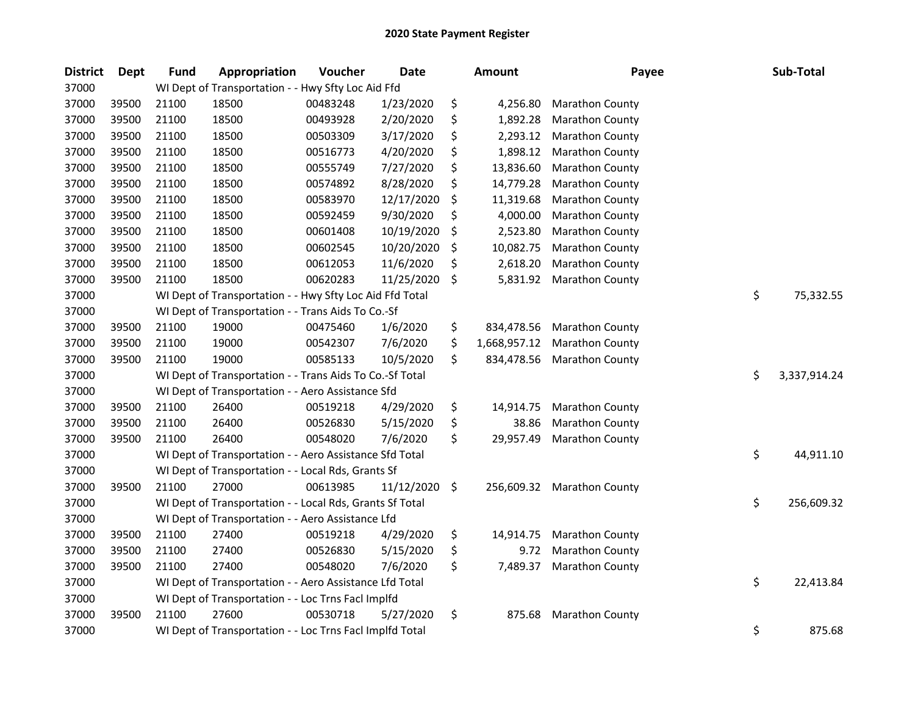# 2020 State Payment Register

| District | Dept | Fund | Appropriation | Voucher | Date | Amount | Payee | Sub-Total |
|---|---|---|---|---|---|---|---|---|
| 37000 | | WI Dept of Transportation - - Hwy Sfty Loc Aid Ffd | | | | | | |
| 37000 | 39500 | 21100 | 18500 | 00483248 | 1/23/2020 | $ 4,256.80 | Marathon County | |
| 37000 | 39500 | 21100 | 18500 | 00493928 | 2/20/2020 | $ 1,892.28 | Marathon County | |
| 37000 | 39500 | 21100 | 18500 | 00503309 | 3/17/2020 | $ 2,293.12 | Marathon County | |
| 37000 | 39500 | 21100 | 18500 | 00516773 | 4/20/2020 | $ 1,898.12 | Marathon County | |
| 37000 | 39500 | 21100 | 18500 | 00555749 | 7/27/2020 | $ 13,836.60 | Marathon County | |
| 37000 | 39500 | 21100 | 18500 | 00574892 | 8/28/2020 | $ 14,779.28 | Marathon County | |
| 37000 | 39500 | 21100 | 18500 | 00583970 | 12/17/2020 | $ 11,319.68 | Marathon County | |
| 37000 | 39500 | 21100 | 18500 | 00592459 | 9/30/2020 | $ 4,000.00 | Marathon County | |
| 37000 | 39500 | 21100 | 18500 | 00601408 | 10/19/2020 | $ 2,523.80 | Marathon County | |
| 37000 | 39500 | 21100 | 18500 | 00602545 | 10/20/2020 | $ 10,082.75 | Marathon County | |
| 37000 | 39500 | 21100 | 18500 | 00612053 | 11/6/2020 | $ 2,618.20 | Marathon County | |
| 37000 | 39500 | 21100 | 18500 | 00620283 | 11/25/2020 | $ 5,831.92 | Marathon County | |
| 37000 | | WI Dept of Transportation - - Hwy Sfty Loc Aid Ffd Total | | | | | | $ 75,332.55 |
| 37000 | | WI Dept of Transportation - - Trans Aids To Co.-Sf | | | | | | |
| 37000 | 39500 | 21100 | 19000 | 00475460 | 1/6/2020 | $ 834,478.56 | Marathon County | |
| 37000 | 39500 | 21100 | 19000 | 00542307 | 7/6/2020 | $ 1,668,957.12 | Marathon County | |
| 37000 | 39500 | 21100 | 19000 | 00585133 | 10/5/2020 | $ 834,478.56 | Marathon County | |
| 37000 | | WI Dept of Transportation - - Trans Aids To Co.-Sf Total | | | | | | $ 3,337,914.24 |
| 37000 | | WI Dept of Transportation - - Aero Assistance Sfd | | | | | | |
| 37000 | 39500 | 21100 | 26400 | 00519218 | 4/29/2020 | $ 14,914.75 | Marathon County | |
| 37000 | 39500 | 21100 | 26400 | 00526830 | 5/15/2020 | $ 38.86 | Marathon County | |
| 37000 | 39500 | 21100 | 26400 | 00548020 | 7/6/2020 | $ 29,957.49 | Marathon County | |
| 37000 | | WI Dept of Transportation - - Aero Assistance Sfd Total | | | | | | $ 44,911.10 |
| 37000 | | WI Dept of Transportation - - Local Rds, Grants Sf | | | | | | |
| 37000 | 39500 | 21100 | 27000 | 00613985 | 11/12/2020 | $ 256,609.32 | Marathon County | |
| 37000 | | WI Dept of Transportation - - Local Rds, Grants Sf Total | | | | | | $ 256,609.32 |
| 37000 | | WI Dept of Transportation - - Aero Assistance Lfd | | | | | | |
| 37000 | 39500 | 21100 | 27400 | 00519218 | 4/29/2020 | $ 14,914.75 | Marathon County | |
| 37000 | 39500 | 21100 | 27400 | 00526830 | 5/15/2020 | $ 9.72 | Marathon County | |
| 37000 | 39500 | 21100 | 27400 | 00548020 | 7/6/2020 | $ 7,489.37 | Marathon County | |
| 37000 | | WI Dept of Transportation - - Aero Assistance Lfd Total | | | | | | $ 22,413.84 |
| 37000 | | WI Dept of Transportation - - Loc Trns Facl Implfd | | | | | | |
| 37000 | 39500 | 21100 | 27600 | 00530718 | 5/27/2020 | $ 875.68 | Marathon County | |
| 37000 | | WI Dept of Transportation - - Loc Trns Facl Implfd Total | | | | | | $ 875.68 |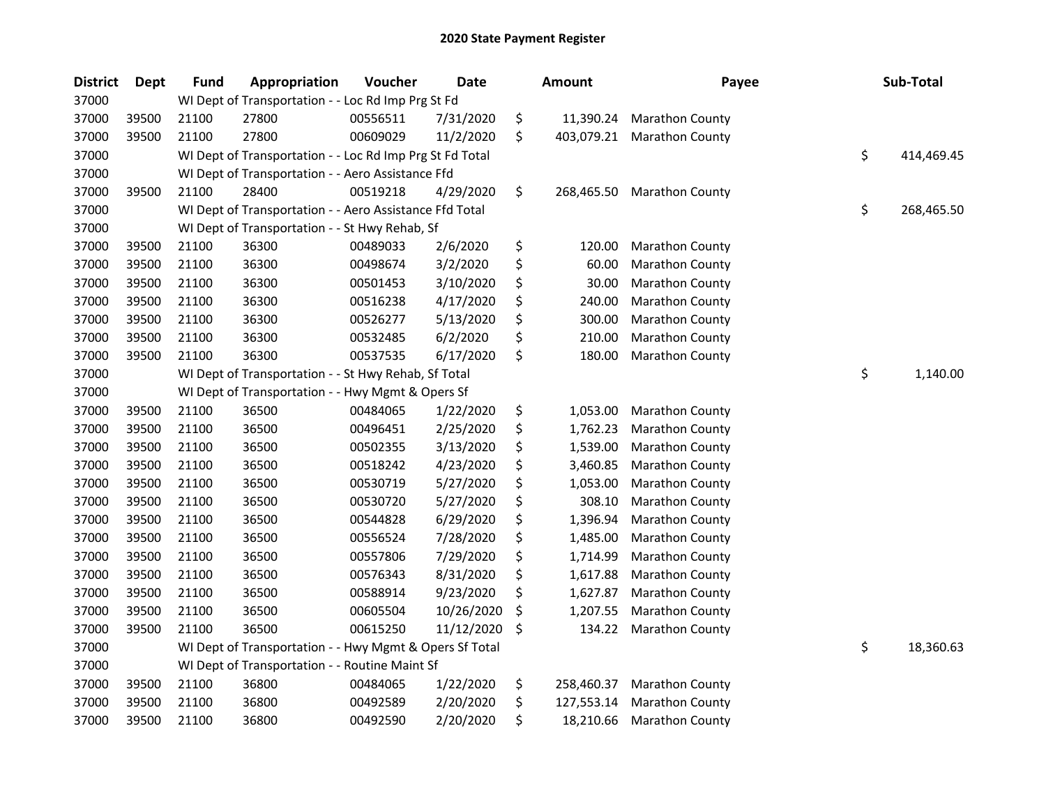## 2020 State Payment Register

| District | Dept | Fund | Appropriation | Voucher | Date | Amount | Payee | Sub-Total |
|---|---|---|---|---|---|---|---|---|
| 37000 | | WI Dept of Transportation - - Loc Rd Imp Prg St Fd | | | | | | |
| 37000 | 39500 | 21100 | 27800 | 00556511 | 7/31/2020 | $ 11,390.24 | Marathon County | |
| 37000 | 39500 | 21100 | 27800 | 00609029 | 11/2/2020 | $ 403,079.21 | Marathon County | |
| 37000 | | WI Dept of Transportation - - Loc Rd Imp Prg St Fd Total | | | | | | $ 414,469.45 |
| 37000 | | WI Dept of Transportation - - Aero Assistance Ffd | | | | | | |
| 37000 | 39500 | 21100 | 28400 | 00519218 | 4/29/2020 | $ 268,465.50 | Marathon County | |
| 37000 | | WI Dept of Transportation - - Aero Assistance Ffd Total | | | | | | $ 268,465.50 |
| 37000 | | WI Dept of Transportation - - St Hwy Rehab, Sf | | | | | | |
| 37000 | 39500 | 21100 | 36300 | 00489033 | 2/6/2020 | $ 120.00 | Marathon County | |
| 37000 | 39500 | 21100 | 36300 | 00498674 | 3/2/2020 | $ 60.00 | Marathon County | |
| 37000 | 39500 | 21100 | 36300 | 00501453 | 3/10/2020 | $ 30.00 | Marathon County | |
| 37000 | 39500 | 21100 | 36300 | 00516238 | 4/17/2020 | $ 240.00 | Marathon County | |
| 37000 | 39500 | 21100 | 36300 | 00526277 | 5/13/2020 | $ 300.00 | Marathon County | |
| 37000 | 39500 | 21100 | 36300 | 00532485 | 6/2/2020 | $ 210.00 | Marathon County | |
| 37000 | 39500 | 21100 | 36300 | 00537535 | 6/17/2020 | $ 180.00 | Marathon County | |
| 37000 | | WI Dept of Transportation - - St Hwy Rehab, Sf Total | | | | | | $ 1,140.00 |
| 37000 | | WI Dept of Transportation - - Hwy Mgmt & Opers Sf | | | | | | |
| 37000 | 39500 | 21100 | 36500 | 00484065 | 1/22/2020 | $ 1,053.00 | Marathon County | |
| 37000 | 39500 | 21100 | 36500 | 00496451 | 2/25/2020 | $ 1,762.23 | Marathon County | |
| 37000 | 39500 | 21100 | 36500 | 00502355 | 3/13/2020 | $ 1,539.00 | Marathon County | |
| 37000 | 39500 | 21100 | 36500 | 00518242 | 4/23/2020 | $ 3,460.85 | Marathon County | |
| 37000 | 39500 | 21100 | 36500 | 00530719 | 5/27/2020 | $ 1,053.00 | Marathon County | |
| 37000 | 39500 | 21100 | 36500 | 00530720 | 5/27/2020 | $ 308.10 | Marathon County | |
| 37000 | 39500 | 21100 | 36500 | 00544828 | 6/29/2020 | $ 1,396.94 | Marathon County | |
| 37000 | 39500 | 21100 | 36500 | 00556524 | 7/28/2020 | $ 1,485.00 | Marathon County | |
| 37000 | 39500 | 21100 | 36500 | 00557806 | 7/29/2020 | $ 1,714.99 | Marathon County | |
| 37000 | 39500 | 21100 | 36500 | 00576343 | 8/31/2020 | $ 1,617.88 | Marathon County | |
| 37000 | 39500 | 21100 | 36500 | 00588914 | 9/23/2020 | $ 1,627.87 | Marathon County | |
| 37000 | 39500 | 21100 | 36500 | 00605504 | 10/26/2020 | $ 1,207.55 | Marathon County | |
| 37000 | 39500 | 21100 | 36500 | 00615250 | 11/12/2020 | $ 134.22 | Marathon County | |
| 37000 | | WI Dept of Transportation - - Hwy Mgmt & Opers Sf Total | | | | | | $ 18,360.63 |
| 37000 | | WI Dept of Transportation - - Routine Maint Sf | | | | | | |
| 37000 | 39500 | 21100 | 36800 | 00484065 | 1/22/2020 | $ 258,460.37 | Marathon County | |
| 37000 | 39500 | 21100 | 36800 | 00492589 | 2/20/2020 | $ 127,553.14 | Marathon County | |
| 37000 | 39500 | 21100 | 36800 | 00492590 | 2/20/2020 | $ 18,210.66 | Marathon County | |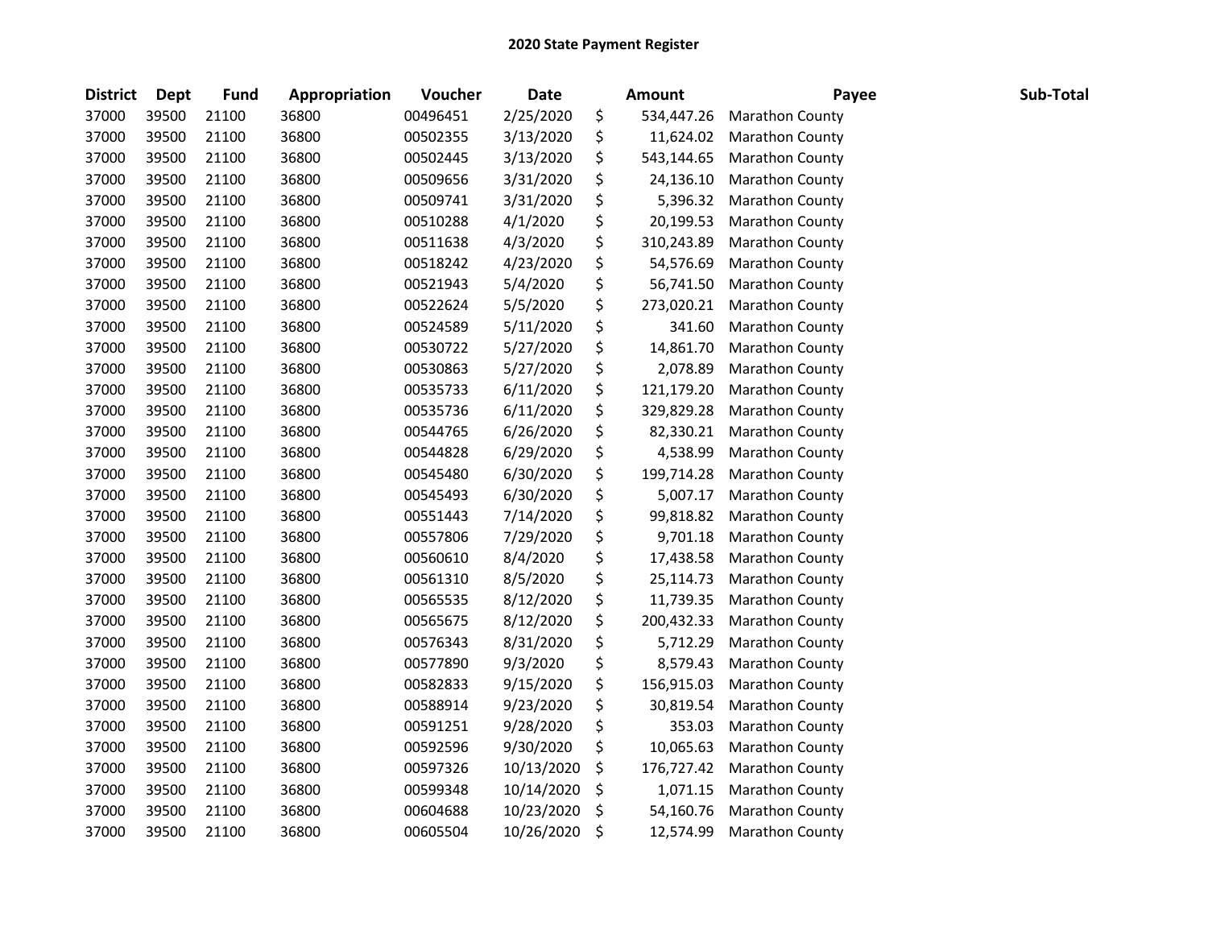**2020 State Payment Register**

| District | Dept | Fund | Appropriation | Voucher | Date | Amount | Payee | Sub-Total |
|---|---|---|---|---|---|---|---|---|
| 37000 | 39500 | 21100 | 36800 | 00496451 | 2/25/2020 | $ 534,447.26 | Marathon County | |
| 37000 | 39500 | 21100 | 36800 | 00502355 | 3/13/2020 | $ 11,624.02 | Marathon County | |
| 37000 | 39500 | 21100 | 36800 | 00502445 | 3/13/2020 | $ 543,144.65 | Marathon County | |
| 37000 | 39500 | 21100 | 36800 | 00509656 | 3/31/2020 | $ 24,136.10 | Marathon County | |
| 37000 | 39500 | 21100 | 36800 | 00509741 | 3/31/2020 | $ 5,396.32 | Marathon County | |
| 37000 | 39500 | 21100 | 36800 | 00510288 | 4/1/2020 | $ 20,199.53 | Marathon County | |
| 37000 | 39500 | 21100 | 36800 | 00511638 | 4/3/2020 | $ 310,243.89 | Marathon County | |
| 37000 | 39500 | 21100 | 36800 | 00518242 | 4/23/2020 | $ 54,576.69 | Marathon County | |
| 37000 | 39500 | 21100 | 36800 | 00521943 | 5/4/2020 | $ 56,741.50 | Marathon County | |
| 37000 | 39500 | 21100 | 36800 | 00522624 | 5/5/2020 | $ 273,020.21 | Marathon County | |
| 37000 | 39500 | 21100 | 36800 | 00524589 | 5/11/2020 | $ 341.60 | Marathon County | |
| 37000 | 39500 | 21100 | 36800 | 00530722 | 5/27/2020 | $ 14,861.70 | Marathon County | |
| 37000 | 39500 | 21100 | 36800 | 00530863 | 5/27/2020 | $ 2,078.89 | Marathon County | |
| 37000 | 39500 | 21100 | 36800 | 00535733 | 6/11/2020 | $ 121,179.20 | Marathon County | |
| 37000 | 39500 | 21100 | 36800 | 00535736 | 6/11/2020 | $ 329,829.28 | Marathon County | |
| 37000 | 39500 | 21100 | 36800 | 00544765 | 6/26/2020 | $ 82,330.21 | Marathon County | |
| 37000 | 39500 | 21100 | 36800 | 00544828 | 6/29/2020 | $ 4,538.99 | Marathon County | |
| 37000 | 39500 | 21100 | 36800 | 00545480 | 6/30/2020 | $ 199,714.28 | Marathon County | |
| 37000 | 39500 | 21100 | 36800 | 00545493 | 6/30/2020 | $ 5,007.17 | Marathon County | |
| 37000 | 39500 | 21100 | 36800 | 00551443 | 7/14/2020 | $ 99,818.82 | Marathon County | |
| 37000 | 39500 | 21100 | 36800 | 00557806 | 7/29/2020 | $ 9,701.18 | Marathon County | |
| 37000 | 39500 | 21100 | 36800 | 00560610 | 8/4/2020 | $ 17,438.58 | Marathon County | |
| 37000 | 39500 | 21100 | 36800 | 00561310 | 8/5/2020 | $ 25,114.73 | Marathon County | |
| 37000 | 39500 | 21100 | 36800 | 00565535 | 8/12/2020 | $ 11,739.35 | Marathon County | |
| 37000 | 39500 | 21100 | 36800 | 00565675 | 8/12/2020 | $ 200,432.33 | Marathon County | |
| 37000 | 39500 | 21100 | 36800 | 00576343 | 8/31/2020 | $ 5,712.29 | Marathon County | |
| 37000 | 39500 | 21100 | 36800 | 00577890 | 9/3/2020 | $ 8,579.43 | Marathon County | |
| 37000 | 39500 | 21100 | 36800 | 00582833 | 9/15/2020 | $ 156,915.03 | Marathon County | |
| 37000 | 39500 | 21100 | 36800 | 00588914 | 9/23/2020 | $ 30,819.54 | Marathon County | |
| 37000 | 39500 | 21100 | 36800 | 00591251 | 9/28/2020 | $ 353.03 | Marathon County | |
| 37000 | 39500 | 21100 | 36800 | 00592596 | 9/30/2020 | $ 10,065.63 | Marathon County | |
| 37000 | 39500 | 21100 | 36800 | 00597326 | 10/13/2020 | $ 176,727.42 | Marathon County | |
| 37000 | 39500 | 21100 | 36800 | 00599348 | 10/14/2020 | $ 1,071.15 | Marathon County | |
| 37000 | 39500 | 21100 | 36800 | 00604688 | 10/23/2020 | $ 54,160.76 | Marathon County | |
| 37000 | 39500 | 21100 | 36800 | 00605504 | 10/26/2020 | $ 12,574.99 | Marathon County | |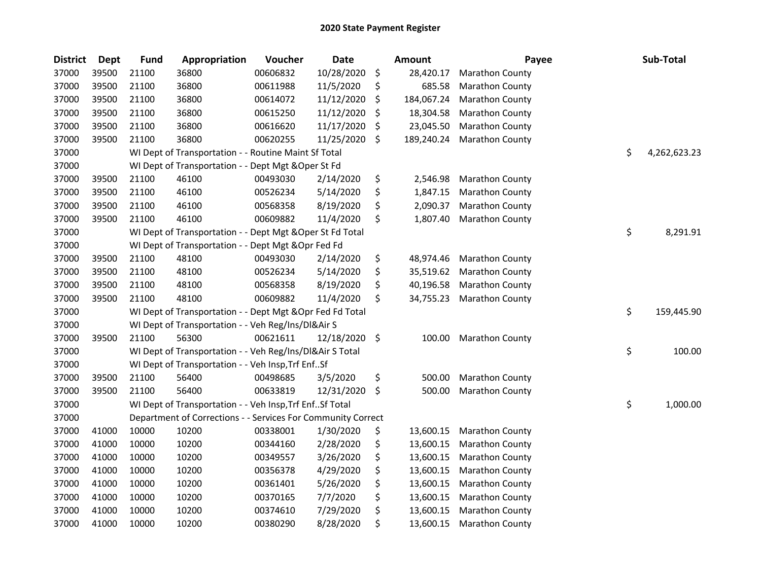# 2020 State Payment Register

| District | Dept | Fund | Appropriation | Voucher | Date | Amount | Payee | Sub-Total |
|---|---|---|---|---|---|---|---|---|
| 37000 | 39500 | 21100 | 36800 | 00606832 | 10/28/2020 | $ 28,420.17 | Marathon County | |
| 37000 | 39500 | 21100 | 36800 | 00611988 | 11/5/2020 | $ 685.58 | Marathon County | |
| 37000 | 39500 | 21100 | 36800 | 00614072 | 11/12/2020 | $ 184,067.24 | Marathon County | |
| 37000 | 39500 | 21100 | 36800 | 00615250 | 11/12/2020 | $ 18,304.58 | Marathon County | |
| 37000 | 39500 | 21100 | 36800 | 00616620 | 11/17/2020 | $ 23,045.50 | Marathon County | |
| 37000 | 39500 | 21100 | 36800 | 00620255 | 11/25/2020 | $ 189,240.24 | Marathon County | |
| 37000 | | WI Dept of Transportation - - Routine Maint Sf Total | | | | | | $ 4,262,623.23 |
| 37000 | | WI Dept of Transportation - - Dept Mgt &Oper St Fd | | | | | | |
| 37000 | 39500 | 21100 | 46100 | 00493030 | 2/14/2020 | $ 2,546.98 | Marathon County | |
| 37000 | 39500 | 21100 | 46100 | 00526234 | 5/14/2020 | $ 1,847.15 | Marathon County | |
| 37000 | 39500 | 21100 | 46100 | 00568358 | 8/19/2020 | $ 2,090.37 | Marathon County | |
| 37000 | 39500 | 21100 | 46100 | 00609882 | 11/4/2020 | $ 1,807.40 | Marathon County | |
| 37000 | | WI Dept of Transportation - - Dept Mgt &Oper St Fd Total | | | | | | $ 8,291.91 |
| 37000 | | WI Dept of Transportation - - Dept Mgt &Opr Fed Fd | | | | | | |
| 37000 | 39500 | 21100 | 48100 | 00493030 | 2/14/2020 | $ 48,974.46 | Marathon County | |
| 37000 | 39500 | 21100 | 48100 | 00526234 | 5/14/2020 | $ 35,519.62 | Marathon County | |
| 37000 | 39500 | 21100 | 48100 | 00568358 | 8/19/2020 | $ 40,196.58 | Marathon County | |
| 37000 | 39500 | 21100 | 48100 | 00609882 | 11/4/2020 | $ 34,755.23 | Marathon County | |
| 37000 | | WI Dept of Transportation - - Dept Mgt &Opr Fed Fd Total | | | | | | $ 159,445.90 |
| 37000 | | WI Dept of Transportation - - Veh Reg/Ins/Dl&Air S | | | | | | |
| 37000 | 39500 | 21100 | 56300 | 00621611 | 12/18/2020 | $ 100.00 | Marathon County | |
| 37000 | | WI Dept of Transportation - - Veh Reg/Ins/Dl&Air S Total | | | | | | $ 100.00 |
| 37000 | | WI Dept of Transportation - - Veh Insp,Trf Enf..Sf | | | | | | |
| 37000 | 39500 | 21100 | 56400 | 00498685 | 3/5/2020 | $ 500.00 | Marathon County | |
| 37000 | 39500 | 21100 | 56400 | 00633819 | 12/31/2020 | $ 500.00 | Marathon County | |
| 37000 | | WI Dept of Transportation - - Veh Insp,Trf Enf..Sf Total | | | | | | $ 1,000.00 |
| 37000 | | Department of Corrections - - Services For Community Correct | | | | | | |
| 37000 | 41000 | 10000 | 10200 | 00338001 | 1/30/2020 | $ 13,600.15 | Marathon County | |
| 37000 | 41000 | 10000 | 10200 | 00344160 | 2/28/2020 | $ 13,600.15 | Marathon County | |
| 37000 | 41000 | 10000 | 10200 | 00349557 | 3/26/2020 | $ 13,600.15 | Marathon County | |
| 37000 | 41000 | 10000 | 10200 | 00356378 | 4/29/2020 | $ 13,600.15 | Marathon County | |
| 37000 | 41000 | 10000 | 10200 | 00361401 | 5/26/2020 | $ 13,600.15 | Marathon County | |
| 37000 | 41000 | 10000 | 10200 | 00370165 | 7/7/2020 | $ 13,600.15 | Marathon County | |
| 37000 | 41000 | 10000 | 10200 | 00374610 | 7/29/2020 | $ 13,600.15 | Marathon County | |
| 37000 | 41000 | 10000 | 10200 | 00380290 | 8/28/2020 | $ 13,600.15 | Marathon County | |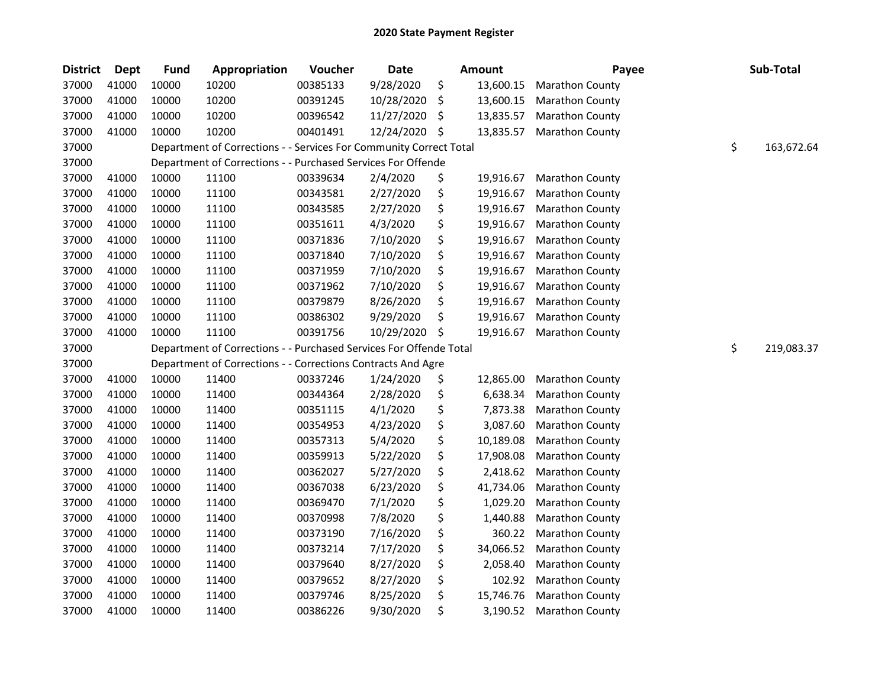# 2020 State Payment Register

| District | Dept | Fund | Appropriation | Voucher | Date | Amount | Payee | Sub-Total |
|---|---|---|---|---|---|---|---|---|
| 37000 | 41000 | 10000 | 10200 | 00385133 | 9/28/2020 | $ 13,600.15 | Marathon County | |
| 37000 | 41000 | 10000 | 10200 | 00391245 | 10/28/2020 | $ 13,600.15 | Marathon County | |
| 37000 | 41000 | 10000 | 10200 | 00396542 | 11/27/2020 | $ 13,835.57 | Marathon County | |
| 37000 | 41000 | 10000 | 10200 | 00401491 | 12/24/2020 | $ 13,835.57 | Marathon County | |
| 37000 | | Department of Corrections - - Services For Community Correct Total | | | | | | $ 163,672.64 |
| 37000 | | Department of Corrections - - Purchased Services For Offende | | | | | | |
| 37000 | 41000 | 10000 | 11100 | 00339634 | 2/4/2020 | $ 19,916.67 | Marathon County | |
| 37000 | 41000 | 10000 | 11100 | 00343581 | 2/27/2020 | $ 19,916.67 | Marathon County | |
| 37000 | 41000 | 10000 | 11100 | 00343585 | 2/27/2020 | $ 19,916.67 | Marathon County | |
| 37000 | 41000 | 10000 | 11100 | 00351611 | 4/3/2020 | $ 19,916.67 | Marathon County | |
| 37000 | 41000 | 10000 | 11100 | 00371836 | 7/10/2020 | $ 19,916.67 | Marathon County | |
| 37000 | 41000 | 10000 | 11100 | 00371840 | 7/10/2020 | $ 19,916.67 | Marathon County | |
| 37000 | 41000 | 10000 | 11100 | 00371959 | 7/10/2020 | $ 19,916.67 | Marathon County | |
| 37000 | 41000 | 10000 | 11100 | 00371962 | 7/10/2020 | $ 19,916.67 | Marathon County | |
| 37000 | 41000 | 10000 | 11100 | 00379879 | 8/26/2020 | $ 19,916.67 | Marathon County | |
| 37000 | 41000 | 10000 | 11100 | 00386302 | 9/29/2020 | $ 19,916.67 | Marathon County | |
| 37000 | 41000 | 10000 | 11100 | 00391756 | 10/29/2020 | $ 19,916.67 | Marathon County | |
| 37000 | | Department of Corrections - - Purchased Services For Offende Total | | | | | | $ 219,083.37 |
| 37000 | | Department of Corrections - - Corrections Contracts And Agre | | | | | | |
| 37000 | 41000 | 10000 | 11400 | 00337246 | 1/24/2020 | $ 12,865.00 | Marathon County | |
| 37000 | 41000 | 10000 | 11400 | 00344364 | 2/28/2020 | $ 6,638.34 | Marathon County | |
| 37000 | 41000 | 10000 | 11400 | 00351115 | 4/1/2020 | $ 7,873.38 | Marathon County | |
| 37000 | 41000 | 10000 | 11400 | 00354953 | 4/23/2020 | $ 3,087.60 | Marathon County | |
| 37000 | 41000 | 10000 | 11400 | 00357313 | 5/4/2020 | $ 10,189.08 | Marathon County | |
| 37000 | 41000 | 10000 | 11400 | 00359913 | 5/22/2020 | $ 17,908.08 | Marathon County | |
| 37000 | 41000 | 10000 | 11400 | 00362027 | 5/27/2020 | $ 2,418.62 | Marathon County | |
| 37000 | 41000 | 10000 | 11400 | 00367038 | 6/23/2020 | $ 41,734.06 | Marathon County | |
| 37000 | 41000 | 10000 | 11400 | 00369470 | 7/1/2020 | $ 1,029.20 | Marathon County | |
| 37000 | 41000 | 10000 | 11400 | 00370998 | 7/8/2020 | $ 1,440.88 | Marathon County | |
| 37000 | 41000 | 10000 | 11400 | 00373190 | 7/16/2020 | $ 360.22 | Marathon County | |
| 37000 | 41000 | 10000 | 11400 | 00373214 | 7/17/2020 | $ 34,066.52 | Marathon County | |
| 37000 | 41000 | 10000 | 11400 | 00379640 | 8/27/2020 | $ 2,058.40 | Marathon County | |
| 37000 | 41000 | 10000 | 11400 | 00379652 | 8/27/2020 | $ 102.92 | Marathon County | |
| 37000 | 41000 | 10000 | 11400 | 00379746 | 8/25/2020 | $ 15,746.76 | Marathon County | |
| 37000 | 41000 | 10000 | 11400 | 00386226 | 9/30/2020 | $ 3,190.52 | Marathon County | |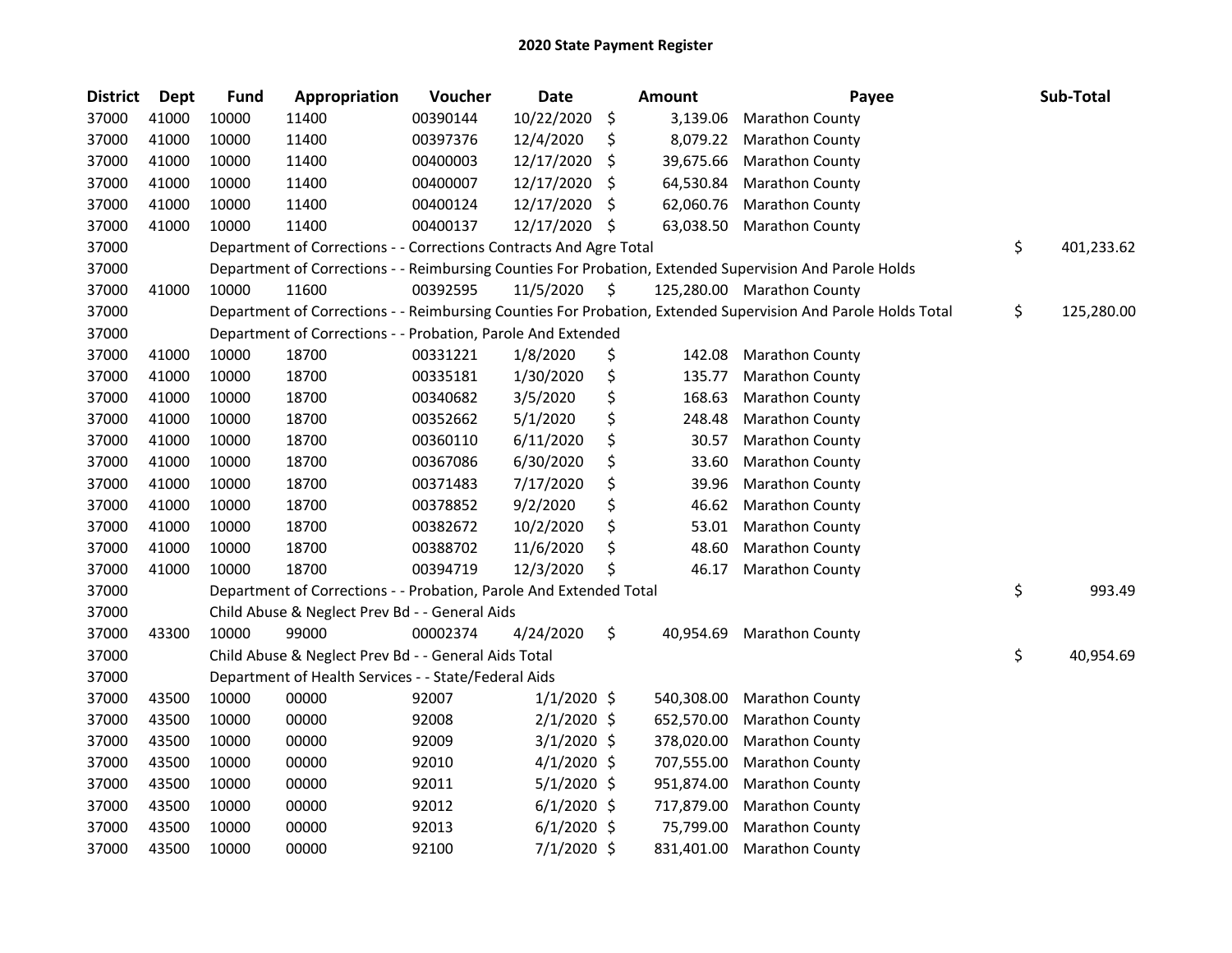# 2020 State Payment Register

| District | Dept | Fund | Appropriation | Voucher | Date | Amount | Payee | Sub-Total |
|---|---|---|---|---|---|---|---|---|
| 37000 | 41000 | 10000 | 11400 | 00390144 | 10/22/2020 | $ 3,139.06 | Marathon County | |
| 37000 | 41000 | 10000 | 11400 | 00397376 | 12/4/2020 | $ 8,079.22 | Marathon County | |
| 37000 | 41000 | 10000 | 11400 | 00400003 | 12/17/2020 | $ 39,675.66 | Marathon County | |
| 37000 | 41000 | 10000 | 11400 | 00400007 | 12/17/2020 | $ 64,530.84 | Marathon County | |
| 37000 | 41000 | 10000 | 11400 | 00400124 | 12/17/2020 | $ 62,060.76 | Marathon County | |
| 37000 | 41000 | 10000 | 11400 | 00400137 | 12/17/2020 | $ 63,038.50 | Marathon County | |
| 37000 | | Department of Corrections - - Corrections Contracts And Agre Total | | | | | | $ 401,233.62 |
| 37000 | | Department of Corrections - - Reimbursing Counties For Probation, Extended Supervision And Parole Holds | | | | | | |
| 37000 | 41000 | 10000 | 11600 | 00392595 | 11/5/2020 | $ 125,280.00 | Marathon County | |
| 37000 | | Department of Corrections - - Reimbursing Counties For Probation, Extended Supervision And Parole Holds Total | | | | | | $ 125,280.00 |
| 37000 | | Department of Corrections - - Probation, Parole And Extended | | | | | | |
| 37000 | 41000 | 10000 | 18700 | 00331221 | 1/8/2020 | $ 142.08 | Marathon County | |
| 37000 | 41000 | 10000 | 18700 | 00335181 | 1/30/2020 | $ 135.77 | Marathon County | |
| 37000 | 41000 | 10000 | 18700 | 00340682 | 3/5/2020 | $ 168.63 | Marathon County | |
| 37000 | 41000 | 10000 | 18700 | 00352662 | 5/1/2020 | $ 248.48 | Marathon County | |
| 37000 | 41000 | 10000 | 18700 | 00360110 | 6/11/2020 | $ 30.57 | Marathon County | |
| 37000 | 41000 | 10000 | 18700 | 00367086 | 6/30/2020 | $ 33.60 | Marathon County | |
| 37000 | 41000 | 10000 | 18700 | 00371483 | 7/17/2020 | $ 39.96 | Marathon County | |
| 37000 | 41000 | 10000 | 18700 | 00378852 | 9/2/2020 | $ 46.62 | Marathon County | |
| 37000 | 41000 | 10000 | 18700 | 00382672 | 10/2/2020 | $ 53.01 | Marathon County | |
| 37000 | 41000 | 10000 | 18700 | 00388702 | 11/6/2020 | $ 48.60 | Marathon County | |
| 37000 | 41000 | 10000 | 18700 | 00394719 | 12/3/2020 | $ 46.17 | Marathon County | |
| 37000 | | Department of Corrections - - Probation, Parole And Extended Total | | | | | | $ 993.49 |
| 37000 | | Child Abuse & Neglect Prev Bd - - General Aids | | | | | | |
| 37000 | 43300 | 10000 | 99000 | 00002374 | 4/24/2020 | $ 40,954.69 | Marathon County | |
| 37000 | | Child Abuse & Neglect Prev Bd - - General Aids Total | | | | | | $ 40,954.69 |
| 37000 | | Department of Health Services - - State/Federal Aids | | | | | | |
| 37000 | 43500 | 10000 | 00000 | 92007 | 1/1/2020 | $ 540,308.00 | Marathon County | |
| 37000 | 43500 | 10000 | 00000 | 92008 | 2/1/2020 | $ 652,570.00 | Marathon County | |
| 37000 | 43500 | 10000 | 00000 | 92009 | 3/1/2020 | $ 378,020.00 | Marathon County | |
| 37000 | 43500 | 10000 | 00000 | 92010 | 4/1/2020 | $ 707,555.00 | Marathon County | |
| 37000 | 43500 | 10000 | 00000 | 92011 | 5/1/2020 | $ 951,874.00 | Marathon County | |
| 37000 | 43500 | 10000 | 00000 | 92012 | 6/1/2020 | $ 717,879.00 | Marathon County | |
| 37000 | 43500 | 10000 | 00000 | 92013 | 6/1/2020 | $ 75,799.00 | Marathon County | |
| 37000 | 43500 | 10000 | 00000 | 92100 | 7/1/2020 | $ 831,401.00 | Marathon County | |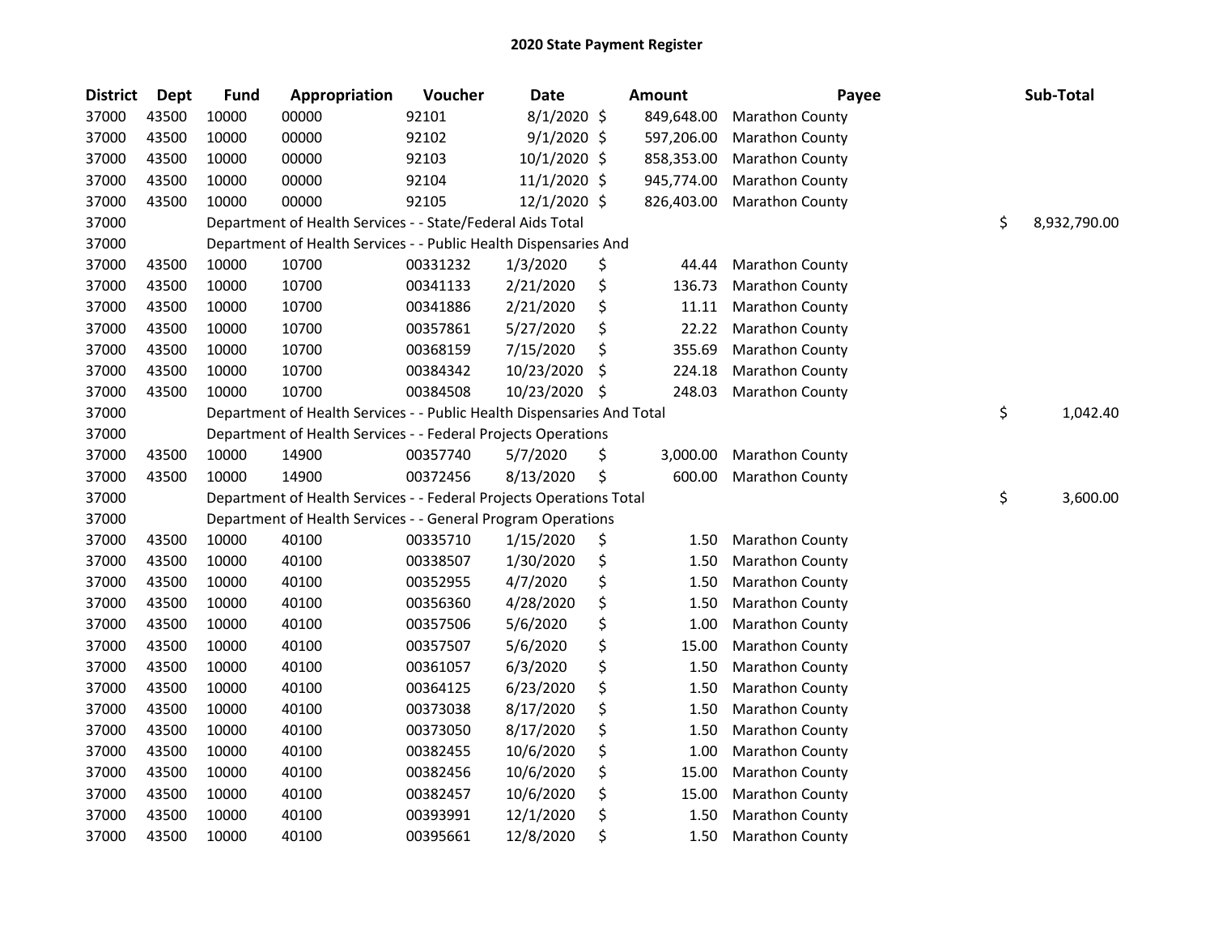# 2020 State Payment Register

| District | Dept | Fund | Appropriation | Voucher | Date | Amount | Payee | Sub-Total |
|---|---|---|---|---|---|---|---|---|
| 37000 | 43500 | 10000 | 00000 | 92101 | 8/1/2020 | $ 849,648.00 | Marathon County | |
| 37000 | 43500 | 10000 | 00000 | 92102 | 9/1/2020 | $ 597,206.00 | Marathon County | |
| 37000 | 43500 | 10000 | 00000 | 92103 | 10/1/2020 | $ 858,353.00 | Marathon County | |
| 37000 | 43500 | 10000 | 00000 | 92104 | 11/1/2020 | $ 945,774.00 | Marathon County | |
| 37000 | 43500 | 10000 | 00000 | 92105 | 12/1/2020 | $ 826,403.00 | Marathon County | |
| 37000 | | Department of Health Services - - State/Federal Aids Total | | | | | | $ 8,932,790.00 |
| 37000 | | Department of Health Services - - Public Health Dispensaries And | | | | | | |
| 37000 | 43500 | 10000 | 10700 | 00331232 | 1/3/2020 | $ 44.44 | Marathon County | |
| 37000 | 43500 | 10000 | 10700 | 00341133 | 2/21/2020 | $ 136.73 | Marathon County | |
| 37000 | 43500 | 10000 | 10700 | 00341886 | 2/21/2020 | $ 11.11 | Marathon County | |
| 37000 | 43500 | 10000 | 10700 | 00357861 | 5/27/2020 | $ 22.22 | Marathon County | |
| 37000 | 43500 | 10000 | 10700 | 00368159 | 7/15/2020 | $ 355.69 | Marathon County | |
| 37000 | 43500 | 10000 | 10700 | 00384342 | 10/23/2020 | $ 224.18 | Marathon County | |
| 37000 | 43500 | 10000 | 10700 | 00384508 | 10/23/2020 | $ 248.03 | Marathon County | |
| 37000 | | Department of Health Services - - Public Health Dispensaries And Total | | | | | | $ 1,042.40 |
| 37000 | | Department of Health Services - - Federal Projects Operations | | | | | | |
| 37000 | 43500 | 10000 | 14900 | 00357740 | 5/7/2020 | $ 3,000.00 | Marathon County | |
| 37000 | 43500 | 10000 | 14900 | 00372456 | 8/13/2020 | $ 600.00 | Marathon County | |
| 37000 | | Department of Health Services - - Federal Projects Operations Total | | | | | | $ 3,600.00 |
| 37000 | | Department of Health Services - - General Program Operations | | | | | | |
| 37000 | 43500 | 10000 | 40100 | 00335710 | 1/15/2020 | $ 1.50 | Marathon County | |
| 37000 | 43500 | 10000 | 40100 | 00338507 | 1/30/2020 | $ 1.50 | Marathon County | |
| 37000 | 43500 | 10000 | 40100 | 00352955 | 4/7/2020 | $ 1.50 | Marathon County | |
| 37000 | 43500 | 10000 | 40100 | 00356360 | 4/28/2020 | $ 1.50 | Marathon County | |
| 37000 | 43500 | 10000 | 40100 | 00357506 | 5/6/2020 | $ 1.00 | Marathon County | |
| 37000 | 43500 | 10000 | 40100 | 00357507 | 5/6/2020 | $ 15.00 | Marathon County | |
| 37000 | 43500 | 10000 | 40100 | 00361057 | 6/3/2020 | $ 1.50 | Marathon County | |
| 37000 | 43500 | 10000 | 40100 | 00364125 | 6/23/2020 | $ 1.50 | Marathon County | |
| 37000 | 43500 | 10000 | 40100 | 00373038 | 8/17/2020 | $ 1.50 | Marathon County | |
| 37000 | 43500 | 10000 | 40100 | 00373050 | 8/17/2020 | $ 1.50 | Marathon County | |
| 37000 | 43500 | 10000 | 40100 | 00382455 | 10/6/2020 | $ 1.00 | Marathon County | |
| 37000 | 43500 | 10000 | 40100 | 00382456 | 10/6/2020 | $ 15.00 | Marathon County | |
| 37000 | 43500 | 10000 | 40100 | 00382457 | 10/6/2020 | $ 15.00 | Marathon County | |
| 37000 | 43500 | 10000 | 40100 | 00393991 | 12/1/2020 | $ 1.50 | Marathon County | |
| 37000 | 43500 | 10000 | 40100 | 00395661 | 12/8/2020 | $ 1.50 | Marathon County | |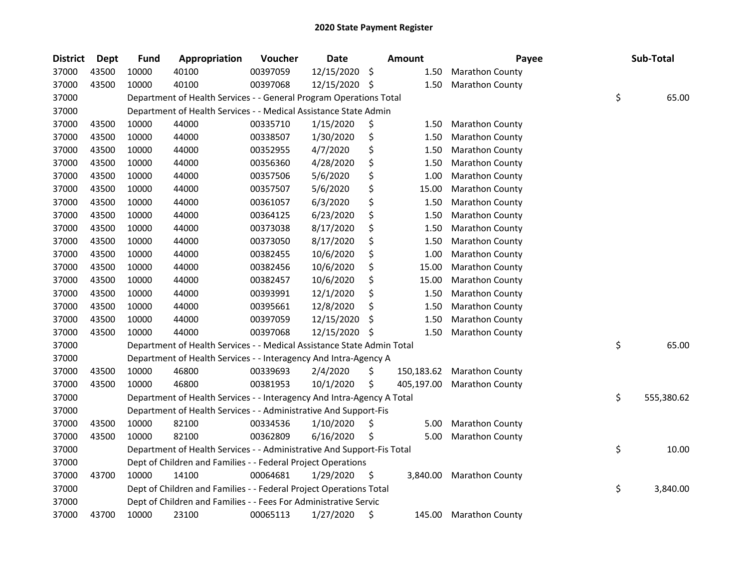## 2020 State Payment Register

| District | Dept | Fund | Appropriation | Voucher | Date | Amount | Payee | Sub-Total |
|---|---|---|---|---|---|---|---|---|
| 37000 | 43500 | 10000 | 40100 | 00397059 | 12/15/2020 | $ 1.50 | Marathon County | |
| 37000 | 43500 | 10000 | 40100 | 00397068 | 12/15/2020 | $ 1.50 | Marathon County | |
| 37000 | | Department of Health Services - - General Program Operations Total | | | | | | $ 65.00 |
| 37000 | | Department of Health Services - - Medical Assistance State Admin | | | | | | |
| 37000 | 43500 | 10000 | 44000 | 00335710 | 1/15/2020 | $ 1.50 | Marathon County | |
| 37000 | 43500 | 10000 | 44000 | 00338507 | 1/30/2020 | $ 1.50 | Marathon County | |
| 37000 | 43500 | 10000 | 44000 | 00352955 | 4/7/2020 | $ 1.50 | Marathon County | |
| 37000 | 43500 | 10000 | 44000 | 00356360 | 4/28/2020 | $ 1.50 | Marathon County | |
| 37000 | 43500 | 10000 | 44000 | 00357506 | 5/6/2020 | $ 1.00 | Marathon County | |
| 37000 | 43500 | 10000 | 44000 | 00357507 | 5/6/2020 | $ 15.00 | Marathon County | |
| 37000 | 43500 | 10000 | 44000 | 00361057 | 6/3/2020 | $ 1.50 | Marathon County | |
| 37000 | 43500 | 10000 | 44000 | 00364125 | 6/23/2020 | $ 1.50 | Marathon County | |
| 37000 | 43500 | 10000 | 44000 | 00373038 | 8/17/2020 | $ 1.50 | Marathon County | |
| 37000 | 43500 | 10000 | 44000 | 00373050 | 8/17/2020 | $ 1.50 | Marathon County | |
| 37000 | 43500 | 10000 | 44000 | 00382455 | 10/6/2020 | $ 1.00 | Marathon County | |
| 37000 | 43500 | 10000 | 44000 | 00382456 | 10/6/2020 | $ 15.00 | Marathon County | |
| 37000 | 43500 | 10000 | 44000 | 00382457 | 10/6/2020 | $ 15.00 | Marathon County | |
| 37000 | 43500 | 10000 | 44000 | 00393991 | 12/1/2020 | $ 1.50 | Marathon County | |
| 37000 | 43500 | 10000 | 44000 | 00395661 | 12/8/2020 | $ 1.50 | Marathon County | |
| 37000 | 43500 | 10000 | 44000 | 00397059 | 12/15/2020 | $ 1.50 | Marathon County | |
| 37000 | 43500 | 10000 | 44000 | 00397068 | 12/15/2020 | $ 1.50 | Marathon County | |
| 37000 | | Department of Health Services - - Medical Assistance State Admin Total | | | | | | $ 65.00 |
| 37000 | | Department of Health Services - - Interagency And Intra-Agency A | | | | | | |
| 37000 | 43500 | 10000 | 46800 | 00339693 | 2/4/2020 | $ 150,183.62 | Marathon County | |
| 37000 | 43500 | 10000 | 46800 | 00381953 | 10/1/2020 | $ 405,197.00 | Marathon County | |
| 37000 | | Department of Health Services - - Interagency And Intra-Agency A Total | | | | | | $ 555,380.62 |
| 37000 | | Department of Health Services - - Administrative And Support-Fis | | | | | | |
| 37000 | 43500 | 10000 | 82100 | 00334536 | 1/10/2020 | $ 5.00 | Marathon County | |
| 37000 | 43500 | 10000 | 82100 | 00362809 | 6/16/2020 | $ 5.00 | Marathon County | |
| 37000 | | Department of Health Services - - Administrative And Support-Fis Total | | | | | | $ 10.00 |
| 37000 | | Dept of Children and Families - - Federal Project Operations | | | | | | |
| 37000 | 43700 | 10000 | 14100 | 00064681 | 1/29/2020 | $ 3,840.00 | Marathon County | |
| 37000 | | Dept of Children and Families - - Federal Project Operations Total | | | | | | $ 3,840.00 |
| 37000 | | Dept of Children and Families - - Fees For Administrative Servic | | | | | | |
| 37000 | 43700 | 10000 | 23100 | 00065113 | 1/27/2020 | $ 145.00 | Marathon County | |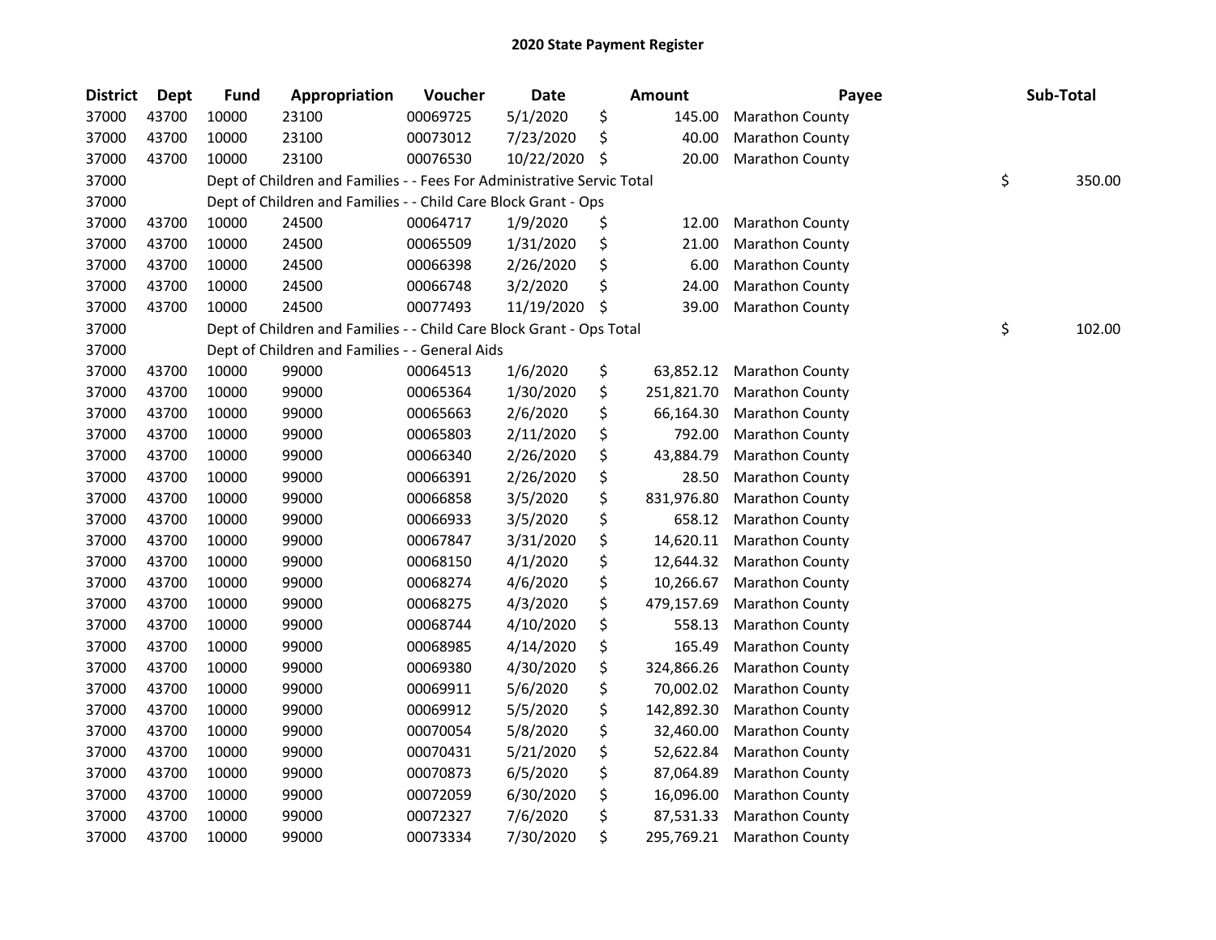# 2020 State Payment Register

| District | Dept | Fund | Appropriation | Voucher | Date | Amount | Payee | Sub-Total |
|---|---|---|---|---|---|---|---|---|
| 37000 | 43700 | 10000 | 23100 | 00069725 | 5/1/2020 | $ 145.00 | Marathon County | |
| 37000 | 43700 | 10000 | 23100 | 00073012 | 7/23/2020 | $ 40.00 | Marathon County | |
| 37000 | 43700 | 10000 | 23100 | 00076530 | 10/22/2020 | $ 20.00 | Marathon County | |
| 37000 | | Dept of Children and Families - - Fees For Administrative Servic Total | | | | | | $ 350.00 |
| 37000 | | Dept of Children and Families - - Child Care Block Grant - Ops | | | | | | |
| 37000 | 43700 | 10000 | 24500 | 00064717 | 1/9/2020 | $ 12.00 | Marathon County | |
| 37000 | 43700 | 10000 | 24500 | 00065509 | 1/31/2020 | $ 21.00 | Marathon County | |
| 37000 | 43700 | 10000 | 24500 | 00066398 | 2/26/2020 | $ 6.00 | Marathon County | |
| 37000 | 43700 | 10000 | 24500 | 00066748 | 3/2/2020 | $ 24.00 | Marathon County | |
| 37000 | 43700 | 10000 | 24500 | 00077493 | 11/19/2020 | $ 39.00 | Marathon County | |
| 37000 | | Dept of Children and Families - - Child Care Block Grant - Ops Total | | | | | | $ 102.00 |
| 37000 | | Dept of Children and Families - - General Aids | | | | | | |
| 37000 | 43700 | 10000 | 99000 | 00064513 | 1/6/2020 | $ 63,852.12 | Marathon County | |
| 37000 | 43700 | 10000 | 99000 | 00065364 | 1/30/2020 | $ 251,821.70 | Marathon County | |
| 37000 | 43700 | 10000 | 99000 | 00065663 | 2/6/2020 | $ 66,164.30 | Marathon County | |
| 37000 | 43700 | 10000 | 99000 | 00065803 | 2/11/2020 | $ 792.00 | Marathon County | |
| 37000 | 43700 | 10000 | 99000 | 00066340 | 2/26/2020 | $ 43,884.79 | Marathon County | |
| 37000 | 43700 | 10000 | 99000 | 00066391 | 2/26/2020 | $ 28.50 | Marathon County | |
| 37000 | 43700 | 10000 | 99000 | 00066858 | 3/5/2020 | $ 831,976.80 | Marathon County | |
| 37000 | 43700 | 10000 | 99000 | 00066933 | 3/5/2020 | $ 658.12 | Marathon County | |
| 37000 | 43700 | 10000 | 99000 | 00067847 | 3/31/2020 | $ 14,620.11 | Marathon County | |
| 37000 | 43700 | 10000 | 99000 | 00068150 | 4/1/2020 | $ 12,644.32 | Marathon County | |
| 37000 | 43700 | 10000 | 99000 | 00068274 | 4/6/2020 | $ 10,266.67 | Marathon County | |
| 37000 | 43700 | 10000 | 99000 | 00068275 | 4/3/2020 | $ 479,157.69 | Marathon County | |
| 37000 | 43700 | 10000 | 99000 | 00068744 | 4/10/2020 | $ 558.13 | Marathon County | |
| 37000 | 43700 | 10000 | 99000 | 00068985 | 4/14/2020 | $ 165.49 | Marathon County | |
| 37000 | 43700 | 10000 | 99000 | 00069380 | 4/30/2020 | $ 324,866.26 | Marathon County | |
| 37000 | 43700 | 10000 | 99000 | 00069911 | 5/6/2020 | $ 70,002.02 | Marathon County | |
| 37000 | 43700 | 10000 | 99000 | 00069912 | 5/5/2020 | $ 142,892.30 | Marathon County | |
| 37000 | 43700 | 10000 | 99000 | 00070054 | 5/8/2020 | $ 32,460.00 | Marathon County | |
| 37000 | 43700 | 10000 | 99000 | 00070431 | 5/21/2020 | $ 52,622.84 | Marathon County | |
| 37000 | 43700 | 10000 | 99000 | 00070873 | 6/5/2020 | $ 87,064.89 | Marathon County | |
| 37000 | 43700 | 10000 | 99000 | 00072059 | 6/30/2020 | $ 16,096.00 | Marathon County | |
| 37000 | 43700 | 10000 | 99000 | 00072327 | 7/6/2020 | $ 87,531.33 | Marathon County | |
| 37000 | 43700 | 10000 | 99000 | 00073334 | 7/30/2020 | $ 295,769.21 | Marathon County | |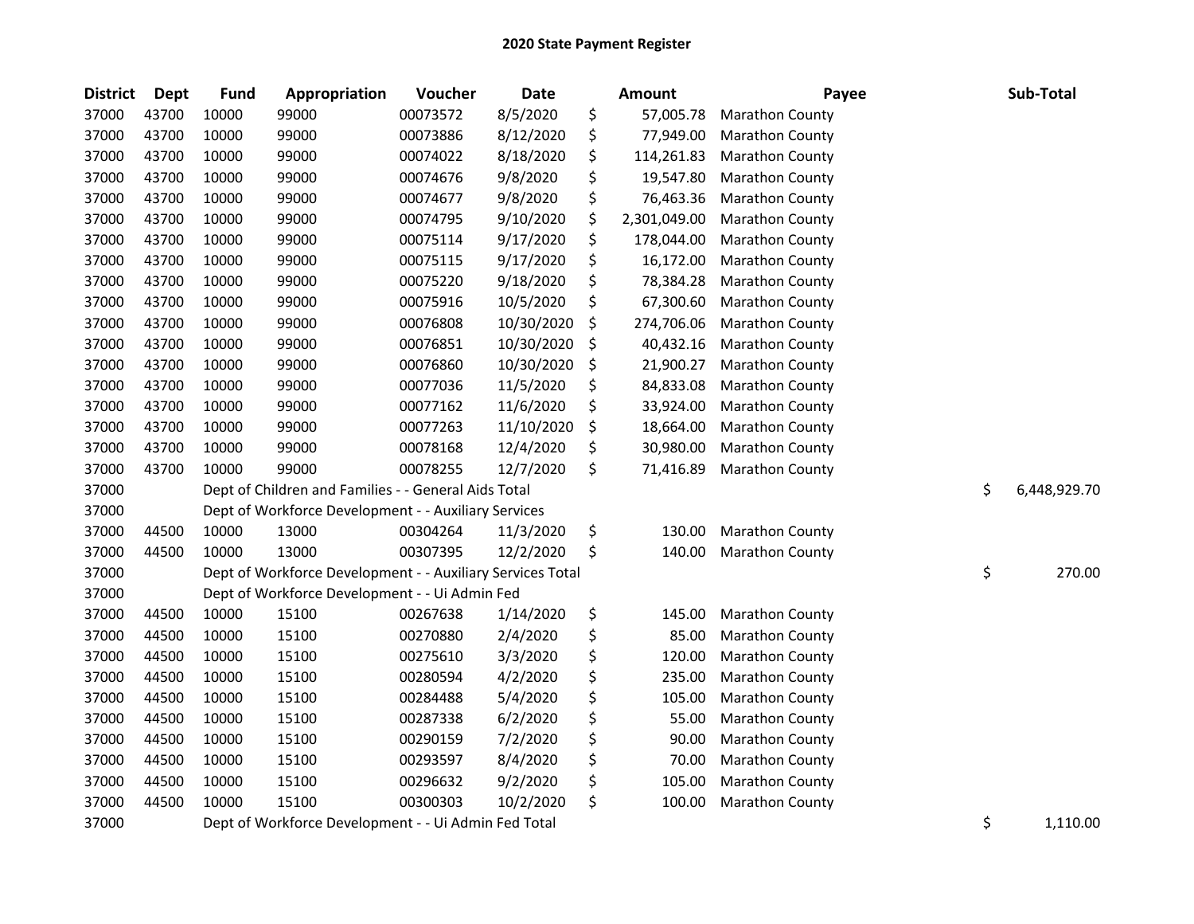# 2020 State Payment Register

| District | Dept | Fund | Appropriation | Voucher | Date | Amount | Payee | Sub-Total |
|---|---|---|---|---|---|---|---|---|
| 37000 | 43700 | 10000 | 99000 | 00073572 | 8/5/2020 | $ 57,005.78 | Marathon County | |
| 37000 | 43700 | 10000 | 99000 | 00073886 | 8/12/2020 | $ 77,949.00 | Marathon County | |
| 37000 | 43700 | 10000 | 99000 | 00074022 | 8/18/2020 | $ 114,261.83 | Marathon County | |
| 37000 | 43700 | 10000 | 99000 | 00074676 | 9/8/2020 | $ 19,547.80 | Marathon County | |
| 37000 | 43700 | 10000 | 99000 | 00074677 | 9/8/2020 | $ 76,463.36 | Marathon County | |
| 37000 | 43700 | 10000 | 99000 | 00074795 | 9/10/2020 | $ 2,301,049.00 | Marathon County | |
| 37000 | 43700 | 10000 | 99000 | 00075114 | 9/17/2020 | $ 178,044.00 | Marathon County | |
| 37000 | 43700 | 10000 | 99000 | 00075115 | 9/17/2020 | $ 16,172.00 | Marathon County | |
| 37000 | 43700 | 10000 | 99000 | 00075220 | 9/18/2020 | $ 78,384.28 | Marathon County | |
| 37000 | 43700 | 10000 | 99000 | 00075916 | 10/5/2020 | $ 67,300.60 | Marathon County | |
| 37000 | 43700 | 10000 | 99000 | 00076808 | 10/30/2020 | $ 274,706.06 | Marathon County | |
| 37000 | 43700 | 10000 | 99000 | 00076851 | 10/30/2020 | $ 40,432.16 | Marathon County | |
| 37000 | 43700 | 10000 | 99000 | 00076860 | 10/30/2020 | $ 21,900.27 | Marathon County | |
| 37000 | 43700 | 10000 | 99000 | 00077036 | 11/5/2020 | $ 84,833.08 | Marathon County | |
| 37000 | 43700 | 10000 | 99000 | 00077162 | 11/6/2020 | $ 33,924.00 | Marathon County | |
| 37000 | 43700 | 10000 | 99000 | 00077263 | 11/10/2020 | $ 18,664.00 | Marathon County | |
| 37000 | 43700 | 10000 | 99000 | 00078168 | 12/4/2020 | $ 30,980.00 | Marathon County | |
| 37000 | 43700 | 10000 | 99000 | 00078255 | 12/7/2020 | $ 71,416.89 | Marathon County | |
| 37000 | | Dept of Children and Families - - General Aids Total | | | | | | $ 6,448,929.70 |
| 37000 | | Dept of Workforce Development - - Auxiliary Services | | | | | | |
| 37000 | 44500 | 10000 | 13000 | 00304264 | 11/3/2020 | $ 130.00 | Marathon County | |
| 37000 | 44500 | 10000 | 13000 | 00307395 | 12/2/2020 | $ 140.00 | Marathon County | |
| 37000 | | Dept of Workforce Development - - Auxiliary Services Total | | | | | | $ 270.00 |
| 37000 | | Dept of Workforce Development - - Ui Admin Fed | | | | | | |
| 37000 | 44500 | 10000 | 15100 | 00267638 | 1/14/2020 | $ 145.00 | Marathon County | |
| 37000 | 44500 | 10000 | 15100 | 00270880 | 2/4/2020 | $ 85.00 | Marathon County | |
| 37000 | 44500 | 10000 | 15100 | 00275610 | 3/3/2020 | $ 120.00 | Marathon County | |
| 37000 | 44500 | 10000 | 15100 | 00280594 | 4/2/2020 | $ 235.00 | Marathon County | |
| 37000 | 44500 | 10000 | 15100 | 00284488 | 5/4/2020 | $ 105.00 | Marathon County | |
| 37000 | 44500 | 10000 | 15100 | 00287338 | 6/2/2020 | $ 55.00 | Marathon County | |
| 37000 | 44500 | 10000 | 15100 | 00290159 | 7/2/2020 | $ 90.00 | Marathon County | |
| 37000 | 44500 | 10000 | 15100 | 00293597 | 8/4/2020 | $ 70.00 | Marathon County | |
| 37000 | 44500 | 10000 | 15100 | 00296632 | 9/2/2020 | $ 105.00 | Marathon County | |
| 37000 | 44500 | 10000 | 15100 | 00300303 | 10/2/2020 | $ 100.00 | Marathon County | |
| 37000 | | Dept of Workforce Development - - Ui Admin Fed Total | | | | | | $ 1,110.00 |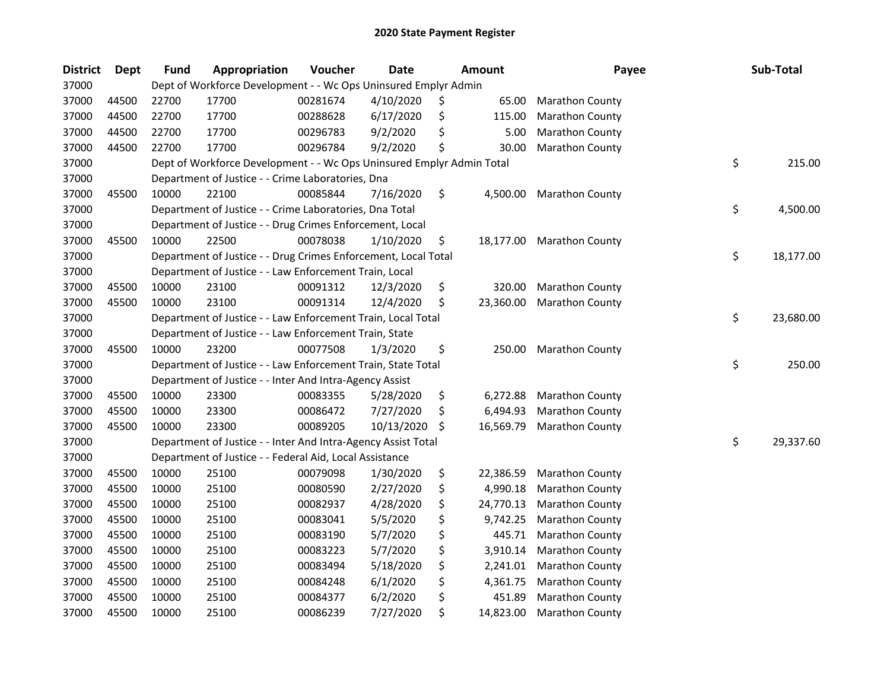## 2020 State Payment Register

| District | Dept | Fund | Appropriation | Voucher | Date | Amount | Payee | Sub-Total |
|---|---|---|---|---|---|---|---|---|
| 37000 | | Dept of Workforce Development - - Wc Ops Uninsured Emplyr Admin | | | | | | |
| 37000 | 44500 | 22700 | 17700 | 00281674 | 4/10/2020 | $ 65.00 | Marathon County | |
| 37000 | 44500 | 22700 | 17700 | 00288628 | 6/17/2020 | $ 115.00 | Marathon County | |
| 37000 | 44500 | 22700 | 17700 | 00296783 | 9/2/2020 | $ 5.00 | Marathon County | |
| 37000 | 44500 | 22700 | 17700 | 00296784 | 9/2/2020 | $ 30.00 | Marathon County | |
| 37000 | | Dept of Workforce Development - - Wc Ops Uninsured Emplyr Admin Total | | | | | | $ 215.00 |
| 37000 | | Department of Justice - - Crime Laboratories, Dna | | | | | | |
| 37000 | 45500 | 10000 | 22100 | 00085844 | 7/16/2020 | $ 4,500.00 | Marathon County | |
| 37000 | | Department of Justice - - Crime Laboratories, Dna Total | | | | | | $ 4,500.00 |
| 37000 | | Department of Justice - - Drug Crimes Enforcement, Local | | | | | | |
| 37000 | 45500 | 10000 | 22500 | 00078038 | 1/10/2020 | $ 18,177.00 | Marathon County | |
| 37000 | | Department of Justice - - Drug Crimes Enforcement, Local Total | | | | | | $ 18,177.00 |
| 37000 | | Department of Justice - - Law Enforcement Train, Local | | | | | | |
| 37000 | 45500 | 10000 | 23100 | 00091312 | 12/3/2020 | $ 320.00 | Marathon County | |
| 37000 | 45500 | 10000 | 23100 | 00091314 | 12/4/2020 | $ 23,360.00 | Marathon County | |
| 37000 | | Department of Justice - - Law Enforcement Train, Local Total | | | | | | $ 23,680.00 |
| 37000 | | Department of Justice - - Law Enforcement Train, State | | | | | | |
| 37000 | 45500 | 10000 | 23200 | 00077508 | 1/3/2020 | $ 250.00 | Marathon County | |
| 37000 | | Department of Justice - - Law Enforcement Train, State Total | | | | | | $ 250.00 |
| 37000 | | Department of Justice - - Inter And Intra-Agency Assist | | | | | | |
| 37000 | 45500 | 10000 | 23300 | 00083355 | 5/28/2020 | $ 6,272.88 | Marathon County | |
| 37000 | 45500 | 10000 | 23300 | 00086472 | 7/27/2020 | $ 6,494.93 | Marathon County | |
| 37000 | 45500 | 10000 | 23300 | 00089205 | 10/13/2020 | $ 16,569.79 | Marathon County | |
| 37000 | | Department of Justice - - Inter And Intra-Agency Assist Total | | | | | | $ 29,337.60 |
| 37000 | | Department of Justice - - Federal Aid, Local Assistance | | | | | | |
| 37000 | 45500 | 10000 | 25100 | 00079098 | 1/30/2020 | $ 22,386.59 | Marathon County | |
| 37000 | 45500 | 10000 | 25100 | 00080590 | 2/27/2020 | $ 4,990.18 | Marathon County | |
| 37000 | 45500 | 10000 | 25100 | 00082937 | 4/28/2020 | $ 24,770.13 | Marathon County | |
| 37000 | 45500 | 10000 | 25100 | 00083041 | 5/5/2020 | $ 9,742.25 | Marathon County | |
| 37000 | 45500 | 10000 | 25100 | 00083190 | 5/7/2020 | $ 445.71 | Marathon County | |
| 37000 | 45500 | 10000 | 25100 | 00083223 | 5/7/2020 | $ 3,910.14 | Marathon County | |
| 37000 | 45500 | 10000 | 25100 | 00083494 | 5/18/2020 | $ 2,241.01 | Marathon County | |
| 37000 | 45500 | 10000 | 25100 | 00084248 | 6/1/2020 | $ 4,361.75 | Marathon County | |
| 37000 | 45500 | 10000 | 25100 | 00084377 | 6/2/2020 | $ 451.89 | Marathon County | |
| 37000 | 45500 | 10000 | 25100 | 00086239 | 7/27/2020 | $ 14,823.00 | Marathon County | |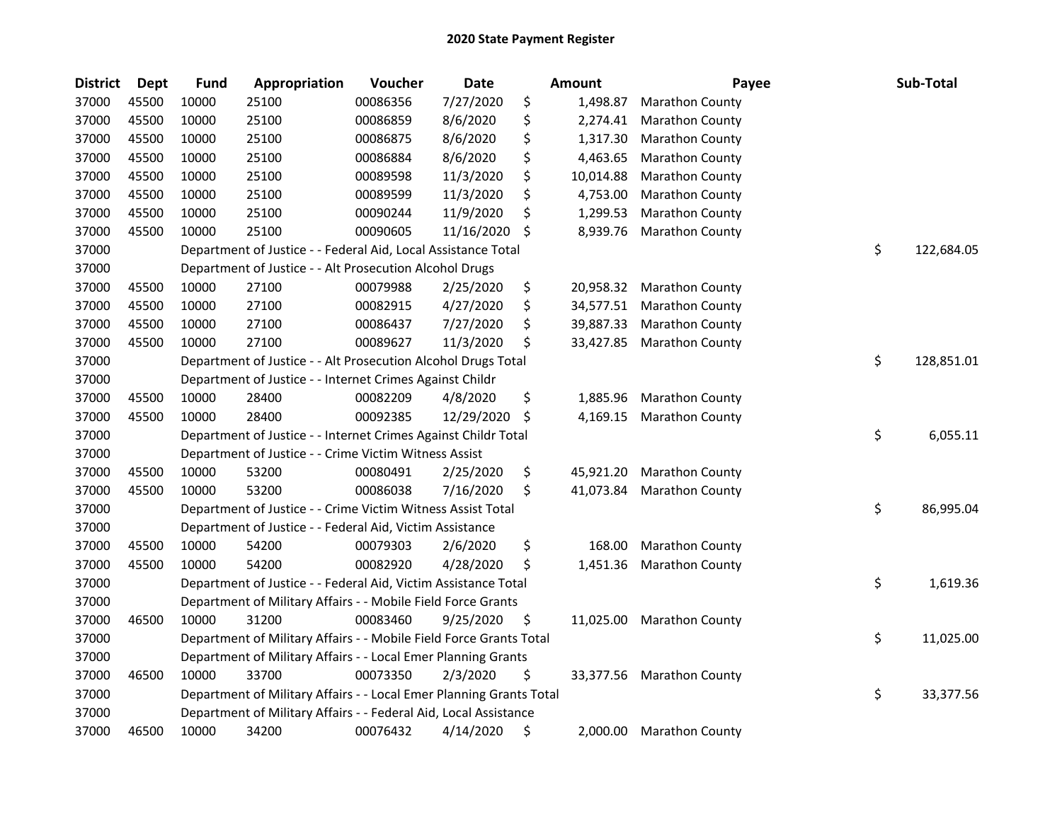# 2020 State Payment Register

| District | Dept | Fund | Appropriation | Voucher | Date | Amount | Payee | Sub-Total |
|---|---|---|---|---|---|---|---|---|
| 37000 | 45500 | 10000 | 25100 | 00086356 | 7/27/2020 | $ 1,498.87 | Marathon County | |
| 37000 | 45500 | 10000 | 25100 | 00086859 | 8/6/2020 | $ 2,274.41 | Marathon County | |
| 37000 | 45500 | 10000 | 25100 | 00086875 | 8/6/2020 | $ 1,317.30 | Marathon County | |
| 37000 | 45500 | 10000 | 25100 | 00086884 | 8/6/2020 | $ 4,463.65 | Marathon County | |
| 37000 | 45500 | 10000 | 25100 | 00089598 | 11/3/2020 | $ 10,014.88 | Marathon County | |
| 37000 | 45500 | 10000 | 25100 | 00089599 | 11/3/2020 | $ 4,753.00 | Marathon County | |
| 37000 | 45500 | 10000 | 25100 | 00090244 | 11/9/2020 | $ 1,299.53 | Marathon County | |
| 37000 | 45500 | 10000 | 25100 | 00090605 | 11/16/2020 | $ 8,939.76 | Marathon County | |
| 37000 | | Department of Justice - - Federal Aid, Local Assistance Total | | | | | | $ 122,684.05 |
| 37000 | | Department of Justice - - Alt Prosecution Alcohol Drugs | | | | | | |
| 37000 | 45500 | 10000 | 27100 | 00079988 | 2/25/2020 | $ 20,958.32 | Marathon County | |
| 37000 | 45500 | 10000 | 27100 | 00082915 | 4/27/2020 | $ 34,577.51 | Marathon County | |
| 37000 | 45500 | 10000 | 27100 | 00086437 | 7/27/2020 | $ 39,887.33 | Marathon County | |
| 37000 | 45500 | 10000 | 27100 | 00089627 | 11/3/2020 | $ 33,427.85 | Marathon County | |
| 37000 | | Department of Justice - - Alt Prosecution Alcohol Drugs Total | | | | | | $ 128,851.01 |
| 37000 | | Department of Justice - - Internet Crimes Against Childr | | | | | | |
| 37000 | 45500 | 10000 | 28400 | 00082209 | 4/8/2020 | $ 1,885.96 | Marathon County | |
| 37000 | 45500 | 10000 | 28400 | 00092385 | 12/29/2020 | $ 4,169.15 | Marathon County | |
| 37000 | | Department of Justice - - Internet Crimes Against Childr Total | | | | | | $ 6,055.11 |
| 37000 | | Department of Justice - - Crime Victim Witness Assist | | | | | | |
| 37000 | 45500 | 10000 | 53200 | 00080491 | 2/25/2020 | $ 45,921.20 | Marathon County | |
| 37000 | 45500 | 10000 | 53200 | 00086038 | 7/16/2020 | $ 41,073.84 | Marathon County | |
| 37000 | | Department of Justice - - Crime Victim Witness Assist Total | | | | | | $ 86,995.04 |
| 37000 | | Department of Justice - - Federal Aid, Victim Assistance | | | | | | |
| 37000 | 45500 | 10000 | 54200 | 00079303 | 2/6/2020 | $ 168.00 | Marathon County | |
| 37000 | 45500 | 10000 | 54200 | 00082920 | 4/28/2020 | $ 1,451.36 | Marathon County | |
| 37000 | | Department of Justice - - Federal Aid, Victim Assistance Total | | | | | | $ 1,619.36 |
| 37000 | | Department of Military Affairs - - Mobile Field Force Grants | | | | | | |
| 37000 | 46500 | 10000 | 31200 | 00083460 | 9/25/2020 | $ 11,025.00 | Marathon County | |
| 37000 | | Department of Military Affairs - - Mobile Field Force Grants Total | | | | | | $ 11,025.00 |
| 37000 | | Department of Military Affairs - - Local Emer Planning Grants | | | | | | |
| 37000 | 46500 | 10000 | 33700 | 00073350 | 2/3/2020 | $ 33,377.56 | Marathon County | |
| 37000 | | Department of Military Affairs - - Local Emer Planning Grants Total | | | | | | $ 33,377.56 |
| 37000 | | Department of Military Affairs - - Federal Aid, Local Assistance | | | | | | |
| 37000 | 46500 | 10000 | 34200 | 00076432 | 4/14/2020 | $ 2,000.00 | Marathon County | |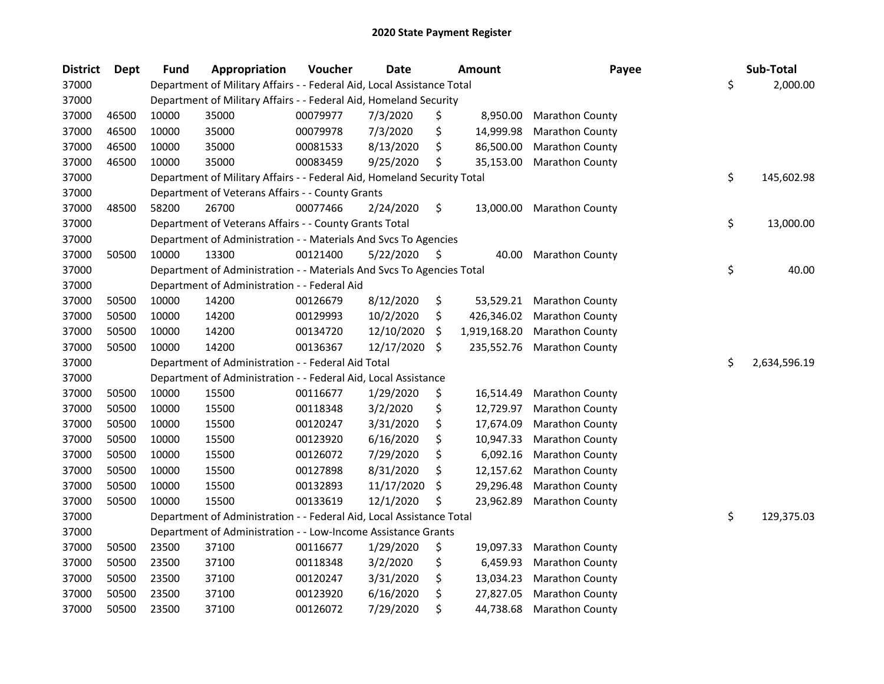## 2020 State Payment Register

| District | Dept | Fund | Appropriation | Voucher | Date | Amount | Payee | Sub-Total |
|---|---|---|---|---|---|---|---|---|
| 37000 | | Department of Military Affairs - - Federal Aid, Local Assistance Total | | | | | | $ 2,000.00 |
| 37000 | | Department of Military Affairs - - Federal Aid, Homeland Security | | | | | | |
| 37000 | 46500 | 10000 | 35000 | 00079977 | 7/3/2020 | $ 8,950.00 | Marathon County | |
| 37000 | 46500 | 10000 | 35000 | 00079978 | 7/3/2020 | $ 14,999.98 | Marathon County | |
| 37000 | 46500 | 10000 | 35000 | 00081533 | 8/13/2020 | $ 86,500.00 | Marathon County | |
| 37000 | 46500 | 10000 | 35000 | 00083459 | 9/25/2020 | $ 35,153.00 | Marathon County | |
| 37000 | | Department of Military Affairs - - Federal Aid, Homeland Security Total | | | | | | $ 145,602.98 |
| 37000 | | Department of Veterans Affairs - - County Grants | | | | | | |
| 37000 | 48500 | 58200 | 26700 | 00077466 | 2/24/2020 | $ 13,000.00 | Marathon County | |
| 37000 | | Department of Veterans Affairs - - County Grants Total | | | | | | $ 13,000.00 |
| 37000 | | Department of Administration - - Materials And Svcs To Agencies | | | | | | |
| 37000 | 50500 | 10000 | 13300 | 00121400 | 5/22/2020 | $ 40.00 | Marathon County | |
| 37000 | | Department of Administration - - Materials And Svcs To Agencies Total | | | | | | $ 40.00 |
| 37000 | | Department of Administration - - Federal Aid | | | | | | |
| 37000 | 50500 | 10000 | 14200 | 00126679 | 8/12/2020 | $ 53,529.21 | Marathon County | |
| 37000 | 50500 | 10000 | 14200 | 00129993 | 10/2/2020 | $ 426,346.02 | Marathon County | |
| 37000 | 50500 | 10000 | 14200 | 00134720 | 12/10/2020 | $ 1,919,168.20 | Marathon County | |
| 37000 | 50500 | 10000 | 14200 | 00136367 | 12/17/2020 | $ 235,552.76 | Marathon County | |
| 37000 | | Department of Administration - - Federal Aid Total | | | | | | $ 2,634,596.19 |
| 37000 | | Department of Administration - - Federal Aid, Local Assistance | | | | | | |
| 37000 | 50500 | 10000 | 15500 | 00116677 | 1/29/2020 | $ 16,514.49 | Marathon County | |
| 37000 | 50500 | 10000 | 15500 | 00118348 | 3/2/2020 | $ 12,729.97 | Marathon County | |
| 37000 | 50500 | 10000 | 15500 | 00120247 | 3/31/2020 | $ 17,674.09 | Marathon County | |
| 37000 | 50500 | 10000 | 15500 | 00123920 | 6/16/2020 | $ 10,947.33 | Marathon County | |
| 37000 | 50500 | 10000 | 15500 | 00126072 | 7/29/2020 | $ 6,092.16 | Marathon County | |
| 37000 | 50500 | 10000 | 15500 | 00127898 | 8/31/2020 | $ 12,157.62 | Marathon County | |
| 37000 | 50500 | 10000 | 15500 | 00132893 | 11/17/2020 | $ 29,296.48 | Marathon County | |
| 37000 | 50500 | 10000 | 15500 | 00133619 | 12/1/2020 | $ 23,962.89 | Marathon County | |
| 37000 | | Department of Administration - - Federal Aid, Local Assistance Total | | | | | | $ 129,375.03 |
| 37000 | | Department of Administration - - Low-Income Assistance Grants | | | | | | |
| 37000 | 50500 | 23500 | 37100 | 00116677 | 1/29/2020 | $ 19,097.33 | Marathon County | |
| 37000 | 50500 | 23500 | 37100 | 00118348 | 3/2/2020 | $ 6,459.93 | Marathon County | |
| 37000 | 50500 | 23500 | 37100 | 00120247 | 3/31/2020 | $ 13,034.23 | Marathon County | |
| 37000 | 50500 | 23500 | 37100 | 00123920 | 6/16/2020 | $ 27,827.05 | Marathon County | |
| 37000 | 50500 | 23500 | 37100 | 00126072 | 7/29/2020 | $ 44,738.68 | Marathon County | |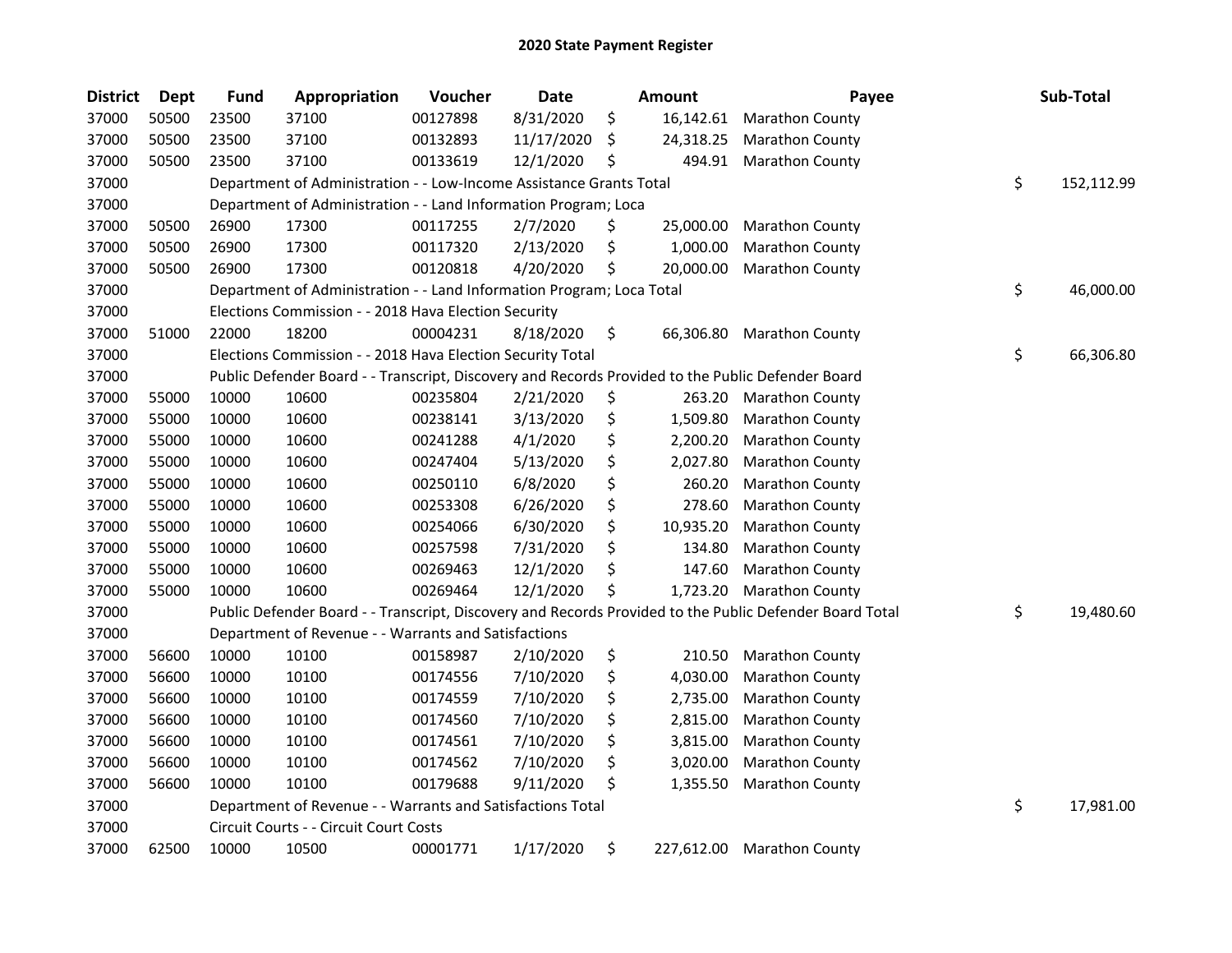## 2020 State Payment Register

| District | Dept | Fund | Appropriation | Voucher | Date | Amount | Payee | Sub-Total |
|---|---|---|---|---|---|---|---|---|
| 37000 | 50500 | 23500 | 37100 | 00127898 | 8/31/2020 | $ 16,142.61 | Marathon County | |
| 37000 | 50500 | 23500 | 37100 | 00132893 | 11/17/2020 | $ 24,318.25 | Marathon County | |
| 37000 | 50500 | 23500 | 37100 | 00133619 | 12/1/2020 | $ 494.91 | Marathon County | |
| 37000 | | | Department of Administration - - Low-Income Assistance Grants Total | | | | | $ 152,112.99 |
| 37000 | | | Department of Administration - - Land Information Program; Loca | | | | | |
| 37000 | 50500 | 26900 | 17300 | 00117255 | 2/7/2020 | $ 25,000.00 | Marathon County | |
| 37000 | 50500 | 26900 | 17300 | 00117320 | 2/13/2020 | $ 1,000.00 | Marathon County | |
| 37000 | 50500 | 26900 | 17300 | 00120818 | 4/20/2020 | $ 20,000.00 | Marathon County | |
| 37000 | | | Department of Administration - - Land Information Program; Loca Total | | | | | $ 46,000.00 |
| 37000 | | | Elections Commission - - 2018 Hava Election Security | | | | | |
| 37000 | 51000 | 22000 | 18200 | 00004231 | 8/18/2020 | $ 66,306.80 | Marathon County | |
| 37000 | | | Elections Commission - - 2018 Hava Election Security Total | | | | | $ 66,306.80 |
| 37000 | | | Public Defender Board - - Transcript, Discovery and Records Provided to the Public Defender Board | | | | | |
| 37000 | 55000 | 10000 | 10600 | 00235804 | 2/21/2020 | $ 263.20 | Marathon County | |
| 37000 | 55000 | 10000 | 10600 | 00238141 | 3/13/2020 | $ 1,509.80 | Marathon County | |
| 37000 | 55000 | 10000 | 10600 | 00241288 | 4/1/2020 | $ 2,200.20 | Marathon County | |
| 37000 | 55000 | 10000 | 10600 | 00247404 | 5/13/2020 | $ 2,027.80 | Marathon County | |
| 37000 | 55000 | 10000 | 10600 | 00250110 | 6/8/2020 | $ 260.20 | Marathon County | |
| 37000 | 55000 | 10000 | 10600 | 00253308 | 6/26/2020 | $ 278.60 | Marathon County | |
| 37000 | 55000 | 10000 | 10600 | 00254066 | 6/30/2020 | $ 10,935.20 | Marathon County | |
| 37000 | 55000 | 10000 | 10600 | 00257598 | 7/31/2020 | $ 134.80 | Marathon County | |
| 37000 | 55000 | 10000 | 10600 | 00269463 | 12/1/2020 | $ 147.60 | Marathon County | |
| 37000 | 55000 | 10000 | 10600 | 00269464 | 12/1/2020 | $ 1,723.20 | Marathon County | |
| 37000 | | | Public Defender Board - - Transcript, Discovery and Records Provided to the Public Defender Board Total | | | | | $ 19,480.60 |
| 37000 | | | Department of Revenue - - Warrants and Satisfactions | | | | | |
| 37000 | 56600 | 10000 | 10100 | 00158987 | 2/10/2020 | $ 210.50 | Marathon County | |
| 37000 | 56600 | 10000 | 10100 | 00174556 | 7/10/2020 | $ 4,030.00 | Marathon County | |
| 37000 | 56600 | 10000 | 10100 | 00174559 | 7/10/2020 | $ 2,735.00 | Marathon County | |
| 37000 | 56600 | 10000 | 10100 | 00174560 | 7/10/2020 | $ 2,815.00 | Marathon County | |
| 37000 | 56600 | 10000 | 10100 | 00174561 | 7/10/2020 | $ 3,815.00 | Marathon County | |
| 37000 | 56600 | 10000 | 10100 | 00174562 | 7/10/2020 | $ 3,020.00 | Marathon County | |
| 37000 | 56600 | 10000 | 10100 | 00179688 | 9/11/2020 | $ 1,355.50 | Marathon County | |
| 37000 | | | Department of Revenue - - Warrants and Satisfactions Total | | | | | $ 17,981.00 |
| 37000 | | | Circuit Courts - - Circuit Court Costs | | | | | |
| 37000 | 62500 | 10000 | 10500 | 00001771 | 1/17/2020 | $ 227,612.00 | Marathon County | |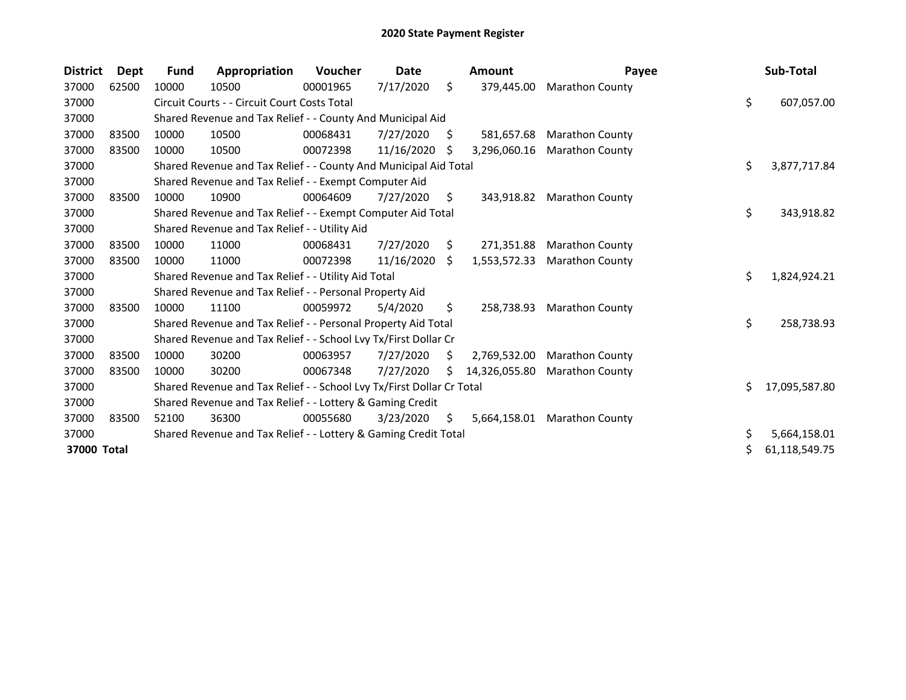# 2020 State Payment Register

| District | Dept | Fund | Appropriation | Voucher | Date | Amount | Payee | Sub-Total |
|---|---|---|---|---|---|---|---|---|
| 37000 | 62500 | 10000 | 10500 | 00001965 | 7/17/2020 | $ 379,445.00 | Marathon County | |
| 37000 | | Circuit Courts - - Circuit Court Costs Total | | | | | | $ 607,057.00 |
| 37000 | | Shared Revenue and Tax Relief - - County And Municipal Aid | | | | | | |
| 37000 | 83500 | 10000 | 10500 | 00068431 | 7/27/2020 | $ 581,657.68 | Marathon County | |
| 37000 | 83500 | 10000 | 10500 | 00072398 | 11/16/2020 | $ 3,296,060.16 | Marathon County | |
| 37000 | | Shared Revenue and Tax Relief - - County And Municipal Aid Total | | | | | | $ 3,877,717.84 |
| 37000 | | Shared Revenue and Tax Relief - - Exempt Computer Aid | | | | | | |
| 37000 | 83500 | 10000 | 10900 | 00064609 | 7/27/2020 | $ 343,918.82 | Marathon County | |
| 37000 | | Shared Revenue and Tax Relief - - Exempt Computer Aid Total | | | | | | $ 343,918.82 |
| 37000 | | Shared Revenue and Tax Relief - - Utility Aid | | | | | | |
| 37000 | 83500 | 10000 | 11000 | 00068431 | 7/27/2020 | $ 271,351.88 | Marathon County | |
| 37000 | 83500 | 10000 | 11000 | 00072398 | 11/16/2020 | $ 1,553,572.33 | Marathon County | |
| 37000 | | Shared Revenue and Tax Relief - - Utility Aid Total | | | | | | $ 1,824,924.21 |
| 37000 | | Shared Revenue and Tax Relief - - Personal Property Aid | | | | | | |
| 37000 | 83500 | 10000 | 11100 | 00059972 | 5/4/2020 | $ 258,738.93 | Marathon County | |
| 37000 | | Shared Revenue and Tax Relief - - Personal Property Aid Total | | | | | | $ 258,738.93 |
| 37000 | | Shared Revenue and Tax Relief - - School Lvy Tx/First Dollar Cr | | | | | | |
| 37000 | 83500 | 10000 | 30200 | 00063957 | 7/27/2020 | $ 2,769,532.00 | Marathon County | |
| 37000 | 83500 | 10000 | 30200 | 00067348 | 7/27/2020 | $ 14,326,055.80 | Marathon County | |
| 37000 | | Shared Revenue and Tax Relief - - School Lvy Tx/First Dollar Cr Total | | | | | | $ 17,095,587.80 |
| 37000 | | Shared Revenue and Tax Relief - - Lottery & Gaming Credit | | | | | | |
| 37000 | 83500 | 52100 | 36300 | 00055680 | 3/23/2020 | $ 5,664,158.01 | Marathon County | |
| 37000 | | Shared Revenue and Tax Relief - - Lottery & Gaming Credit Total | | | | | | $ 5,664,158.01 |
| **37000 Total** | | | | | | | | $ 61,118,549.75 |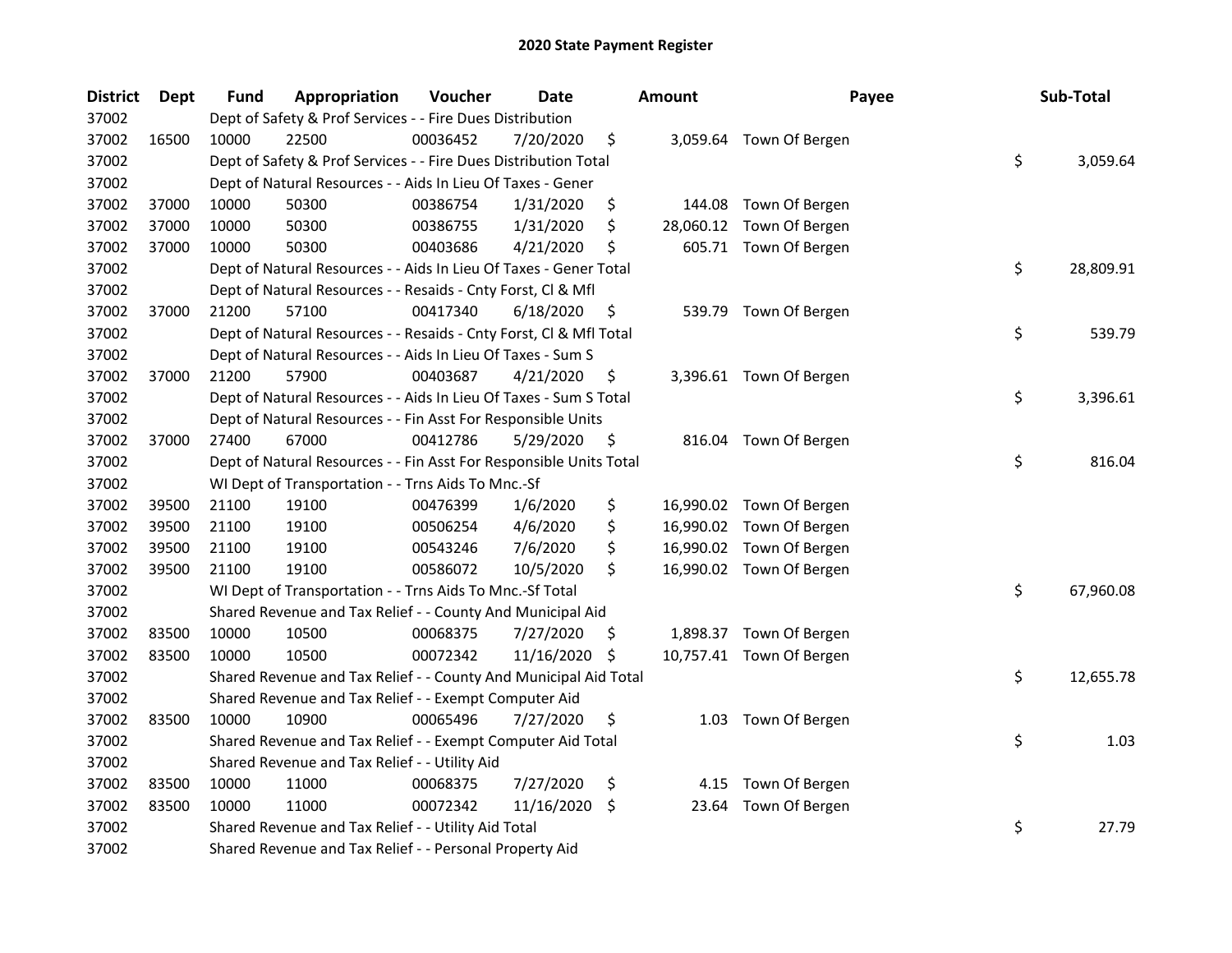# 2020 State Payment Register

| District | Dept | Fund | Appropriation | Voucher | Date | Amount | Payee | Sub-Total |
|---|---|---|---|---|---|---|---|---|
| 37002 | | Dept of Safety & Prof Services - - Fire Dues Distribution | | | | | | |
| 37002 | 16500 | 10000 | 22500 | 00036452 | 7/20/2020 | $ 3,059.64 | Town Of Bergen | |
| 37002 | | Dept of Safety & Prof Services - - Fire Dues Distribution Total | | | | | | $ 3,059.64 |
| 37002 | | Dept of Natural Resources - - Aids In Lieu Of Taxes - Gener | | | | | | |
| 37002 | 37000 | 10000 | 50300 | 00386754 | 1/31/2020 | $ 144.08 | Town Of Bergen | |
| 37002 | 37000 | 10000 | 50300 | 00386755 | 1/31/2020 | $ 28,060.12 | Town Of Bergen | |
| 37002 | 37000 | 10000 | 50300 | 00403686 | 4/21/2020 | $ 605.71 | Town Of Bergen | |
| 37002 | | Dept of Natural Resources - - Aids In Lieu Of Taxes - Gener Total | | | | | | $ 28,809.91 |
| 37002 | | Dept of Natural Resources - - Resaids - Cnty Forst, Cl & Mfl | | | | | | |
| 37002 | 37000 | 21200 | 57100 | 00417340 | 6/18/2020 | $ 539.79 | Town Of Bergen | |
| 37002 | | Dept of Natural Resources - - Resaids - Cnty Forst, Cl & Mfl Total | | | | | | $ 539.79 |
| 37002 | | Dept of Natural Resources - - Aids In Lieu Of Taxes - Sum S | | | | | | |
| 37002 | 37000 | 21200 | 57900 | 00403687 | 4/21/2020 | $ 3,396.61 | Town Of Bergen | |
| 37002 | | Dept of Natural Resources - - Aids In Lieu Of Taxes - Sum S Total | | | | | | $ 3,396.61 |
| 37002 | | Dept of Natural Resources - - Fin Asst For Responsible Units | | | | | | |
| 37002 | 37000 | 27400 | 67000 | 00412786 | 5/29/2020 | $ 816.04 | Town Of Bergen | |
| 37002 | | Dept of Natural Resources - - Fin Asst For Responsible Units Total | | | | | | $ 816.04 |
| 37002 | | WI Dept of Transportation - - Trns Aids To Mnc.-Sf | | | | | | |
| 37002 | 39500 | 21100 | 19100 | 00476399 | 1/6/2020 | $ 16,990.02 | Town Of Bergen | |
| 37002 | 39500 | 21100 | 19100 | 00506254 | 4/6/2020 | $ 16,990.02 | Town Of Bergen | |
| 37002 | 39500 | 21100 | 19100 | 00543246 | 7/6/2020 | $ 16,990.02 | Town Of Bergen | |
| 37002 | 39500 | 21100 | 19100 | 00586072 | 10/5/2020 | $ 16,990.02 | Town Of Bergen | |
| 37002 | | WI Dept of Transportation - - Trns Aids To Mnc.-Sf Total | | | | | | $ 67,960.08 |
| 37002 | | Shared Revenue and Tax Relief - - County And Municipal Aid | | | | | | |
| 37002 | 83500 | 10000 | 10500 | 00068375 | 7/27/2020 | $ 1,898.37 | Town Of Bergen | |
| 37002 | 83500 | 10000 | 10500 | 00072342 | 11/16/2020 | $ 10,757.41 | Town Of Bergen | |
| 37002 | | Shared Revenue and Tax Relief - - County And Municipal Aid Total | | | | | | $ 12,655.78 |
| 37002 | | Shared Revenue and Tax Relief - - Exempt Computer Aid | | | | | | |
| 37002 | 83500 | 10000 | 10900 | 00065496 | 7/27/2020 | $ 1.03 | Town Of Bergen | |
| 37002 | | Shared Revenue and Tax Relief - - Exempt Computer Aid Total | | | | | | $ 1.03 |
| 37002 | | Shared Revenue and Tax Relief - - Utility Aid | | | | | | |
| 37002 | 83500 | 10000 | 11000 | 00068375 | 7/27/2020 | $ 4.15 | Town Of Bergen | |
| 37002 | 83500 | 10000 | 11000 | 00072342 | 11/16/2020 | $ 23.64 | Town Of Bergen | |
| 37002 | | Shared Revenue and Tax Relief - - Utility Aid Total | | | | | | $ 27.79 |
| 37002 | | Shared Revenue and Tax Relief - - Personal Property Aid | | | | | | |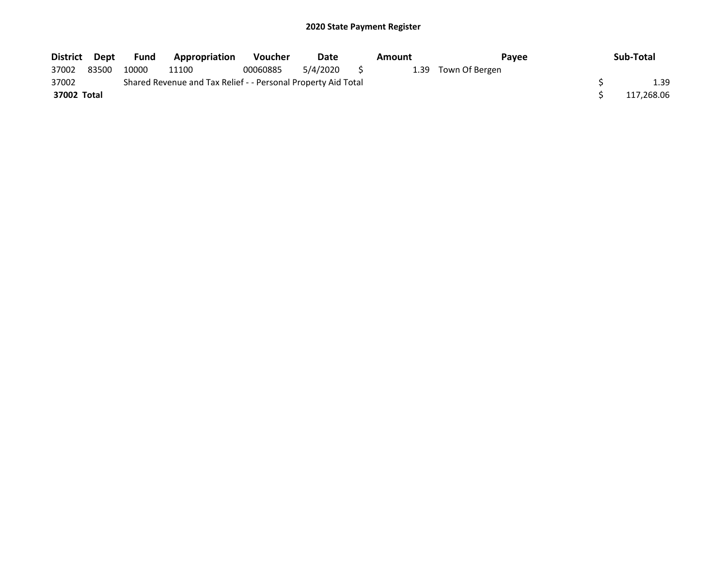# 2020 State Payment Register

| District | Dept | Fund | Appropriation | Voucher | Date | Amount | Payee | Sub-Total |
|---|---|---|---|---|---|---|---|---|
| 37002 | 83500 | 10000 | 11100 | 00060885 | 5/4/2020 | $ 1.39 | Town Of Bergen | |
| 37002 | | Shared Revenue and Tax Relief - - Personal Property Aid Total | | | | | | $ 1.39 |
| **37002 Total** | | | | | | | | $ 117,268.06 |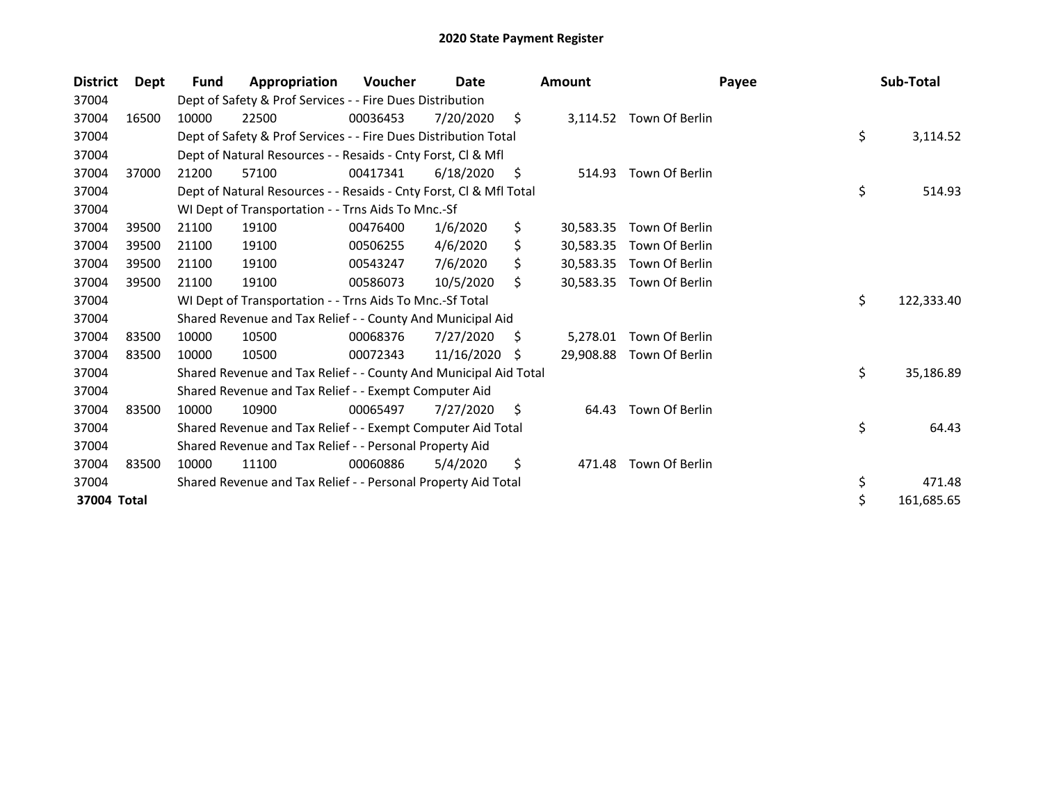# 2020 State Payment Register

| District | Dept | Fund | Appropriation | Voucher | Date | Amount | Payee | Sub-Total |
|---|---|---|---|---|---|---|---|---|
| 37004 | | Dept of Safety & Prof Services - - Fire Dues Distribution | | | | | | |
| 37004 | 16500 | 10000 | 22500 | 00036453 | 7/20/2020 | $ 3,114.52 | Town Of Berlin | |
| 37004 | | Dept of Safety & Prof Services - - Fire Dues Distribution Total | | | | | | $ 3,114.52 |
| 37004 | | Dept of Natural Resources - - Resaids - Cnty Forst, Cl & Mfl | | | | | | |
| 37004 | 37000 | 21200 | 57100 | 00417341 | 6/18/2020 | $ 514.93 | Town Of Berlin | |
| 37004 | | Dept of Natural Resources - - Resaids - Cnty Forst, Cl & Mfl Total | | | | | | $ 514.93 |
| 37004 | | WI Dept of Transportation - - Trns Aids To Mnc.-Sf | | | | | | |
| 37004 | 39500 | 21100 | 19100 | 00476400 | 1/6/2020 | $ 30,583.35 | Town Of Berlin | |
| 37004 | 39500 | 21100 | 19100 | 00506255 | 4/6/2020 | $ 30,583.35 | Town Of Berlin | |
| 37004 | 39500 | 21100 | 19100 | 00543247 | 7/6/2020 | $ 30,583.35 | Town Of Berlin | |
| 37004 | 39500 | 21100 | 19100 | 00586073 | 10/5/2020 | $ 30,583.35 | Town Of Berlin | |
| 37004 | | WI Dept of Transportation - - Trns Aids To Mnc.-Sf Total | | | | | | $ 122,333.40 |
| 37004 | | Shared Revenue and Tax Relief - - County And Municipal Aid | | | | | | |
| 37004 | 83500 | 10000 | 10500 | 00068376 | 7/27/2020 | $ 5,278.01 | Town Of Berlin | |
| 37004 | 83500 | 10000 | 10500 | 00072343 | 11/16/2020 | $ 29,908.88 | Town Of Berlin | |
| 37004 | | Shared Revenue and Tax Relief - - County And Municipal Aid Total | | | | | | $ 35,186.89 |
| 37004 | | Shared Revenue and Tax Relief - - Exempt Computer Aid | | | | | | |
| 37004 | 83500 | 10000 | 10900 | 00065497 | 7/27/2020 | $ 64.43 | Town Of Berlin | |
| 37004 | | Shared Revenue and Tax Relief - - Exempt Computer Aid Total | | | | | | $ 64.43 |
| 37004 | | Shared Revenue and Tax Relief - - Personal Property Aid | | | | | | |
| 37004 | 83500 | 10000 | 11100 | 00060886 | 5/4/2020 | $ 471.48 | Town Of Berlin | |
| 37004 | | Shared Revenue and Tax Relief - - Personal Property Aid Total | | | | | | $ 471.48 |
| **37004 Total** | | | | | | | | $ 161,685.65 |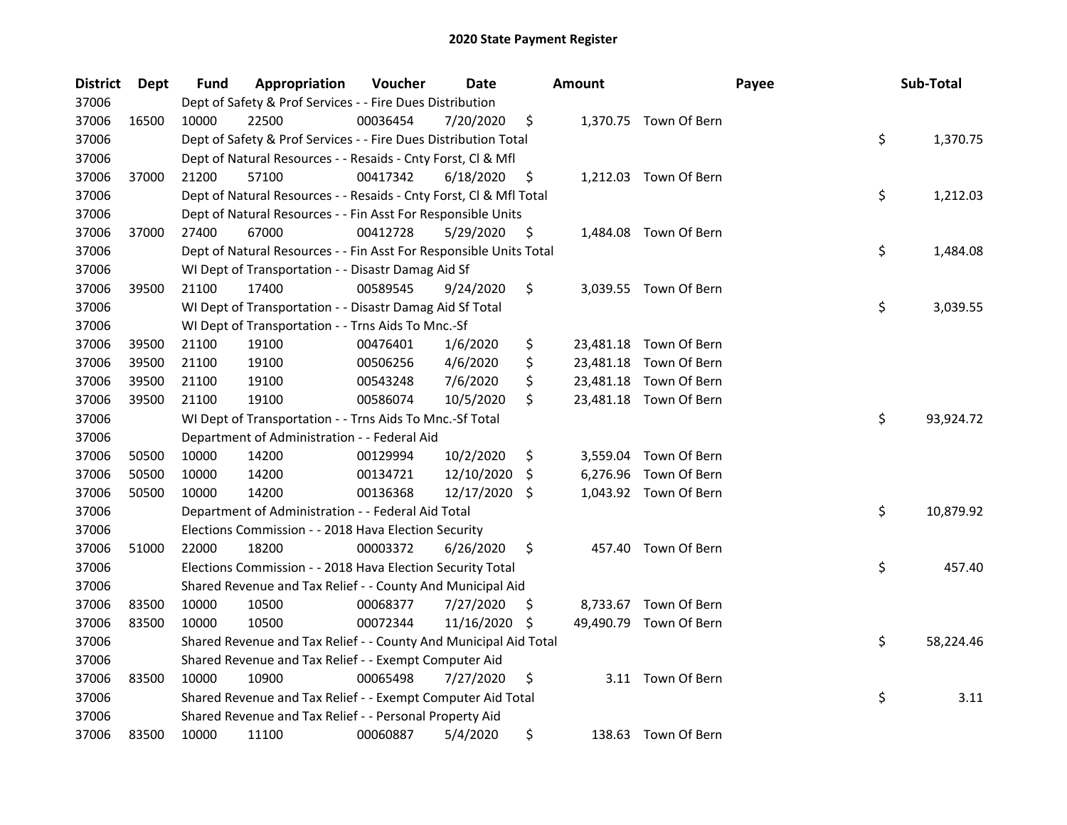# 2020 State Payment Register

| District | Dept | Fund | Appropriation | Voucher | Date | Amount | Payee | Sub-Total |
|---|---|---|---|---|---|---|---|---|
| 37006 | | Dept of Safety & Prof Services - - Fire Dues Distribution | | | | | | |
| 37006 | 16500 | 10000 | 22500 | 00036454 | 7/20/2020 | $ 1,370.75 | Town Of Bern | |
| 37006 | | Dept of Safety & Prof Services - - Fire Dues Distribution Total | | | | | | $ 1,370.75 |
| 37006 | | Dept of Natural Resources - - Resaids - Cnty Forst, Cl & Mfl | | | | | | |
| 37006 | 37000 | 21200 | 57100 | 00417342 | 6/18/2020 | $ 1,212.03 | Town Of Bern | |
| 37006 | | Dept of Natural Resources - - Resaids - Cnty Forst, Cl & Mfl Total | | | | | | $ 1,212.03 |
| 37006 | | Dept of Natural Resources - - Fin Asst For Responsible Units | | | | | | |
| 37006 | 37000 | 27400 | 67000 | 00412728 | 5/29/2020 | $ 1,484.08 | Town Of Bern | |
| 37006 | | Dept of Natural Resources - - Fin Asst For Responsible Units Total | | | | | | $ 1,484.08 |
| 37006 | | WI Dept of Transportation - - Disastr Damag Aid Sf | | | | | | |
| 37006 | 39500 | 21100 | 17400 | 00589545 | 9/24/2020 | $ 3,039.55 | Town Of Bern | |
| 37006 | | WI Dept of Transportation - - Disastr Damag Aid Sf Total | | | | | | $ 3,039.55 |
| 37006 | | WI Dept of Transportation - - Trns Aids To Mnc.-Sf | | | | | | |
| 37006 | 39500 | 21100 | 19100 | 00476401 | 1/6/2020 | $ 23,481.18 | Town Of Bern | |
| 37006 | 39500 | 21100 | 19100 | 00506256 | 4/6/2020 | $ 23,481.18 | Town Of Bern | |
| 37006 | 39500 | 21100 | 19100 | 00543248 | 7/6/2020 | $ 23,481.18 | Town Of Bern | |
| 37006 | 39500 | 21100 | 19100 | 00586074 | 10/5/2020 | $ 23,481.18 | Town Of Bern | |
| 37006 | | WI Dept of Transportation - - Trns Aids To Mnc.-Sf Total | | | | | | $ 93,924.72 |
| 37006 | | Department of Administration - - Federal Aid | | | | | | |
| 37006 | 50500 | 10000 | 14200 | 00129994 | 10/2/2020 | $ 3,559.04 | Town Of Bern | |
| 37006 | 50500 | 10000 | 14200 | 00134721 | 12/10/2020 | $ 6,276.96 | Town Of Bern | |
| 37006 | 50500 | 10000 | 14200 | 00136368 | 12/17/2020 | $ 1,043.92 | Town Of Bern | |
| 37006 | | Department of Administration - - Federal Aid Total | | | | | | $ 10,879.92 |
| 37006 | | Elections Commission - - 2018 Hava Election Security | | | | | | |
| 37006 | 51000 | 22000 | 18200 | 00003372 | 6/26/2020 | $ 457.40 | Town Of Bern | |
| 37006 | | Elections Commission - - 2018 Hava Election Security Total | | | | | | $ 457.40 |
| 37006 | | Shared Revenue and Tax Relief - - County And Municipal Aid | | | | | | |
| 37006 | 83500 | 10000 | 10500 | 00068377 | 7/27/2020 | $ 8,733.67 | Town Of Bern | |
| 37006 | 83500 | 10000 | 10500 | 00072344 | 11/16/2020 | $ 49,490.79 | Town Of Bern | |
| 37006 | | Shared Revenue and Tax Relief - - County And Municipal Aid Total | | | | | | $ 58,224.46 |
| 37006 | | Shared Revenue and Tax Relief - - Exempt Computer Aid | | | | | | |
| 37006 | 83500 | 10000 | 10900 | 00065498 | 7/27/2020 | $ 3.11 | Town Of Bern | |
| 37006 | | Shared Revenue and Tax Relief - - Exempt Computer Aid Total | | | | | | $ 3.11 |
| 37006 | | Shared Revenue and Tax Relief - - Personal Property Aid | | | | | | |
| 37006 | 83500 | 10000 | 11100 | 00060887 | 5/4/2020 | $ 138.63 | Town Of Bern | |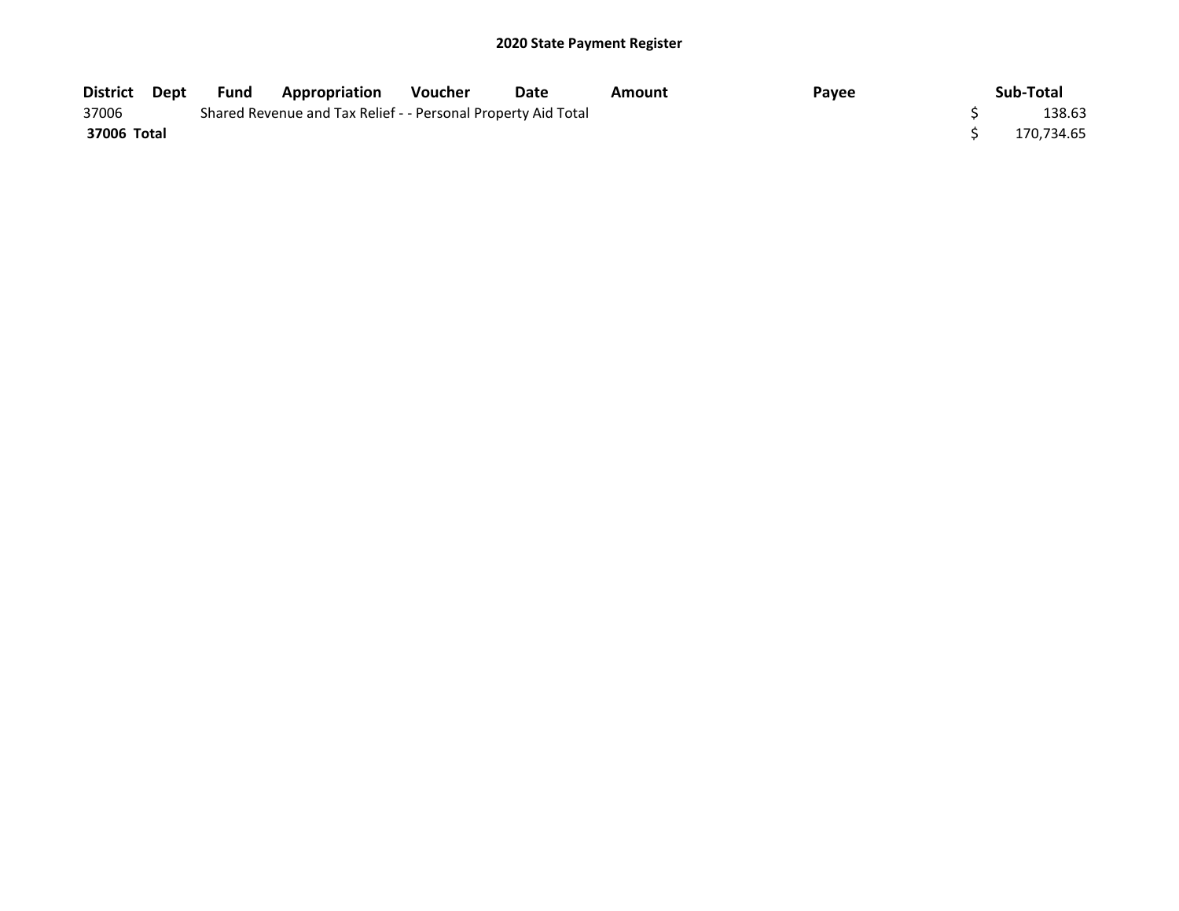**2020 State Payment Register**

| District | Dept | Fund | Appropriation | Voucher | Date | Amount | Payee | Sub-Total |
|---|---|---|---|---|---|---|---|---|
| 37006 | | Shared Revenue and Tax Relief - - Personal Property Aid Total | | | | | | $ 138.63 |
| **37006 Total** | | | | | | | | $ 170,734.65 |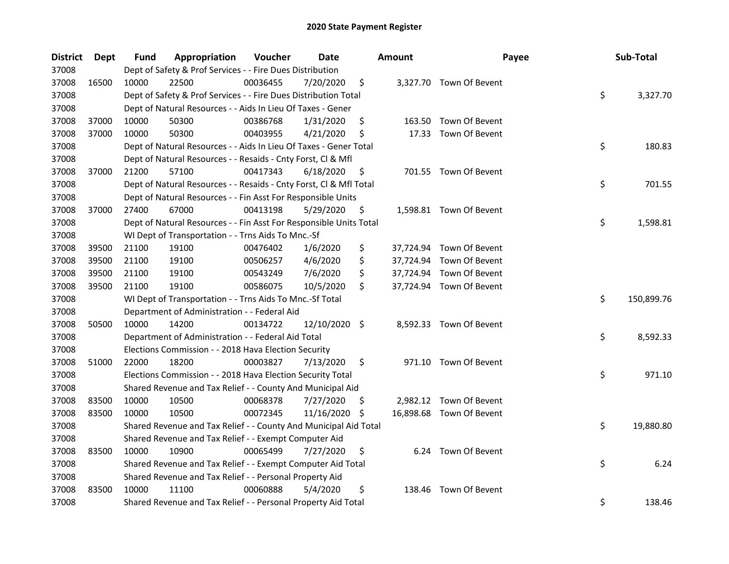# 2020 State Payment Register

| District | Dept | Fund | Appropriation | Voucher | Date | Amount | Payee | Sub-Total |
|---|---|---|---|---|---|---|---|---|
| 37008 | | Dept of Safety & Prof Services - - Fire Dues Distribution | | | | | | |
| 37008 | 16500 | 10000 | 22500 | 00036455 | 7/20/2020 | $ 3,327.70 | Town Of Bevent | |
| 37008 | | Dept of Safety & Prof Services - - Fire Dues Distribution Total | | | | | | $ 3,327.70 |
| 37008 | | Dept of Natural Resources - - Aids In Lieu Of Taxes - Gener | | | | | | |
| 37008 | 37000 | 10000 | 50300 | 00386768 | 1/31/2020 | $ 163.50 | Town Of Bevent | |
| 37008 | 37000 | 10000 | 50300 | 00403955 | 4/21/2020 | $ 17.33 | Town Of Bevent | |
| 37008 | | Dept of Natural Resources - - Aids In Lieu Of Taxes - Gener Total | | | | | | $ 180.83 |
| 37008 | | Dept of Natural Resources - - Resaids - Cnty Forst, Cl & Mfl | | | | | | |
| 37008 | 37000 | 21200 | 57100 | 00417343 | 6/18/2020 | $ 701.55 | Town Of Bevent | |
| 37008 | | Dept of Natural Resources - - Resaids - Cnty Forst, Cl & Mfl Total | | | | | | $ 701.55 |
| 37008 | | Dept of Natural Resources - - Fin Asst For Responsible Units | | | | | | |
| 37008 | 37000 | 27400 | 67000 | 00413198 | 5/29/2020 | $ 1,598.81 | Town Of Bevent | |
| 37008 | | Dept of Natural Resources - - Fin Asst For Responsible Units Total | | | | | | $ 1,598.81 |
| 37008 | | WI Dept of Transportation - - Trns Aids To Mnc.-Sf | | | | | | |
| 37008 | 39500 | 21100 | 19100 | 00476402 | 1/6/2020 | $ 37,724.94 | Town Of Bevent | |
| 37008 | 39500 | 21100 | 19100 | 00506257 | 4/6/2020 | $ 37,724.94 | Town Of Bevent | |
| 37008 | 39500 | 21100 | 19100 | 00543249 | 7/6/2020 | $ 37,724.94 | Town Of Bevent | |
| 37008 | 39500 | 21100 | 19100 | 00586075 | 10/5/2020 | $ 37,724.94 | Town Of Bevent | |
| 37008 | | WI Dept of Transportation - - Trns Aids To Mnc.-Sf Total | | | | | | $ 150,899.76 |
| 37008 | | Department of Administration - - Federal Aid | | | | | | |
| 37008 | 50500 | 10000 | 14200 | 00134722 | 12/10/2020 | $ 8,592.33 | Town Of Bevent | |
| 37008 | | Department of Administration - - Federal Aid Total | | | | | | $ 8,592.33 |
| 37008 | | Elections Commission - - 2018 Hava Election Security | | | | | | |
| 37008 | 51000 | 22000 | 18200 | 00003827 | 7/13/2020 | $ 971.10 | Town Of Bevent | |
| 37008 | | Elections Commission - - 2018 Hava Election Security Total | | | | | | $ 971.10 |
| 37008 | | Shared Revenue and Tax Relief - - County And Municipal Aid | | | | | | |
| 37008 | 83500 | 10000 | 10500 | 00068378 | 7/27/2020 | $ 2,982.12 | Town Of Bevent | |
| 37008 | 83500 | 10000 | 10500 | 00072345 | 11/16/2020 | $ 16,898.68 | Town Of Bevent | |
| 37008 | | Shared Revenue and Tax Relief - - County And Municipal Aid Total | | | | | | $ 19,880.80 |
| 37008 | | Shared Revenue and Tax Relief - - Exempt Computer Aid | | | | | | |
| 37008 | 83500 | 10000 | 10900 | 00065499 | 7/27/2020 | $ 6.24 | Town Of Bevent | |
| 37008 | | Shared Revenue and Tax Relief - - Exempt Computer Aid Total | | | | | | $ 6.24 |
| 37008 | | Shared Revenue and Tax Relief - - Personal Property Aid | | | | | | |
| 37008 | 83500 | 10000 | 11100 | 00060888 | 5/4/2020 | $ 138.46 | Town Of Bevent | |
| 37008 | | Shared Revenue and Tax Relief - - Personal Property Aid Total | | | | | | $ 138.46 |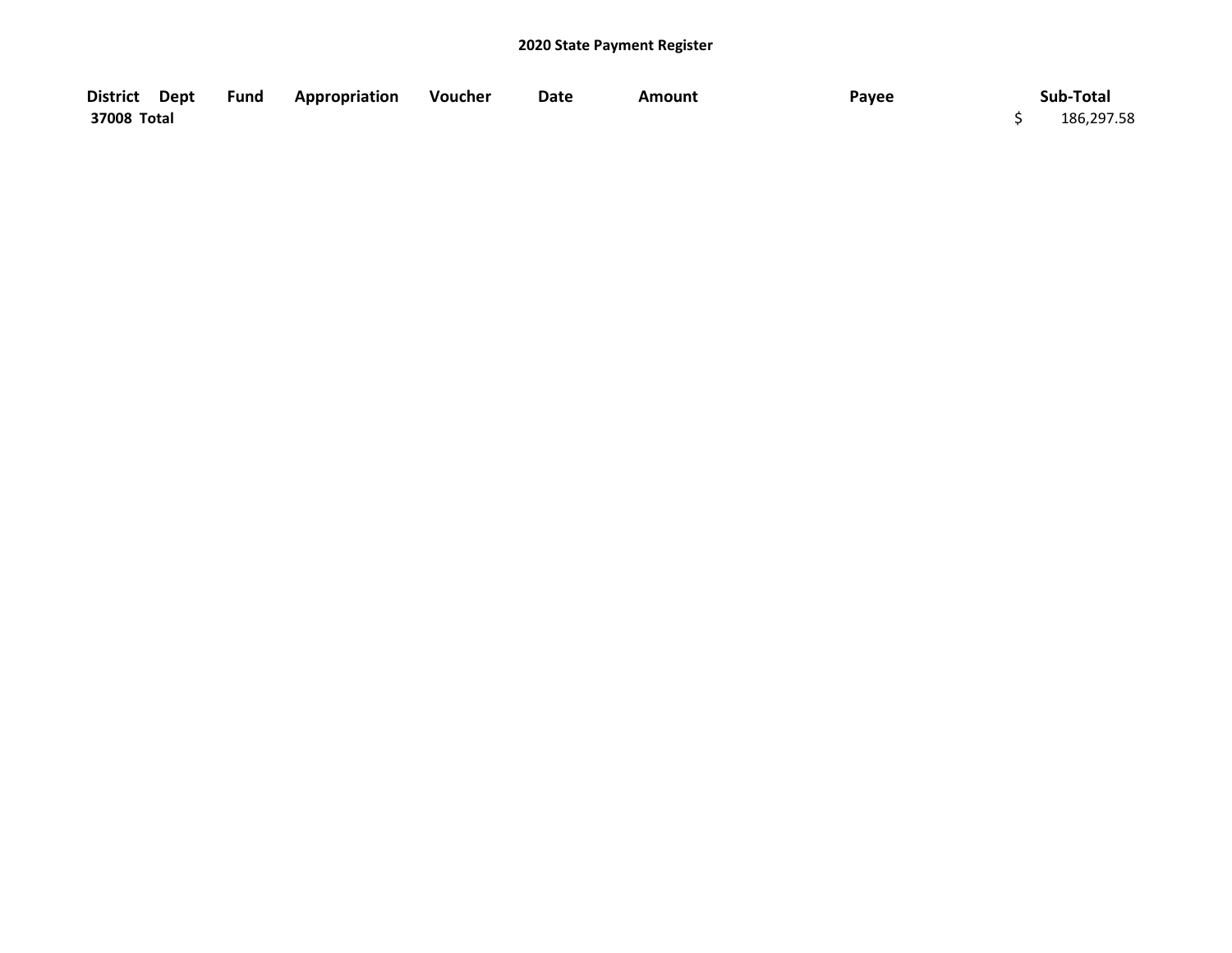## 2020 State Payment Register

| District | Dept | Fund | Appropriation | Voucher | Date | Amount | Payee | Sub-Total |
|---|---|---|---|---|---|---|---|---|
| 37008 Total | | | | | | | | $ 186,297.58 |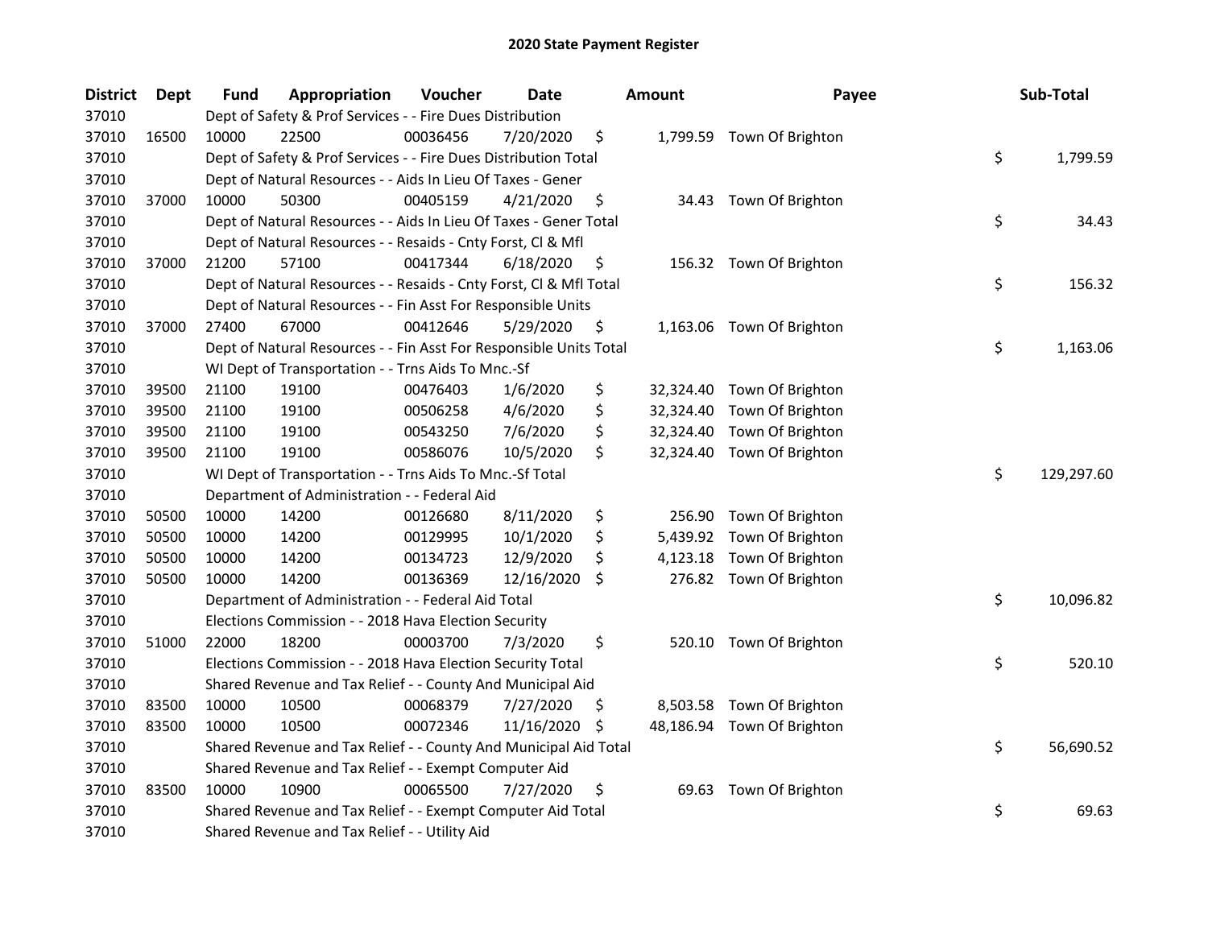# 2020 State Payment Register

| District | Dept | Fund | Appropriation | Voucher | Date | Amount | Payee | Sub-Total |
|---|---|---|---|---|---|---|---|---|
| 37010 | | Dept of Safety & Prof Services - - Fire Dues Distribution | | | | | | |
| 37010 | 16500 | 10000 | 22500 | 00036456 | 7/20/2020 | $ 1,799.59 | Town Of Brighton | |
| 37010 | | Dept of Safety & Prof Services - - Fire Dues Distribution Total | | | | | | $ 1,799.59 |
| 37010 | | Dept of Natural Resources - - Aids In Lieu Of Taxes - Gener | | | | | | |
| 37010 | 37000 | 10000 | 50300 | 00405159 | 4/21/2020 | $ 34.43 | Town Of Brighton | |
| 37010 | | Dept of Natural Resources - - Aids In Lieu Of Taxes - Gener Total | | | | | | $ 34.43 |
| 37010 | | Dept of Natural Resources - - Resaids - Cnty Forst, Cl & Mfl | | | | | | |
| 37010 | 37000 | 21200 | 57100 | 00417344 | 6/18/2020 | $ 156.32 | Town Of Brighton | |
| 37010 | | Dept of Natural Resources - - Resaids - Cnty Forst, Cl & Mfl Total | | | | | | $ 156.32 |
| 37010 | | Dept of Natural Resources - - Fin Asst For Responsible Units | | | | | | |
| 37010 | 37000 | 27400 | 67000 | 00412646 | 5/29/2020 | $ 1,163.06 | Town Of Brighton | |
| 37010 | | Dept of Natural Resources - - Fin Asst For Responsible Units Total | | | | | | $ 1,163.06 |
| 37010 | | WI Dept of Transportation - - Trns Aids To Mnc.-Sf | | | | | | |
| 37010 | 39500 | 21100 | 19100 | 00476403 | 1/6/2020 | $ 32,324.40 | Town Of Brighton | |
| 37010 | 39500 | 21100 | 19100 | 00506258 | 4/6/2020 | $ 32,324.40 | Town Of Brighton | |
| 37010 | 39500 | 21100 | 19100 | 00543250 | 7/6/2020 | $ 32,324.40 | Town Of Brighton | |
| 37010 | 39500 | 21100 | 19100 | 00586076 | 10/5/2020 | $ 32,324.40 | Town Of Brighton | |
| 37010 | | WI Dept of Transportation - - Trns Aids To Mnc.-Sf Total | | | | | | $ 129,297.60 |
| 37010 | | Department of Administration - - Federal Aid | | | | | | |
| 37010 | 50500 | 10000 | 14200 | 00126680 | 8/11/2020 | $ 256.90 | Town Of Brighton | |
| 37010 | 50500 | 10000 | 14200 | 00129995 | 10/1/2020 | $ 5,439.92 | Town Of Brighton | |
| 37010 | 50500 | 10000 | 14200 | 00134723 | 12/9/2020 | $ 4,123.18 | Town Of Brighton | |
| 37010 | 50500 | 10000 | 14200 | 00136369 | 12/16/2020 | $ 276.82 | Town Of Brighton | |
| 37010 | | Department of Administration - - Federal Aid Total | | | | | | $ 10,096.82 |
| 37010 | | Elections Commission - - 2018 Hava Election Security | | | | | | |
| 37010 | 51000 | 22000 | 18200 | 00003700 | 7/3/2020 | $ 520.10 | Town Of Brighton | |
| 37010 | | Elections Commission - - 2018 Hava Election Security Total | | | | | | $ 520.10 |
| 37010 | | Shared Revenue and Tax Relief - - County And Municipal Aid | | | | | | |
| 37010 | 83500 | 10000 | 10500 | 00068379 | 7/27/2020 | $ 8,503.58 | Town Of Brighton | |
| 37010 | 83500 | 10000 | 10500 | 00072346 | 11/16/2020 | $ 48,186.94 | Town Of Brighton | |
| 37010 | | Shared Revenue and Tax Relief - - County And Municipal Aid Total | | | | | | $ 56,690.52 |
| 37010 | | Shared Revenue and Tax Relief - - Exempt Computer Aid | | | | | | |
| 37010 | 83500 | 10000 | 10900 | 00065500 | 7/27/2020 | $ 69.63 | Town Of Brighton | |
| 37010 | | Shared Revenue and Tax Relief - - Exempt Computer Aid Total | | | | | | $ 69.63 |
| 37010 | | Shared Revenue and Tax Relief - - Utility Aid | | | | | | |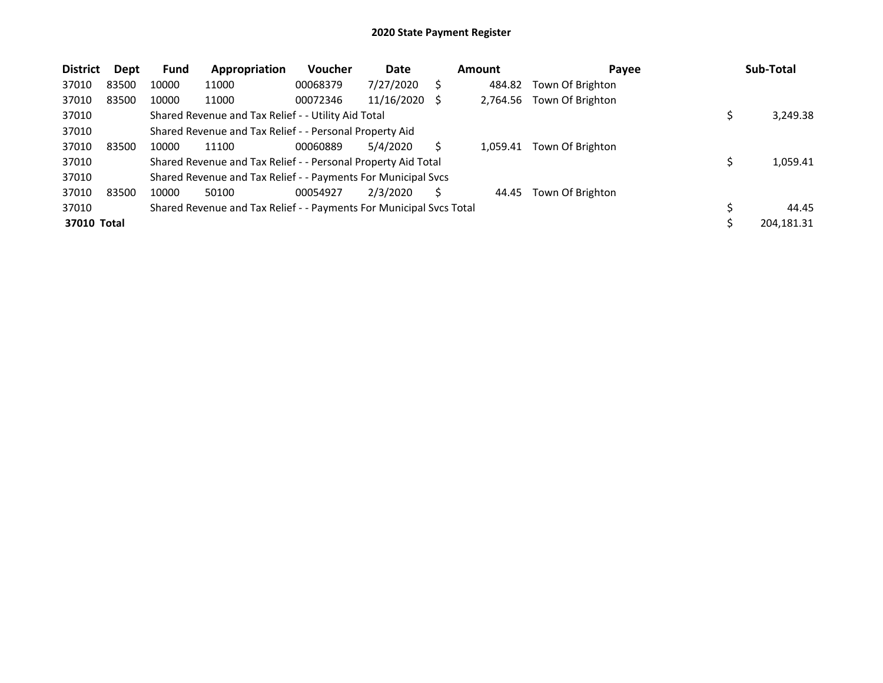# 2020 State Payment Register

| District | Dept | Fund | Appropriation | Voucher | Date | Amount | Payee | Sub-Total |
|---|---|---|---|---|---|---|---|---|
| 37010 | 83500 | 10000 | 11000 | 00068379 | 7/27/2020 | $ 484.82 | Town Of Brighton | |
| 37010 | 83500 | 10000 | 11000 | 00072346 | 11/16/2020 | $ 2,764.56 | Town Of Brighton | |
| 37010 | | Shared Revenue and Tax Relief - - Utility Aid Total | | | | | | $ 3,249.38 |
| 37010 | | Shared Revenue and Tax Relief - - Personal Property Aid | | | | | | |
| 37010 | 83500 | 10000 | 11100 | 00060889 | 5/4/2020 | $ 1,059.41 | Town Of Brighton | |
| 37010 | | Shared Revenue and Tax Relief - - Personal Property Aid Total | | | | | | $ 1,059.41 |
| 37010 | | Shared Revenue and Tax Relief - - Payments For Municipal Svcs | | | | | | |
| 37010 | 83500 | 10000 | 50100 | 00054927 | 2/3/2020 | $ 44.45 | Town Of Brighton | |
| 37010 | | Shared Revenue and Tax Relief - - Payments For Municipal Svcs Total | | | | | | $ 44.45 |
| **37010 Total** | | | | | | | | $ 204,181.31 |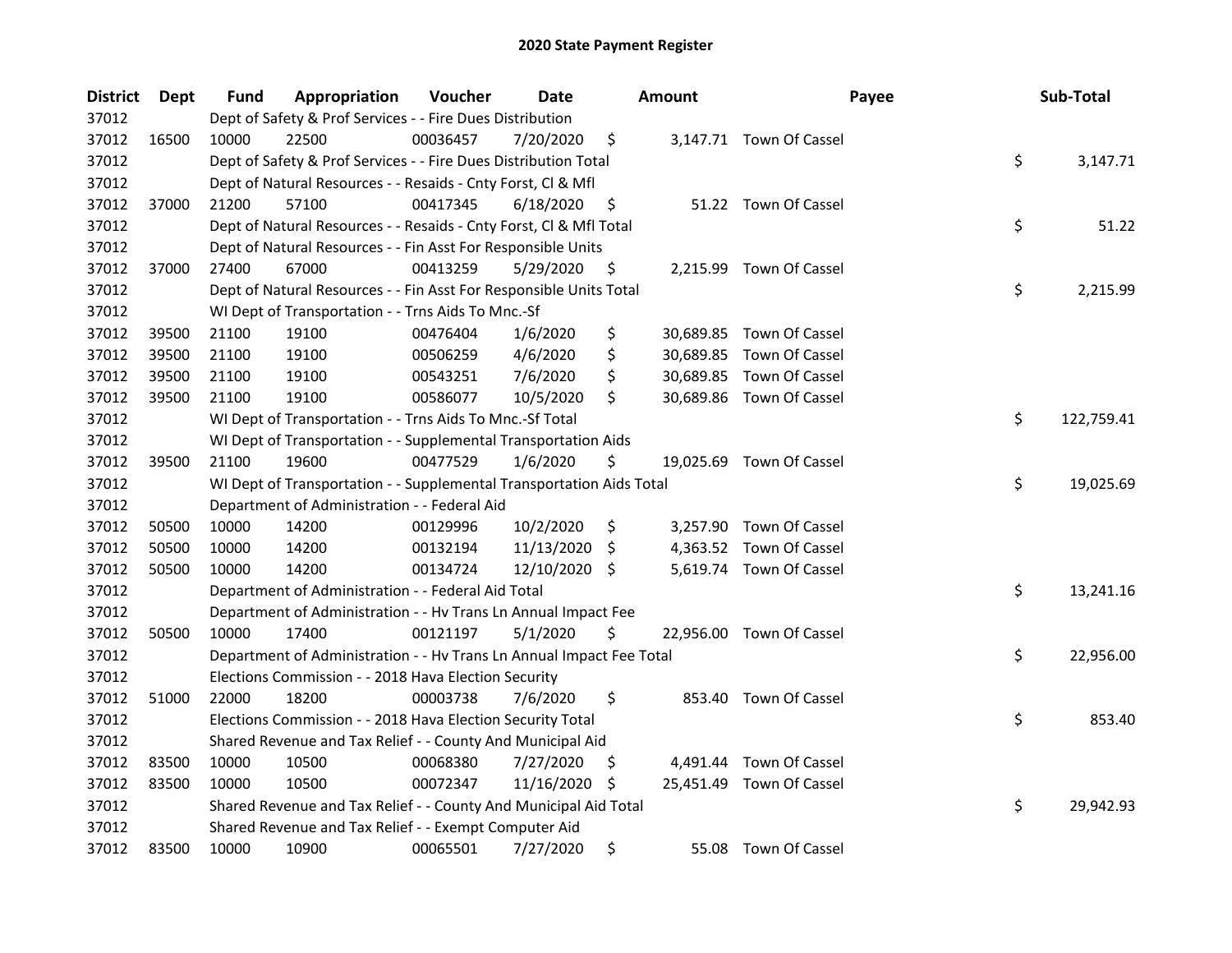## 2020 State Payment Register

| District | Dept | Fund | Appropriation | Voucher | Date | Amount | Payee | Sub-Total |
|---|---|---|---|---|---|---|---|---|
| 37012 | | Dept of Safety & Prof Services - - Fire Dues Distribution | | | | | | |
| 37012 | 16500 | 10000 | 22500 | 00036457 | 7/20/2020 | $ 3,147.71 | Town Of Cassel | |
| 37012 | | Dept of Safety & Prof Services - - Fire Dues Distribution Total | | | | | | $ 3,147.71 |
| 37012 | | Dept of Natural Resources - - Resaids - Cnty Forst, Cl & Mfl | | | | | | |
| 37012 | 37000 | 21200 | 57100 | 00417345 | 6/18/2020 | $ 51.22 | Town Of Cassel | |
| 37012 | | Dept of Natural Resources - - Resaids - Cnty Forst, Cl & Mfl Total | | | | | | $ 51.22 |
| 37012 | | Dept of Natural Resources - - Fin Asst For Responsible Units | | | | | | |
| 37012 | 37000 | 27400 | 67000 | 00413259 | 5/29/2020 | $ 2,215.99 | Town Of Cassel | |
| 37012 | | Dept of Natural Resources - - Fin Asst For Responsible Units Total | | | | | | $ 2,215.99 |
| 37012 | | WI Dept of Transportation - - Trns Aids To Mnc.-Sf | | | | | | |
| 37012 | 39500 | 21100 | 19100 | 00476404 | 1/6/2020 | $ 30,689.85 | Town Of Cassel | |
| 37012 | 39500 | 21100 | 19100 | 00506259 | 4/6/2020 | $ 30,689.85 | Town Of Cassel | |
| 37012 | 39500 | 21100 | 19100 | 00543251 | 7/6/2020 | $ 30,689.85 | Town Of Cassel | |
| 37012 | 39500 | 21100 | 19100 | 00586077 | 10/5/2020 | $ 30,689.86 | Town Of Cassel | |
| 37012 | | WI Dept of Transportation - - Trns Aids To Mnc.-Sf Total | | | | | | $ 122,759.41 |
| 37012 | | WI Dept of Transportation - - Supplemental Transportation Aids | | | | | | |
| 37012 | 39500 | 21100 | 19600 | 00477529 | 1/6/2020 | $ 19,025.69 | Town Of Cassel | |
| 37012 | | WI Dept of Transportation - - Supplemental Transportation Aids Total | | | | | | $ 19,025.69 |
| 37012 | | Department of Administration - - Federal Aid | | | | | | |
| 37012 | 50500 | 10000 | 14200 | 00129996 | 10/2/2020 | $ 3,257.90 | Town Of Cassel | |
| 37012 | 50500 | 10000 | 14200 | 00132194 | 11/13/2020 | $ 4,363.52 | Town Of Cassel | |
| 37012 | 50500 | 10000 | 14200 | 00134724 | 12/10/2020 | $ 5,619.74 | Town Of Cassel | |
| 37012 | | Department of Administration - - Federal Aid Total | | | | | | $ 13,241.16 |
| 37012 | | Department of Administration - - Hv Trans Ln Annual Impact Fee | | | | | | |
| 37012 | 50500 | 10000 | 17400 | 00121197 | 5/1/2020 | $ 22,956.00 | Town Of Cassel | |
| 37012 | | Department of Administration - - Hv Trans Ln Annual Impact Fee Total | | | | | | $ 22,956.00 |
| 37012 | | Elections Commission - - 2018 Hava Election Security | | | | | | |
| 37012 | 51000 | 22000 | 18200 | 00003738 | 7/6/2020 | $ 853.40 | Town Of Cassel | |
| 37012 | | Elections Commission - - 2018 Hava Election Security Total | | | | | | $ 853.40 |
| 37012 | | Shared Revenue and Tax Relief - - County And Municipal Aid | | | | | | |
| 37012 | 83500 | 10000 | 10500 | 00068380 | 7/27/2020 | $ 4,491.44 | Town Of Cassel | |
| 37012 | 83500 | 10000 | 10500 | 00072347 | 11/16/2020 | $ 25,451.49 | Town Of Cassel | |
| 37012 | | Shared Revenue and Tax Relief - - County And Municipal Aid Total | | | | | | $ 29,942.93 |
| 37012 | | Shared Revenue and Tax Relief - - Exempt Computer Aid | | | | | | |
| 37012 | 83500 | 10000 | 10900 | 00065501 | 7/27/2020 | $ 55.08 | Town Of Cassel | |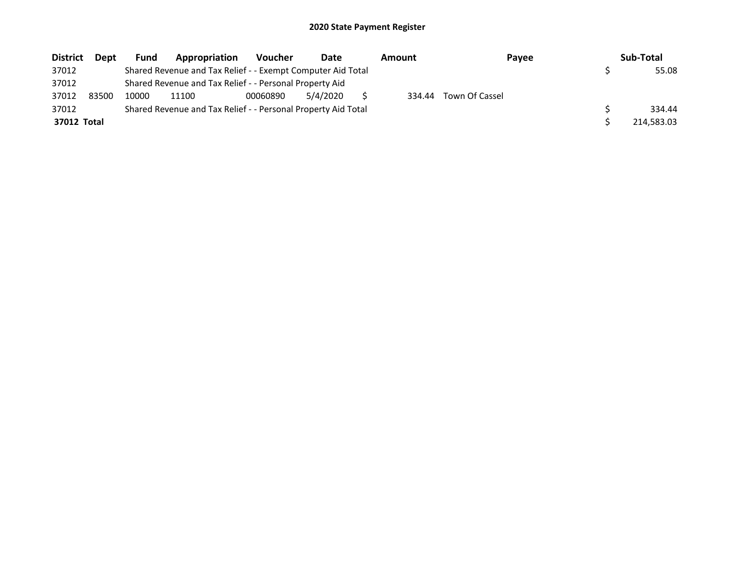# 2020 State Payment Register

| District | Dept | Fund | Appropriation | Voucher | Date | Amount | Payee | Sub-Total |
|---|---|---|---|---|---|---|---|---|
| 37012 | | Shared Revenue and Tax Relief - - Exempt Computer Aid Total | | | | | | $ 55.08 |
| 37012 | | Shared Revenue and Tax Relief - - Personal Property Aid | | | | | | |
| 37012 | 83500 | 10000 | 11100 | 00060890 | 5/4/2020 | $ 334.44 | Town Of Cassel | |
| 37012 | | Shared Revenue and Tax Relief - - Personal Property Aid Total | | | | | | $ 334.44 |
| **37012 Total** | | | | | | | | $ 214,583.03 |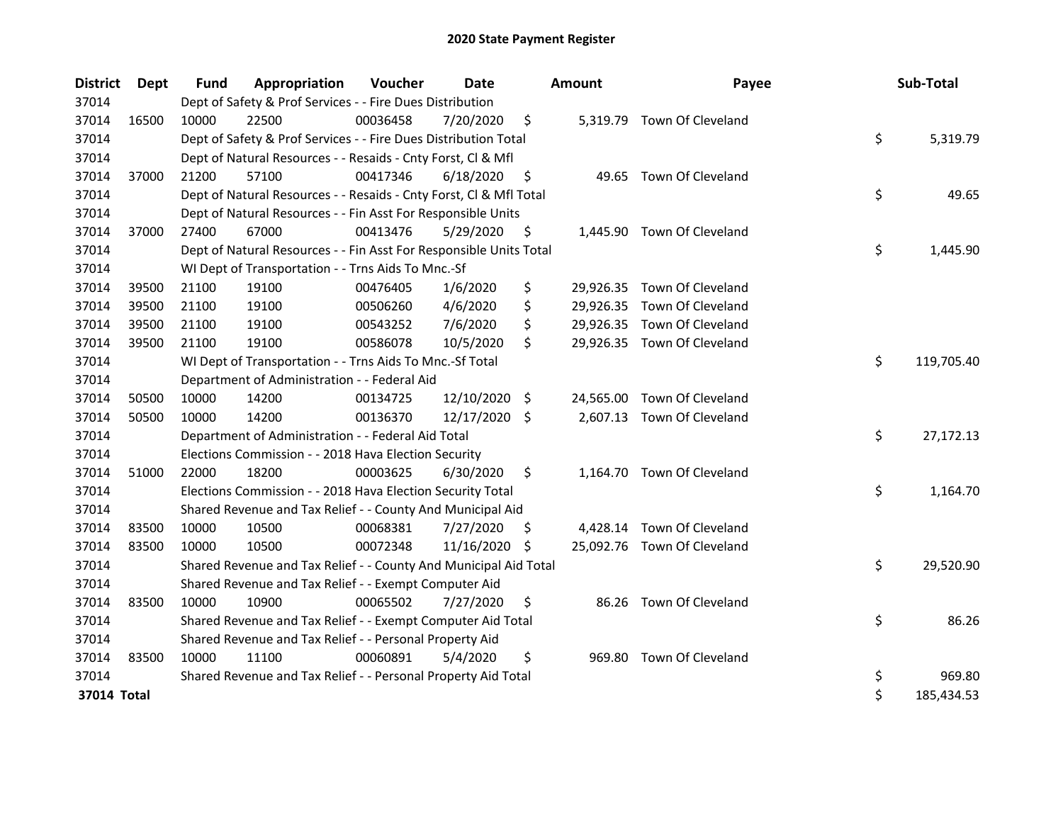# 2020 State Payment Register

| District | Dept | Fund | Appropriation | Voucher | Date | Amount | Payee | Sub-Total |
|---|---|---|---|---|---|---|---|---|
| 37014 | | Dept of Safety & Prof Services - - Fire Dues Distribution | | | | | | |
| 37014 | 16500 | 10000 | 22500 | 00036458 | 7/20/2020 | $ 5,319.79 | Town Of Cleveland | |
| 37014 | | Dept of Safety & Prof Services - - Fire Dues Distribution Total | | | | | | $ 5,319.79 |
| 37014 | | Dept of Natural Resources - - Resaids - Cnty Forst, Cl & Mfl | | | | | | |
| 37014 | 37000 | 21200 | 57100 | 00417346 | 6/18/2020 | $ 49.65 | Town Of Cleveland | |
| 37014 | | Dept of Natural Resources - - Resaids - Cnty Forst, Cl & Mfl Total | | | | | | $ 49.65 |
| 37014 | | Dept of Natural Resources - - Fin Asst For Responsible Units | | | | | | |
| 37014 | 37000 | 27400 | 67000 | 00413476 | 5/29/2020 | $ 1,445.90 | Town Of Cleveland | |
| 37014 | | Dept of Natural Resources - - Fin Asst For Responsible Units Total | | | | | | $ 1,445.90 |
| 37014 | | WI Dept of Transportation - - Trns Aids To Mnc.-Sf | | | | | | |
| 37014 | 39500 | 21100 | 19100 | 00476405 | 1/6/2020 | $ 29,926.35 | Town Of Cleveland | |
| 37014 | 39500 | 21100 | 19100 | 00506260 | 4/6/2020 | $ 29,926.35 | Town Of Cleveland | |
| 37014 | 39500 | 21100 | 19100 | 00543252 | 7/6/2020 | $ 29,926.35 | Town Of Cleveland | |
| 37014 | 39500 | 21100 | 19100 | 00586078 | 10/5/2020 | $ 29,926.35 | Town Of Cleveland | |
| 37014 | | WI Dept of Transportation - - Trns Aids To Mnc.-Sf Total | | | | | | $ 119,705.40 |
| 37014 | | Department of Administration - - Federal Aid | | | | | | |
| 37014 | 50500 | 10000 | 14200 | 00134725 | 12/10/2020 | $ 24,565.00 | Town Of Cleveland | |
| 37014 | 50500 | 10000 | 14200 | 00136370 | 12/17/2020 | $ 2,607.13 | Town Of Cleveland | |
| 37014 | | Department of Administration - - Federal Aid Total | | | | | | $ 27,172.13 |
| 37014 | | Elections Commission - - 2018 Hava Election Security | | | | | | |
| 37014 | 51000 | 22000 | 18200 | 00003625 | 6/30/2020 | $ 1,164.70 | Town Of Cleveland | |
| 37014 | | Elections Commission - - 2018 Hava Election Security Total | | | | | | $ 1,164.70 |
| 37014 | | Shared Revenue and Tax Relief - - County And Municipal Aid | | | | | | |
| 37014 | 83500 | 10000 | 10500 | 00068381 | 7/27/2020 | $ 4,428.14 | Town Of Cleveland | |
| 37014 | 83500 | 10000 | 10500 | 00072348 | 11/16/2020 | $ 25,092.76 | Town Of Cleveland | |
| 37014 | | Shared Revenue and Tax Relief - - County And Municipal Aid Total | | | | | | $ 29,520.90 |
| 37014 | | Shared Revenue and Tax Relief - - Exempt Computer Aid | | | | | | |
| 37014 | 83500 | 10000 | 10900 | 00065502 | 7/27/2020 | $ 86.26 | Town Of Cleveland | |
| 37014 | | Shared Revenue and Tax Relief - - Exempt Computer Aid Total | | | | | | $ 86.26 |
| 37014 | | Shared Revenue and Tax Relief - - Personal Property Aid | | | | | | |
| 37014 | 83500 | 10000 | 11100 | 00060891 | 5/4/2020 | $ 969.80 | Town Of Cleveland | |
| 37014 | | Shared Revenue and Tax Relief - - Personal Property Aid Total | | | | | | $ 969.80 |
| **37014 Total** | | | | | | | | $ 185,434.53 |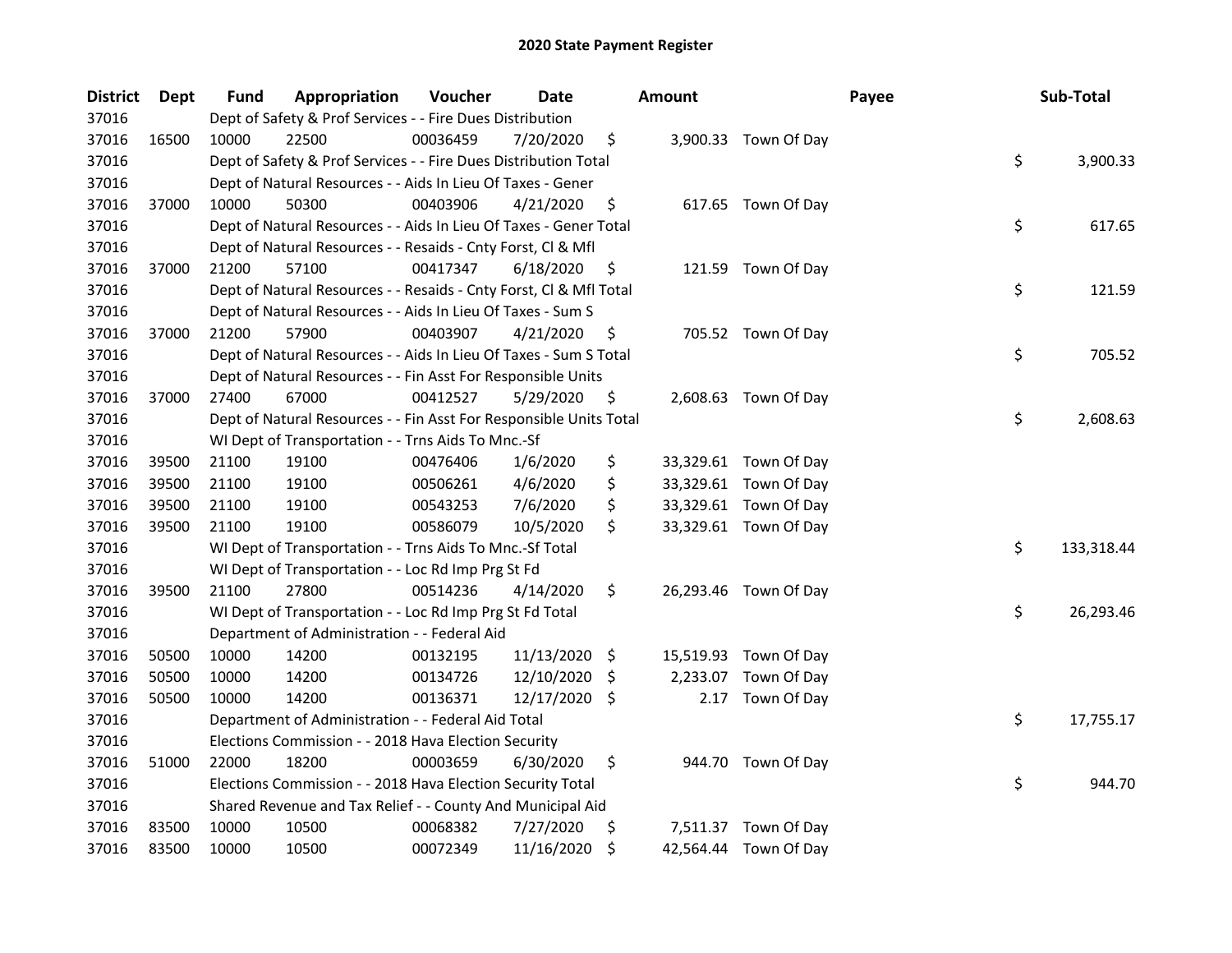## 2020 State Payment Register

| District | Dept | Fund | Appropriation | Voucher | Date | Amount | Payee | Sub-Total |
|---|---|---|---|---|---|---|---|---|
| 37016 | | Dept of Safety & Prof Services - - Fire Dues Distribution | | | | | | |
| 37016 | 16500 | 10000 | 22500 | 00036459 | 7/20/2020 | $ 3,900.33 | Town Of Day | |
| 37016 | | Dept of Safety & Prof Services - - Fire Dues Distribution Total | | | | | | $ 3,900.33 |
| 37016 | | Dept of Natural Resources - - Aids In Lieu Of Taxes - Gener | | | | | | |
| 37016 | 37000 | 10000 | 50300 | 00403906 | 4/21/2020 | $ 617.65 | Town Of Day | |
| 37016 | | Dept of Natural Resources - - Aids In Lieu Of Taxes - Gener Total | | | | | | $ 617.65 |
| 37016 | | Dept of Natural Resources - - Resaids - Cnty Forst, Cl & Mfl | | | | | | |
| 37016 | 37000 | 21200 | 57100 | 00417347 | 6/18/2020 | $ 121.59 | Town Of Day | |
| 37016 | | Dept of Natural Resources - - Resaids - Cnty Forst, Cl & Mfl Total | | | | | | $ 121.59 |
| 37016 | | Dept of Natural Resources - - Aids In Lieu Of Taxes - Sum S | | | | | | |
| 37016 | 37000 | 21200 | 57900 | 00403907 | 4/21/2020 | $ 705.52 | Town Of Day | |
| 37016 | | Dept of Natural Resources - - Aids In Lieu Of Taxes - Sum S Total | | | | | | $ 705.52 |
| 37016 | | Dept of Natural Resources - - Fin Asst For Responsible Units | | | | | | |
| 37016 | 37000 | 27400 | 67000 | 00412527 | 5/29/2020 | $ 2,608.63 | Town Of Day | |
| 37016 | | Dept of Natural Resources - - Fin Asst For Responsible Units Total | | | | | | $ 2,608.63 |
| 37016 | | WI Dept of Transportation - - Trns Aids To Mnc.-Sf | | | | | | |
| 37016 | 39500 | 21100 | 19100 | 00476406 | 1/6/2020 | $ 33,329.61 | Town Of Day | |
| 37016 | 39500 | 21100 | 19100 | 00506261 | 4/6/2020 | $ 33,329.61 | Town Of Day | |
| 37016 | 39500 | 21100 | 19100 | 00543253 | 7/6/2020 | $ 33,329.61 | Town Of Day | |
| 37016 | 39500 | 21100 | 19100 | 00586079 | 10/5/2020 | $ 33,329.61 | Town Of Day | |
| 37016 | | WI Dept of Transportation - - Trns Aids To Mnc.-Sf Total | | | | | | $ 133,318.44 |
| 37016 | | WI Dept of Transportation - - Loc Rd Imp Prg St Fd | | | | | | |
| 37016 | 39500 | 21100 | 27800 | 00514236 | 4/14/2020 | $ 26,293.46 | Town Of Day | |
| 37016 | | WI Dept of Transportation - - Loc Rd Imp Prg St Fd Total | | | | | | $ 26,293.46 |
| 37016 | | Department of Administration - - Federal Aid | | | | | | |
| 37016 | 50500 | 10000 | 14200 | 00132195 | 11/13/2020 | $ 15,519.93 | Town Of Day | |
| 37016 | 50500 | 10000 | 14200 | 00134726 | 12/10/2020 | $ 2,233.07 | Town Of Day | |
| 37016 | 50500 | 10000 | 14200 | 00136371 | 12/17/2020 | $ 2.17 | Town Of Day | |
| 37016 | | Department of Administration - - Federal Aid Total | | | | | | $ 17,755.17 |
| 37016 | | Elections Commission - - 2018 Hava Election Security | | | | | | |
| 37016 | 51000 | 22000 | 18200 | 00003659 | 6/30/2020 | $ 944.70 | Town Of Day | |
| 37016 | | Elections Commission - - 2018 Hava Election Security Total | | | | | | $ 944.70 |
| 37016 | | Shared Revenue and Tax Relief - - County And Municipal Aid | | | | | | |
| 37016 | 83500 | 10000 | 10500 | 00068382 | 7/27/2020 | $ 7,511.37 | Town Of Day | |
| 37016 | 83500 | 10000 | 10500 | 00072349 | 11/16/2020 | $ 42,564.44 | Town Of Day | |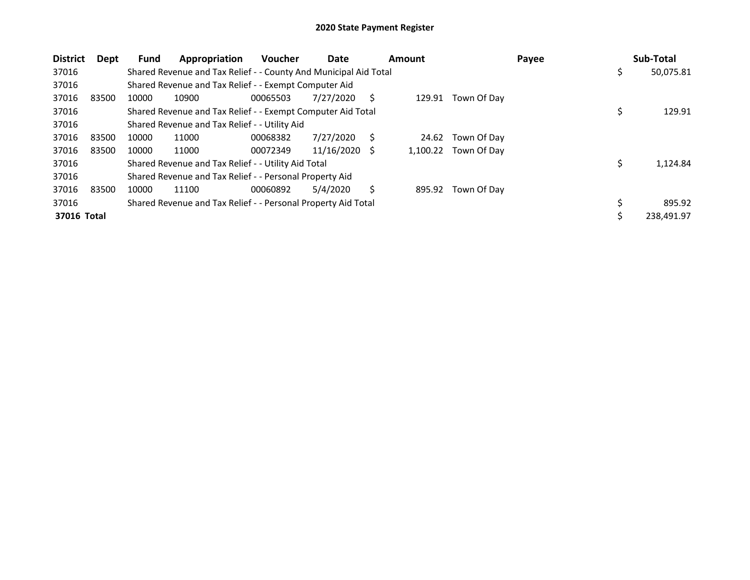# 2020 State Payment Register

| District | Dept | Fund | Appropriation | Voucher | Date | Amount | Payee | Sub-Total |
|---|---|---|---|---|---|---|---|---|
| 37016 | | Shared Revenue and Tax Relief - - County And Municipal Aid Total | | | | | | $ 50,075.81 |
| 37016 | | Shared Revenue and Tax Relief - - Exempt Computer Aid | | | | | | |
| 37016 | 83500 | 10000 | 10900 | 00065503 | 7/27/2020 | $ 129.91 | Town Of Day | |
| 37016 | | Shared Revenue and Tax Relief - - Exempt Computer Aid Total | | | | | | $ 129.91 |
| 37016 | | Shared Revenue and Tax Relief - - Utility Aid | | | | | | |
| 37016 | 83500 | 10000 | 11000 | 00068382 | 7/27/2020 | $ 24.62 | Town Of Day | |
| 37016 | 83500 | 10000 | 11000 | 00072349 | 11/16/2020 | $ 1,100.22 | Town Of Day | |
| 37016 | | Shared Revenue and Tax Relief - - Utility Aid Total | | | | | | $ 1,124.84 |
| 37016 | | Shared Revenue and Tax Relief - - Personal Property Aid | | | | | | |
| 37016 | 83500 | 10000 | 11100 | 00060892 | 5/4/2020 | $ 895.92 | Town Of Day | |
| 37016 | | Shared Revenue and Tax Relief - - Personal Property Aid Total | | | | | | $ 895.92 |
| **37016 Total** | | | | | | | | $ 238,491.97 |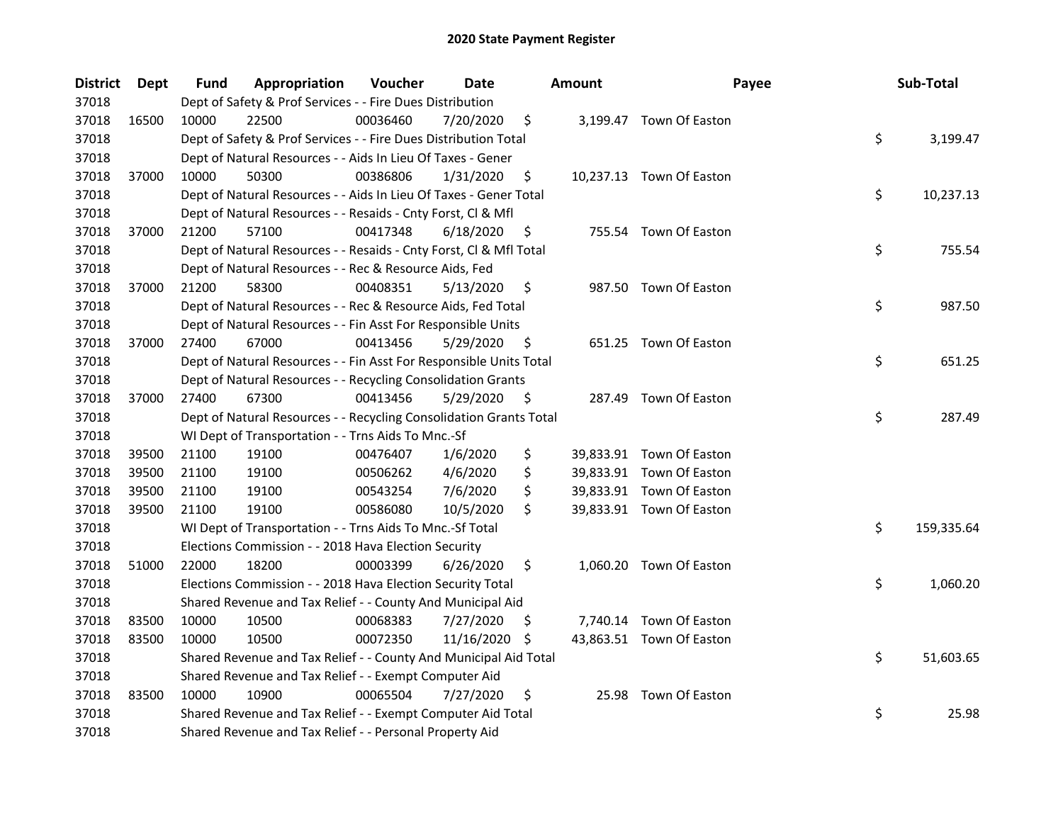# 2020 State Payment Register

| District | Dept | Fund | Appropriation | Voucher | Date | Amount | Payee | Sub-Total |
|---|---|---|---|---|---|---|---|---|
| 37018 | | Dept of Safety & Prof Services - - Fire Dues Distribution | | | | | | |
| 37018 | 16500 | 10000 | 22500 | 00036460 | 7/20/2020 | $ 3,199.47 | Town Of Easton | |
| 37018 | | Dept of Safety & Prof Services - - Fire Dues Distribution Total | | | | | | $ 3,199.47 |
| 37018 | | Dept of Natural Resources - - Aids In Lieu Of Taxes - Gener | | | | | | |
| 37018 | 37000 | 10000 | 50300 | 00386806 | 1/31/2020 | $ 10,237.13 | Town Of Easton | |
| 37018 | | Dept of Natural Resources - - Aids In Lieu Of Taxes - Gener Total | | | | | | $ 10,237.13 |
| 37018 | | Dept of Natural Resources - - Resaids - Cnty Forst, Cl & Mfl | | | | | | |
| 37018 | 37000 | 21200 | 57100 | 00417348 | 6/18/2020 | $ 755.54 | Town Of Easton | |
| 37018 | | Dept of Natural Resources - - Resaids - Cnty Forst, Cl & Mfl Total | | | | | | $ 755.54 |
| 37018 | | Dept of Natural Resources - - Rec & Resource Aids, Fed | | | | | | |
| 37018 | 37000 | 21200 | 58300 | 00408351 | 5/13/2020 | $ 987.50 | Town Of Easton | |
| 37018 | | Dept of Natural Resources - - Rec & Resource Aids, Fed Total | | | | | | $ 987.50 |
| 37018 | | Dept of Natural Resources - - Fin Asst For Responsible Units | | | | | | |
| 37018 | 37000 | 27400 | 67000 | 00413456 | 5/29/2020 | $ 651.25 | Town Of Easton | |
| 37018 | | Dept of Natural Resources - - Fin Asst For Responsible Units Total | | | | | | $ 651.25 |
| 37018 | | Dept of Natural Resources - - Recycling Consolidation Grants | | | | | | |
| 37018 | 37000 | 27400 | 67300 | 00413456 | 5/29/2020 | $ 287.49 | Town Of Easton | |
| 37018 | | Dept of Natural Resources - - Recycling Consolidation Grants Total | | | | | | $ 287.49 |
| 37018 | | WI Dept of Transportation - - Trns Aids To Mnc.-Sf | | | | | | |
| 37018 | 39500 | 21100 | 19100 | 00476407 | 1/6/2020 | $ 39,833.91 | Town Of Easton | |
| 37018 | 39500 | 21100 | 19100 | 00506262 | 4/6/2020 | $ 39,833.91 | Town Of Easton | |
| 37018 | 39500 | 21100 | 19100 | 00543254 | 7/6/2020 | $ 39,833.91 | Town Of Easton | |
| 37018 | 39500 | 21100 | 19100 | 00586080 | 10/5/2020 | $ 39,833.91 | Town Of Easton | |
| 37018 | | WI Dept of Transportation - - Trns Aids To Mnc.-Sf Total | | | | | | $ 159,335.64 |
| 37018 | | Elections Commission - - 2018 Hava Election Security | | | | | | |
| 37018 | 51000 | 22000 | 18200 | 00003399 | 6/26/2020 | $ 1,060.20 | Town Of Easton | |
| 37018 | | Elections Commission - - 2018 Hava Election Security Total | | | | | | $ 1,060.20 |
| 37018 | | Shared Revenue and Tax Relief - - County And Municipal Aid | | | | | | |
| 37018 | 83500 | 10000 | 10500 | 00068383 | 7/27/2020 | $ 7,740.14 | Town Of Easton | |
| 37018 | 83500 | 10000 | 10500 | 00072350 | 11/16/2020 | $ 43,863.51 | Town Of Easton | |
| 37018 | | Shared Revenue and Tax Relief - - County And Municipal Aid Total | | | | | | $ 51,603.65 |
| 37018 | | Shared Revenue and Tax Relief - - Exempt Computer Aid | | | | | | |
| 37018 | 83500 | 10000 | 10900 | 00065504 | 7/27/2020 | $ 25.98 | Town Of Easton | |
| 37018 | | Shared Revenue and Tax Relief - - Exempt Computer Aid Total | | | | | | $ 25.98 |
| 37018 | | Shared Revenue and Tax Relief - - Personal Property Aid | | | | | | |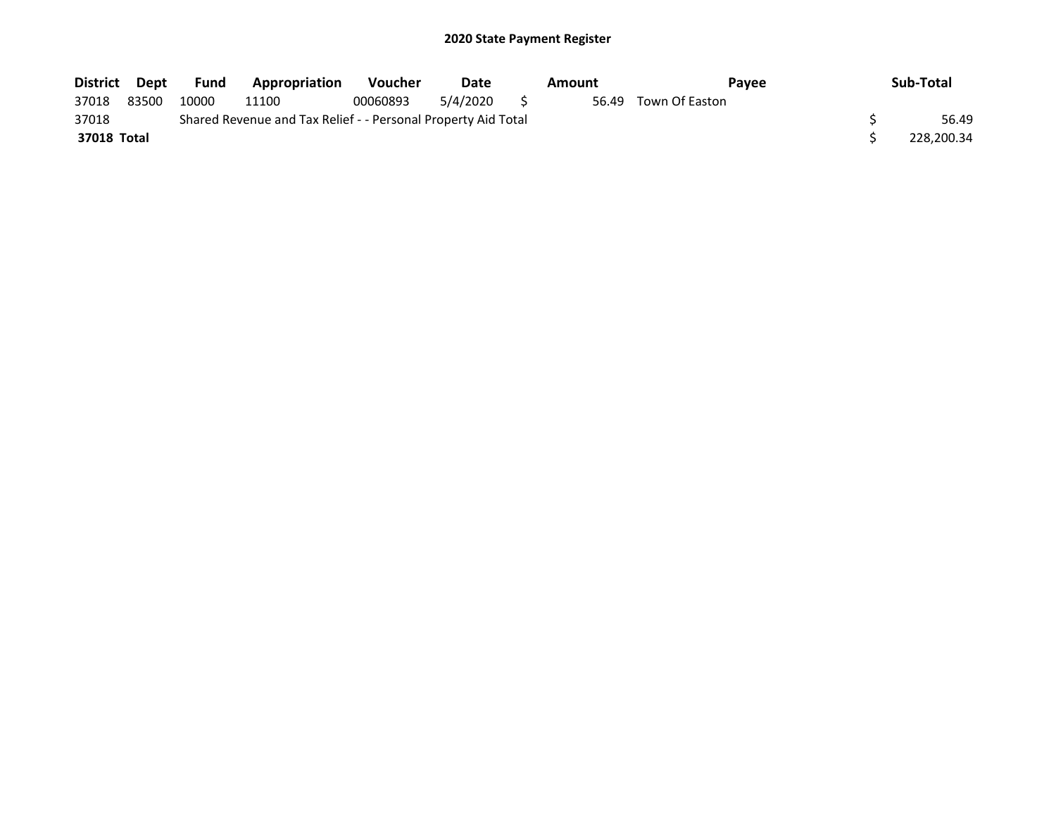# 2020 State Payment Register

| District | Dept | Fund | Appropriation | Voucher | Date | Amount | Payee | Sub-Total |
|---|---|---|---|---|---|---|---|---|
| 37018 | 83500 | 10000 | 11100 | 00060893 | 5/4/2020 | $ 56.49 | Town Of Easton | |
| 37018 | | Shared Revenue and Tax Relief - - Personal Property Aid Total | | | | | | $ 56.49 |
| **37018 Total** | | | | | | | | $ 228,200.34 |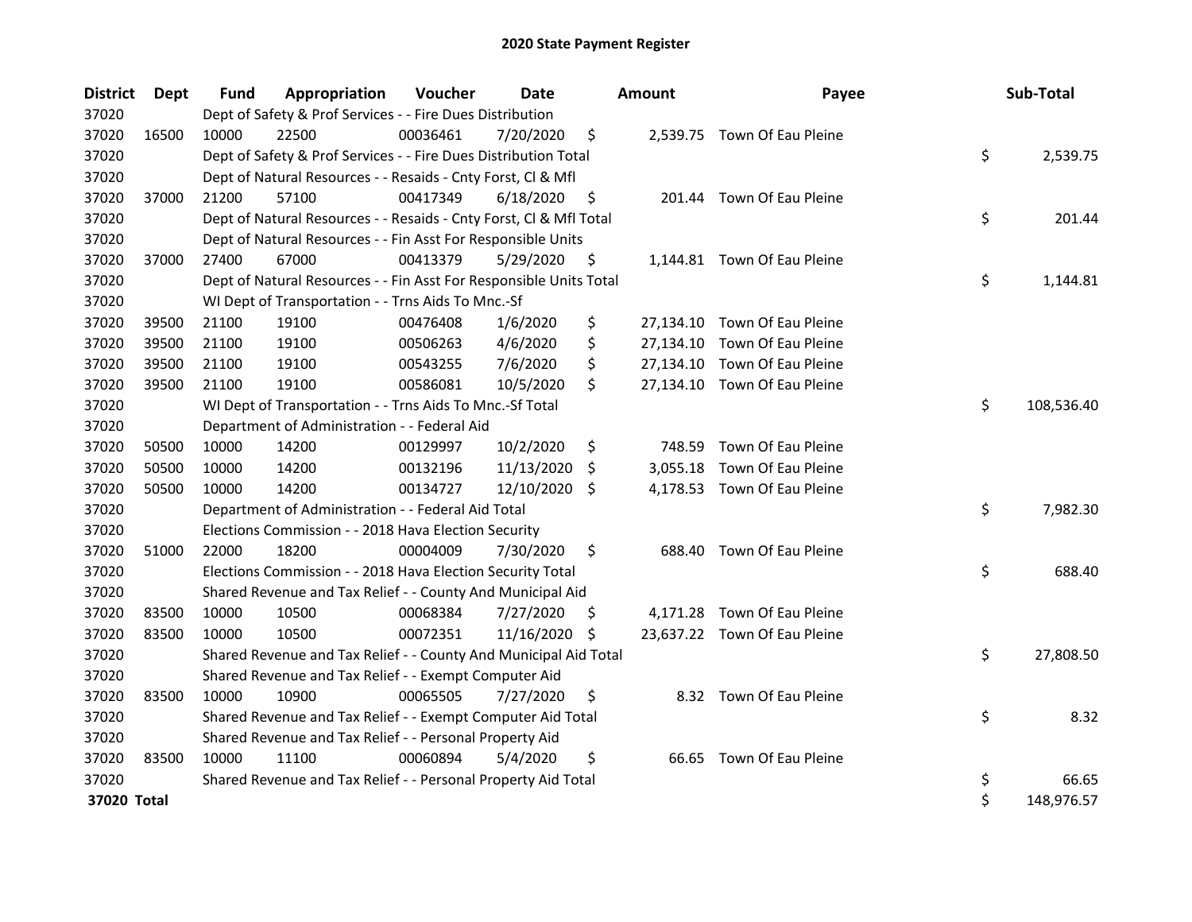# 2020 State Payment Register

| District | Dept | Fund | Appropriation | Voucher | Date | Amount | Payee | Sub-Total |
|---|---|---|---|---|---|---|---|---|
| 37020 | | Dept of Safety & Prof Services - - Fire Dues Distribution | | | | | | |
| 37020 | 16500 | 10000 | 22500 | 00036461 | 7/20/2020 | $ 2,539.75 | Town Of Eau Pleine | |
| 37020 | | Dept of Safety & Prof Services - - Fire Dues Distribution Total | | | | | | $ 2,539.75 |
| 37020 | | Dept of Natural Resources - - Resaids - Cnty Forst, Cl & Mfl | | | | | | |
| 37020 | 37000 | 21200 | 57100 | 00417349 | 6/18/2020 | $ 201.44 | Town Of Eau Pleine | |
| 37020 | | Dept of Natural Resources - - Resaids - Cnty Forst, Cl & Mfl Total | | | | | | $ 201.44 |
| 37020 | | Dept of Natural Resources - - Fin Asst For Responsible Units | | | | | | |
| 37020 | 37000 | 27400 | 67000 | 00413379 | 5/29/2020 | $ 1,144.81 | Town Of Eau Pleine | |
| 37020 | | Dept of Natural Resources - - Fin Asst For Responsible Units Total | | | | | | $ 1,144.81 |
| 37020 | | WI Dept of Transportation - - Trns Aids To Mnc.-Sf | | | | | | |
| 37020 | 39500 | 21100 | 19100 | 00476408 | 1/6/2020 | $ 27,134.10 | Town Of Eau Pleine | |
| 37020 | 39500 | 21100 | 19100 | 00506263 | 4/6/2020 | $ 27,134.10 | Town Of Eau Pleine | |
| 37020 | 39500 | 21100 | 19100 | 00543255 | 7/6/2020 | $ 27,134.10 | Town Of Eau Pleine | |
| 37020 | 39500 | 21100 | 19100 | 00586081 | 10/5/2020 | $ 27,134.10 | Town Of Eau Pleine | |
| 37020 | | WI Dept of Transportation - - Trns Aids To Mnc.-Sf Total | | | | | | $ 108,536.40 |
| 37020 | | Department of Administration - - Federal Aid | | | | | | |
| 37020 | 50500 | 10000 | 14200 | 00129997 | 10/2/2020 | $ 748.59 | Town Of Eau Pleine | |
| 37020 | 50500 | 10000 | 14200 | 00132196 | 11/13/2020 | $ 3,055.18 | Town Of Eau Pleine | |
| 37020 | 50500 | 10000 | 14200 | 00134727 | 12/10/2020 | $ 4,178.53 | Town Of Eau Pleine | |
| 37020 | | Department of Administration - - Federal Aid Total | | | | | | $ 7,982.30 |
| 37020 | | Elections Commission - - 2018 Hava Election Security | | | | | | |
| 37020 | 51000 | 22000 | 18200 | 00004009 | 7/30/2020 | $ 688.40 | Town Of Eau Pleine | |
| 37020 | | Elections Commission - - 2018 Hava Election Security Total | | | | | | $ 688.40 |
| 37020 | | Shared Revenue and Tax Relief - - County And Municipal Aid | | | | | | |
| 37020 | 83500 | 10000 | 10500 | 00068384 | 7/27/2020 | $ 4,171.28 | Town Of Eau Pleine | |
| 37020 | 83500 | 10000 | 10500 | 00072351 | 11/16/2020 | $ 23,637.22 | Town Of Eau Pleine | |
| 37020 | | Shared Revenue and Tax Relief - - County And Municipal Aid Total | | | | | | $ 27,808.50 |
| 37020 | | Shared Revenue and Tax Relief - - Exempt Computer Aid | | | | | | |
| 37020 | 83500 | 10000 | 10900 | 00065505 | 7/27/2020 | $ 8.32 | Town Of Eau Pleine | |
| 37020 | | Shared Revenue and Tax Relief - - Exempt Computer Aid Total | | | | | | $ 8.32 |
| 37020 | | Shared Revenue and Tax Relief - - Personal Property Aid | | | | | | |
| 37020 | 83500 | 10000 | 11100 | 00060894 | 5/4/2020 | $ 66.65 | Town Of Eau Pleine | |
| 37020 | | Shared Revenue and Tax Relief - - Personal Property Aid Total | | | | | | $ 66.65 |
| **37020 Total** | | | | | | | | $ 148,976.57 |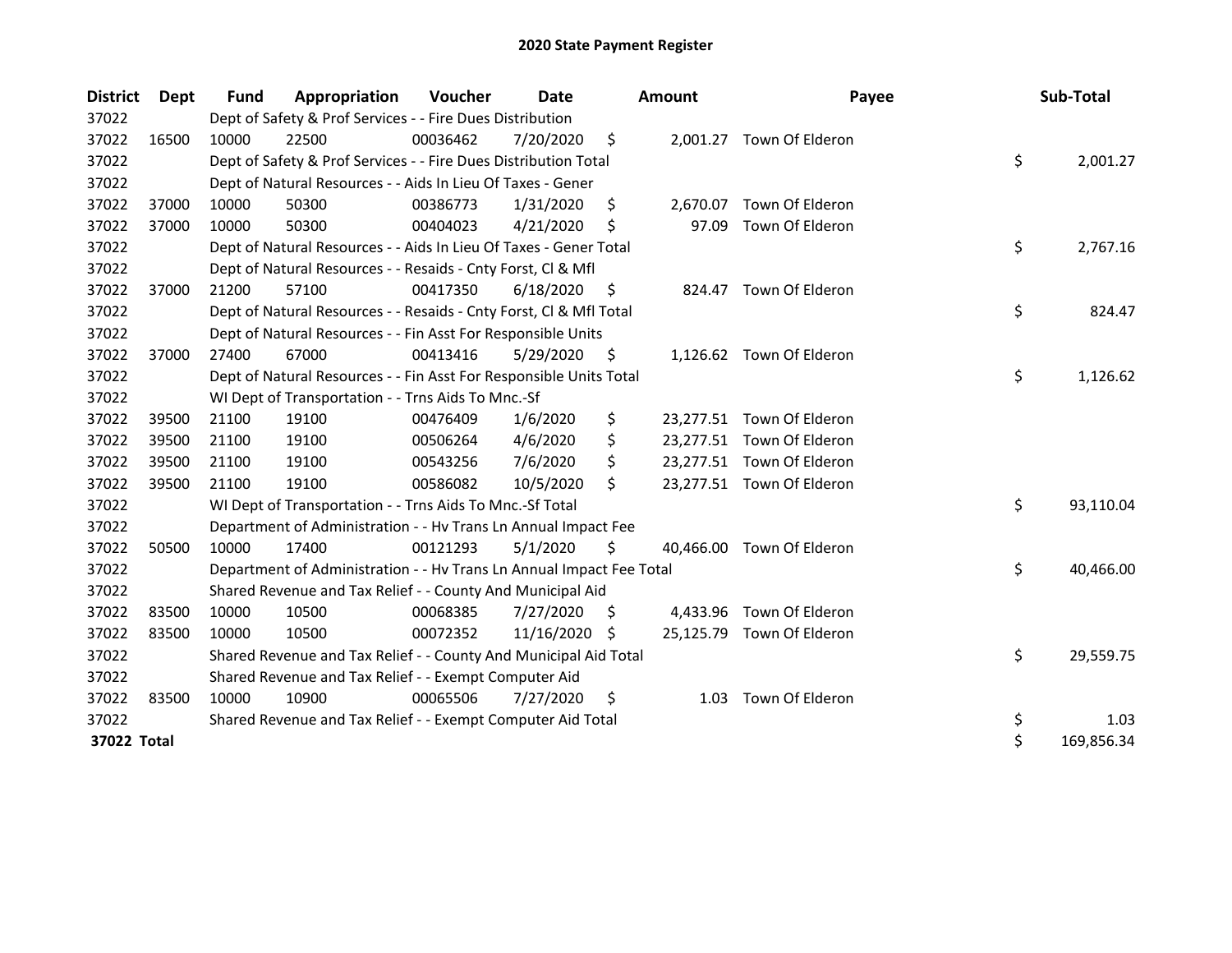# 2020 State Payment Register

| District | Dept | Fund | Appropriation | Voucher | Date | Amount | Payee | Sub-Total |
|---|---|---|---|---|---|---|---|---|
| 37022 | | Dept of Safety & Prof Services - - Fire Dues Distribution | | | | | | |
| 37022 | 16500 | 10000 | 22500 | 00036462 | 7/20/2020 | $ 2,001.27 | Town Of Elderon | |
| 37022 | | Dept of Safety & Prof Services - - Fire Dues Distribution Total | | | | | | $ 2,001.27 |
| 37022 | | Dept of Natural Resources - - Aids In Lieu Of Taxes - Gener | | | | | | |
| 37022 | 37000 | 10000 | 50300 | 00386773 | 1/31/2020 | $ 2,670.07 | Town Of Elderon | |
| 37022 | 37000 | 10000 | 50300 | 00404023 | 4/21/2020 | $ 97.09 | Town Of Elderon | |
| 37022 | | Dept of Natural Resources - - Aids In Lieu Of Taxes - Gener Total | | | | | | $ 2,767.16 |
| 37022 | | Dept of Natural Resources - - Resaids - Cnty Forst, Cl & Mfl | | | | | | |
| 37022 | 37000 | 21200 | 57100 | 00417350 | 6/18/2020 | $ 824.47 | Town Of Elderon | |
| 37022 | | Dept of Natural Resources - - Resaids - Cnty Forst, Cl & Mfl Total | | | | | | $ 824.47 |
| 37022 | | Dept of Natural Resources - - Fin Asst For Responsible Units | | | | | | |
| 37022 | 37000 | 27400 | 67000 | 00413416 | 5/29/2020 | $ 1,126.62 | Town Of Elderon | |
| 37022 | | Dept of Natural Resources - - Fin Asst For Responsible Units Total | | | | | | $ 1,126.62 |
| 37022 | | WI Dept of Transportation - - Trns Aids To Mnc.-Sf | | | | | | |
| 37022 | 39500 | 21100 | 19100 | 00476409 | 1/6/2020 | $ 23,277.51 | Town Of Elderon | |
| 37022 | 39500 | 21100 | 19100 | 00506264 | 4/6/2020 | $ 23,277.51 | Town Of Elderon | |
| 37022 | 39500 | 21100 | 19100 | 00543256 | 7/6/2020 | $ 23,277.51 | Town Of Elderon | |
| 37022 | 39500 | 21100 | 19100 | 00586082 | 10/5/2020 | $ 23,277.51 | Town Of Elderon | |
| 37022 | | WI Dept of Transportation - - Trns Aids To Mnc.-Sf Total | | | | | | $ 93,110.04 |
| 37022 | | Department of Administration - - Hv Trans Ln Annual Impact Fee | | | | | | |
| 37022 | 50500 | 10000 | 17400 | 00121293 | 5/1/2020 | $ 40,466.00 | Town Of Elderon | |
| 37022 | | Department of Administration - - Hv Trans Ln Annual Impact Fee Total | | | | | | $ 40,466.00 |
| 37022 | | Shared Revenue and Tax Relief - - County And Municipal Aid | | | | | | |
| 37022 | 83500 | 10000 | 10500 | 00068385 | 7/27/2020 | $ 4,433.96 | Town Of Elderon | |
| 37022 | 83500 | 10000 | 10500 | 00072352 | 11/16/2020 | $ 25,125.79 | Town Of Elderon | |
| 37022 | | Shared Revenue and Tax Relief - - County And Municipal Aid Total | | | | | | $ 29,559.75 |
| 37022 | | Shared Revenue and Tax Relief - - Exempt Computer Aid | | | | | | |
| 37022 | 83500 | 10000 | 10900 | 00065506 | 7/27/2020 | $ 1.03 | Town Of Elderon | |
| 37022 | | Shared Revenue and Tax Relief - - Exempt Computer Aid Total | | | | | | $ 1.03 |
| **37022 Total** | | | | | | | | $ 169,856.34 |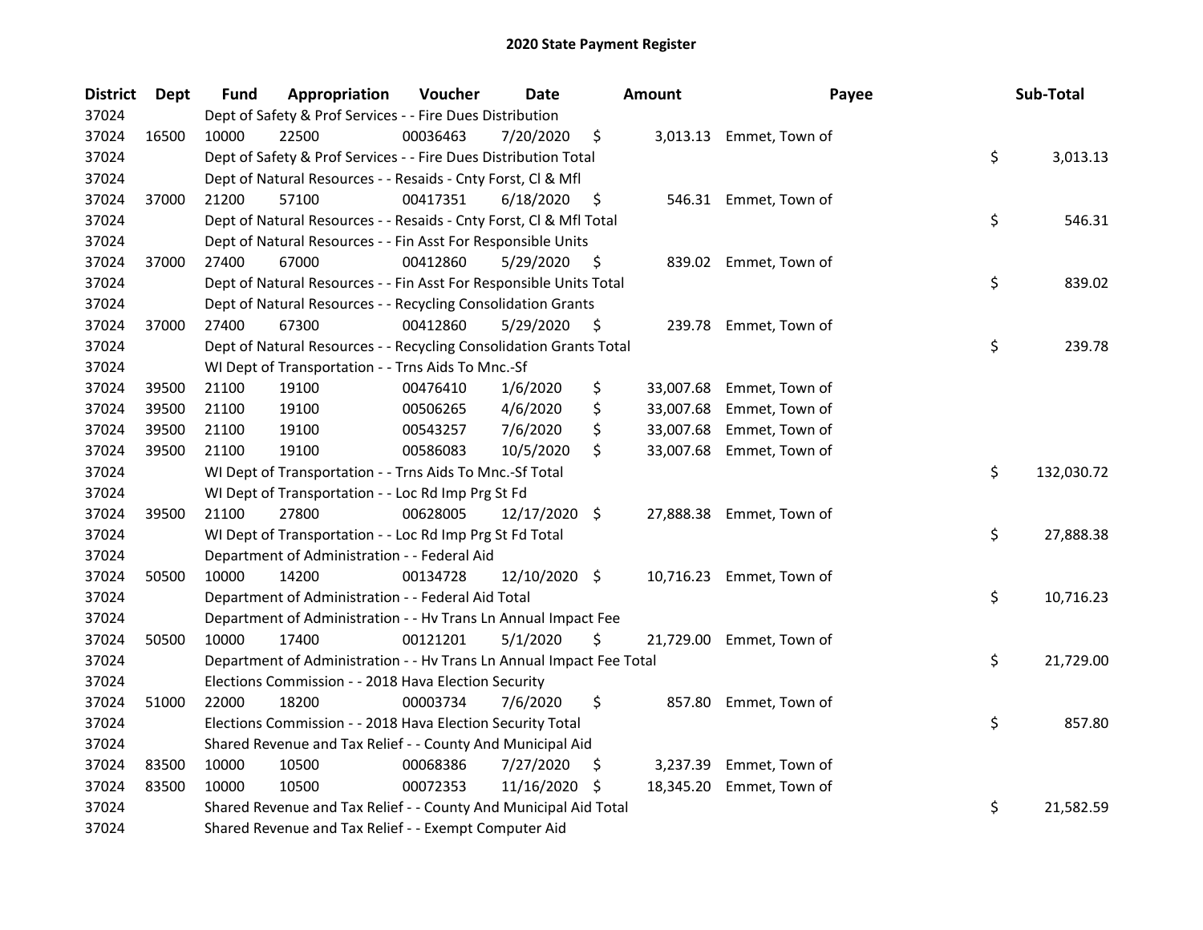# 2020 State Payment Register

| District | Dept | Fund | Appropriation | Voucher | Date | Amount | Payee | Sub-Total |
|---|---|---|---|---|---|---|---|---|
| 37024 | | Dept of Safety & Prof Services - - Fire Dues Distribution | | | | | | |
| 37024 | 16500 | 10000 | 22500 | 00036463 | 7/20/2020 | $ 3,013.13 | Emmet, Town of | |
| 37024 | | Dept of Safety & Prof Services - - Fire Dues Distribution Total | | | | | | $ 3,013.13 |
| 37024 | | Dept of Natural Resources - - Resaids - Cnty Forst, Cl & Mfl | | | | | | |
| 37024 | 37000 | 21200 | 57100 | 00417351 | 6/18/2020 | $ 546.31 | Emmet, Town of | |
| 37024 | | Dept of Natural Resources - - Resaids - Cnty Forst, Cl & Mfl Total | | | | | | $ 546.31 |
| 37024 | | Dept of Natural Resources - - Fin Asst For Responsible Units | | | | | | |
| 37024 | 37000 | 27400 | 67000 | 00412860 | 5/29/2020 | $ 839.02 | Emmet, Town of | |
| 37024 | | Dept of Natural Resources - - Fin Asst For Responsible Units Total | | | | | | $ 839.02 |
| 37024 | | Dept of Natural Resources - - Recycling Consolidation Grants | | | | | | |
| 37024 | 37000 | 27400 | 67300 | 00412860 | 5/29/2020 | $ 239.78 | Emmet, Town of | |
| 37024 | | Dept of Natural Resources - - Recycling Consolidation Grants Total | | | | | | $ 239.78 |
| 37024 | | WI Dept of Transportation - - Trns Aids To Mnc.-Sf | | | | | | |
| 37024 | 39500 | 21100 | 19100 | 00476410 | 1/6/2020 | $ 33,007.68 | Emmet, Town of | |
| 37024 | 39500 | 21100 | 19100 | 00506265 | 4/6/2020 | $ 33,007.68 | Emmet, Town of | |
| 37024 | 39500 | 21100 | 19100 | 00543257 | 7/6/2020 | $ 33,007.68 | Emmet, Town of | |
| 37024 | 39500 | 21100 | 19100 | 00586083 | 10/5/2020 | $ 33,007.68 | Emmet, Town of | |
| 37024 | | WI Dept of Transportation - - Trns Aids To Mnc.-Sf Total | | | | | | $ 132,030.72 |
| 37024 | | WI Dept of Transportation - - Loc Rd Imp Prg St Fd | | | | | | |
| 37024 | 39500 | 21100 | 27800 | 00628005 | 12/17/2020 | $ 27,888.38 | Emmet, Town of | |
| 37024 | | WI Dept of Transportation - - Loc Rd Imp Prg St Fd Total | | | | | | $ 27,888.38 |
| 37024 | | Department of Administration - - Federal Aid | | | | | | |
| 37024 | 50500 | 10000 | 14200 | 00134728 | 12/10/2020 | $ 10,716.23 | Emmet, Town of | |
| 37024 | | Department of Administration - - Federal Aid Total | | | | | | $ 10,716.23 |
| 37024 | | Department of Administration - - Hv Trans Ln Annual Impact Fee | | | | | | |
| 37024 | 50500 | 10000 | 17400 | 00121201 | 5/1/2020 | $ 21,729.00 | Emmet, Town of | |
| 37024 | | Department of Administration - - Hv Trans Ln Annual Impact Fee Total | | | | | | $ 21,729.00 |
| 37024 | | Elections Commission - - 2018 Hava Election Security | | | | | | |
| 37024 | 51000 | 22000 | 18200 | 00003734 | 7/6/2020 | $ 857.80 | Emmet, Town of | |
| 37024 | | Elections Commission - - 2018 Hava Election Security Total | | | | | | $ 857.80 |
| 37024 | | Shared Revenue and Tax Relief - - County And Municipal Aid | | | | | | |
| 37024 | 83500 | 10000 | 10500 | 00068386 | 7/27/2020 | $ 3,237.39 | Emmet, Town of | |
| 37024 | 83500 | 10000 | 10500 | 00072353 | 11/16/2020 | $ 18,345.20 | Emmet, Town of | |
| 37024 | | Shared Revenue and Tax Relief - - County And Municipal Aid Total | | | | | | $ 21,582.59 |
| 37024 | | Shared Revenue and Tax Relief - - Exempt Computer Aid | | | | | | |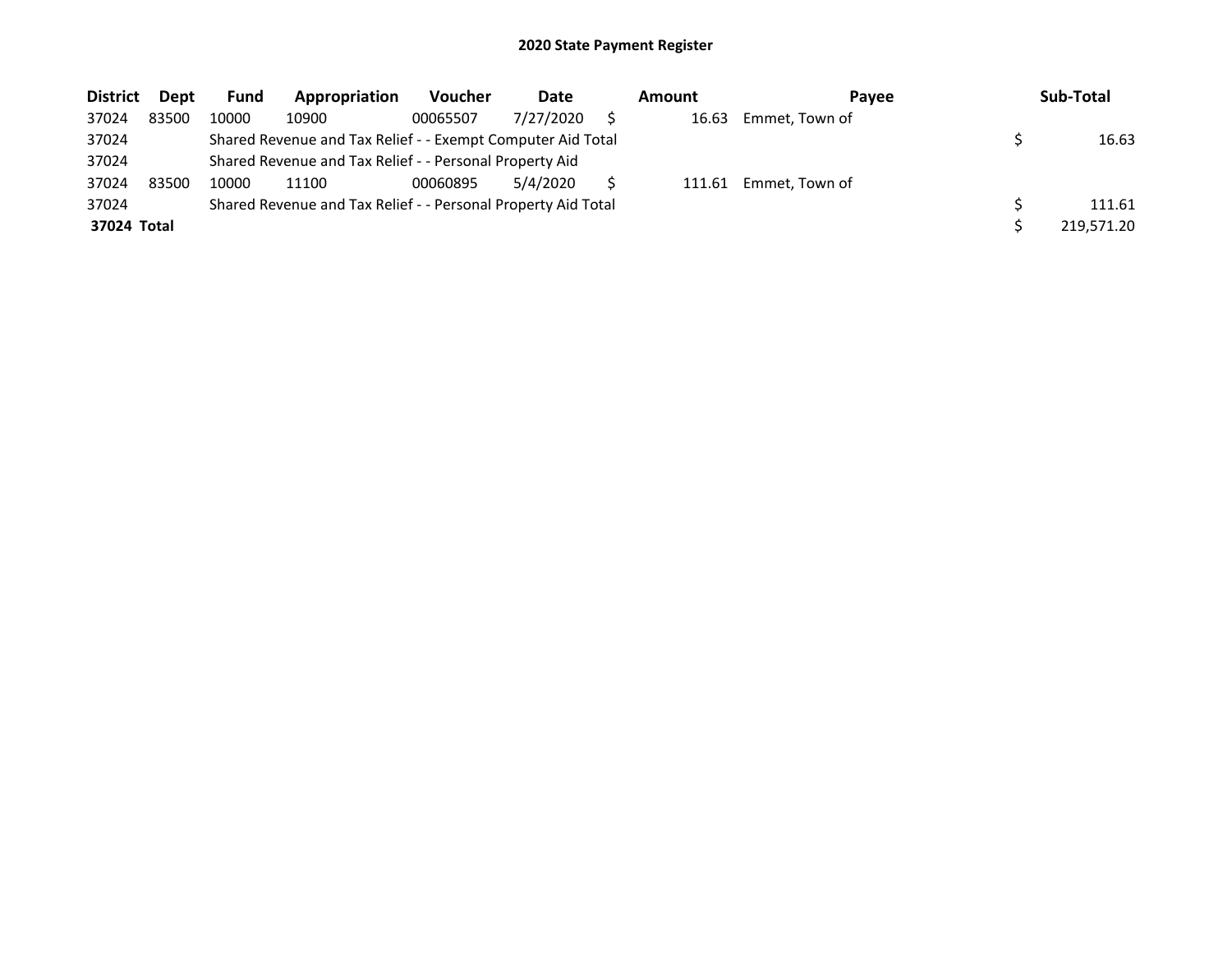## 2020 State Payment Register

| District | Dept | Fund | Appropriation | Voucher | Date | Amount | Payee | Sub-Total |
|---|---|---|---|---|---|---|---|---|
| 37024 | 83500 | 10000 | 10900 | 00065507 | 7/27/2020 | $ 16.63 | Emmet, Town of | |
| 37024 | | Shared Revenue and Tax Relief - - Exempt Computer Aid Total | | | | | | $ 16.63 |
| 37024 | | Shared Revenue and Tax Relief - - Personal Property Aid | | | | | | |
| 37024 | 83500 | 10000 | 11100 | 00060895 | 5/4/2020 | $ 111.61 | Emmet, Town of | |
| 37024 | | Shared Revenue and Tax Relief - - Personal Property Aid Total | | | | | | $ 111.61 |
| **37024 Total** | | | | | | | | $ 219,571.20 |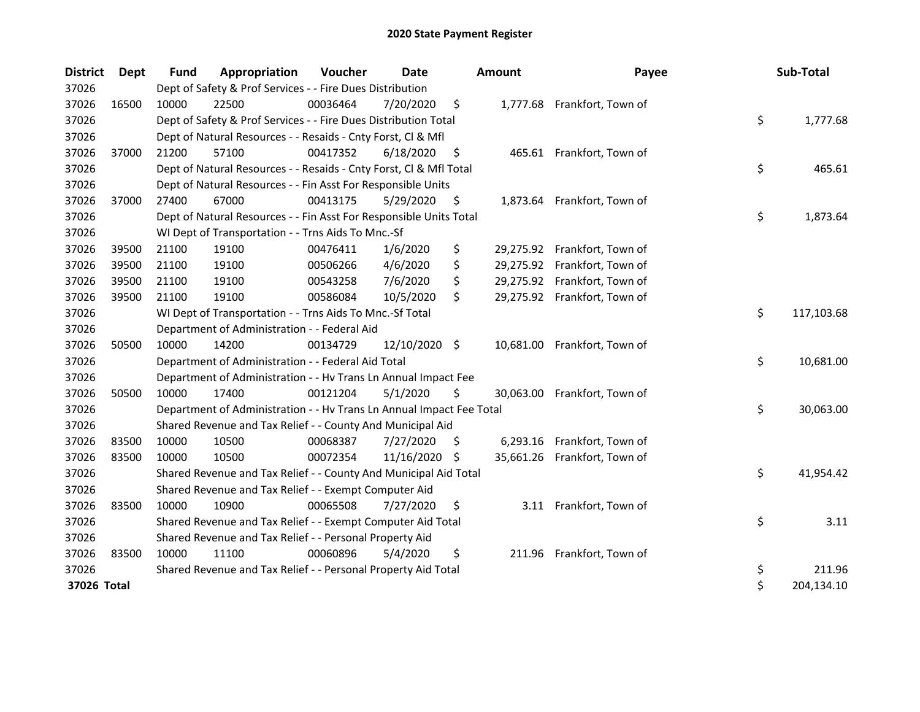# 2020 State Payment Register

| District | Dept | Fund | Appropriation | Voucher | Date | Amount | Payee | Sub-Total |
|---|---|---|---|---|---|---|---|---|
| 37026 | | Dept of Safety & Prof Services - - Fire Dues Distribution | | | | | | |
| 37026 | 16500 | 10000 | 22500 | 00036464 | 7/20/2020 | $ 1,777.68 | Frankfort, Town of | |
| 37026 | | Dept of Safety & Prof Services - - Fire Dues Distribution Total | | | | | | $ 1,777.68 |
| 37026 | | Dept of Natural Resources - - Resaids - Cnty Forst, Cl & Mfl | | | | | | |
| 37026 | 37000 | 21200 | 57100 | 00417352 | 6/18/2020 | $ 465.61 | Frankfort, Town of | |
| 37026 | | Dept of Natural Resources - - Resaids - Cnty Forst, Cl & Mfl Total | | | | | | $ 465.61 |
| 37026 | | Dept of Natural Resources - - Fin Asst For Responsible Units | | | | | | |
| 37026 | 37000 | 27400 | 67000 | 00413175 | 5/29/2020 | $ 1,873.64 | Frankfort, Town of | |
| 37026 | | Dept of Natural Resources - - Fin Asst For Responsible Units Total | | | | | | $ 1,873.64 |
| 37026 | | WI Dept of Transportation - - Trns Aids To Mnc.-Sf | | | | | | |
| 37026 | 39500 | 21100 | 19100 | 00476411 | 1/6/2020 | $ 29,275.92 | Frankfort, Town of | |
| 37026 | 39500 | 21100 | 19100 | 00506266 | 4/6/2020 | $ 29,275.92 | Frankfort, Town of | |
| 37026 | 39500 | 21100 | 19100 | 00543258 | 7/6/2020 | $ 29,275.92 | Frankfort, Town of | |
| 37026 | 39500 | 21100 | 19100 | 00586084 | 10/5/2020 | $ 29,275.92 | Frankfort, Town of | |
| 37026 | | WI Dept of Transportation - - Trns Aids To Mnc.-Sf Total | | | | | | $ 117,103.68 |
| 37026 | | Department of Administration - - Federal Aid | | | | | | |
| 37026 | 50500 | 10000 | 14200 | 00134729 | 12/10/2020 | $ 10,681.00 | Frankfort, Town of | |
| 37026 | | Department of Administration - - Federal Aid Total | | | | | | $ 10,681.00 |
| 37026 | | Department of Administration - - Hv Trans Ln Annual Impact Fee | | | | | | |
| 37026 | 50500 | 10000 | 17400 | 00121204 | 5/1/2020 | $ 30,063.00 | Frankfort, Town of | |
| 37026 | | Department of Administration - - Hv Trans Ln Annual Impact Fee Total | | | | | | $ 30,063.00 |
| 37026 | | Shared Revenue and Tax Relief - - County And Municipal Aid | | | | | | |
| 37026 | 83500 | 10000 | 10500 | 00068387 | 7/27/2020 | $ 6,293.16 | Frankfort, Town of | |
| 37026 | 83500 | 10000 | 10500 | 00072354 | 11/16/2020 | $ 35,661.26 | Frankfort, Town of | |
| 37026 | | Shared Revenue and Tax Relief - - County And Municipal Aid Total | | | | | | $ 41,954.42 |
| 37026 | | Shared Revenue and Tax Relief - - Exempt Computer Aid | | | | | | |
| 37026 | 83500 | 10000 | 10900 | 00065508 | 7/27/2020 | $ 3.11 | Frankfort, Town of | |
| 37026 | | Shared Revenue and Tax Relief - - Exempt Computer Aid Total | | | | | | $ 3.11 |
| 37026 | | Shared Revenue and Tax Relief - - Personal Property Aid | | | | | | |
| 37026 | 83500 | 10000 | 11100 | 00060896 | 5/4/2020 | $ 211.96 | Frankfort, Town of | |
| 37026 | | Shared Revenue and Tax Relief - - Personal Property Aid Total | | | | | | $ 211.96 |
| **37026 Total** | | | | | | | | $ 204,134.10 |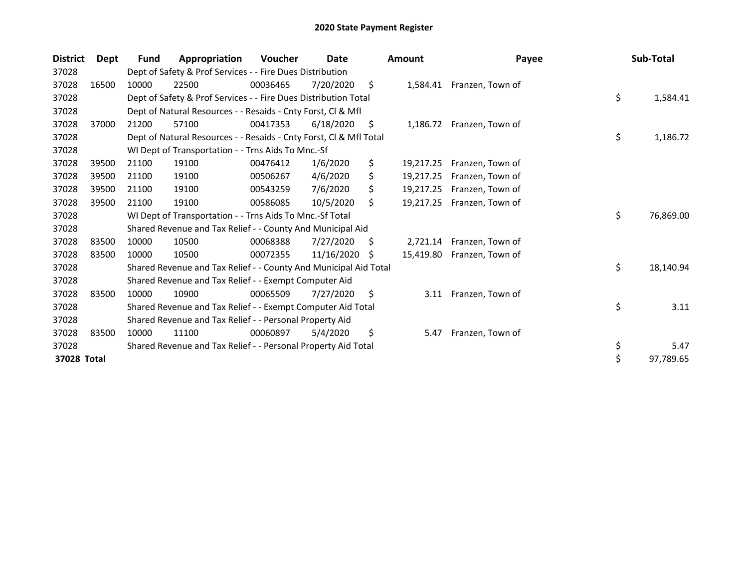# 2020 State Payment Register

| District | Dept | Fund | Appropriation | Voucher | Date | Amount | Payee | Sub-Total |
|---|---|---|---|---|---|---|---|---|
| 37028 | | Dept of Safety & Prof Services - - Fire Dues Distribution | | | | | | |
| 37028 | 16500 | 10000 | 22500 | 00036465 | 7/20/2020 | $ 1,584.41 | Franzen, Town of | |
| 37028 | | Dept of Safety & Prof Services - - Fire Dues Distribution Total | | | | | | $ 1,584.41 |
| 37028 | | Dept of Natural Resources - - Resaids - Cnty Forst, Cl & Mfl | | | | | | |
| 37028 | 37000 | 21200 | 57100 | 00417353 | 6/18/2020 | $ 1,186.72 | Franzen, Town of | |
| 37028 | | Dept of Natural Resources - - Resaids - Cnty Forst, Cl & Mfl Total | | | | | | $ 1,186.72 |
| 37028 | | WI Dept of Transportation - - Trns Aids To Mnc.-Sf | | | | | | |
| 37028 | 39500 | 21100 | 19100 | 00476412 | 1/6/2020 | $ 19,217.25 | Franzen, Town of | |
| 37028 | 39500 | 21100 | 19100 | 00506267 | 4/6/2020 | $ 19,217.25 | Franzen, Town of | |
| 37028 | 39500 | 21100 | 19100 | 00543259 | 7/6/2020 | $ 19,217.25 | Franzen, Town of | |
| 37028 | 39500 | 21100 | 19100 | 00586085 | 10/5/2020 | $ 19,217.25 | Franzen, Town of | |
| 37028 | | WI Dept of Transportation - - Trns Aids To Mnc.-Sf Total | | | | | | $ 76,869.00 |
| 37028 | | Shared Revenue and Tax Relief - - County And Municipal Aid | | | | | | |
| 37028 | 83500 | 10000 | 10500 | 00068388 | 7/27/2020 | $ 2,721.14 | Franzen, Town of | |
| 37028 | 83500 | 10000 | 10500 | 00072355 | 11/16/2020 | $ 15,419.80 | Franzen, Town of | |
| 37028 | | Shared Revenue and Tax Relief - - County And Municipal Aid Total | | | | | | $ 18,140.94 |
| 37028 | | Shared Revenue and Tax Relief - - Exempt Computer Aid | | | | | | |
| 37028 | 83500 | 10000 | 10900 | 00065509 | 7/27/2020 | $ 3.11 | Franzen, Town of | |
| 37028 | | Shared Revenue and Tax Relief - - Exempt Computer Aid Total | | | | | | $ 3.11 |
| 37028 | | Shared Revenue and Tax Relief - - Personal Property Aid | | | | | | |
| 37028 | 83500 | 10000 | 11100 | 00060897 | 5/4/2020 | $ 5.47 | Franzen, Town of | |
| 37028 | | Shared Revenue and Tax Relief - - Personal Property Aid Total | | | | | | $ 5.47 |
| **37028 Total** | | | | | | | | $ 97,789.65 |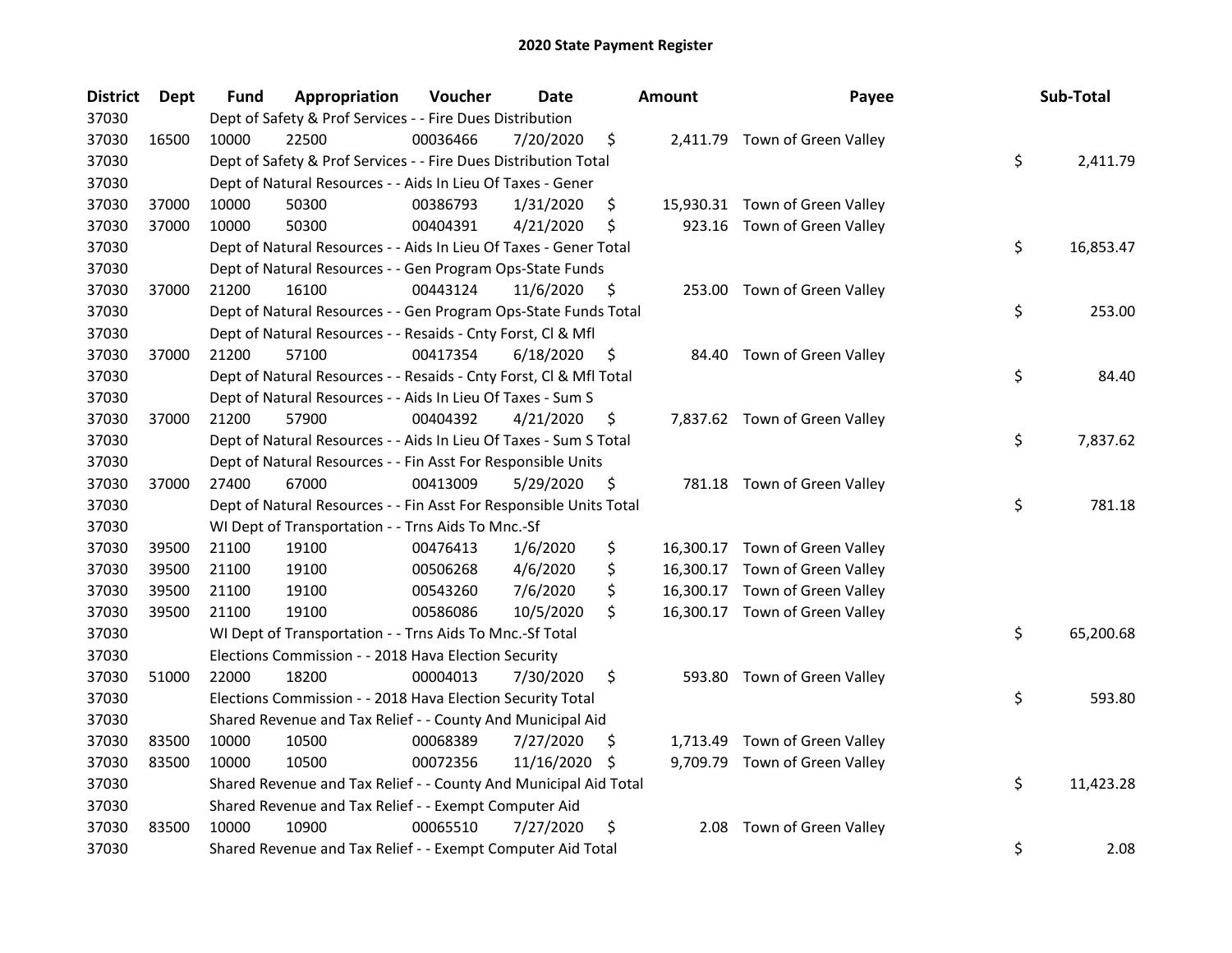# 2020 State Payment Register

| District | Dept | Fund | Appropriation | Voucher | Date | Amount | Payee | Sub-Total |
|---|---|---|---|---|---|---|---|---|
| 37030 | | Dept of Safety & Prof Services - - Fire Dues Distribution | | | | | | |
| 37030 | 16500 | 10000 | 22500 | 00036466 | 7/20/2020 | $ 2,411.79 | Town of Green Valley | |
| 37030 | | Dept of Safety & Prof Services - - Fire Dues Distribution Total | | | | | | $ 2,411.79 |
| 37030 | | Dept of Natural Resources - - Aids In Lieu Of Taxes - Gener | | | | | | |
| 37030 | 37000 | 10000 | 50300 | 00386793 | 1/31/2020 | $ 15,930.31 | Town of Green Valley | |
| 37030 | 37000 | 10000 | 50300 | 00404391 | 4/21/2020 | $ 923.16 | Town of Green Valley | |
| 37030 | | Dept of Natural Resources - - Aids In Lieu Of Taxes - Gener Total | | | | | | $ 16,853.47 |
| 37030 | | Dept of Natural Resources - - Gen Program Ops-State Funds | | | | | | |
| 37030 | 37000 | 21200 | 16100 | 00443124 | 11/6/2020 | $ 253.00 | Town of Green Valley | |
| 37030 | | Dept of Natural Resources - - Gen Program Ops-State Funds Total | | | | | | $ 253.00 |
| 37030 | | Dept of Natural Resources - - Resaids - Cnty Forst, Cl & Mfl | | | | | | |
| 37030 | 37000 | 21200 | 57100 | 00417354 | 6/18/2020 | $ 84.40 | Town of Green Valley | |
| 37030 | | Dept of Natural Resources - - Resaids - Cnty Forst, Cl & Mfl Total | | | | | | $ 84.40 |
| 37030 | | Dept of Natural Resources - - Aids In Lieu Of Taxes - Sum S | | | | | | |
| 37030 | 37000 | 21200 | 57900 | 00404392 | 4/21/2020 | $ 7,837.62 | Town of Green Valley | |
| 37030 | | Dept of Natural Resources - - Aids In Lieu Of Taxes - Sum S Total | | | | | | $ 7,837.62 |
| 37030 | | Dept of Natural Resources - - Fin Asst For Responsible Units | | | | | | |
| 37030 | 37000 | 27400 | 67000 | 00413009 | 5/29/2020 | $ 781.18 | Town of Green Valley | |
| 37030 | | Dept of Natural Resources - - Fin Asst For Responsible Units Total | | | | | | $ 781.18 |
| 37030 | | WI Dept of Transportation - - Trns Aids To Mnc.-Sf | | | | | | |
| 37030 | 39500 | 21100 | 19100 | 00476413 | 1/6/2020 | $ 16,300.17 | Town of Green Valley | |
| 37030 | 39500 | 21100 | 19100 | 00506268 | 4/6/2020 | $ 16,300.17 | Town of Green Valley | |
| 37030 | 39500 | 21100 | 19100 | 00543260 | 7/6/2020 | $ 16,300.17 | Town of Green Valley | |
| 37030 | 39500 | 21100 | 19100 | 00586086 | 10/5/2020 | $ 16,300.17 | Town of Green Valley | |
| 37030 | | WI Dept of Transportation - - Trns Aids To Mnc.-Sf Total | | | | | | $ 65,200.68 |
| 37030 | | Elections Commission - - 2018 Hava Election Security | | | | | | |
| 37030 | 51000 | 22000 | 18200 | 00004013 | 7/30/2020 | $ 593.80 | Town of Green Valley | |
| 37030 | | Elections Commission - - 2018 Hava Election Security Total | | | | | | $ 593.80 |
| 37030 | | Shared Revenue and Tax Relief - - County And Municipal Aid | | | | | | |
| 37030 | 83500 | 10000 | 10500 | 00068389 | 7/27/2020 | $ 1,713.49 | Town of Green Valley | |
| 37030 | 83500 | 10000 | 10500 | 00072356 | 11/16/2020 | $ 9,709.79 | Town of Green Valley | |
| 37030 | | Shared Revenue and Tax Relief - - County And Municipal Aid Total | | | | | | $ 11,423.28 |
| 37030 | | Shared Revenue and Tax Relief - - Exempt Computer Aid | | | | | | |
| 37030 | 83500 | 10000 | 10900 | 00065510 | 7/27/2020 | $ 2.08 | Town of Green Valley | |
| 37030 | | Shared Revenue and Tax Relief - - Exempt Computer Aid Total | | | | | | $ 2.08 |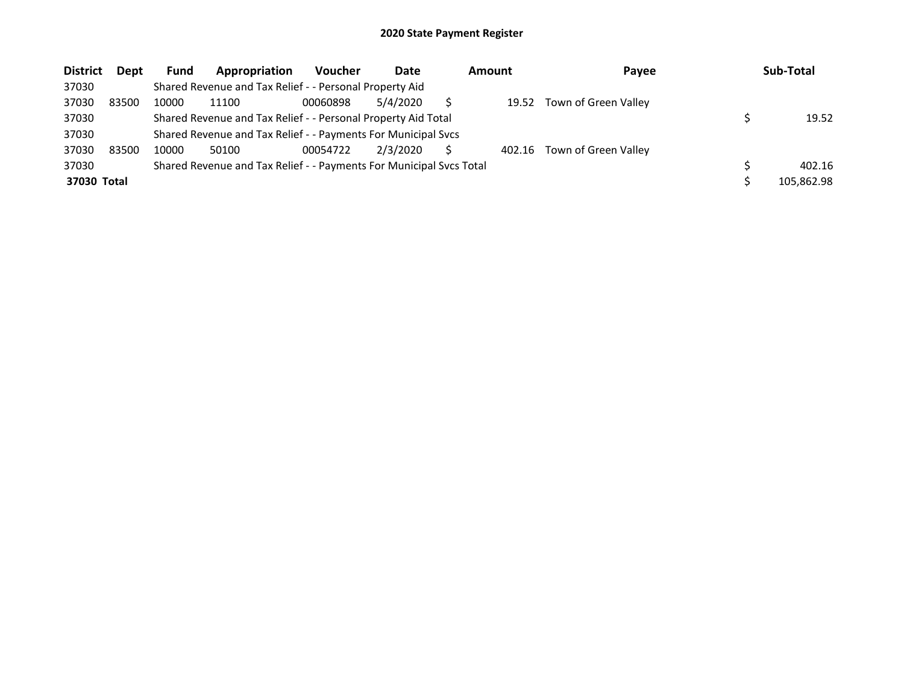## 2020 State Payment Register

| District | Dept | Fund | Appropriation | Voucher | Date | Amount | Payee | Sub-Total |
|---|---|---|---|---|---|---|---|---|
| 37030 | | Shared Revenue and Tax Relief - - Personal Property Aid | | | | | | |
| 37030 | 83500 | 10000 | 11100 | 00060898 | 5/4/2020 | $ 19.52 | Town of Green Valley | |
| 37030 | | Shared Revenue and Tax Relief - - Personal Property Aid Total | | | | | | $ 19.52 |
| 37030 | | Shared Revenue and Tax Relief - - Payments For Municipal Svcs | | | | | | |
| 37030 | 83500 | 10000 | 50100 | 00054722 | 2/3/2020 | $ 402.16 | Town of Green Valley | |
| 37030 | | Shared Revenue and Tax Relief - - Payments For Municipal Svcs Total | | | | | | $ 402.16 |
| **37030 Total** | | | | | | | | $ 105,862.98 |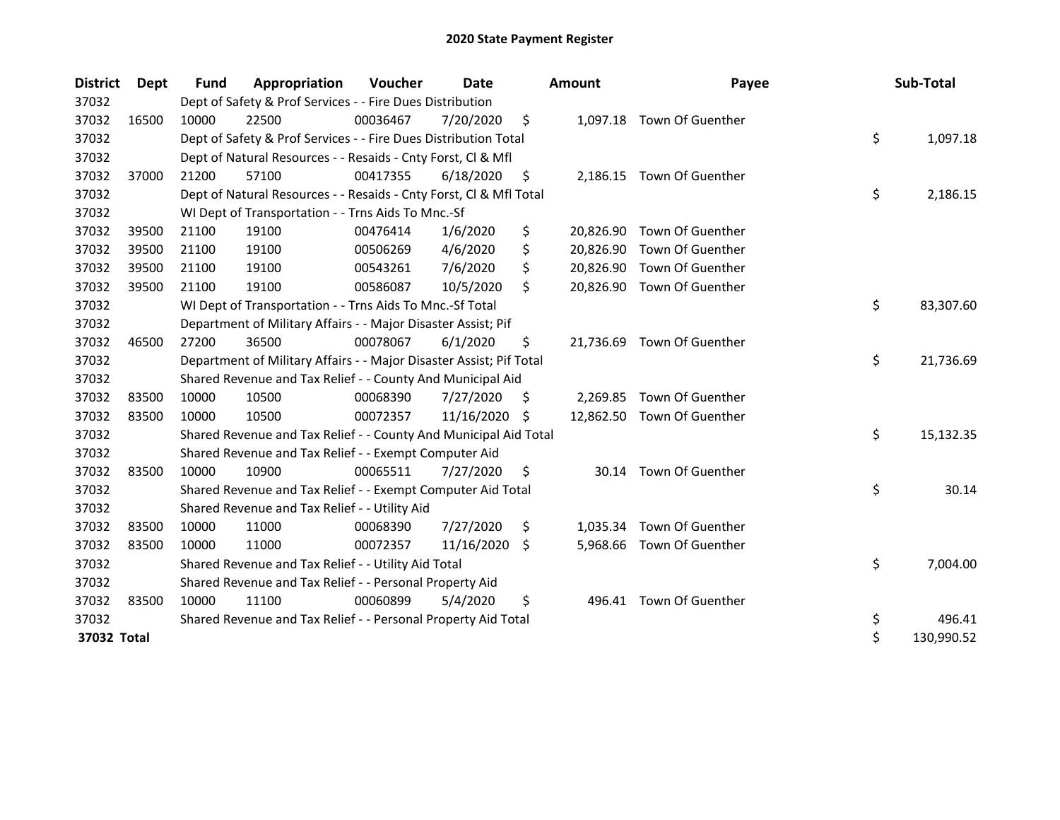# 2020 State Payment Register

| District | Dept | Fund | Appropriation | Voucher | Date | Amount | Payee | Sub-Total |
|---|---|---|---|---|---|---|---|---|
| 37032 | | Dept of Safety & Prof Services - - Fire Dues Distribution | | | | | | |
| 37032 | 16500 | 10000 | 22500 | 00036467 | 7/20/2020 | $ 1,097.18 | Town Of Guenther | |
| 37032 | | Dept of Safety & Prof Services - - Fire Dues Distribution Total | | | | | | $ 1,097.18 |
| 37032 | | Dept of Natural Resources - - Resaids - Cnty Forst, Cl & Mfl | | | | | | |
| 37032 | 37000 | 21200 | 57100 | 00417355 | 6/18/2020 | $ 2,186.15 | Town Of Guenther | |
| 37032 | | Dept of Natural Resources - - Resaids - Cnty Forst, Cl & Mfl Total | | | | | | $ 2,186.15 |
| 37032 | | WI Dept of Transportation - - Trns Aids To Mnc.-Sf | | | | | | |
| 37032 | 39500 | 21100 | 19100 | 00476414 | 1/6/2020 | $ 20,826.90 | Town Of Guenther | |
| 37032 | 39500 | 21100 | 19100 | 00506269 | 4/6/2020 | $ 20,826.90 | Town Of Guenther | |
| 37032 | 39500 | 21100 | 19100 | 00543261 | 7/6/2020 | $ 20,826.90 | Town Of Guenther | |
| 37032 | 39500 | 21100 | 19100 | 00586087 | 10/5/2020 | $ 20,826.90 | Town Of Guenther | |
| 37032 | | WI Dept of Transportation - - Trns Aids To Mnc.-Sf Total | | | | | | $ 83,307.60 |
| 37032 | | Department of Military Affairs - - Major Disaster Assist; Pif | | | | | | |
| 37032 | 46500 | 27200 | 36500 | 00078067 | 6/1/2020 | $ 21,736.69 | Town Of Guenther | |
| 37032 | | Department of Military Affairs - - Major Disaster Assist; Pif Total | | | | | | $ 21,736.69 |
| 37032 | | Shared Revenue and Tax Relief - - County And Municipal Aid | | | | | | |
| 37032 | 83500 | 10000 | 10500 | 00068390 | 7/27/2020 | $ 2,269.85 | Town Of Guenther | |
| 37032 | 83500 | 10000 | 10500 | 00072357 | 11/16/2020 | $ 12,862.50 | Town Of Guenther | |
| 37032 | | Shared Revenue and Tax Relief - - County And Municipal Aid Total | | | | | | $ 15,132.35 |
| 37032 | | Shared Revenue and Tax Relief - - Exempt Computer Aid | | | | | | |
| 37032 | 83500 | 10000 | 10900 | 00065511 | 7/27/2020 | $ 30.14 | Town Of Guenther | |
| 37032 | | Shared Revenue and Tax Relief - - Exempt Computer Aid Total | | | | | | $ 30.14 |
| 37032 | | Shared Revenue and Tax Relief - - Utility Aid | | | | | | |
| 37032 | 83500 | 10000 | 11000 | 00068390 | 7/27/2020 | $ 1,035.34 | Town Of Guenther | |
| 37032 | 83500 | 10000 | 11000 | 00072357 | 11/16/2020 | $ 5,968.66 | Town Of Guenther | |
| 37032 | | Shared Revenue and Tax Relief - - Utility Aid Total | | | | | | $ 7,004.00 |
| 37032 | | Shared Revenue and Tax Relief - - Personal Property Aid | | | | | | |
| 37032 | 83500 | 10000 | 11100 | 00060899 | 5/4/2020 | $ 496.41 | Town Of Guenther | |
| 37032 | | Shared Revenue and Tax Relief - - Personal Property Aid Total | | | | | | $ 496.41 |
| **37032 Total** | | | | | | | | $ 130,990.52 |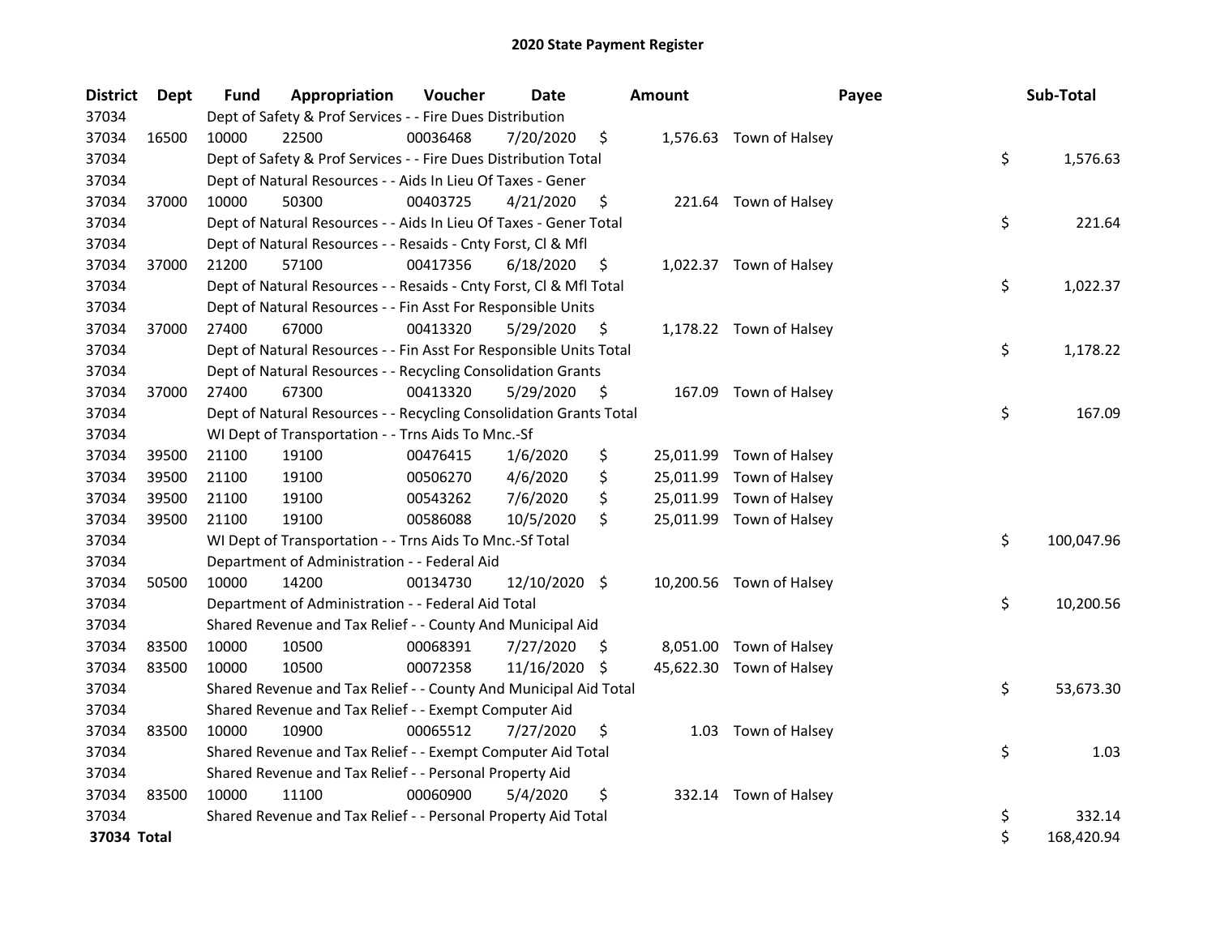# 2020 State Payment Register

| District | Dept | Fund | Appropriation | Voucher | Date | Amount | Payee | Sub-Total |
|---|---|---|---|---|---|---|---|---|
| 37034 | | Dept of Safety & Prof Services - - Fire Dues Distribution | | | | | | |
| 37034 | 16500 | 10000 | 22500 | 00036468 | 7/20/2020 | $ 1,576.63 | Town of Halsey | |
| 37034 | | Dept of Safety & Prof Services - - Fire Dues Distribution Total | | | | | | $ 1,576.63 |
| 37034 | | Dept of Natural Resources - - Aids In Lieu Of Taxes - Gener | | | | | | |
| 37034 | 37000 | 10000 | 50300 | 00403725 | 4/21/2020 | $ 221.64 | Town of Halsey | |
| 37034 | | Dept of Natural Resources - - Aids In Lieu Of Taxes - Gener Total | | | | | | $ 221.64 |
| 37034 | | Dept of Natural Resources - - Resaids - Cnty Forst, Cl & Mfl | | | | | | |
| 37034 | 37000 | 21200 | 57100 | 00417356 | 6/18/2020 | $ 1,022.37 | Town of Halsey | |
| 37034 | | Dept of Natural Resources - - Resaids - Cnty Forst, Cl & Mfl Total | | | | | | $ 1,022.37 |
| 37034 | | Dept of Natural Resources - - Fin Asst For Responsible Units | | | | | | |
| 37034 | 37000 | 27400 | 67000 | 00413320 | 5/29/2020 | $ 1,178.22 | Town of Halsey | |
| 37034 | | Dept of Natural Resources - - Fin Asst For Responsible Units Total | | | | | | $ 1,178.22 |
| 37034 | | Dept of Natural Resources - - Recycling Consolidation Grants | | | | | | |
| 37034 | 37000 | 27400 | 67300 | 00413320 | 5/29/2020 | $ 167.09 | Town of Halsey | |
| 37034 | | Dept of Natural Resources - - Recycling Consolidation Grants Total | | | | | | $ 167.09 |
| 37034 | | WI Dept of Transportation - - Trns Aids To Mnc.-Sf | | | | | | |
| 37034 | 39500 | 21100 | 19100 | 00476415 | 1/6/2020 | $ 25,011.99 | Town of Halsey | |
| 37034 | 39500 | 21100 | 19100 | 00506270 | 4/6/2020 | $ 25,011.99 | Town of Halsey | |
| 37034 | 39500 | 21100 | 19100 | 00543262 | 7/6/2020 | $ 25,011.99 | Town of Halsey | |
| 37034 | 39500 | 21100 | 19100 | 00586088 | 10/5/2020 | $ 25,011.99 | Town of Halsey | |
| 37034 | | WI Dept of Transportation - - Trns Aids To Mnc.-Sf Total | | | | | | $ 100,047.96 |
| 37034 | | Department of Administration - - Federal Aid | | | | | | |
| 37034 | 50500 | 10000 | 14200 | 00134730 | 12/10/2020 | $ 10,200.56 | Town of Halsey | |
| 37034 | | Department of Administration - - Federal Aid Total | | | | | | $ 10,200.56 |
| 37034 | | Shared Revenue and Tax Relief - - County And Municipal Aid | | | | | | |
| 37034 | 83500 | 10000 | 10500 | 00068391 | 7/27/2020 | $ 8,051.00 | Town of Halsey | |
| 37034 | 83500 | 10000 | 10500 | 00072358 | 11/16/2020 | $ 45,622.30 | Town of Halsey | |
| 37034 | | Shared Revenue and Tax Relief - - County And Municipal Aid Total | | | | | | $ 53,673.30 |
| 37034 | | Shared Revenue and Tax Relief - - Exempt Computer Aid | | | | | | |
| 37034 | 83500 | 10000 | 10900 | 00065512 | 7/27/2020 | $ 1.03 | Town of Halsey | |
| 37034 | | Shared Revenue and Tax Relief - - Exempt Computer Aid Total | | | | | | $ 1.03 |
| 37034 | | Shared Revenue and Tax Relief - - Personal Property Aid | | | | | | |
| 37034 | 83500 | 10000 | 11100 | 00060900 | 5/4/2020 | $ 332.14 | Town of Halsey | |
| 37034 | | Shared Revenue and Tax Relief - - Personal Property Aid Total | | | | | | $ 332.14 |
| **37034 Total** | | | | | | | | $ 168,420.94 |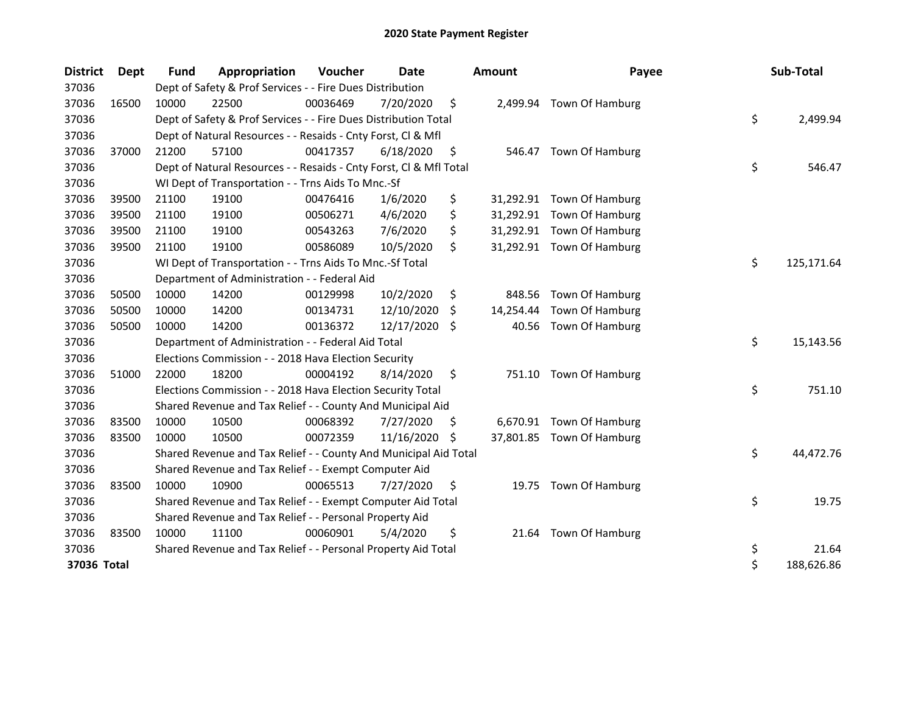# 2020 State Payment Register

| District | Dept | Fund | Appropriation | Voucher | Date | Amount | Payee | Sub-Total |
|---|---|---|---|---|---|---|---|---|
| 37036 | | Dept of Safety & Prof Services - - Fire Dues Distribution | | | | | | |
| 37036 | 16500 | 10000 | 22500 | 00036469 | 7/20/2020 | $ 2,499.94 | Town Of Hamburg | |
| 37036 | | Dept of Safety & Prof Services - - Fire Dues Distribution Total | | | | | | $ 2,499.94 |
| 37036 | | Dept of Natural Resources - - Resaids - Cnty Forst, Cl & Mfl | | | | | | |
| 37036 | 37000 | 21200 | 57100 | 00417357 | 6/18/2020 | $ 546.47 | Town Of Hamburg | |
| 37036 | | Dept of Natural Resources - - Resaids - Cnty Forst, Cl & Mfl Total | | | | | | $ 546.47 |
| 37036 | | WI Dept of Transportation - - Trns Aids To Mnc.-Sf | | | | | | |
| 37036 | 39500 | 21100 | 19100 | 00476416 | 1/6/2020 | $ 31,292.91 | Town Of Hamburg | |
| 37036 | 39500 | 21100 | 19100 | 00506271 | 4/6/2020 | $ 31,292.91 | Town Of Hamburg | |
| 37036 | 39500 | 21100 | 19100 | 00543263 | 7/6/2020 | $ 31,292.91 | Town Of Hamburg | |
| 37036 | 39500 | 21100 | 19100 | 00586089 | 10/5/2020 | $ 31,292.91 | Town Of Hamburg | |
| 37036 | | WI Dept of Transportation - - Trns Aids To Mnc.-Sf Total | | | | | | $ 125,171.64 |
| 37036 | | Department of Administration - - Federal Aid | | | | | | |
| 37036 | 50500 | 10000 | 14200 | 00129998 | 10/2/2020 | $ 848.56 | Town Of Hamburg | |
| 37036 | 50500 | 10000 | 14200 | 00134731 | 12/10/2020 | $ 14,254.44 | Town Of Hamburg | |
| 37036 | 50500 | 10000 | 14200 | 00136372 | 12/17/2020 | $ 40.56 | Town Of Hamburg | |
| 37036 | | Department of Administration - - Federal Aid Total | | | | | | $ 15,143.56 |
| 37036 | | Elections Commission - - 2018 Hava Election Security | | | | | | |
| 37036 | 51000 | 22000 | 18200 | 00004192 | 8/14/2020 | $ 751.10 | Town Of Hamburg | |
| 37036 | | Elections Commission - - 2018 Hava Election Security Total | | | | | | $ 751.10 |
| 37036 | | Shared Revenue and Tax Relief - - County And Municipal Aid | | | | | | |
| 37036 | 83500 | 10000 | 10500 | 00068392 | 7/27/2020 | $ 6,670.91 | Town Of Hamburg | |
| 37036 | 83500 | 10000 | 10500 | 00072359 | 11/16/2020 | $ 37,801.85 | Town Of Hamburg | |
| 37036 | | Shared Revenue and Tax Relief - - County And Municipal Aid Total | | | | | | $ 44,472.76 |
| 37036 | | Shared Revenue and Tax Relief - - Exempt Computer Aid | | | | | | |
| 37036 | 83500 | 10000 | 10900 | 00065513 | 7/27/2020 | $ 19.75 | Town Of Hamburg | |
| 37036 | | Shared Revenue and Tax Relief - - Exempt Computer Aid Total | | | | | | $ 19.75 |
| 37036 | | Shared Revenue and Tax Relief - - Personal Property Aid | | | | | | |
| 37036 | 83500 | 10000 | 11100 | 00060901 | 5/4/2020 | $ 21.64 | Town Of Hamburg | |
| 37036 | | Shared Revenue and Tax Relief - - Personal Property Aid Total | | | | | | $ 21.64 |
| **37036 Total** | | | | | | | | $ 188,626.86 |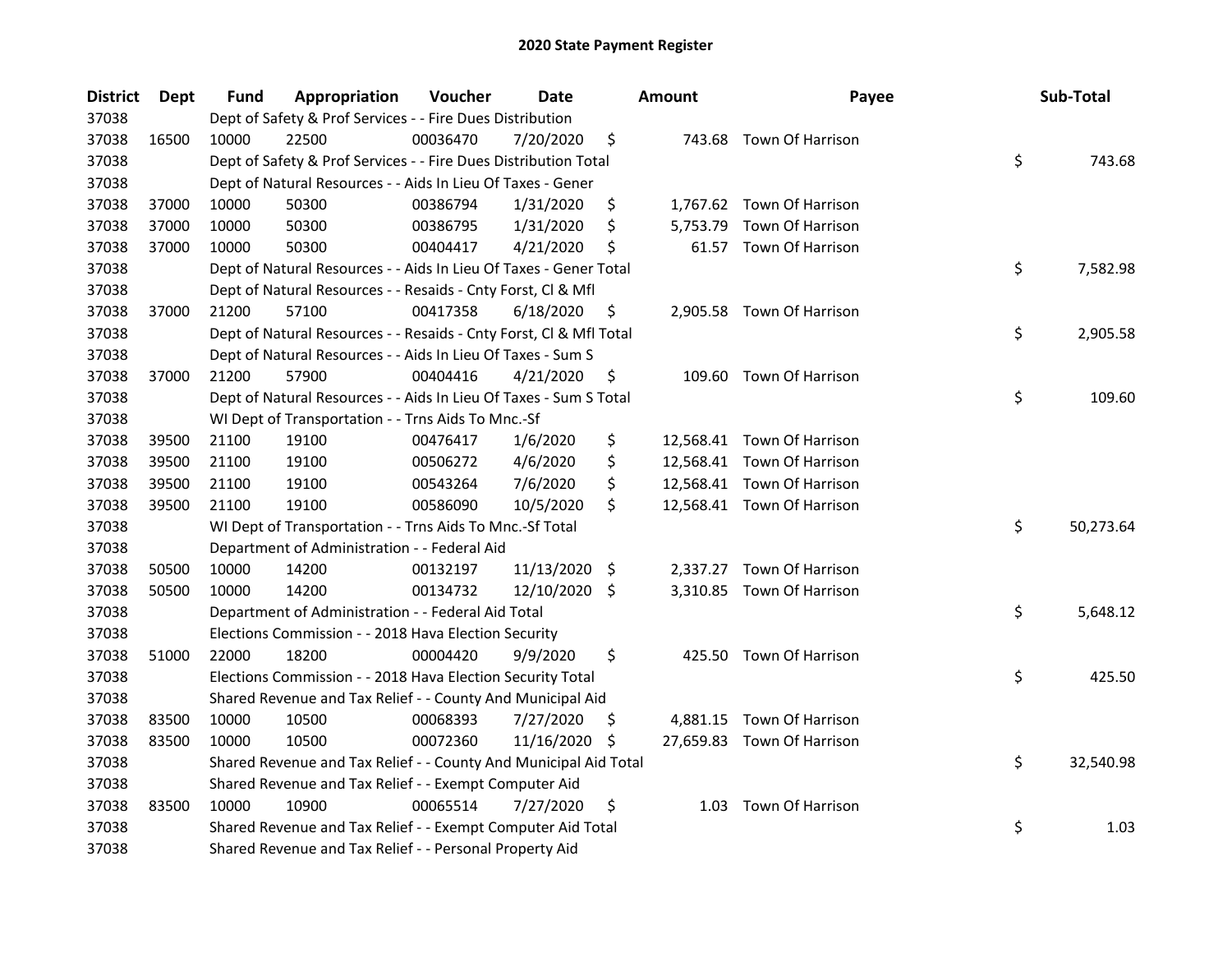# 2020 State Payment Register

| District | Dept | Fund | Appropriation | Voucher | Date | Amount | Payee | Sub-Total |
|---|---|---|---|---|---|---|---|---|
| 37038 | | Dept of Safety & Prof Services - - Fire Dues Distribution | | | | | | |
| 37038 | 16500 | 10000 | 22500 | 00036470 | 7/20/2020 | $ 743.68 | Town Of Harrison | |
| 37038 | | Dept of Safety & Prof Services - - Fire Dues Distribution Total | | | | | | $ 743.68 |
| 37038 | | Dept of Natural Resources - - Aids In Lieu Of Taxes - Gener | | | | | | |
| 37038 | 37000 | 10000 | 50300 | 00386794 | 1/31/2020 | $ 1,767.62 | Town Of Harrison | |
| 37038 | 37000 | 10000 | 50300 | 00386795 | 1/31/2020 | $ 5,753.79 | Town Of Harrison | |
| 37038 | 37000 | 10000 | 50300 | 00404417 | 4/21/2020 | $ 61.57 | Town Of Harrison | |
| 37038 | | Dept of Natural Resources - - Aids In Lieu Of Taxes - Gener Total | | | | | | $ 7,582.98 |
| 37038 | | Dept of Natural Resources - - Resaids - Cnty Forst, Cl & Mfl | | | | | | |
| 37038 | 37000 | 21200 | 57100 | 00417358 | 6/18/2020 | $ 2,905.58 | Town Of Harrison | |
| 37038 | | Dept of Natural Resources - - Resaids - Cnty Forst, Cl & Mfl Total | | | | | | $ 2,905.58 |
| 37038 | | Dept of Natural Resources - - Aids In Lieu Of Taxes - Sum S | | | | | | |
| 37038 | 37000 | 21200 | 57900 | 00404416 | 4/21/2020 | $ 109.60 | Town Of Harrison | |
| 37038 | | Dept of Natural Resources - - Aids In Lieu Of Taxes - Sum S Total | | | | | | $ 109.60 |
| 37038 | | WI Dept of Transportation - - Trns Aids To Mnc.-Sf | | | | | | |
| 37038 | 39500 | 21100 | 19100 | 00476417 | 1/6/2020 | $ 12,568.41 | Town Of Harrison | |
| 37038 | 39500 | 21100 | 19100 | 00506272 | 4/6/2020 | $ 12,568.41 | Town Of Harrison | |
| 37038 | 39500 | 21100 | 19100 | 00543264 | 7/6/2020 | $ 12,568.41 | Town Of Harrison | |
| 37038 | 39500 | 21100 | 19100 | 00586090 | 10/5/2020 | $ 12,568.41 | Town Of Harrison | |
| 37038 | | WI Dept of Transportation - - Trns Aids To Mnc.-Sf Total | | | | | | $ 50,273.64 |
| 37038 | | Department of Administration - - Federal Aid | | | | | | |
| 37038 | 50500 | 10000 | 14200 | 00132197 | 11/13/2020 | $ 2,337.27 | Town Of Harrison | |
| 37038 | 50500 | 10000 | 14200 | 00134732 | 12/10/2020 | $ 3,310.85 | Town Of Harrison | |
| 37038 | | Department of Administration - - Federal Aid Total | | | | | | $ 5,648.12 |
| 37038 | | Elections Commission - - 2018 Hava Election Security | | | | | | |
| 37038 | 51000 | 22000 | 18200 | 00004420 | 9/9/2020 | $ 425.50 | Town Of Harrison | |
| 37038 | | Elections Commission - - 2018 Hava Election Security Total | | | | | | $ 425.50 |
| 37038 | | Shared Revenue and Tax Relief - - County And Municipal Aid | | | | | | |
| 37038 | 83500 | 10000 | 10500 | 00068393 | 7/27/2020 | $ 4,881.15 | Town Of Harrison | |
| 37038 | 83500 | 10000 | 10500 | 00072360 | 11/16/2020 | $ 27,659.83 | Town Of Harrison | |
| 37038 | | Shared Revenue and Tax Relief - - County And Municipal Aid Total | | | | | | $ 32,540.98 |
| 37038 | | Shared Revenue and Tax Relief - - Exempt Computer Aid | | | | | | |
| 37038 | 83500 | 10000 | 10900 | 00065514 | 7/27/2020 | $ 1.03 | Town Of Harrison | |
| 37038 | | Shared Revenue and Tax Relief - - Exempt Computer Aid Total | | | | | | $ 1.03 |
| 37038 | | Shared Revenue and Tax Relief - - Personal Property Aid | | | | | | |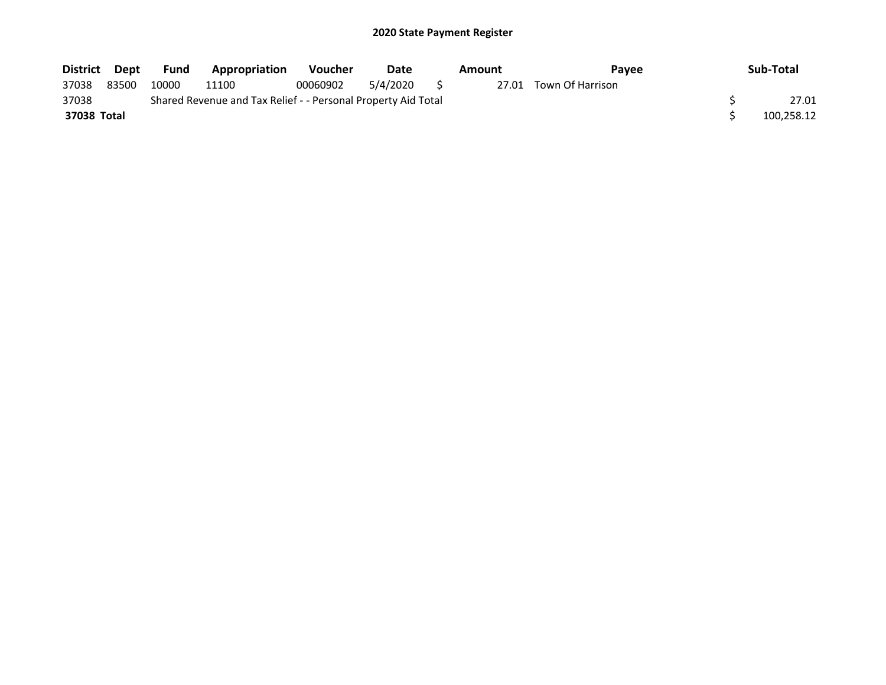# 2020 State Payment Register

| District | Dept | Fund | Appropriation | Voucher | Date | Amount | Payee | Sub-Total |
|---|---|---|---|---|---|---|---|---|
| 37038 | 83500 | 10000 | 11100 | 00060902 | 5/4/2020 | $ 27.01 | Town Of Harrison | |
| 37038 | | Shared Revenue and Tax Relief - - Personal Property Aid Total | | | | | | $ 27.01 |
| **37038 Total** | | | | | | | | $ 100,258.12 |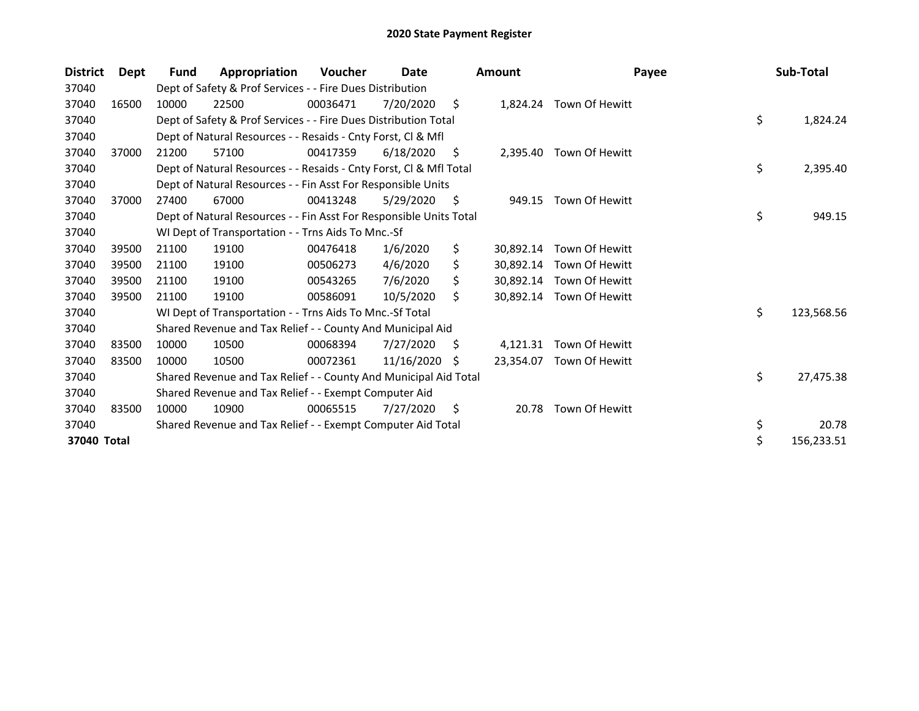# 2020 State Payment Register

| District | Dept | Fund | Appropriation | Voucher | Date | Amount | Payee | Sub-Total |
|---|---|---|---|---|---|---|---|---|
| 37040 | | Dept of Safety & Prof Services - - Fire Dues Distribution | | | | | | |
| 37040 | 16500 | 10000 | 22500 | 00036471 | 7/20/2020 | $ 1,824.24 | Town Of Hewitt | |
| 37040 | | Dept of Safety & Prof Services - - Fire Dues Distribution Total | | | | | | $ 1,824.24 |
| 37040 | | Dept of Natural Resources - - Resaids - Cnty Forst, Cl & Mfl | | | | | | |
| 37040 | 37000 | 21200 | 57100 | 00417359 | 6/18/2020 | $ 2,395.40 | Town Of Hewitt | |
| 37040 | | Dept of Natural Resources - - Resaids - Cnty Forst, Cl & Mfl Total | | | | | | $ 2,395.40 |
| 37040 | | Dept of Natural Resources - - Fin Asst For Responsible Units | | | | | | |
| 37040 | 37000 | 27400 | 67000 | 00413248 | 5/29/2020 | $ 949.15 | Town Of Hewitt | |
| 37040 | | Dept of Natural Resources - - Fin Asst For Responsible Units Total | | | | | | $ 949.15 |
| 37040 | | WI Dept of Transportation - - Trns Aids To Mnc.-Sf | | | | | | |
| 37040 | 39500 | 21100 | 19100 | 00476418 | 1/6/2020 | $ 30,892.14 | Town Of Hewitt | |
| 37040 | 39500 | 21100 | 19100 | 00506273 | 4/6/2020 | $ 30,892.14 | Town Of Hewitt | |
| 37040 | 39500 | 21100 | 19100 | 00543265 | 7/6/2020 | $ 30,892.14 | Town Of Hewitt | |
| 37040 | 39500 | 21100 | 19100 | 00586091 | 10/5/2020 | $ 30,892.14 | Town Of Hewitt | |
| 37040 | | WI Dept of Transportation - - Trns Aids To Mnc.-Sf Total | | | | | | $ 123,568.56 |
| 37040 | | Shared Revenue and Tax Relief - - County And Municipal Aid | | | | | | |
| 37040 | 83500 | 10000 | 10500 | 00068394 | 7/27/2020 | $ 4,121.31 | Town Of Hewitt | |
| 37040 | 83500 | 10000 | 10500 | 00072361 | 11/16/2020 | $ 23,354.07 | Town Of Hewitt | |
| 37040 | | Shared Revenue and Tax Relief - - County And Municipal Aid Total | | | | | | $ 27,475.38 |
| 37040 | | Shared Revenue and Tax Relief - - Exempt Computer Aid | | | | | | |
| 37040 | 83500 | 10000 | 10900 | 00065515 | 7/27/2020 | $ 20.78 | Town Of Hewitt | |
| 37040 | | Shared Revenue and Tax Relief - - Exempt Computer Aid Total | | | | | | $ 20.78 |
| **37040 Total** | | | | | | | | $ 156,233.51 |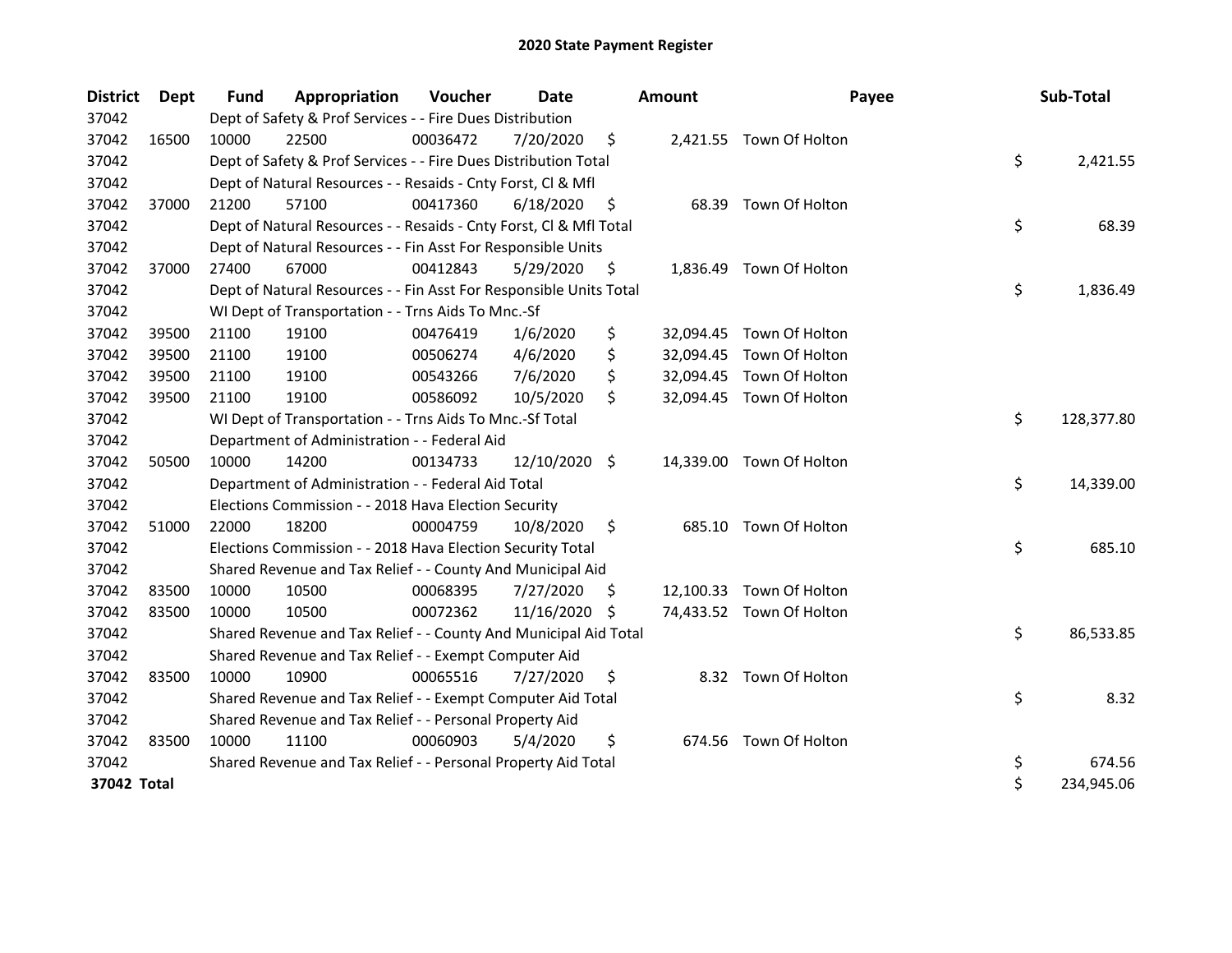# 2020 State Payment Register

| District | Dept | Fund | Appropriation | Voucher | Date | Amount | Payee | Sub-Total |
|---|---|---|---|---|---|---|---|---|
| 37042 | | Dept of Safety & Prof Services - - Fire Dues Distribution | | | | | | |
| 37042 | 16500 | 10000 | 22500 | 00036472 | 7/20/2020 | $ 2,421.55 | Town Of Holton | |
| 37042 | | Dept of Safety & Prof Services - - Fire Dues Distribution Total | | | | | | $ 2,421.55 |
| 37042 | | Dept of Natural Resources - - Resaids - Cnty Forst, Cl & Mfl | | | | | | |
| 37042 | 37000 | 21200 | 57100 | 00417360 | 6/18/2020 | $ 68.39 | Town Of Holton | |
| 37042 | | Dept of Natural Resources - - Resaids - Cnty Forst, Cl & Mfl Total | | | | | | $ 68.39 |
| 37042 | | Dept of Natural Resources - - Fin Asst For Responsible Units | | | | | | |
| 37042 | 37000 | 27400 | 67000 | 00412843 | 5/29/2020 | $ 1,836.49 | Town Of Holton | |
| 37042 | | Dept of Natural Resources - - Fin Asst For Responsible Units Total | | | | | | $ 1,836.49 |
| 37042 | | WI Dept of Transportation - - Trns Aids To Mnc.-Sf | | | | | | |
| 37042 | 39500 | 21100 | 19100 | 00476419 | 1/6/2020 | $ 32,094.45 | Town Of Holton | |
| 37042 | 39500 | 21100 | 19100 | 00506274 | 4/6/2020 | $ 32,094.45 | Town Of Holton | |
| 37042 | 39500 | 21100 | 19100 | 00543266 | 7/6/2020 | $ 32,094.45 | Town Of Holton | |
| 37042 | 39500 | 21100 | 19100 | 00586092 | 10/5/2020 | $ 32,094.45 | Town Of Holton | |
| 37042 | | WI Dept of Transportation - - Trns Aids To Mnc.-Sf Total | | | | | | $ 128,377.80 |
| 37042 | | Department of Administration - - Federal Aid | | | | | | |
| 37042 | 50500 | 10000 | 14200 | 00134733 | 12/10/2020 | $ 14,339.00 | Town Of Holton | |
| 37042 | | Department of Administration - - Federal Aid Total | | | | | | $ 14,339.00 |
| 37042 | | Elections Commission - - 2018 Hava Election Security | | | | | | |
| 37042 | 51000 | 22000 | 18200 | 00004759 | 10/8/2020 | $ 685.10 | Town Of Holton | |
| 37042 | | Elections Commission - - 2018 Hava Election Security Total | | | | | | $ 685.10 |
| 37042 | | Shared Revenue and Tax Relief - - County And Municipal Aid | | | | | | |
| 37042 | 83500 | 10000 | 10500 | 00068395 | 7/27/2020 | $ 12,100.33 | Town Of Holton | |
| 37042 | 83500 | 10000 | 10500 | 00072362 | 11/16/2020 | $ 74,433.52 | Town Of Holton | |
| 37042 | | Shared Revenue and Tax Relief - - County And Municipal Aid Total | | | | | | $ 86,533.85 |
| 37042 | | Shared Revenue and Tax Relief - - Exempt Computer Aid | | | | | | |
| 37042 | 83500 | 10000 | 10900 | 00065516 | 7/27/2020 | $ 8.32 | Town Of Holton | |
| 37042 | | Shared Revenue and Tax Relief - - Exempt Computer Aid Total | | | | | | $ 8.32 |
| 37042 | | Shared Revenue and Tax Relief - - Personal Property Aid | | | | | | |
| 37042 | 83500 | 10000 | 11100 | 00060903 | 5/4/2020 | $ 674.56 | Town Of Holton | |
| 37042 | | Shared Revenue and Tax Relief - - Personal Property Aid Total | | | | | | $ 674.56 |
| **37042 Total** | | | | | | | | $ 234,945.06 |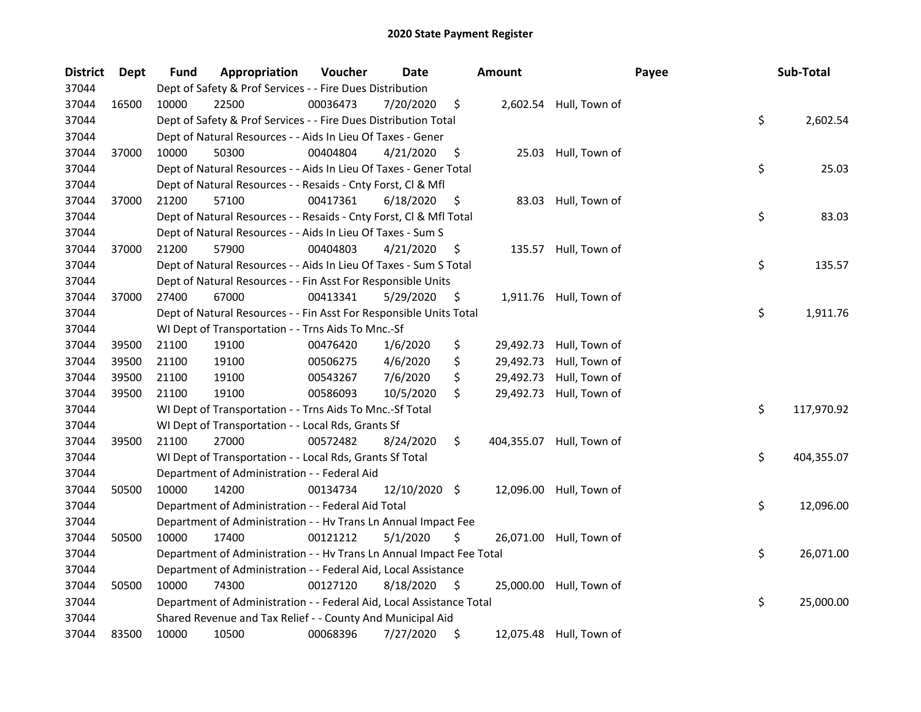## 2020 State Payment Register

| District | Dept | Fund | Appropriation | Voucher | Date | Amount | Payee | Sub-Total |
|---|---|---|---|---|---|---|---|---|
| 37044 | | Dept of Safety & Prof Services - - Fire Dues Distribution | | | | | | |
| 37044 | 16500 | 10000 | 22500 | 00036473 | 7/20/2020 | $ 2,602.54 | Hull, Town of | |
| 37044 | | Dept of Safety & Prof Services - - Fire Dues Distribution Total | | | | | | $ 2,602.54 |
| 37044 | | Dept of Natural Resources - - Aids In Lieu Of Taxes - Gener | | | | | | |
| 37044 | 37000 | 10000 | 50300 | 00404804 | 4/21/2020 | $ 25.03 | Hull, Town of | |
| 37044 | | Dept of Natural Resources - - Aids In Lieu Of Taxes - Gener Total | | | | | | $ 25.03 |
| 37044 | | Dept of Natural Resources - - Resaids - Cnty Forst, Cl & Mfl | | | | | | |
| 37044 | 37000 | 21200 | 57100 | 00417361 | 6/18/2020 | $ 83.03 | Hull, Town of | |
| 37044 | | Dept of Natural Resources - - Resaids - Cnty Forst, Cl & Mfl Total | | | | | | $ 83.03 |
| 37044 | | Dept of Natural Resources - - Aids In Lieu Of Taxes - Sum S | | | | | | |
| 37044 | 37000 | 21200 | 57900 | 00404803 | 4/21/2020 | $ 135.57 | Hull, Town of | |
| 37044 | | Dept of Natural Resources - - Aids In Lieu Of Taxes - Sum S Total | | | | | | $ 135.57 |
| 37044 | | Dept of Natural Resources - - Fin Asst For Responsible Units | | | | | | |
| 37044 | 37000 | 27400 | 67000 | 00413341 | 5/29/2020 | $ 1,911.76 | Hull, Town of | |
| 37044 | | Dept of Natural Resources - - Fin Asst For Responsible Units Total | | | | | | $ 1,911.76 |
| 37044 | | WI Dept of Transportation - - Trns Aids To Mnc.-Sf | | | | | | |
| 37044 | 39500 | 21100 | 19100 | 00476420 | 1/6/2020 | $ 29,492.73 | Hull, Town of | |
| 37044 | 39500 | 21100 | 19100 | 00506275 | 4/6/2020 | $ 29,492.73 | Hull, Town of | |
| 37044 | 39500 | 21100 | 19100 | 00543267 | 7/6/2020 | $ 29,492.73 | Hull, Town of | |
| 37044 | 39500 | 21100 | 19100 | 00586093 | 10/5/2020 | $ 29,492.73 | Hull, Town of | |
| 37044 | | WI Dept of Transportation - - Trns Aids To Mnc.-Sf Total | | | | | | $ 117,970.92 |
| 37044 | | WI Dept of Transportation - - Local Rds, Grants Sf | | | | | | |
| 37044 | 39500 | 21100 | 27000 | 00572482 | 8/24/2020 | $ 404,355.07 | Hull, Town of | |
| 37044 | | WI Dept of Transportation - - Local Rds, Grants Sf Total | | | | | | $ 404,355.07 |
| 37044 | | Department of Administration - - Federal Aid | | | | | | |
| 37044 | 50500 | 10000 | 14200 | 00134734 | 12/10/2020 | $ 12,096.00 | Hull, Town of | |
| 37044 | | Department of Administration - - Federal Aid Total | | | | | | $ 12,096.00 |
| 37044 | | Department of Administration - - Hv Trans Ln Annual Impact Fee | | | | | | |
| 37044 | 50500 | 10000 | 17400 | 00121212 | 5/1/2020 | $ 26,071.00 | Hull, Town of | |
| 37044 | | Department of Administration - - Hv Trans Ln Annual Impact Fee Total | | | | | | $ 26,071.00 |
| 37044 | | Department of Administration - - Federal Aid, Local Assistance | | | | | | |
| 37044 | 50500 | 10000 | 74300 | 00127120 | 8/18/2020 | $ 25,000.00 | Hull, Town of | |
| 37044 | | Department of Administration - - Federal Aid, Local Assistance Total | | | | | | $ 25,000.00 |
| 37044 | | Shared Revenue and Tax Relief - - County And Municipal Aid | | | | | | |
| 37044 | 83500 | 10000 | 10500 | 00068396 | 7/27/2020 | $ 12,075.48 | Hull, Town of | |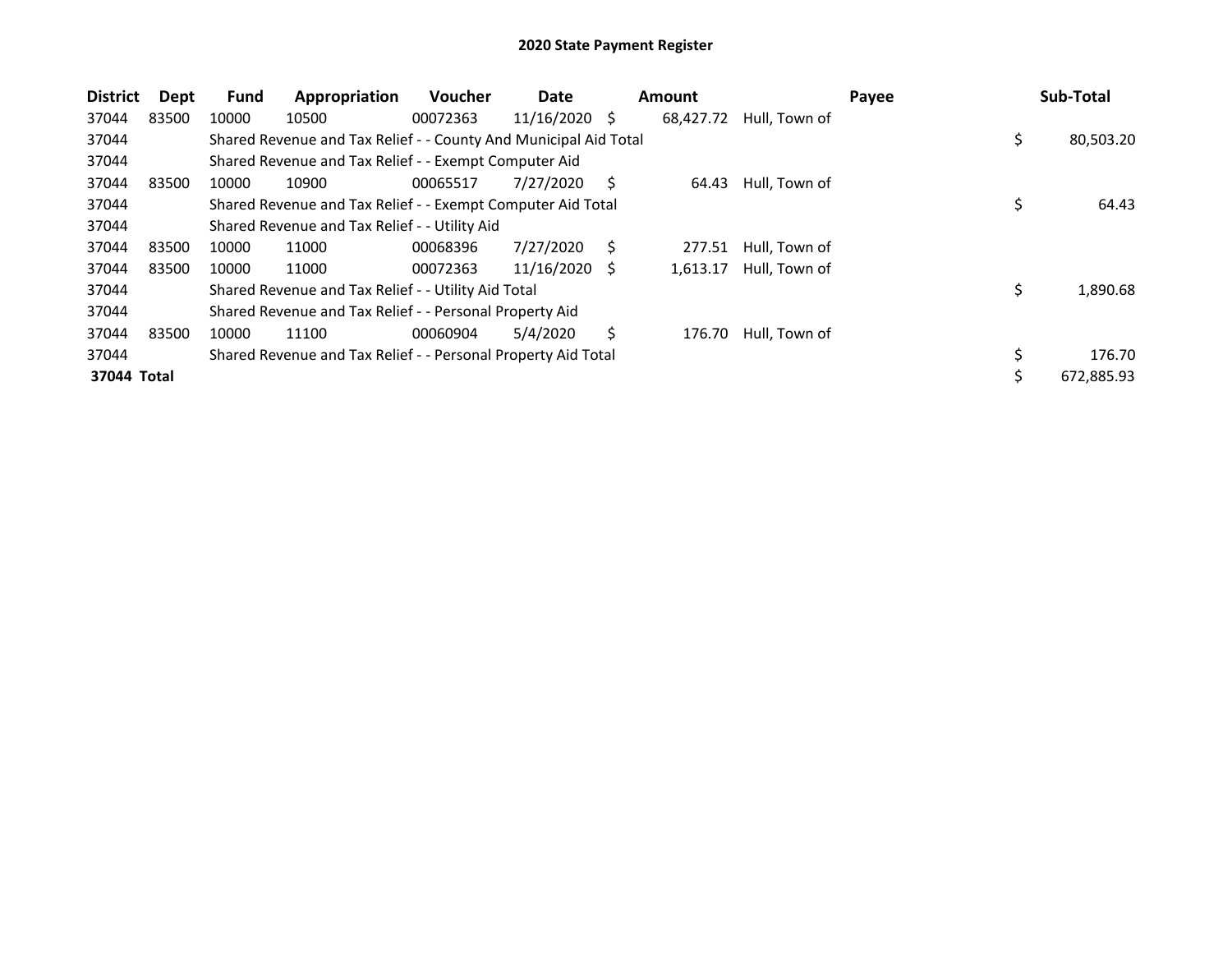# 2020 State Payment Register

| District | Dept | Fund | Appropriation | Voucher | Date | Amount | Payee | Sub-Total |
|---|---|---|---|---|---|---|---|---|
| 37044 | 83500 | 10000 | 10500 | 00072363 | 11/16/2020 | $ 68,427.72 | Hull, Town of | |
| 37044 | | Shared Revenue and Tax Relief - - County And Municipal Aid Total | | | | | | $ 80,503.20 |
| 37044 | | Shared Revenue and Tax Relief - - Exempt Computer Aid | | | | | | |
| 37044 | 83500 | 10000 | 10900 | 00065517 | 7/27/2020 | $ 64.43 | Hull, Town of | |
| 37044 | | Shared Revenue and Tax Relief - - Exempt Computer Aid Total | | | | | | $ 64.43 |
| 37044 | | Shared Revenue and Tax Relief - - Utility Aid | | | | | | |
| 37044 | 83500 | 10000 | 11000 | 00068396 | 7/27/2020 | $ 277.51 | Hull, Town of | |
| 37044 | 83500 | 10000 | 11000 | 00072363 | 11/16/2020 | $ 1,613.17 | Hull, Town of | |
| 37044 | | Shared Revenue and Tax Relief - - Utility Aid Total | | | | | | $ 1,890.68 |
| 37044 | | Shared Revenue and Tax Relief - - Personal Property Aid | | | | | | |
| 37044 | 83500 | 10000 | 11100 | 00060904 | 5/4/2020 | $ 176.70 | Hull, Town of | |
| 37044 | | Shared Revenue and Tax Relief - - Personal Property Aid Total | | | | | | $ 176.70 |
| **37044 Total** | | | | | | | | $ 672,885.93 |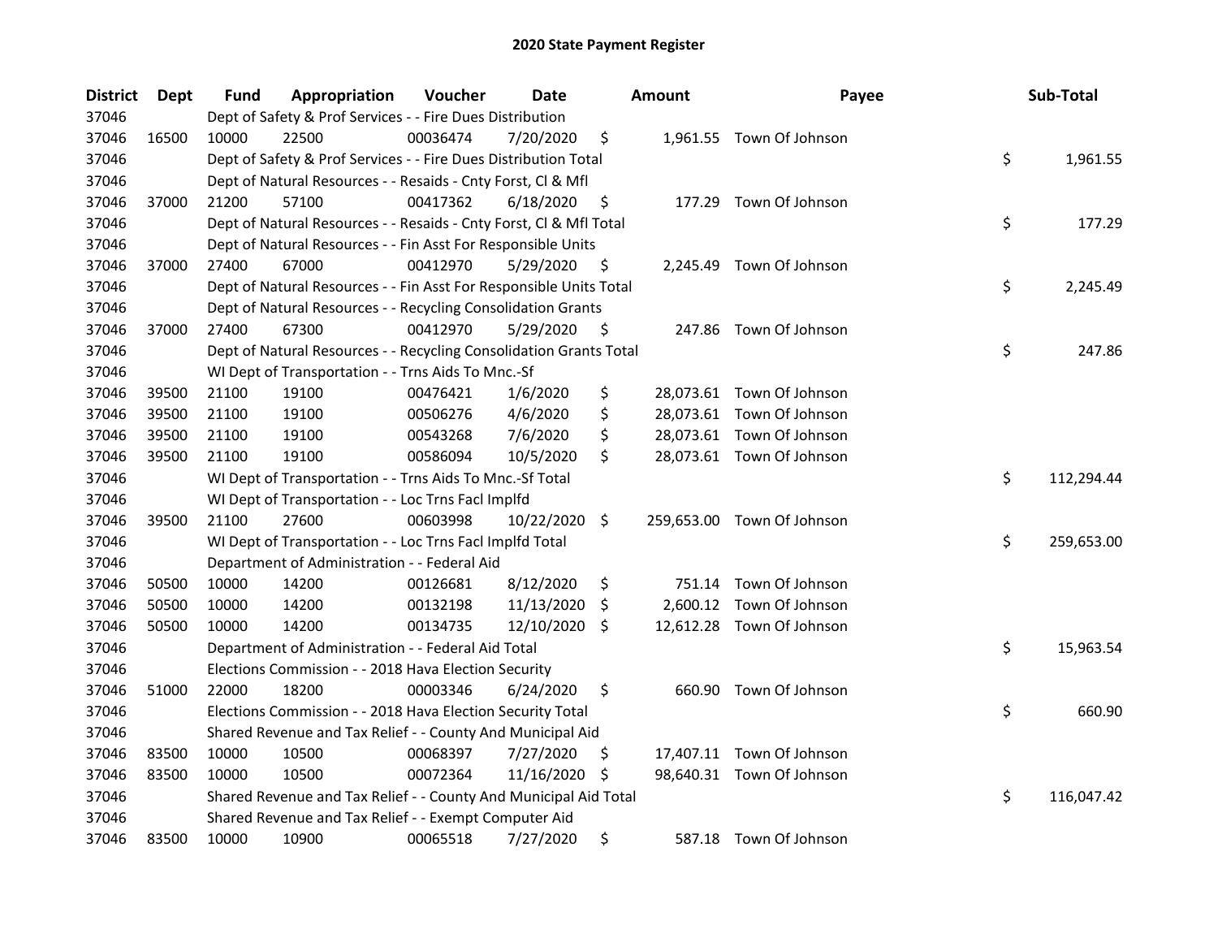# 2020 State Payment Register

| District | Dept | Fund | Appropriation | Voucher | Date | Amount | Payee | Sub-Total |
|---|---|---|---|---|---|---|---|---|
| 37046 | | Dept of Safety & Prof Services - - Fire Dues Distribution | | | | | | |
| 37046 | 16500 | 10000 | 22500 | 00036474 | 7/20/2020 | $ 1,961.55 | Town Of Johnson | |
| 37046 | | Dept of Safety & Prof Services - - Fire Dues Distribution Total | | | | | | $ 1,961.55 |
| 37046 | | Dept of Natural Resources - - Resaids - Cnty Forst, Cl & Mfl | | | | | | |
| 37046 | 37000 | 21200 | 57100 | 00417362 | 6/18/2020 | $ 177.29 | Town Of Johnson | |
| 37046 | | Dept of Natural Resources - - Resaids - Cnty Forst, Cl & Mfl Total | | | | | | $ 177.29 |
| 37046 | | Dept of Natural Resources - - Fin Asst For Responsible Units | | | | | | |
| 37046 | 37000 | 27400 | 67000 | 00412970 | 5/29/2020 | $ 2,245.49 | Town Of Johnson | |
| 37046 | | Dept of Natural Resources - - Fin Asst For Responsible Units Total | | | | | | $ 2,245.49 |
| 37046 | | Dept of Natural Resources - - Recycling Consolidation Grants | | | | | | |
| 37046 | 37000 | 27400 | 67300 | 00412970 | 5/29/2020 | $ 247.86 | Town Of Johnson | |
| 37046 | | Dept of Natural Resources - - Recycling Consolidation Grants Total | | | | | | $ 247.86 |
| 37046 | | WI Dept of Transportation - - Trns Aids To Mnc.-Sf | | | | | | |
| 37046 | 39500 | 21100 | 19100 | 00476421 | 1/6/2020 | $ 28,073.61 | Town Of Johnson | |
| 37046 | 39500 | 21100 | 19100 | 00506276 | 4/6/2020 | $ 28,073.61 | Town Of Johnson | |
| 37046 | 39500 | 21100 | 19100 | 00543268 | 7/6/2020 | $ 28,073.61 | Town Of Johnson | |
| 37046 | 39500 | 21100 | 19100 | 00586094 | 10/5/2020 | $ 28,073.61 | Town Of Johnson | |
| 37046 | | WI Dept of Transportation - - Trns Aids To Mnc.-Sf Total | | | | | | $ 112,294.44 |
| 37046 | | WI Dept of Transportation - - Loc Trns Facl Implfd | | | | | | |
| 37046 | 39500 | 21100 | 27600 | 00603998 | 10/22/2020 | $ 259,653.00 | Town Of Johnson | |
| 37046 | | WI Dept of Transportation - - Loc Trns Facl Implfd Total | | | | | | $ 259,653.00 |
| 37046 | | Department of Administration - - Federal Aid | | | | | | |
| 37046 | 50500 | 10000 | 14200 | 00126681 | 8/12/2020 | $ 751.14 | Town Of Johnson | |
| 37046 | 50500 | 10000 | 14200 | 00132198 | 11/13/2020 | $ 2,600.12 | Town Of Johnson | |
| 37046 | 50500 | 10000 | 14200 | 00134735 | 12/10/2020 | $ 12,612.28 | Town Of Johnson | |
| 37046 | | Department of Administration - - Federal Aid Total | | | | | | $ 15,963.54 |
| 37046 | | Elections Commission - - 2018 Hava Election Security | | | | | | |
| 37046 | 51000 | 22000 | 18200 | 00003346 | 6/24/2020 | $ 660.90 | Town Of Johnson | |
| 37046 | | Elections Commission - - 2018 Hava Election Security Total | | | | | | $ 660.90 |
| 37046 | | Shared Revenue and Tax Relief - - County And Municipal Aid | | | | | | |
| 37046 | 83500 | 10000 | 10500 | 00068397 | 7/27/2020 | $ 17,407.11 | Town Of Johnson | |
| 37046 | 83500 | 10000 | 10500 | 00072364 | 11/16/2020 | $ 98,640.31 | Town Of Johnson | |
| 37046 | | Shared Revenue and Tax Relief - - County And Municipal Aid Total | | | | | | $ 116,047.42 |
| 37046 | | Shared Revenue and Tax Relief - - Exempt Computer Aid | | | | | | |
| 37046 | 83500 | 10000 | 10900 | 00065518 | 7/27/2020 | $ 587.18 | Town Of Johnson | |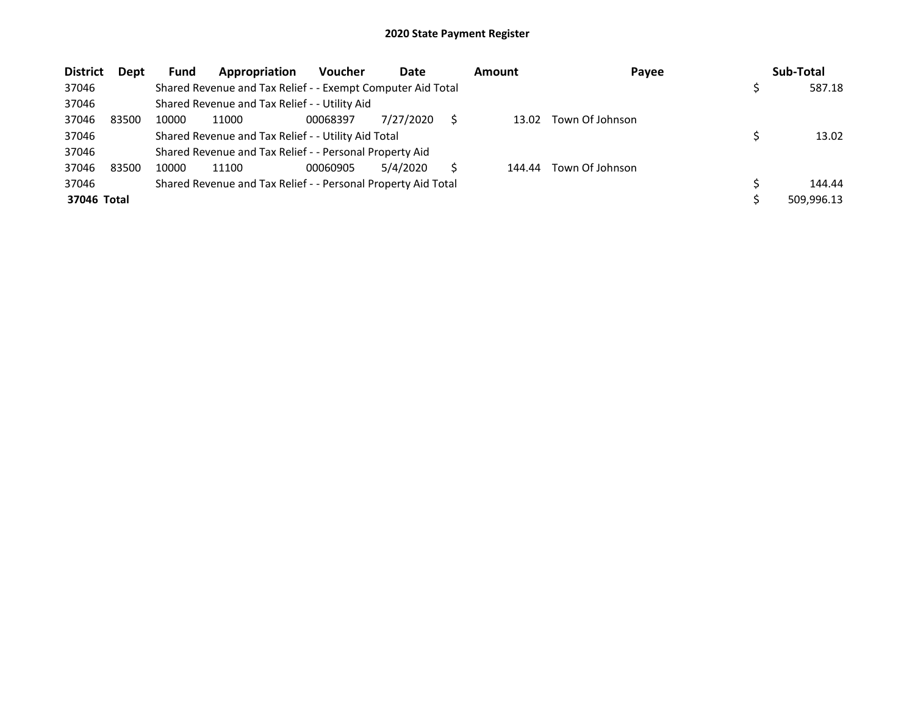## 2020 State Payment Register

| District | Dept | Fund | Appropriation | Voucher | Date | Amount | Payee | Sub-Total |
|---|---|---|---|---|---|---|---|---|
| 37046 | | Shared Revenue and Tax Relief - - Exempt Computer Aid Total | | | | | | $ 587.18 |
| 37046 | | Shared Revenue and Tax Relief - - Utility Aid | | | | | | |
| 37046 | 83500 | 10000 | 11000 | 00068397 | 7/27/2020 | $ 13.02 | Town Of Johnson | |
| 37046 | | Shared Revenue and Tax Relief - - Utility Aid Total | | | | | | $ 13.02 |
| 37046 | | Shared Revenue and Tax Relief - - Personal Property Aid | | | | | | |
| 37046 | 83500 | 10000 | 11100 | 00060905 | 5/4/2020 | $ 144.44 | Town Of Johnson | |
| 37046 | | Shared Revenue and Tax Relief - - Personal Property Aid Total | | | | | | $ 144.44 |
| **37046 Total** | | | | | | | | $ 509,996.13 |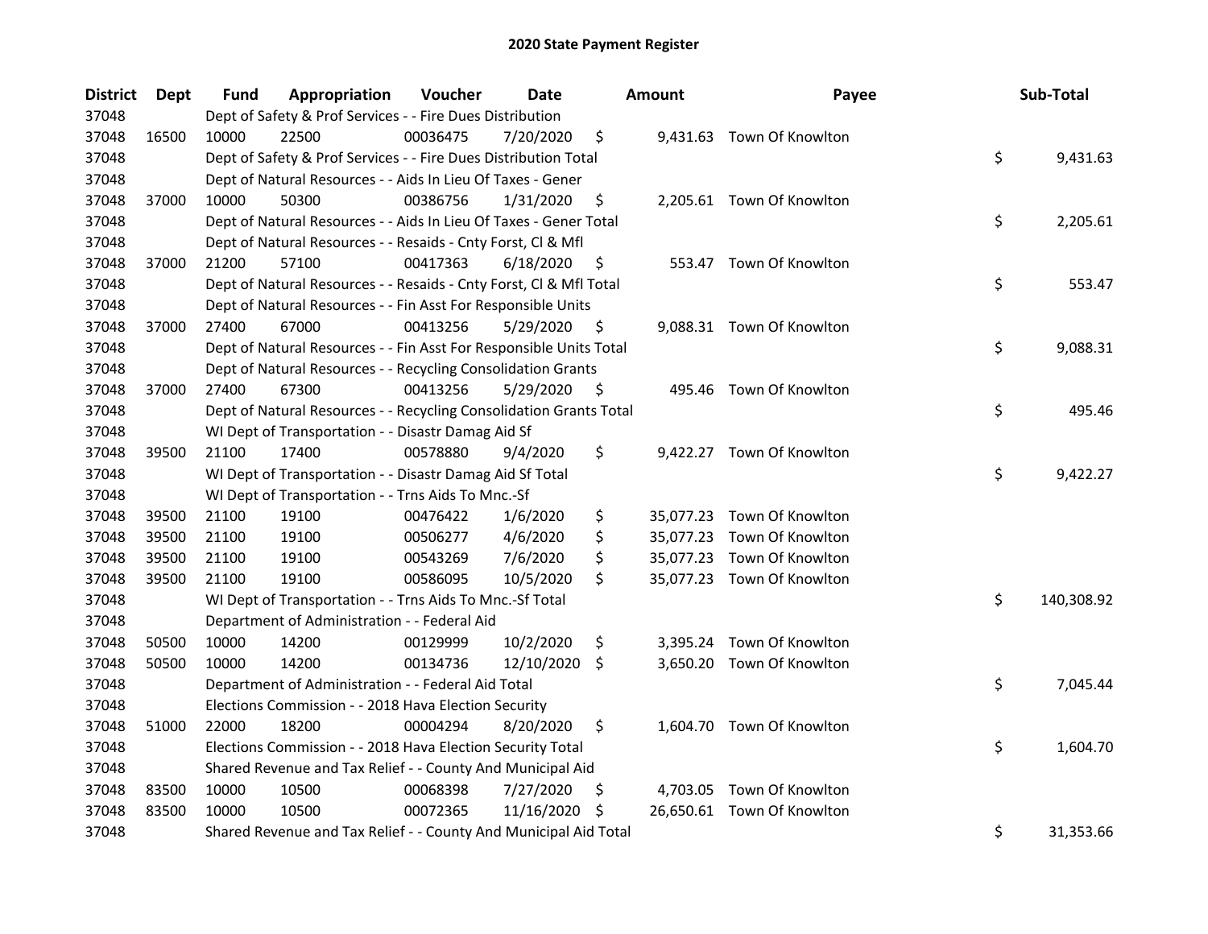# 2020 State Payment Register

| District | Dept | Fund | Appropriation | Voucher | Date | Amount | Payee | Sub-Total |
|---|---|---|---|---|---|---|---|---|
| 37048 | | Dept of Safety & Prof Services - - Fire Dues Distribution | | | | | | |
| 37048 | 16500 | 10000 | 22500 | 00036475 | 7/20/2020 | $ 9,431.63 | Town Of Knowlton | |
| 37048 | | Dept of Safety & Prof Services - - Fire Dues Distribution Total | | | | | | $ 9,431.63 |
| 37048 | | Dept of Natural Resources - - Aids In Lieu Of Taxes - Gener | | | | | | |
| 37048 | 37000 | 10000 | 50300 | 00386756 | 1/31/2020 | $ 2,205.61 | Town Of Knowlton | |
| 37048 | | Dept of Natural Resources - - Aids In Lieu Of Taxes - Gener Total | | | | | | $ 2,205.61 |
| 37048 | | Dept of Natural Resources - - Resaids - Cnty Forst, Cl & Mfl | | | | | | |
| 37048 | 37000 | 21200 | 57100 | 00417363 | 6/18/2020 | $ 553.47 | Town Of Knowlton | |
| 37048 | | Dept of Natural Resources - - Resaids - Cnty Forst, Cl & Mfl Total | | | | | | $ 553.47 |
| 37048 | | Dept of Natural Resources - - Fin Asst For Responsible Units | | | | | | |
| 37048 | 37000 | 27400 | 67000 | 00413256 | 5/29/2020 | $ 9,088.31 | Town Of Knowlton | |
| 37048 | | Dept of Natural Resources - - Fin Asst For Responsible Units Total | | | | | | $ 9,088.31 |
| 37048 | | Dept of Natural Resources - - Recycling Consolidation Grants | | | | | | |
| 37048 | 37000 | 27400 | 67300 | 00413256 | 5/29/2020 | $ 495.46 | Town Of Knowlton | |
| 37048 | | Dept of Natural Resources - - Recycling Consolidation Grants Total | | | | | | $ 495.46 |
| 37048 | | WI Dept of Transportation - - Disastr Damag Aid Sf | | | | | | |
| 37048 | 39500 | 21100 | 17400 | 00578880 | 9/4/2020 | $ 9,422.27 | Town Of Knowlton | |
| 37048 | | WI Dept of Transportation - - Disastr Damag Aid Sf Total | | | | | | $ 9,422.27 |
| 37048 | | WI Dept of Transportation - - Trns Aids To Mnc.-Sf | | | | | | |
| 37048 | 39500 | 21100 | 19100 | 00476422 | 1/6/2020 | $ 35,077.23 | Town Of Knowlton | |
| 37048 | 39500 | 21100 | 19100 | 00506277 | 4/6/2020 | $ 35,077.23 | Town Of Knowlton | |
| 37048 | 39500 | 21100 | 19100 | 00543269 | 7/6/2020 | $ 35,077.23 | Town Of Knowlton | |
| 37048 | 39500 | 21100 | 19100 | 00586095 | 10/5/2020 | $ 35,077.23 | Town Of Knowlton | |
| 37048 | | WI Dept of Transportation - - Trns Aids To Mnc.-Sf Total | | | | | | $ 140,308.92 |
| 37048 | | Department of Administration - - Federal Aid | | | | | | |
| 37048 | 50500 | 10000 | 14200 | 00129999 | 10/2/2020 | $ 3,395.24 | Town Of Knowlton | |
| 37048 | 50500 | 10000 | 14200 | 00134736 | 12/10/2020 | $ 3,650.20 | Town Of Knowlton | |
| 37048 | | Department of Administration - - Federal Aid Total | | | | | | $ 7,045.44 |
| 37048 | | Elections Commission - - 2018 Hava Election Security | | | | | | |
| 37048 | 51000 | 22000 | 18200 | 00004294 | 8/20/2020 | $ 1,604.70 | Town Of Knowlton | |
| 37048 | | Elections Commission - - 2018 Hava Election Security Total | | | | | | $ 1,604.70 |
| 37048 | | Shared Revenue and Tax Relief - - County And Municipal Aid | | | | | | |
| 37048 | 83500 | 10000 | 10500 | 00068398 | 7/27/2020 | $ 4,703.05 | Town Of Knowlton | |
| 37048 | 83500 | 10000 | 10500 | 00072365 | 11/16/2020 | $ 26,650.61 | Town Of Knowlton | |
| 37048 | | Shared Revenue and Tax Relief - - County And Municipal Aid Total | | | | | | $ 31,353.66 |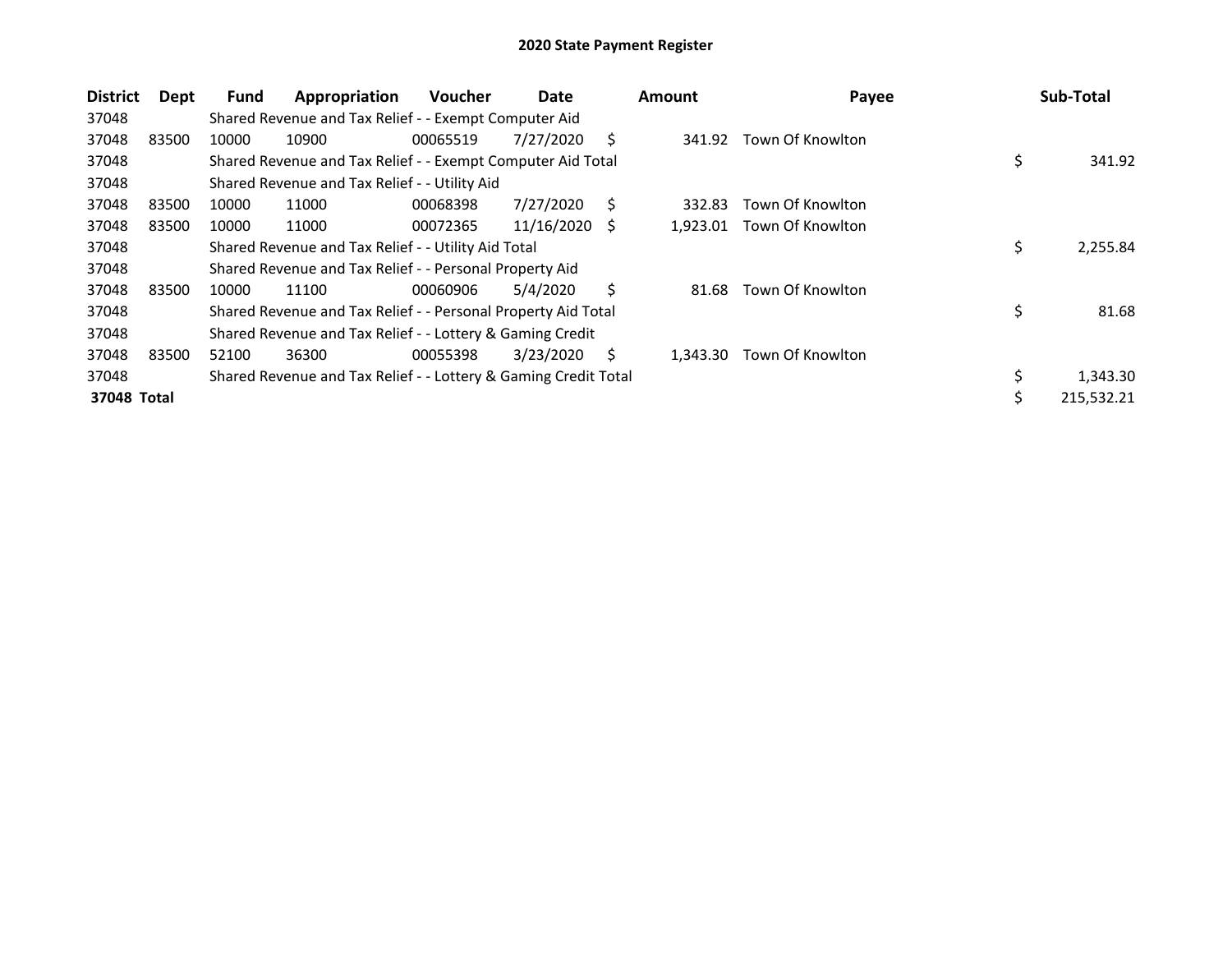# 2020 State Payment Register

| District | Dept | Fund | Appropriation | Voucher | Date | Amount | Payee | Sub-Total |
|---|---|---|---|---|---|---|---|---|
| 37048 | | Shared Revenue and Tax Relief - - Exempt Computer Aid | | | | | | |
| 37048 | 83500 | 10000 | 10900 | 00065519 | 7/27/2020 | $ 341.92 | Town Of Knowlton | |
| 37048 | | Shared Revenue and Tax Relief - - Exempt Computer Aid Total | | | | | | $ 341.92 |
| 37048 | | Shared Revenue and Tax Relief - - Utility Aid | | | | | | |
| 37048 | 83500 | 10000 | 11000 | 00068398 | 7/27/2020 | $ 332.83 | Town Of Knowlton | |
| 37048 | 83500 | 10000 | 11000 | 00072365 | 11/16/2020 | $ 1,923.01 | Town Of Knowlton | |
| 37048 | | Shared Revenue and Tax Relief - - Utility Aid Total | | | | | | $ 2,255.84 |
| 37048 | | Shared Revenue and Tax Relief - - Personal Property Aid | | | | | | |
| 37048 | 83500 | 10000 | 11100 | 00060906 | 5/4/2020 | $ 81.68 | Town Of Knowlton | |
| 37048 | | Shared Revenue and Tax Relief - - Personal Property Aid Total | | | | | | $ 81.68 |
| 37048 | | Shared Revenue and Tax Relief - - Lottery & Gaming Credit | | | | | | |
| 37048 | 83500 | 52100 | 36300 | 00055398 | 3/23/2020 | $ 1,343.30 | Town Of Knowlton | |
| 37048 | | Shared Revenue and Tax Relief - - Lottery & Gaming Credit Total | | | | | | $ 1,343.30 |
| **37048 Total** | | | | | | | | $ 215,532.21 |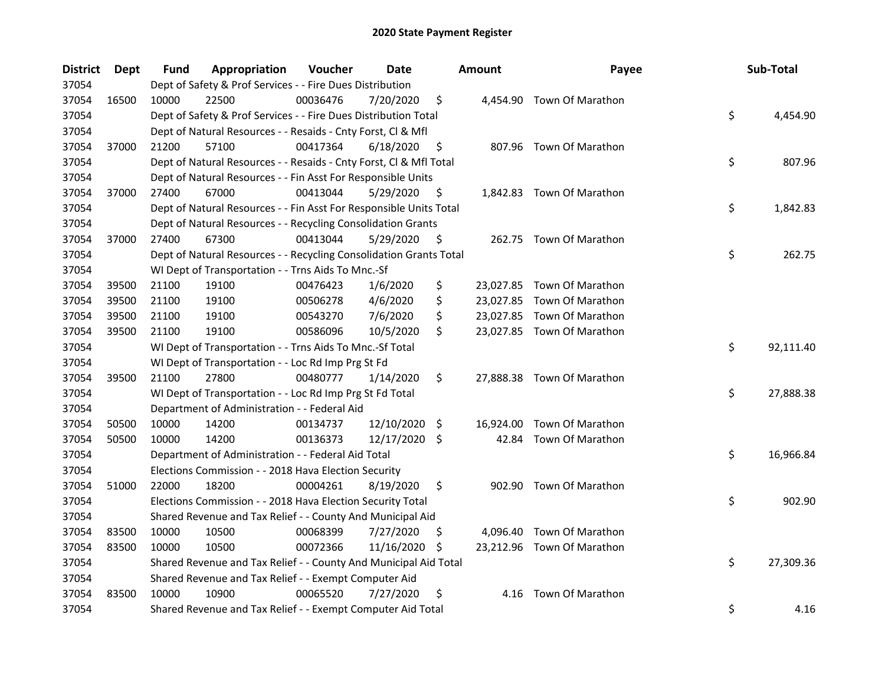# 2020 State Payment Register

| District | Dept | Fund | Appropriation | Voucher | Date | Amount | Payee | Sub-Total |
|---|---|---|---|---|---|---|---|---|
| 37054 | | Dept of Safety & Prof Services - - Fire Dues Distribution | | | | | | |
| 37054 | 16500 | 10000 | 22500 | 00036476 | 7/20/2020 | $ 4,454.90 | Town Of Marathon | |
| 37054 | | Dept of Safety & Prof Services - - Fire Dues Distribution Total | | | | | | $ 4,454.90 |
| 37054 | | Dept of Natural Resources - - Resaids - Cnty Forst, Cl & Mfl | | | | | | |
| 37054 | 37000 | 21200 | 57100 | 00417364 | 6/18/2020 | $ 807.96 | Town Of Marathon | |
| 37054 | | Dept of Natural Resources - - Resaids - Cnty Forst, Cl & Mfl Total | | | | | | $ 807.96 |
| 37054 | | Dept of Natural Resources - - Fin Asst For Responsible Units | | | | | | |
| 37054 | 37000 | 27400 | 67000 | 00413044 | 5/29/2020 | $ 1,842.83 | Town Of Marathon | |
| 37054 | | Dept of Natural Resources - - Fin Asst For Responsible Units Total | | | | | | $ 1,842.83 |
| 37054 | | Dept of Natural Resources - - Recycling Consolidation Grants | | | | | | |
| 37054 | 37000 | 27400 | 67300 | 00413044 | 5/29/2020 | $ 262.75 | Town Of Marathon | |
| 37054 | | Dept of Natural Resources - - Recycling Consolidation Grants Total | | | | | | $ 262.75 |
| 37054 | | WI Dept of Transportation - - Trns Aids To Mnc.-Sf | | | | | | |
| 37054 | 39500 | 21100 | 19100 | 00476423 | 1/6/2020 | $ 23,027.85 | Town Of Marathon | |
| 37054 | 39500 | 21100 | 19100 | 00506278 | 4/6/2020 | $ 23,027.85 | Town Of Marathon | |
| 37054 | 39500 | 21100 | 19100 | 00543270 | 7/6/2020 | $ 23,027.85 | Town Of Marathon | |
| 37054 | 39500 | 21100 | 19100 | 00586096 | 10/5/2020 | $ 23,027.85 | Town Of Marathon | |
| 37054 | | WI Dept of Transportation - - Trns Aids To Mnc.-Sf Total | | | | | | $ 92,111.40 |
| 37054 | | WI Dept of Transportation - - Loc Rd Imp Prg St Fd | | | | | | |
| 37054 | 39500 | 21100 | 27800 | 00480777 | 1/14/2020 | $ 27,888.38 | Town Of Marathon | |
| 37054 | | WI Dept of Transportation - - Loc Rd Imp Prg St Fd Total | | | | | | $ 27,888.38 |
| 37054 | | Department of Administration - - Federal Aid | | | | | | |
| 37054 | 50500 | 10000 | 14200 | 00134737 | 12/10/2020 | $ 16,924.00 | Town Of Marathon | |
| 37054 | 50500 | 10000 | 14200 | 00136373 | 12/17/2020 | $ 42.84 | Town Of Marathon | |
| 37054 | | Department of Administration - - Federal Aid Total | | | | | | $ 16,966.84 |
| 37054 | | Elections Commission - - 2018 Hava Election Security | | | | | | |
| 37054 | 51000 | 22000 | 18200 | 00004261 | 8/19/2020 | $ 902.90 | Town Of Marathon | |
| 37054 | | Elections Commission - - 2018 Hava Election Security Total | | | | | | $ 902.90 |
| 37054 | | Shared Revenue and Tax Relief - - County And Municipal Aid | | | | | | |
| 37054 | 83500 | 10000 | 10500 | 00068399 | 7/27/2020 | $ 4,096.40 | Town Of Marathon | |
| 37054 | 83500 | 10000 | 10500 | 00072366 | 11/16/2020 | $ 23,212.96 | Town Of Marathon | |
| 37054 | | Shared Revenue and Tax Relief - - County And Municipal Aid Total | | | | | | $ 27,309.36 |
| 37054 | | Shared Revenue and Tax Relief - - Exempt Computer Aid | | | | | | |
| 37054 | 83500 | 10000 | 10900 | 00065520 | 7/27/2020 | $ 4.16 | Town Of Marathon | |
| 37054 | | Shared Revenue and Tax Relief - - Exempt Computer Aid Total | | | | | | $ 4.16 |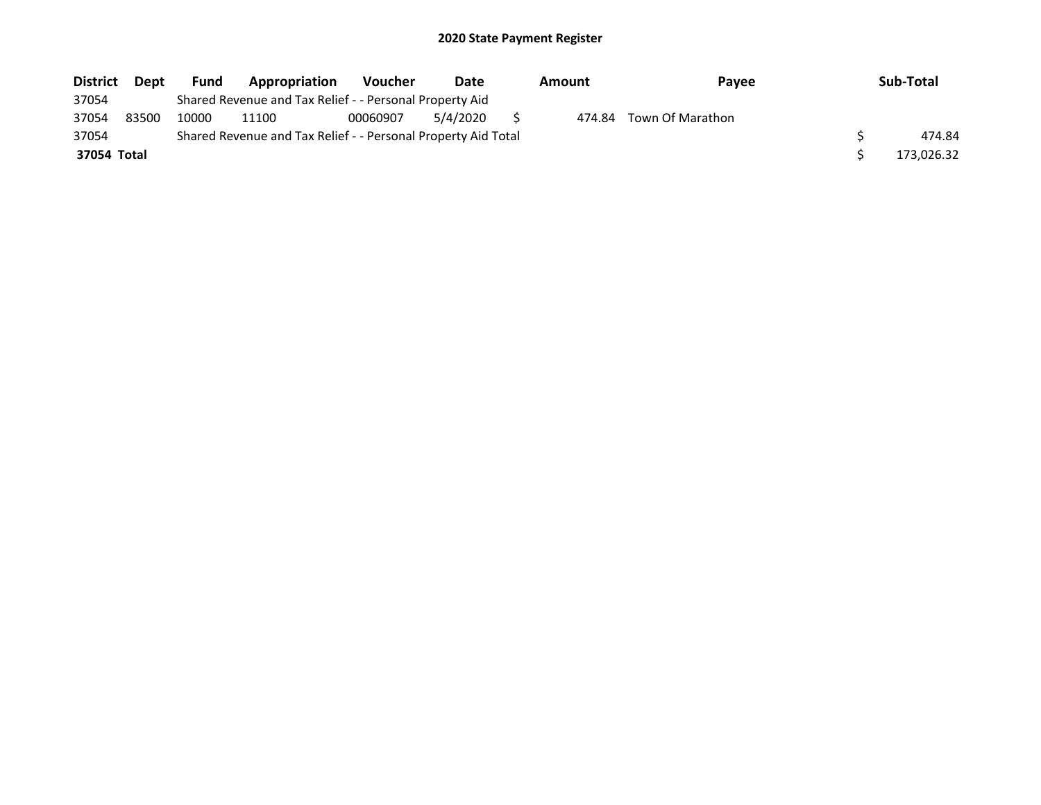# 2020 State Payment Register

| District | Dept | Fund | Appropriation | Voucher | Date | Amount | Payee | Sub-Total |
|---|---|---|---|---|---|---|---|---|
| 37054 | | Shared Revenue and Tax Relief - - Personal Property Aid | | | | | | |
| 37054 | 83500 | 10000 | 11100 | 00060907 | 5/4/2020 | $ 474.84 | Town Of Marathon | |
| 37054 | | Shared Revenue and Tax Relief - - Personal Property Aid Total | | | | | | $ 474.84 |
| **37054 Total** | | | | | | | | $ 173,026.32 |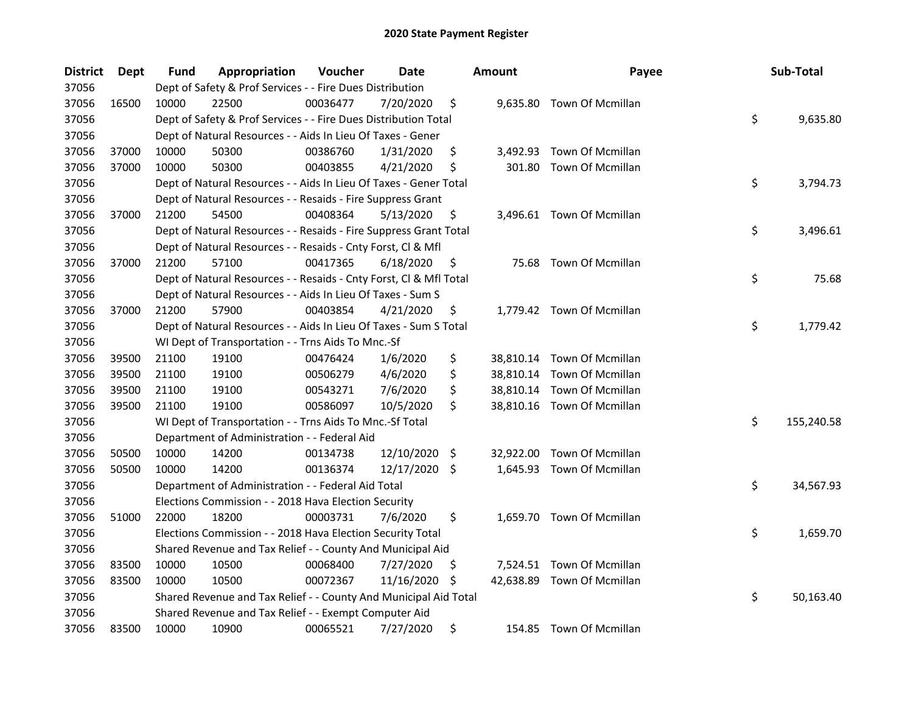# 2020 State Payment Register

| District | Dept | Fund | Appropriation | Voucher | Date | Amount | Payee | Sub-Total |
|---|---|---|---|---|---|---|---|---|
| 37056 | | Dept of Safety & Prof Services - - Fire Dues Distribution | | | | | | |
| 37056 | 16500 | 10000 | 22500 | 00036477 | 7/20/2020 | $ 9,635.80 | Town Of Mcmillan | |
| 37056 | | Dept of Safety & Prof Services - - Fire Dues Distribution Total | | | | | | $ 9,635.80 |
| 37056 | | Dept of Natural Resources - - Aids In Lieu Of Taxes - Gener | | | | | | |
| 37056 | 37000 | 10000 | 50300 | 00386760 | 1/31/2020 | $ 3,492.93 | Town Of Mcmillan | |
| 37056 | 37000 | 10000 | 50300 | 00403855 | 4/21/2020 | $ 301.80 | Town Of Mcmillan | |
| 37056 | | Dept of Natural Resources - - Aids In Lieu Of Taxes - Gener Total | | | | | | $ 3,794.73 |
| 37056 | | Dept of Natural Resources - - Resaids - Fire Suppress Grant | | | | | | |
| 37056 | 37000 | 21200 | 54500 | 00408364 | 5/13/2020 | $ 3,496.61 | Town Of Mcmillan | |
| 37056 | | Dept of Natural Resources - - Resaids - Fire Suppress Grant Total | | | | | | $ 3,496.61 |
| 37056 | | Dept of Natural Resources - - Resaids - Cnty Forst, Cl & Mfl | | | | | | |
| 37056 | 37000 | 21200 | 57100 | 00417365 | 6/18/2020 | $ 75.68 | Town Of Mcmillan | |
| 37056 | | Dept of Natural Resources - - Resaids - Cnty Forst, Cl & Mfl Total | | | | | | $ 75.68 |
| 37056 | | Dept of Natural Resources - - Aids In Lieu Of Taxes - Sum S | | | | | | |
| 37056 | 37000 | 21200 | 57900 | 00403854 | 4/21/2020 | $ 1,779.42 | Town Of Mcmillan | |
| 37056 | | Dept of Natural Resources - - Aids In Lieu Of Taxes - Sum S Total | | | | | | $ 1,779.42 |
| 37056 | | WI Dept of Transportation - - Trns Aids To Mnc.-Sf | | | | | | |
| 37056 | 39500 | 21100 | 19100 | 00476424 | 1/6/2020 | $ 38,810.14 | Town Of Mcmillan | |
| 37056 | 39500 | 21100 | 19100 | 00506279 | 4/6/2020 | $ 38,810.14 | Town Of Mcmillan | |
| 37056 | 39500 | 21100 | 19100 | 00543271 | 7/6/2020 | $ 38,810.14 | Town Of Mcmillan | |
| 37056 | 39500 | 21100 | 19100 | 00586097 | 10/5/2020 | $ 38,810.16 | Town Of Mcmillan | |
| 37056 | | WI Dept of Transportation - - Trns Aids To Mnc.-Sf Total | | | | | | $ 155,240.58 |
| 37056 | | Department of Administration - - Federal Aid | | | | | | |
| 37056 | 50500 | 10000 | 14200 | 00134738 | 12/10/2020 | $ 32,922.00 | Town Of Mcmillan | |
| 37056 | 50500 | 10000 | 14200 | 00136374 | 12/17/2020 | $ 1,645.93 | Town Of Mcmillan | |
| 37056 | | Department of Administration - - Federal Aid Total | | | | | | $ 34,567.93 |
| 37056 | | Elections Commission - - 2018 Hava Election Security | | | | | | |
| 37056 | 51000 | 22000 | 18200 | 00003731 | 7/6/2020 | $ 1,659.70 | Town Of Mcmillan | |
| 37056 | | Elections Commission - - 2018 Hava Election Security Total | | | | | | $ 1,659.70 |
| 37056 | | Shared Revenue and Tax Relief - - County And Municipal Aid | | | | | | |
| 37056 | 83500 | 10000 | 10500 | 00068400 | 7/27/2020 | $ 7,524.51 | Town Of Mcmillan | |
| 37056 | 83500 | 10000 | 10500 | 00072367 | 11/16/2020 | $ 42,638.89 | Town Of Mcmillan | |
| 37056 | | Shared Revenue and Tax Relief - - County And Municipal Aid Total | | | | | | $ 50,163.40 |
| 37056 | | Shared Revenue and Tax Relief - - Exempt Computer Aid | | | | | | |
| 37056 | 83500 | 10000 | 10900 | 00065521 | 7/27/2020 | $ 154.85 | Town Of Mcmillan | |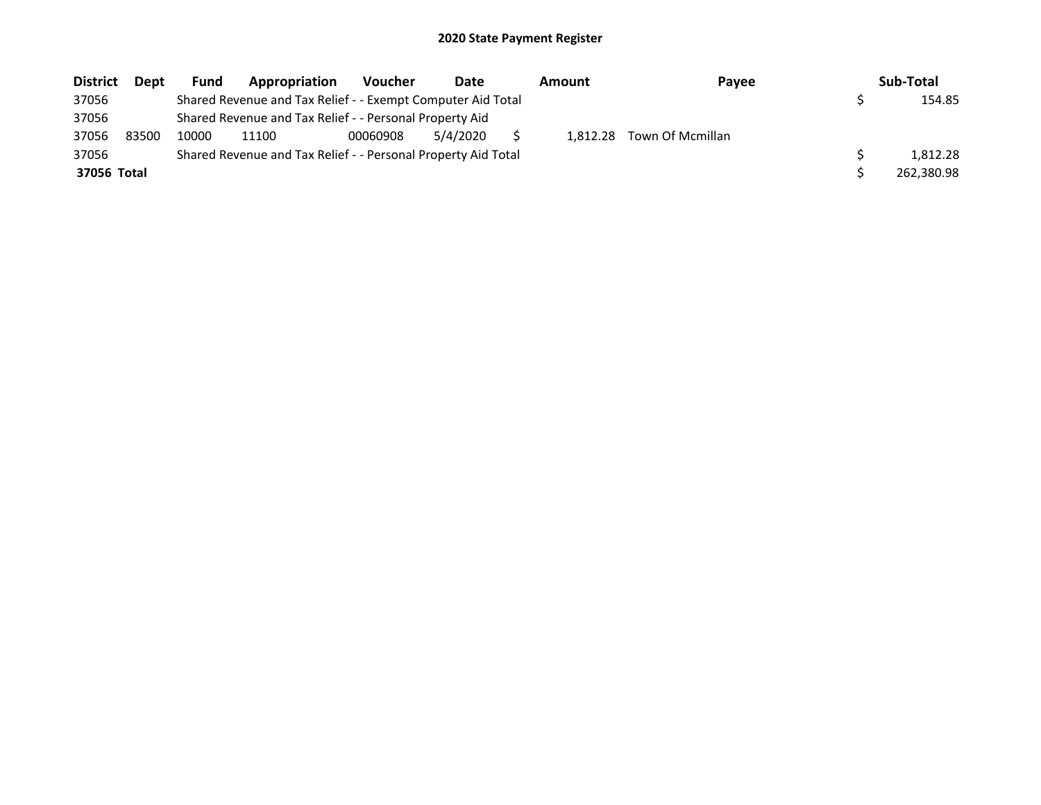# 2020 State Payment Register

| District | Dept | Fund | Appropriation | Voucher | Date | Amount | Payee | Sub-Total |
|---|---|---|---|---|---|---|---|---|
| 37056 | | Shared Revenue and Tax Relief - - Exempt Computer Aid Total | | | | | | $ 154.85 |
| 37056 | | Shared Revenue and Tax Relief - - Personal Property Aid | | | | | | |
| 37056 | 83500 | 10000 | 11100 | 00060908 | 5/4/2020 | $ 1,812.28 | Town Of Mcmillan | |
| 37056 | | Shared Revenue and Tax Relief - - Personal Property Aid Total | | | | | | $ 1,812.28 |
| **37056 Total** | | | | | | | | $ 262,380.98 |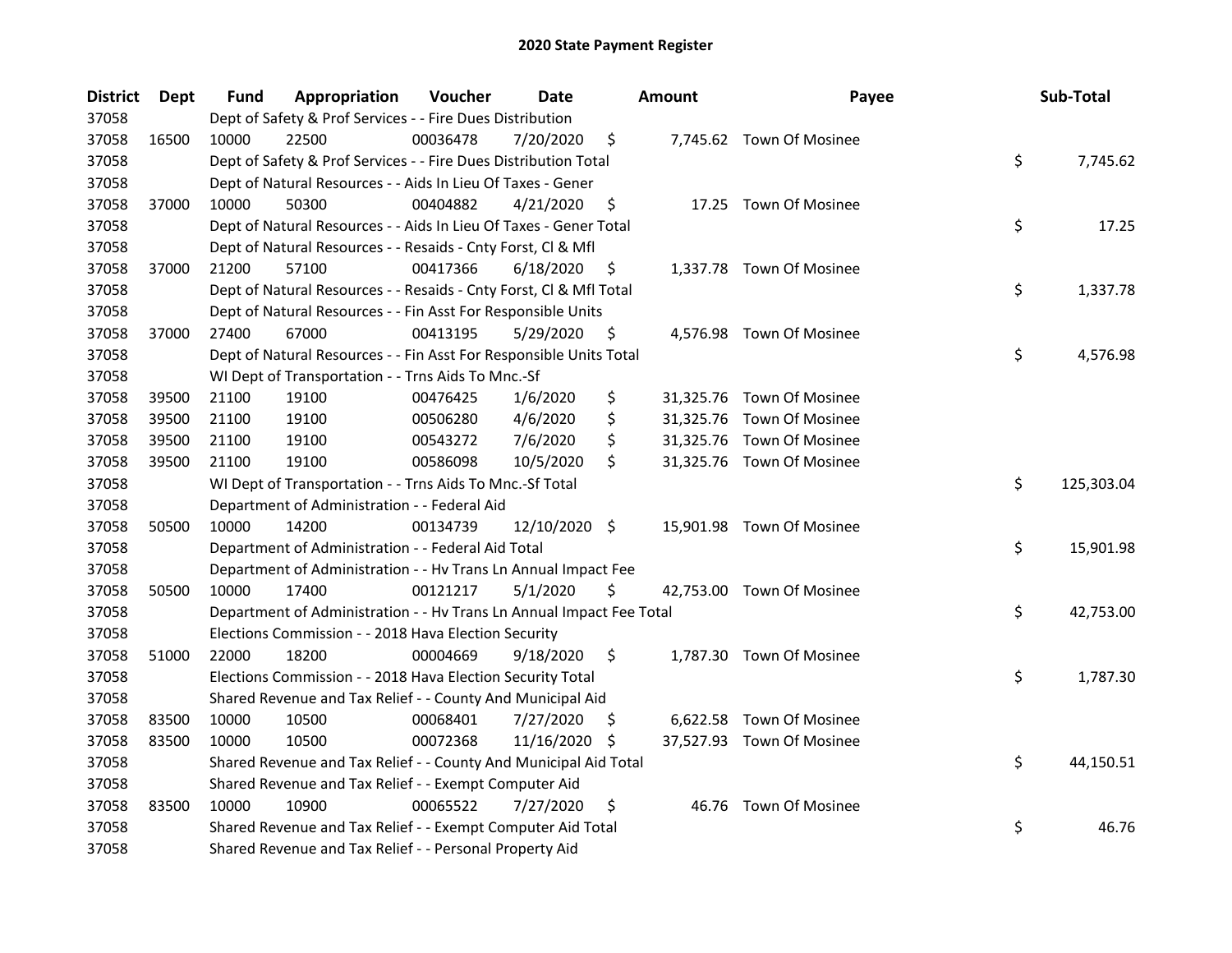# 2020 State Payment Register

| District | Dept | Fund | Appropriation | Voucher | Date | Amount | Payee | Sub-Total |
|---|---|---|---|---|---|---|---|---|
| 37058 | | Dept of Safety & Prof Services - - Fire Dues Distribution | | | | | | |
| 37058 | 16500 | 10000 | 22500 | 00036478 | 7/20/2020 | $ 7,745.62 | Town Of Mosinee | |
| 37058 | | Dept of Safety & Prof Services - - Fire Dues Distribution Total | | | | | | $ 7,745.62 |
| 37058 | | Dept of Natural Resources - - Aids In Lieu Of Taxes - Gener | | | | | | |
| 37058 | 37000 | 10000 | 50300 | 00404882 | 4/21/2020 | $ 17.25 | Town Of Mosinee | |
| 37058 | | Dept of Natural Resources - - Aids In Lieu Of Taxes - Gener Total | | | | | | $ 17.25 |
| 37058 | | Dept of Natural Resources - - Resaids - Cnty Forst, Cl & Mfl | | | | | | |
| 37058 | 37000 | 21200 | 57100 | 00417366 | 6/18/2020 | $ 1,337.78 | Town Of Mosinee | |
| 37058 | | Dept of Natural Resources - - Resaids - Cnty Forst, Cl & Mfl Total | | | | | | $ 1,337.78 |
| 37058 | | Dept of Natural Resources - - Fin Asst For Responsible Units | | | | | | |
| 37058 | 37000 | 27400 | 67000 | 00413195 | 5/29/2020 | $ 4,576.98 | Town Of Mosinee | |
| 37058 | | Dept of Natural Resources - - Fin Asst For Responsible Units Total | | | | | | $ 4,576.98 |
| 37058 | | WI Dept of Transportation - - Trns Aids To Mnc.-Sf | | | | | | |
| 37058 | 39500 | 21100 | 19100 | 00476425 | 1/6/2020 | $ 31,325.76 | Town Of Mosinee | |
| 37058 | 39500 | 21100 | 19100 | 00506280 | 4/6/2020 | $ 31,325.76 | Town Of Mosinee | |
| 37058 | 39500 | 21100 | 19100 | 00543272 | 7/6/2020 | $ 31,325.76 | Town Of Mosinee | |
| 37058 | 39500 | 21100 | 19100 | 00586098 | 10/5/2020 | $ 31,325.76 | Town Of Mosinee | |
| 37058 | | WI Dept of Transportation - - Trns Aids To Mnc.-Sf Total | | | | | | $ 125,303.04 |
| 37058 | | Department of Administration - - Federal Aid | | | | | | |
| 37058 | 50500 | 10000 | 14200 | 00134739 | 12/10/2020 | $ 15,901.98 | Town Of Mosinee | |
| 37058 | | Department of Administration - - Federal Aid Total | | | | | | $ 15,901.98 |
| 37058 | | Department of Administration - - Hv Trans Ln Annual Impact Fee | | | | | | |
| 37058 | 50500 | 10000 | 17400 | 00121217 | 5/1/2020 | $ 42,753.00 | Town Of Mosinee | |
| 37058 | | Department of Administration - - Hv Trans Ln Annual Impact Fee Total | | | | | | $ 42,753.00 |
| 37058 | | Elections Commission - - 2018 Hava Election Security | | | | | | |
| 37058 | 51000 | 22000 | 18200 | 00004669 | 9/18/2020 | $ 1,787.30 | Town Of Mosinee | |
| 37058 | | Elections Commission - - 2018 Hava Election Security Total | | | | | | $ 1,787.30 |
| 37058 | | Shared Revenue and Tax Relief - - County And Municipal Aid | | | | | | |
| 37058 | 83500 | 10000 | 10500 | 00068401 | 7/27/2020 | $ 6,622.58 | Town Of Mosinee | |
| 37058 | 83500 | 10000 | 10500 | 00072368 | 11/16/2020 | $ 37,527.93 | Town Of Mosinee | |
| 37058 | | Shared Revenue and Tax Relief - - County And Municipal Aid Total | | | | | | $ 44,150.51 |
| 37058 | | Shared Revenue and Tax Relief - - Exempt Computer Aid | | | | | | |
| 37058 | 83500 | 10000 | 10900 | 00065522 | 7/27/2020 | $ 46.76 | Town Of Mosinee | |
| 37058 | | Shared Revenue and Tax Relief - - Exempt Computer Aid Total | | | | | | $ 46.76 |
| 37058 | | Shared Revenue and Tax Relief - - Personal Property Aid | | | | | | |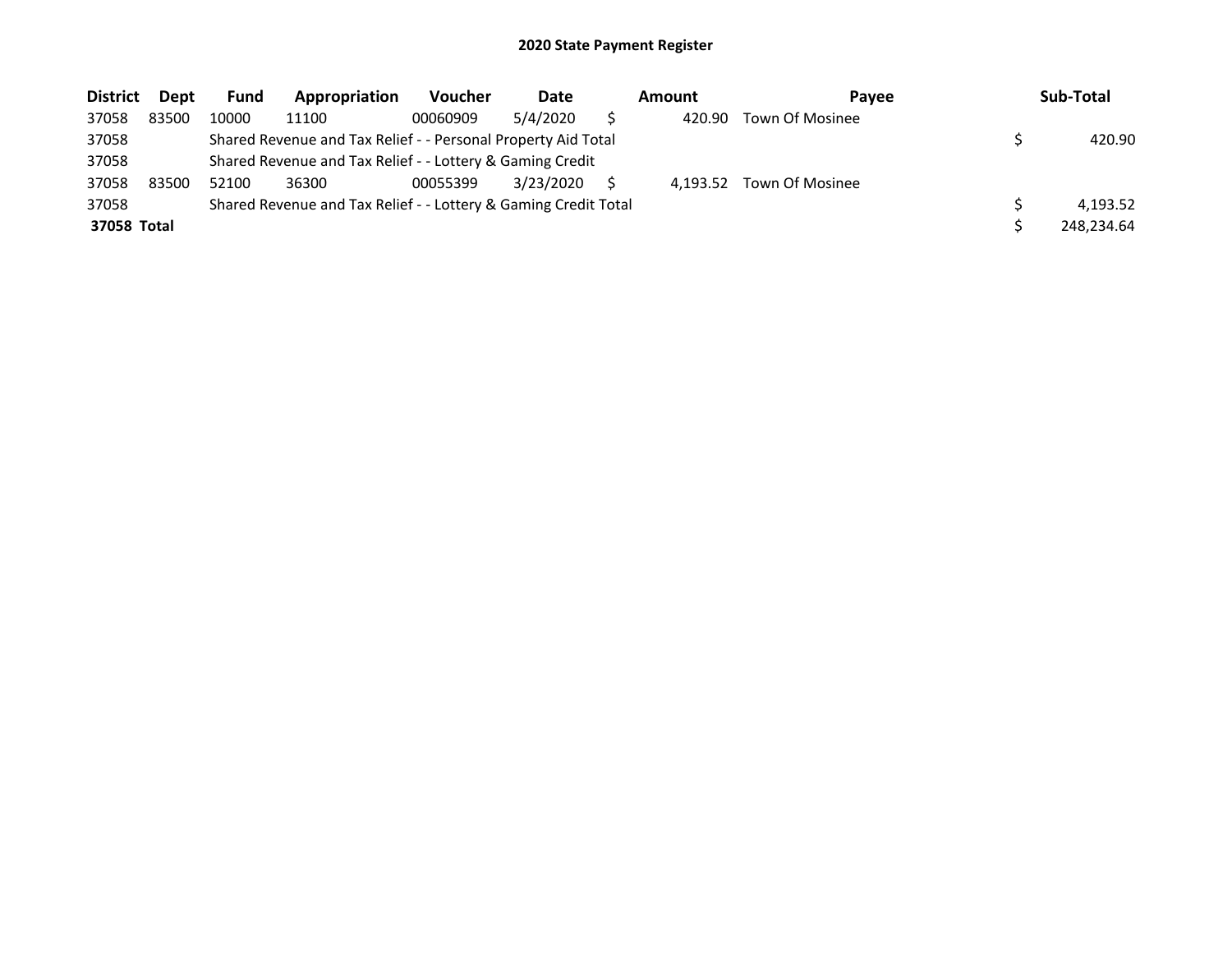## 2020 State Payment Register

| District | Dept | Fund | Appropriation | Voucher | Date | Amount | Payee | Sub-Total |
|---|---|---|---|---|---|---|---|---|
| 37058 | 83500 | 10000 | 11100 | 00060909 | 5/4/2020 | $ 420.90 | Town Of Mosinee | |
| 37058 | | Shared Revenue and Tax Relief - - Personal Property Aid Total | | | | | | $ 420.90 |
| 37058 | | Shared Revenue and Tax Relief - - Lottery & Gaming Credit | | | | | | |
| 37058 | 83500 | 52100 | 36300 | 00055399 | 3/23/2020 | $ 4,193.52 | Town Of Mosinee | |
| 37058 | | Shared Revenue and Tax Relief - - Lottery & Gaming Credit Total | | | | | | $ 4,193.52 |
| **37058 Total** | | | | | | | | $ 248,234.64 |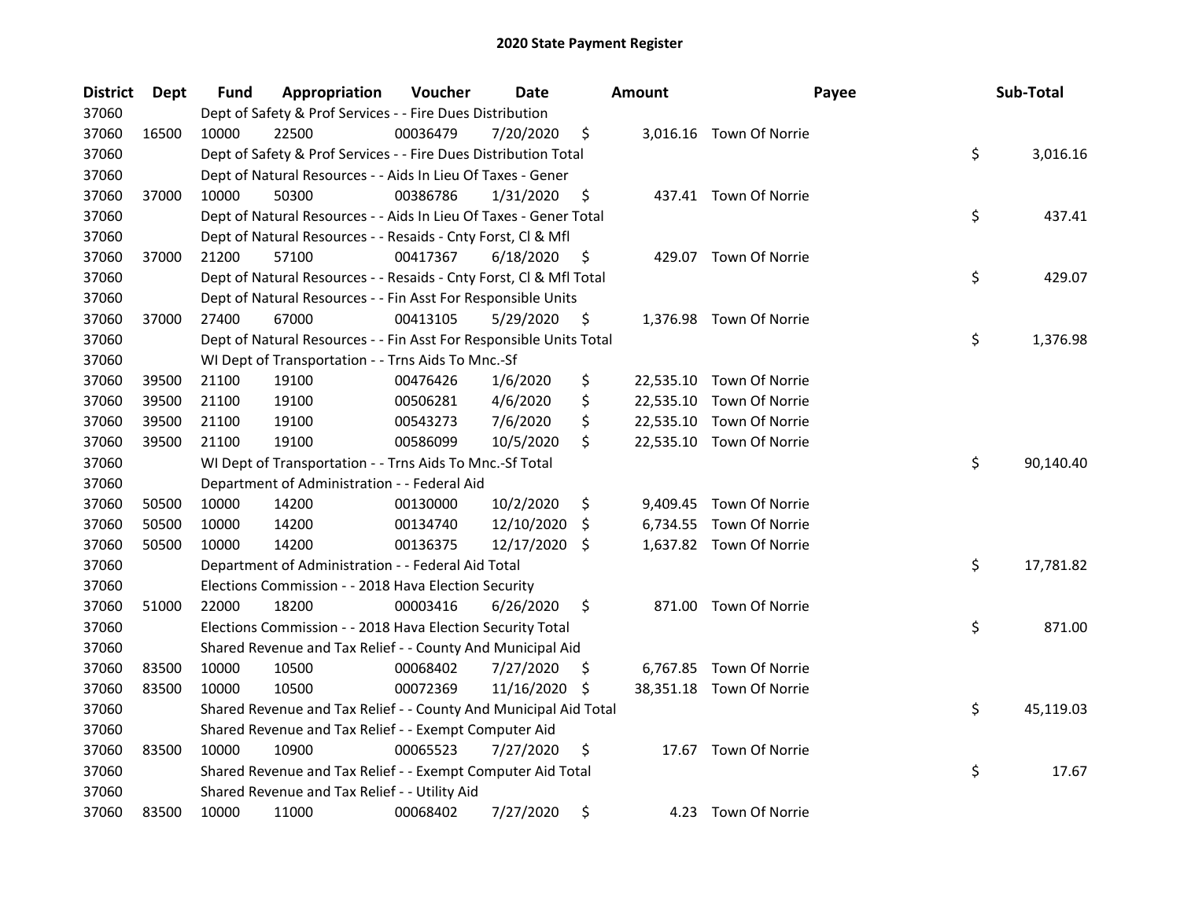# 2020 State Payment Register

| District | Dept | Fund | Appropriation | Voucher | Date | Amount | Payee | Sub-Total |
|---|---|---|---|---|---|---|---|---|
| 37060 | | Dept of Safety & Prof Services - - Fire Dues Distribution | | | | | | |
| 37060 | 16500 | 10000 | 22500 | 00036479 | 7/20/2020 | $ 3,016.16 | Town Of Norrie | |
| 37060 | | Dept of Safety & Prof Services - - Fire Dues Distribution Total | | | | | | $ 3,016.16 |
| 37060 | | Dept of Natural Resources - - Aids In Lieu Of Taxes - Gener | | | | | | |
| 37060 | 37000 | 10000 | 50300 | 00386786 | 1/31/2020 | $ 437.41 | Town Of Norrie | |
| 37060 | | Dept of Natural Resources - - Aids In Lieu Of Taxes - Gener Total | | | | | | $ 437.41 |
| 37060 | | Dept of Natural Resources - - Resaids - Cnty Forst, Cl & Mfl | | | | | | |
| 37060 | 37000 | 21200 | 57100 | 00417367 | 6/18/2020 | $ 429.07 | Town Of Norrie | |
| 37060 | | Dept of Natural Resources - - Resaids - Cnty Forst, Cl & Mfl Total | | | | | | $ 429.07 |
| 37060 | | Dept of Natural Resources - - Fin Asst For Responsible Units | | | | | | |
| 37060 | 37000 | 27400 | 67000 | 00413105 | 5/29/2020 | $ 1,376.98 | Town Of Norrie | |
| 37060 | | Dept of Natural Resources - - Fin Asst For Responsible Units Total | | | | | | $ 1,376.98 |
| 37060 | | WI Dept of Transportation - - Trns Aids To Mnc.-Sf | | | | | | |
| 37060 | 39500 | 21100 | 19100 | 00476426 | 1/6/2020 | $ 22,535.10 | Town Of Norrie | |
| 37060 | 39500 | 21100 | 19100 | 00506281 | 4/6/2020 | $ 22,535.10 | Town Of Norrie | |
| 37060 | 39500 | 21100 | 19100 | 00543273 | 7/6/2020 | $ 22,535.10 | Town Of Norrie | |
| 37060 | 39500 | 21100 | 19100 | 00586099 | 10/5/2020 | $ 22,535.10 | Town Of Norrie | |
| 37060 | | WI Dept of Transportation - - Trns Aids To Mnc.-Sf Total | | | | | | $ 90,140.40 |
| 37060 | | Department of Administration - - Federal Aid | | | | | | |
| 37060 | 50500 | 10000 | 14200 | 00130000 | 10/2/2020 | $ 9,409.45 | Town Of Norrie | |
| 37060 | 50500 | 10000 | 14200 | 00134740 | 12/10/2020 | $ 6,734.55 | Town Of Norrie | |
| 37060 | 50500 | 10000 | 14200 | 00136375 | 12/17/2020 | $ 1,637.82 | Town Of Norrie | |
| 37060 | | Department of Administration - - Federal Aid Total | | | | | | $ 17,781.82 |
| 37060 | | Elections Commission - - 2018 Hava Election Security | | | | | | |
| 37060 | 51000 | 22000 | 18200 | 00003416 | 6/26/2020 | $ 871.00 | Town Of Norrie | |
| 37060 | | Elections Commission - - 2018 Hava Election Security Total | | | | | | $ 871.00 |
| 37060 | | Shared Revenue and Tax Relief - - County And Municipal Aid | | | | | | |
| 37060 | 83500 | 10000 | 10500 | 00068402 | 7/27/2020 | $ 6,767.85 | Town Of Norrie | |
| 37060 | 83500 | 10000 | 10500 | 00072369 | 11/16/2020 | $ 38,351.18 | Town Of Norrie | |
| 37060 | | Shared Revenue and Tax Relief - - County And Municipal Aid Total | | | | | | $ 45,119.03 |
| 37060 | | Shared Revenue and Tax Relief - - Exempt Computer Aid | | | | | | |
| 37060 | 83500 | 10000 | 10900 | 00065523 | 7/27/2020 | $ 17.67 | Town Of Norrie | |
| 37060 | | Shared Revenue and Tax Relief - - Exempt Computer Aid Total | | | | | | $ 17.67 |
| 37060 | | Shared Revenue and Tax Relief - - Utility Aid | | | | | | |
| 37060 | 83500 | 10000 | 11000 | 00068402 | 7/27/2020 | $ 4.23 | Town Of Norrie | |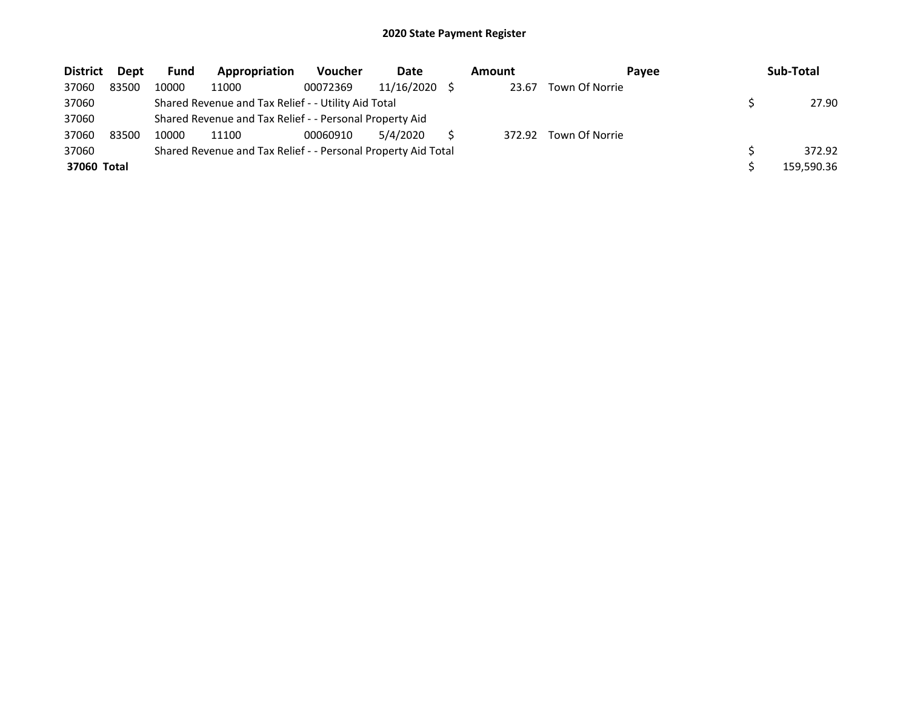# 2020 State Payment Register

| District | Dept | Fund | Appropriation | Voucher | Date | Amount | Payee | Sub-Total |
|---|---|---|---|---|---|---|---|---|
| 37060 | 83500 | 10000 | 11000 | 00072369 | 11/16/2020 | $ 23.67 | Town Of Norrie | |
| 37060 | | Shared Revenue and Tax Relief - - Utility Aid Total | | | | | | $ 27.90 |
| 37060 | | Shared Revenue and Tax Relief - - Personal Property Aid | | | | | | |
| 37060 | 83500 | 10000 | 11100 | 00060910 | 5/4/2020 | $ 372.92 | Town Of Norrie | |
| 37060 | | Shared Revenue and Tax Relief - - Personal Property Aid Total | | | | | | $ 372.92 |
| **37060 Total** | | | | | | | | $ 159,590.36 |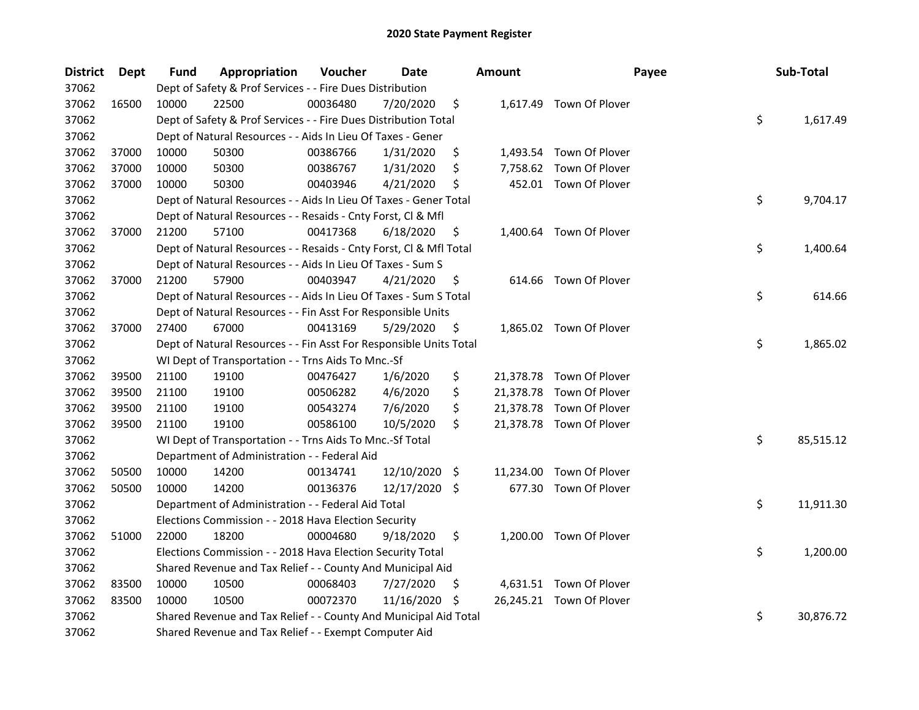# 2020 State Payment Register

| District | Dept | Fund | Appropriation | Voucher | Date | Amount | Payee | Sub-Total |
|---|---|---|---|---|---|---|---|---|
| 37062 | | Dept of Safety & Prof Services - - Fire Dues Distribution | | | | | | |
| 37062 | 16500 | 10000 | 22500 | 00036480 | 7/20/2020 | $ 1,617.49 | Town Of Plover | |
| 37062 | | Dept of Safety & Prof Services - - Fire Dues Distribution Total | | | | | | $ 1,617.49 |
| 37062 | | Dept of Natural Resources - - Aids In Lieu Of Taxes - Gener | | | | | | |
| 37062 | 37000 | 10000 | 50300 | 00386766 | 1/31/2020 | $ 1,493.54 | Town Of Plover | |
| 37062 | 37000 | 10000 | 50300 | 00386767 | 1/31/2020 | $ 7,758.62 | Town Of Plover | |
| 37062 | 37000 | 10000 | 50300 | 00403946 | 4/21/2020 | $ 452.01 | Town Of Plover | |
| 37062 | | Dept of Natural Resources - - Aids In Lieu Of Taxes - Gener Total | | | | | | $ 9,704.17 |
| 37062 | | Dept of Natural Resources - - Resaids - Cnty Forst, Cl & Mfl | | | | | | |
| 37062 | 37000 | 21200 | 57100 | 00417368 | 6/18/2020 | $ 1,400.64 | Town Of Plover | |
| 37062 | | Dept of Natural Resources - - Resaids - Cnty Forst, Cl & Mfl Total | | | | | | $ 1,400.64 |
| 37062 | | Dept of Natural Resources - - Aids In Lieu Of Taxes - Sum S | | | | | | |
| 37062 | 37000 | 21200 | 57900 | 00403947 | 4/21/2020 | $ 614.66 | Town Of Plover | |
| 37062 | | Dept of Natural Resources - - Aids In Lieu Of Taxes - Sum S Total | | | | | | $ 614.66 |
| 37062 | | Dept of Natural Resources - - Fin Asst For Responsible Units | | | | | | |
| 37062 | 37000 | 27400 | 67000 | 00413169 | 5/29/2020 | $ 1,865.02 | Town Of Plover | |
| 37062 | | Dept of Natural Resources - - Fin Asst For Responsible Units Total | | | | | | $ 1,865.02 |
| 37062 | | WI Dept of Transportation - - Trns Aids To Mnc.-Sf | | | | | | |
| 37062 | 39500 | 21100 | 19100 | 00476427 | 1/6/2020 | $ 21,378.78 | Town Of Plover | |
| 37062 | 39500 | 21100 | 19100 | 00506282 | 4/6/2020 | $ 21,378.78 | Town Of Plover | |
| 37062 | 39500 | 21100 | 19100 | 00543274 | 7/6/2020 | $ 21,378.78 | Town Of Plover | |
| 37062 | 39500 | 21100 | 19100 | 00586100 | 10/5/2020 | $ 21,378.78 | Town Of Plover | |
| 37062 | | WI Dept of Transportation - - Trns Aids To Mnc.-Sf Total | | | | | | $ 85,515.12 |
| 37062 | | Department of Administration - - Federal Aid | | | | | | |
| 37062 | 50500 | 10000 | 14200 | 00134741 | 12/10/2020 | $ 11,234.00 | Town Of Plover | |
| 37062 | 50500 | 10000 | 14200 | 00136376 | 12/17/2020 | $ 677.30 | Town Of Plover | |
| 37062 | | Department of Administration - - Federal Aid Total | | | | | | $ 11,911.30 |
| 37062 | | Elections Commission - - 2018 Hava Election Security | | | | | | |
| 37062 | 51000 | 22000 | 18200 | 00004680 | 9/18/2020 | $ 1,200.00 | Town Of Plover | |
| 37062 | | Elections Commission - - 2018 Hava Election Security Total | | | | | | $ 1,200.00 |
| 37062 | | Shared Revenue and Tax Relief - - County And Municipal Aid | | | | | | |
| 37062 | 83500 | 10000 | 10500 | 00068403 | 7/27/2020 | $ 4,631.51 | Town Of Plover | |
| 37062 | 83500 | 10000 | 10500 | 00072370 | 11/16/2020 | $ 26,245.21 | Town Of Plover | |
| 37062 | | Shared Revenue and Tax Relief - - County And Municipal Aid Total | | | | | | $ 30,876.72 |
| 37062 | | Shared Revenue and Tax Relief - - Exempt Computer Aid | | | | | | |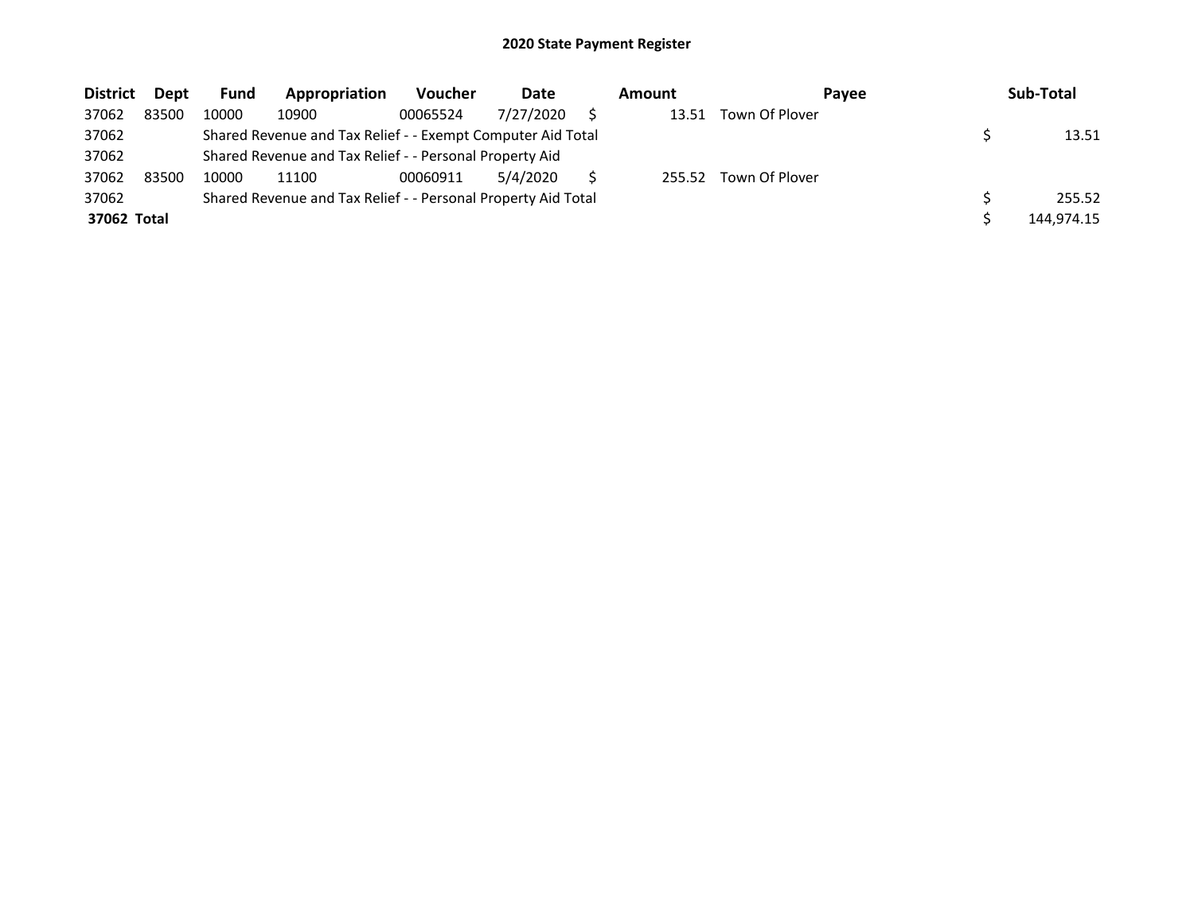## 2020 State Payment Register

| District | Dept | Fund | Appropriation | Voucher | Date | Amount | Payee | Sub-Total |
|---|---|---|---|---|---|---|---|---|
| 37062 | 83500 | 10000 | 10900 | 00065524 | 7/27/2020 | $ 13.51 | Town Of Plover | |
| 37062 | | Shared Revenue and Tax Relief - - Exempt Computer Aid Total | | | | | | $ 13.51 |
| 37062 | | Shared Revenue and Tax Relief - - Personal Property Aid | | | | | | |
| 37062 | 83500 | 10000 | 11100 | 00060911 | 5/4/2020 | $ 255.52 | Town Of Plover | |
| 37062 | | Shared Revenue and Tax Relief - - Personal Property Aid Total | | | | | | $ 255.52 |
| **37062 Total** | | | | | | | | $ 144,974.15 |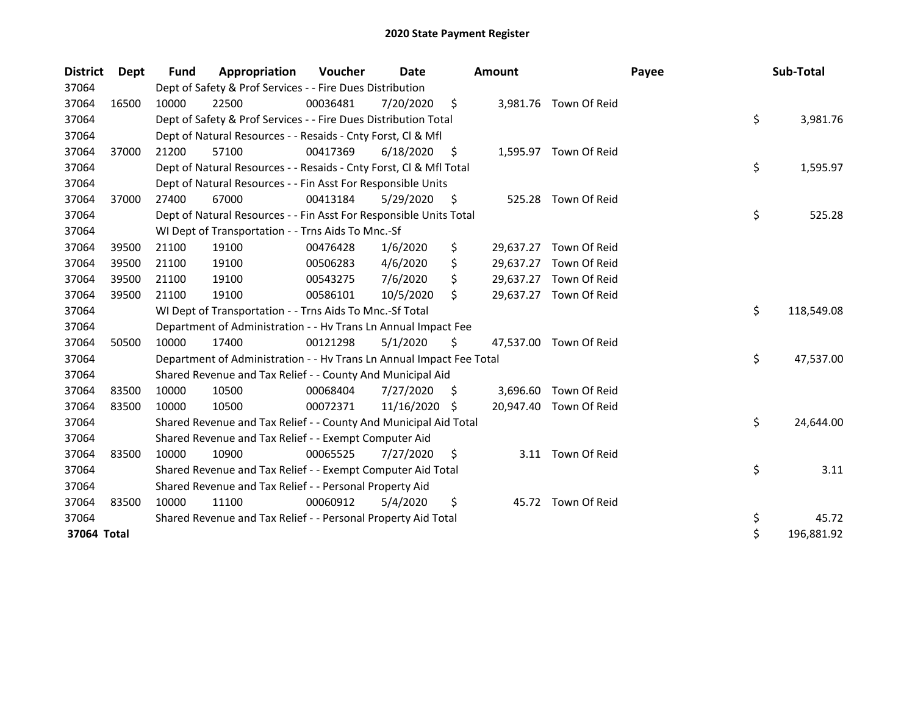# 2020 State Payment Register

| District | Dept | Fund | Appropriation | Voucher | Date | Amount | Payee | Sub-Total |
|---|---|---|---|---|---|---|---|---|
| 37064 | | Dept of Safety & Prof Services - - Fire Dues Distribution | | | | | | |
| 37064 | 16500 | 10000 | 22500 | 00036481 | 7/20/2020 | $ 3,981.76 | Town Of Reid | |
| 37064 | | Dept of Safety & Prof Services - - Fire Dues Distribution Total | | | | | | $ 3,981.76 |
| 37064 | | Dept of Natural Resources - - Resaids - Cnty Forst, Cl & Mfl | | | | | | |
| 37064 | 37000 | 21200 | 57100 | 00417369 | 6/18/2020 | $ 1,595.97 | Town Of Reid | |
| 37064 | | Dept of Natural Resources - - Resaids - Cnty Forst, Cl & Mfl Total | | | | | | $ 1,595.97 |
| 37064 | | Dept of Natural Resources - - Fin Asst For Responsible Units | | | | | | |
| 37064 | 37000 | 27400 | 67000 | 00413184 | 5/29/2020 | $ 525.28 | Town Of Reid | |
| 37064 | | Dept of Natural Resources - - Fin Asst For Responsible Units Total | | | | | | $ 525.28 |
| 37064 | | WI Dept of Transportation - - Trns Aids To Mnc.-Sf | | | | | | |
| 37064 | 39500 | 21100 | 19100 | 00476428 | 1/6/2020 | $ 29,637.27 | Town Of Reid | |
| 37064 | 39500 | 21100 | 19100 | 00506283 | 4/6/2020 | $ 29,637.27 | Town Of Reid | |
| 37064 | 39500 | 21100 | 19100 | 00543275 | 7/6/2020 | $ 29,637.27 | Town Of Reid | |
| 37064 | 39500 | 21100 | 19100 | 00586101 | 10/5/2020 | $ 29,637.27 | Town Of Reid | |
| 37064 | | WI Dept of Transportation - - Trns Aids To Mnc.-Sf Total | | | | | | $ 118,549.08 |
| 37064 | | Department of Administration - - Hv Trans Ln Annual Impact Fee | | | | | | |
| 37064 | 50500 | 10000 | 17400 | 00121298 | 5/1/2020 | $ 47,537.00 | Town Of Reid | |
| 37064 | | Department of Administration - - Hv Trans Ln Annual Impact Fee Total | | | | | | $ 47,537.00 |
| 37064 | | Shared Revenue and Tax Relief - - County And Municipal Aid | | | | | | |
| 37064 | 83500 | 10000 | 10500 | 00068404 | 7/27/2020 | $ 3,696.60 | Town Of Reid | |
| 37064 | 83500 | 10000 | 10500 | 00072371 | 11/16/2020 | $ 20,947.40 | Town Of Reid | |
| 37064 | | Shared Revenue and Tax Relief - - County And Municipal Aid Total | | | | | | $ 24,644.00 |
| 37064 | | Shared Revenue and Tax Relief - - Exempt Computer Aid | | | | | | |
| 37064 | 83500 | 10000 | 10900 | 00065525 | 7/27/2020 | $ 3.11 | Town Of Reid | |
| 37064 | | Shared Revenue and Tax Relief - - Exempt Computer Aid Total | | | | | | $ 3.11 |
| 37064 | | Shared Revenue and Tax Relief - - Personal Property Aid | | | | | | |
| 37064 | 83500 | 10000 | 11100 | 00060912 | 5/4/2020 | $ 45.72 | Town Of Reid | |
| 37064 | | Shared Revenue and Tax Relief - - Personal Property Aid Total | | | | | | $ 45.72 |
| **37064 Total** | | | | | | | | $ 196,881.92 |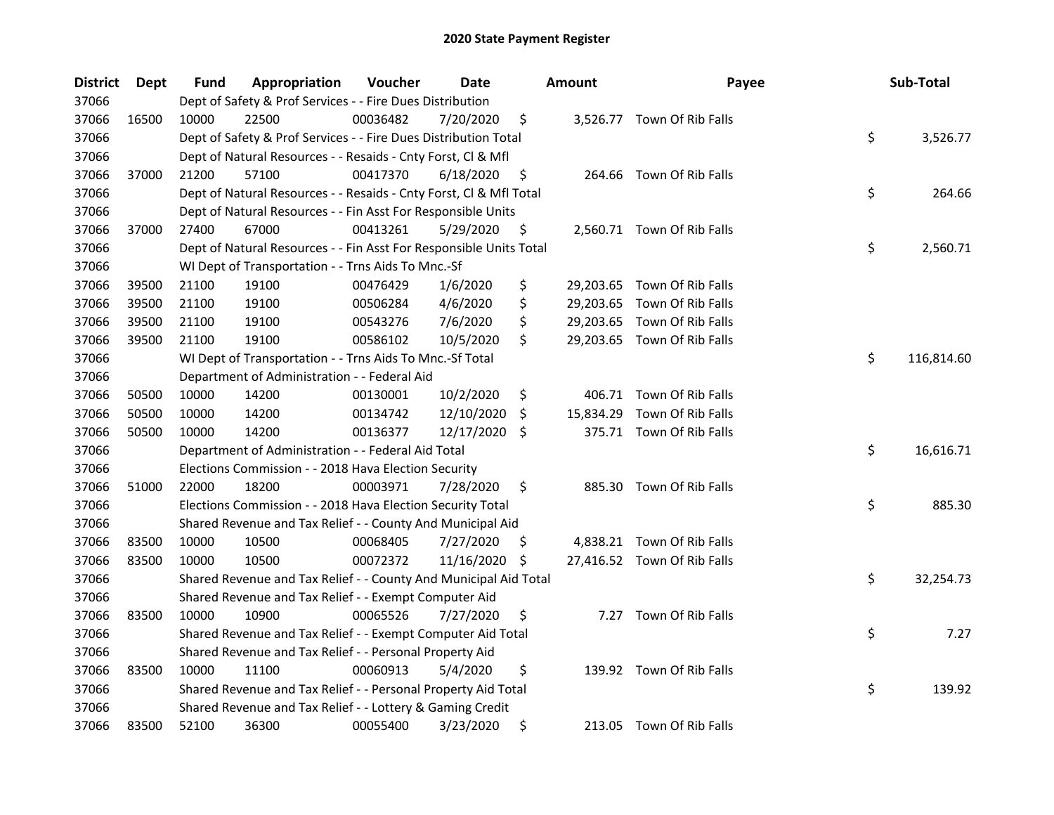# 2020 State Payment Register

| District | Dept | Fund | Appropriation | Voucher | Date | Amount | Payee | Sub-Total |
|---|---|---|---|---|---|---|---|---|
| 37066 | | Dept of Safety & Prof Services - - Fire Dues Distribution | | | | | | |
| 37066 | 16500 | 10000 | 22500 | 00036482 | 7/20/2020 | $ 3,526.77 | Town Of Rib Falls | |
| 37066 | | Dept of Safety & Prof Services - - Fire Dues Distribution Total | | | | | | $ 3,526.77 |
| 37066 | | Dept of Natural Resources - - Resaids - Cnty Forst, Cl & Mfl | | | | | | |
| 37066 | 37000 | 21200 | 57100 | 00417370 | 6/18/2020 | $ 264.66 | Town Of Rib Falls | |
| 37066 | | Dept of Natural Resources - - Resaids - Cnty Forst, Cl & Mfl Total | | | | | | $ 264.66 |
| 37066 | | Dept of Natural Resources - - Fin Asst For Responsible Units | | | | | | |
| 37066 | 37000 | 27400 | 67000 | 00413261 | 5/29/2020 | $ 2,560.71 | Town Of Rib Falls | |
| 37066 | | Dept of Natural Resources - - Fin Asst For Responsible Units Total | | | | | | $ 2,560.71 |
| 37066 | | WI Dept of Transportation - - Trns Aids To Mnc.-Sf | | | | | | |
| 37066 | 39500 | 21100 | 19100 | 00476429 | 1/6/2020 | $ 29,203.65 | Town Of Rib Falls | |
| 37066 | 39500 | 21100 | 19100 | 00506284 | 4/6/2020 | $ 29,203.65 | Town Of Rib Falls | |
| 37066 | 39500 | 21100 | 19100 | 00543276 | 7/6/2020 | $ 29,203.65 | Town Of Rib Falls | |
| 37066 | 39500 | 21100 | 19100 | 00586102 | 10/5/2020 | $ 29,203.65 | Town Of Rib Falls | |
| 37066 | | WI Dept of Transportation - - Trns Aids To Mnc.-Sf Total | | | | | | $ 116,814.60 |
| 37066 | | Department of Administration - - Federal Aid | | | | | | |
| 37066 | 50500 | 10000 | 14200 | 00130001 | 10/2/2020 | $ 406.71 | Town Of Rib Falls | |
| 37066 | 50500 | 10000 | 14200 | 00134742 | 12/10/2020 | $ 15,834.29 | Town Of Rib Falls | |
| 37066 | 50500 | 10000 | 14200 | 00136377 | 12/17/2020 | $ 375.71 | Town Of Rib Falls | |
| 37066 | | Department of Administration - - Federal Aid Total | | | | | | $ 16,616.71 |
| 37066 | | Elections Commission - - 2018 Hava Election Security | | | | | | |
| 37066 | 51000 | 22000 | 18200 | 00003971 | 7/28/2020 | $ 885.30 | Town Of Rib Falls | |
| 37066 | | Elections Commission - - 2018 Hava Election Security Total | | | | | | $ 885.30 |
| 37066 | | Shared Revenue and Tax Relief - - County And Municipal Aid | | | | | | |
| 37066 | 83500 | 10000 | 10500 | 00068405 | 7/27/2020 | $ 4,838.21 | Town Of Rib Falls | |
| 37066 | 83500 | 10000 | 10500 | 00072372 | 11/16/2020 | $ 27,416.52 | Town Of Rib Falls | |
| 37066 | | Shared Revenue and Tax Relief - - County And Municipal Aid Total | | | | | | $ 32,254.73 |
| 37066 | | Shared Revenue and Tax Relief - - Exempt Computer Aid | | | | | | |
| 37066 | 83500 | 10000 | 10900 | 00065526 | 7/27/2020 | $ 7.27 | Town Of Rib Falls | |
| 37066 | | Shared Revenue and Tax Relief - - Exempt Computer Aid Total | | | | | | $ 7.27 |
| 37066 | | Shared Revenue and Tax Relief - - Personal Property Aid | | | | | | |
| 37066 | 83500 | 10000 | 11100 | 00060913 | 5/4/2020 | $ 139.92 | Town Of Rib Falls | |
| 37066 | | Shared Revenue and Tax Relief - - Personal Property Aid Total | | | | | | $ 139.92 |
| 37066 | | Shared Revenue and Tax Relief - - Lottery & Gaming Credit | | | | | | |
| 37066 | 83500 | 52100 | 36300 | 00055400 | 3/23/2020 | $ 213.05 | Town Of Rib Falls | |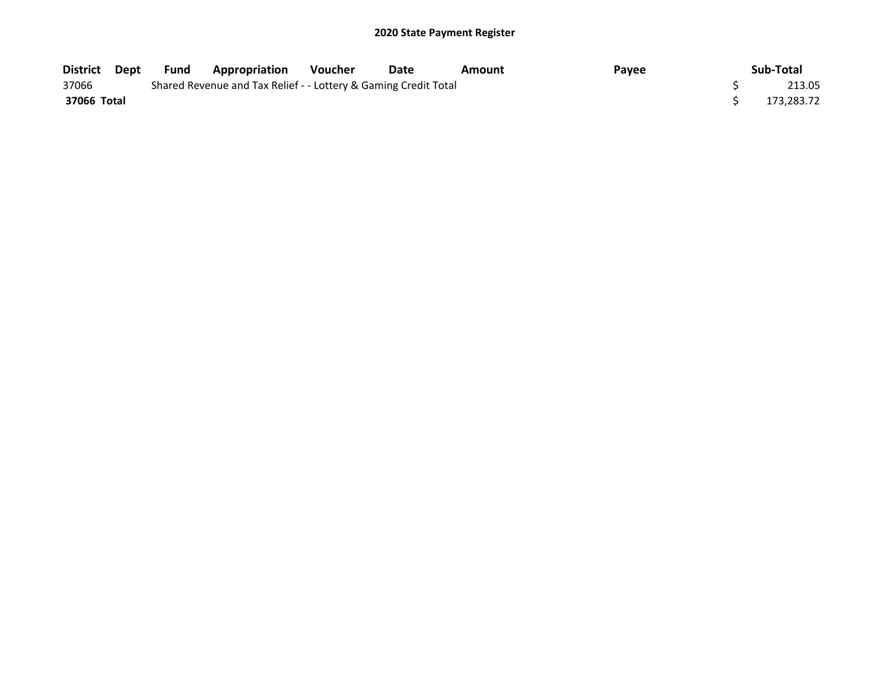## 2020 State Payment Register

| District | Dept | Fund | Appropriation | Voucher | Date | Amount | Payee | Sub-Total |
|---|---|---|---|---|---|---|---|---|
| 37066 | | Shared Revenue and Tax Relief - - Lottery & Gaming Credit Total | | | | | | $ 213.05 |
| **37066 Total** | | | | | | | | $ 173,283.72 |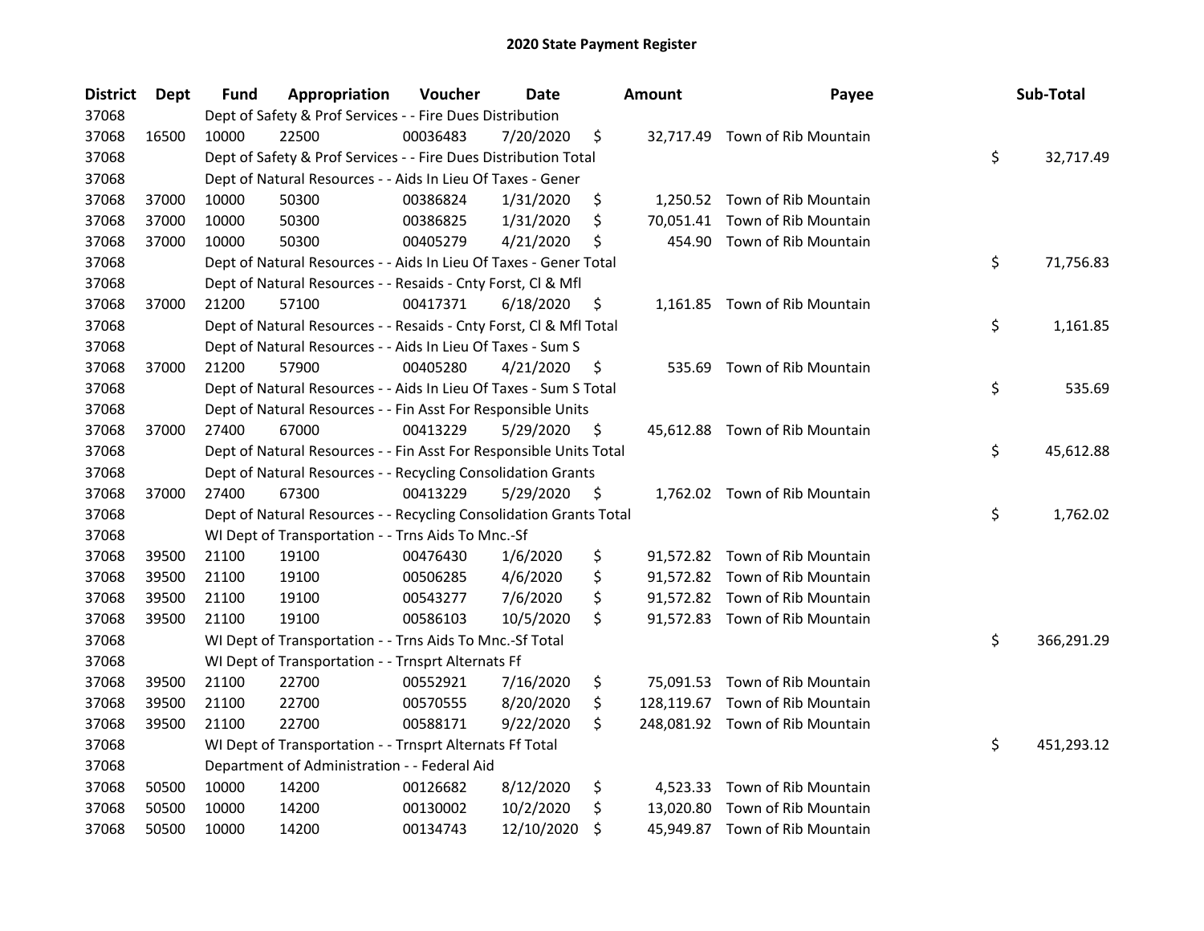# 2020 State Payment Register

| District | Dept | Fund | Appropriation | Voucher | Date | Amount | Payee | Sub-Total |
|---|---|---|---|---|---|---|---|---|
| 37068 | | Dept of Safety & Prof Services - - Fire Dues Distribution | | | | | | |
| 37068 | 16500 | 10000 | 22500 | 00036483 | 7/20/2020 | $ 32,717.49 | Town of Rib Mountain | |
| 37068 | | Dept of Safety & Prof Services - - Fire Dues Distribution Total | | | | | | $ 32,717.49 |
| 37068 | | Dept of Natural Resources - - Aids In Lieu Of Taxes - Gener | | | | | | |
| 37068 | 37000 | 10000 | 50300 | 00386824 | 1/31/2020 | $ 1,250.52 | Town of Rib Mountain | |
| 37068 | 37000 | 10000 | 50300 | 00386825 | 1/31/2020 | $ 70,051.41 | Town of Rib Mountain | |
| 37068 | 37000 | 10000 | 50300 | 00405279 | 4/21/2020 | $ 454.90 | Town of Rib Mountain | |
| 37068 | | Dept of Natural Resources - - Aids In Lieu Of Taxes - Gener Total | | | | | | $ 71,756.83 |
| 37068 | | Dept of Natural Resources - - Resaids - Cnty Forst, Cl & Mfl | | | | | | |
| 37068 | 37000 | 21200 | 57100 | 00417371 | 6/18/2020 | $ 1,161.85 | Town of Rib Mountain | |
| 37068 | | Dept of Natural Resources - - Resaids - Cnty Forst, Cl & Mfl Total | | | | | | $ 1,161.85 |
| 37068 | | Dept of Natural Resources - - Aids In Lieu Of Taxes - Sum S | | | | | | |
| 37068 | 37000 | 21200 | 57900 | 00405280 | 4/21/2020 | $ 535.69 | Town of Rib Mountain | |
| 37068 | | Dept of Natural Resources - - Aids In Lieu Of Taxes - Sum S Total | | | | | | $ 535.69 |
| 37068 | | Dept of Natural Resources - - Fin Asst For Responsible Units | | | | | | |
| 37068 | 37000 | 27400 | 67000 | 00413229 | 5/29/2020 | $ 45,612.88 | Town of Rib Mountain | |
| 37068 | | Dept of Natural Resources - - Fin Asst For Responsible Units Total | | | | | | $ 45,612.88 |
| 37068 | | Dept of Natural Resources - - Recycling Consolidation Grants | | | | | | |
| 37068 | 37000 | 27400 | 67300 | 00413229 | 5/29/2020 | $ 1,762.02 | Town of Rib Mountain | |
| 37068 | | Dept of Natural Resources - - Recycling Consolidation Grants Total | | | | | | $ 1,762.02 |
| 37068 | | WI Dept of Transportation - - Trns Aids To Mnc.-Sf | | | | | | |
| 37068 | 39500 | 21100 | 19100 | 00476430 | 1/6/2020 | $ 91,572.82 | Town of Rib Mountain | |
| 37068 | 39500 | 21100 | 19100 | 00506285 | 4/6/2020 | $ 91,572.82 | Town of Rib Mountain | |
| 37068 | 39500 | 21100 | 19100 | 00543277 | 7/6/2020 | $ 91,572.82 | Town of Rib Mountain | |
| 37068 | 39500 | 21100 | 19100 | 00586103 | 10/5/2020 | $ 91,572.83 | Town of Rib Mountain | |
| 37068 | | WI Dept of Transportation - - Trns Aids To Mnc.-Sf Total | | | | | | $ 366,291.29 |
| 37068 | | WI Dept of Transportation - - Trnsprt Alternats Ff | | | | | | |
| 37068 | 39500 | 21100 | 22700 | 00552921 | 7/16/2020 | $ 75,091.53 | Town of Rib Mountain | |
| 37068 | 39500 | 21100 | 22700 | 00570555 | 8/20/2020 | $ 128,119.67 | Town of Rib Mountain | |
| 37068 | 39500 | 21100 | 22700 | 00588171 | 9/22/2020 | $ 248,081.92 | Town of Rib Mountain | |
| 37068 | | WI Dept of Transportation - - Trnsprt Alternats Ff Total | | | | | | $ 451,293.12 |
| 37068 | | Department of Administration - - Federal Aid | | | | | | |
| 37068 | 50500 | 10000 | 14200 | 00126682 | 8/12/2020 | $ 4,523.33 | Town of Rib Mountain | |
| 37068 | 50500 | 10000 | 14200 | 00130002 | 10/2/2020 | $ 13,020.80 | Town of Rib Mountain | |
| 37068 | 50500 | 10000 | 14200 | 00134743 | 12/10/2020 | $ 45,949.87 | Town of Rib Mountain | |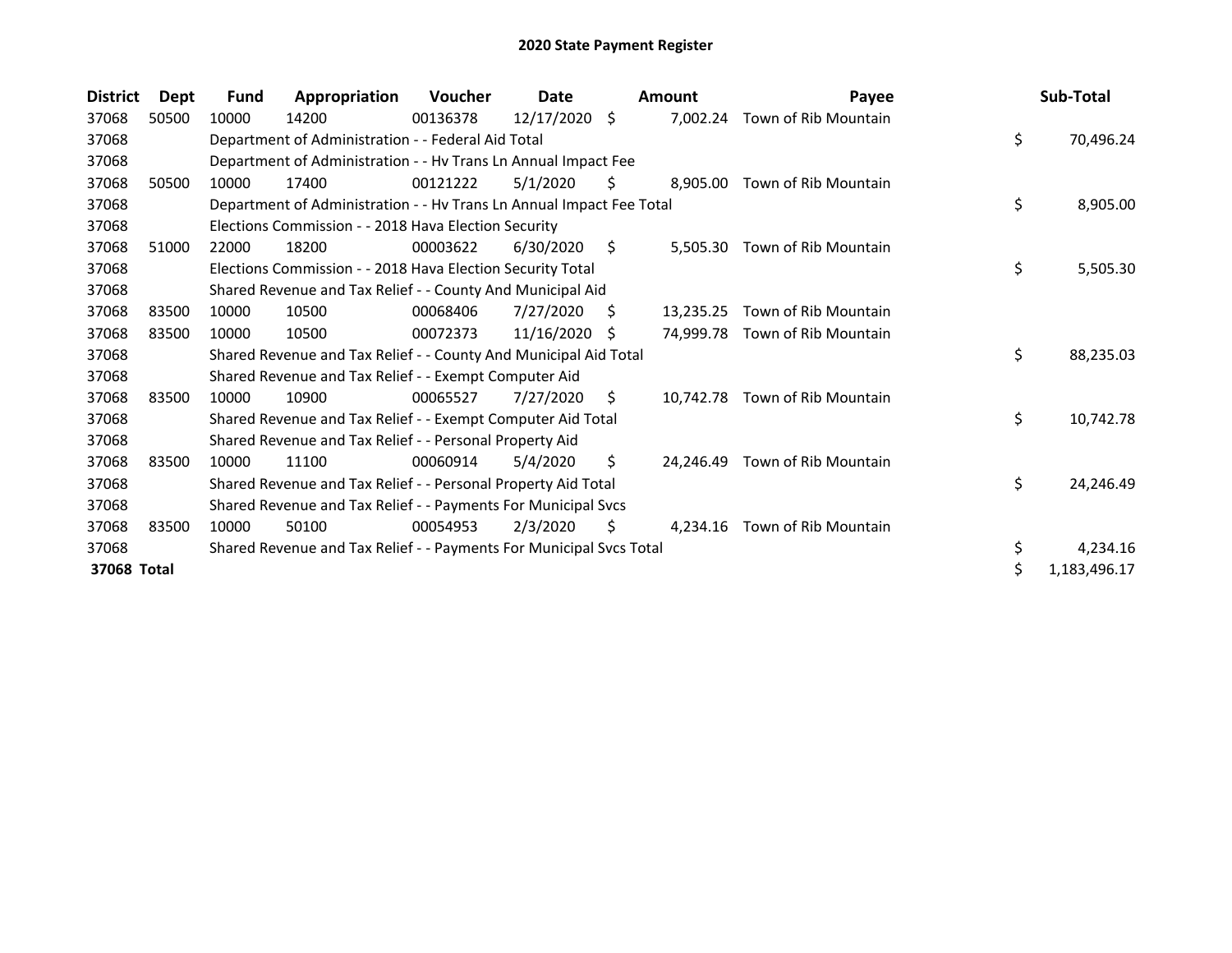# 2020 State Payment Register

| District | Dept | Fund | Appropriation | Voucher | Date | Amount | Payee | Sub-Total |
|---|---|---|---|---|---|---|---|---|
| 37068 | 50500 | 10000 | 14200 | 00136378 | 12/17/2020 | $ 7,002.24 | Town of Rib Mountain | |
| 37068 | | Department of Administration - - Federal Aid Total | | | | | | $ 70,496.24 |
| 37068 | | Department of Administration - - Hv Trans Ln Annual Impact Fee | | | | | | |
| 37068 | 50500 | 10000 | 17400 | 00121222 | 5/1/2020 | $ 8,905.00 | Town of Rib Mountain | |
| 37068 | | Department of Administration - - Hv Trans Ln Annual Impact Fee Total | | | | | | $ 8,905.00 |
| 37068 | | Elections Commission - - 2018 Hava Election Security | | | | | | |
| 37068 | 51000 | 22000 | 18200 | 00003622 | 6/30/2020 | $ 5,505.30 | Town of Rib Mountain | |
| 37068 | | Elections Commission - - 2018 Hava Election Security Total | | | | | | $ 5,505.30 |
| 37068 | | Shared Revenue and Tax Relief - - County And Municipal Aid | | | | | | |
| 37068 | 83500 | 10000 | 10500 | 00068406 | 7/27/2020 | $ 13,235.25 | Town of Rib Mountain | |
| 37068 | 83500 | 10000 | 10500 | 00072373 | 11/16/2020 | $ 74,999.78 | Town of Rib Mountain | |
| 37068 | | Shared Revenue and Tax Relief - - County And Municipal Aid Total | | | | | | $ 88,235.03 |
| 37068 | | Shared Revenue and Tax Relief - - Exempt Computer Aid | | | | | | |
| 37068 | 83500 | 10000 | 10900 | 00065527 | 7/27/2020 | $ 10,742.78 | Town of Rib Mountain | |
| 37068 | | Shared Revenue and Tax Relief - - Exempt Computer Aid Total | | | | | | $ 10,742.78 |
| 37068 | | Shared Revenue and Tax Relief - - Personal Property Aid | | | | | | |
| 37068 | 83500 | 10000 | 11100 | 00060914 | 5/4/2020 | $ 24,246.49 | Town of Rib Mountain | |
| 37068 | | Shared Revenue and Tax Relief - - Personal Property Aid Total | | | | | | $ 24,246.49 |
| 37068 | | Shared Revenue and Tax Relief - - Payments For Municipal Svcs | | | | | | |
| 37068 | 83500 | 10000 | 50100 | 00054953 | 2/3/2020 | $ 4,234.16 | Town of Rib Mountain | |
| 37068 | | Shared Revenue and Tax Relief - - Payments For Municipal Svcs Total | | | | | | $ 4,234.16 |
| **37068 Total** | | | | | | | | $ 1,183,496.17 |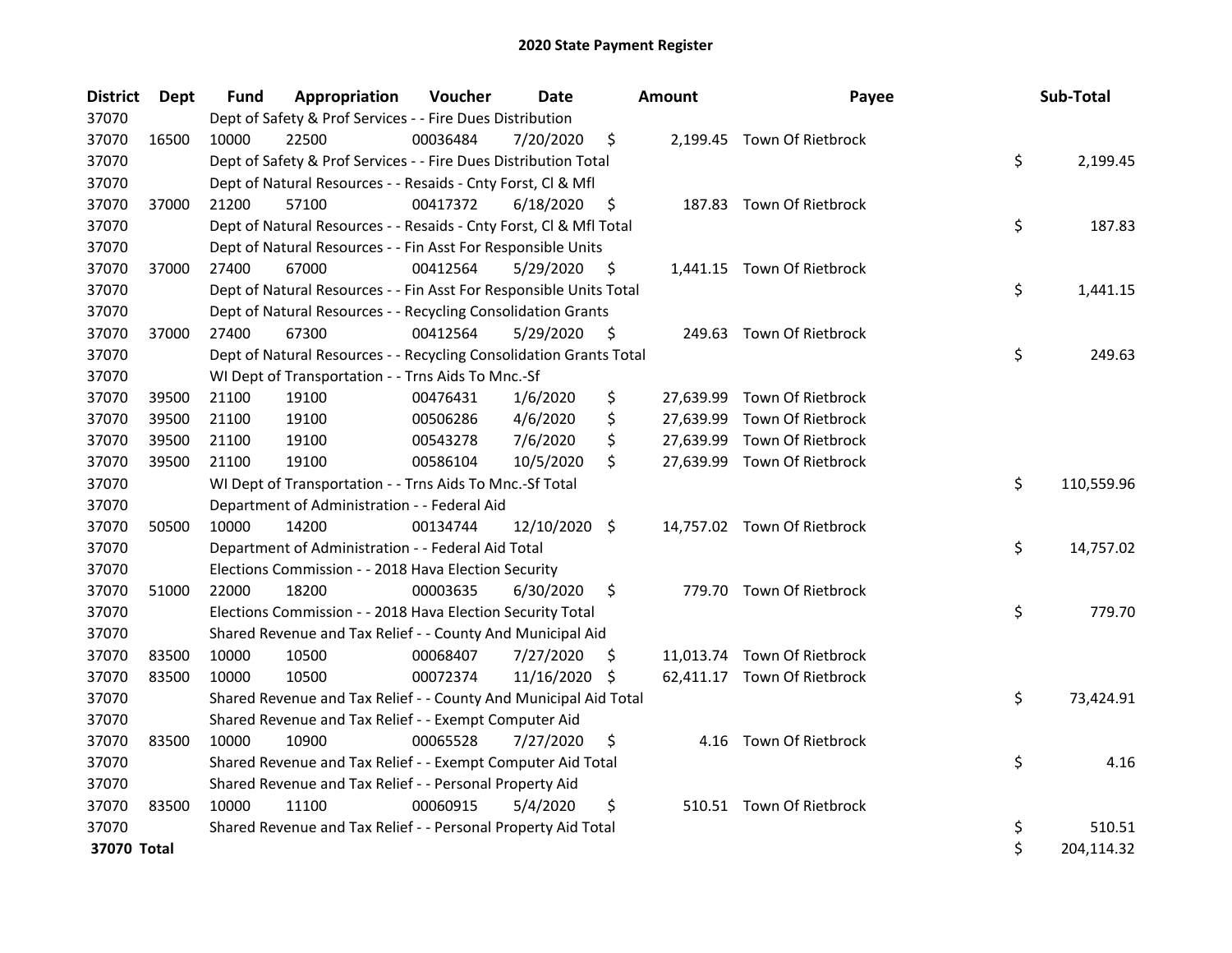# 2020 State Payment Register

| District | Dept | Fund | Appropriation | Voucher | Date | Amount | Payee | Sub-Total |
|---|---|---|---|---|---|---|---|---|
| 37070 | | Dept of Safety & Prof Services - - Fire Dues Distribution | | | | | | |
| 37070 | 16500 | 10000 | 22500 | 00036484 | 7/20/2020 | $ 2,199.45 | Town Of Rietbrock | |
| 37070 | | Dept of Safety & Prof Services - - Fire Dues Distribution Total | | | | | | $ 2,199.45 |
| 37070 | | Dept of Natural Resources - - Resaids - Cnty Forst, Cl & Mfl | | | | | | |
| 37070 | 37000 | 21200 | 57100 | 00417372 | 6/18/2020 | $ 187.83 | Town Of Rietbrock | |
| 37070 | | Dept of Natural Resources - - Resaids - Cnty Forst, Cl & Mfl Total | | | | | | $ 187.83 |
| 37070 | | Dept of Natural Resources - - Fin Asst For Responsible Units | | | | | | |
| 37070 | 37000 | 27400 | 67000 | 00412564 | 5/29/2020 | $ 1,441.15 | Town Of Rietbrock | |
| 37070 | | Dept of Natural Resources - - Fin Asst For Responsible Units Total | | | | | | $ 1,441.15 |
| 37070 | | Dept of Natural Resources - - Recycling Consolidation Grants | | | | | | |
| 37070 | 37000 | 27400 | 67300 | 00412564 | 5/29/2020 | $ 249.63 | Town Of Rietbrock | |
| 37070 | | Dept of Natural Resources - - Recycling Consolidation Grants Total | | | | | | $ 249.63 |
| 37070 | | WI Dept of Transportation - - Trns Aids To Mnc.-Sf | | | | | | |
| 37070 | 39500 | 21100 | 19100 | 00476431 | 1/6/2020 | $ 27,639.99 | Town Of Rietbrock | |
| 37070 | 39500 | 21100 | 19100 | 00506286 | 4/6/2020 | $ 27,639.99 | Town Of Rietbrock | |
| 37070 | 39500 | 21100 | 19100 | 00543278 | 7/6/2020 | $ 27,639.99 | Town Of Rietbrock | |
| 37070 | 39500 | 21100 | 19100 | 00586104 | 10/5/2020 | $ 27,639.99 | Town Of Rietbrock | |
| 37070 | | WI Dept of Transportation - - Trns Aids To Mnc.-Sf Total | | | | | | $ 110,559.96 |
| 37070 | | Department of Administration - - Federal Aid | | | | | | |
| 37070 | 50500 | 10000 | 14200 | 00134744 | 12/10/2020 | $ 14,757.02 | Town Of Rietbrock | |
| 37070 | | Department of Administration - - Federal Aid Total | | | | | | $ 14,757.02 |
| 37070 | | Elections Commission - - 2018 Hava Election Security | | | | | | |
| 37070 | 51000 | 22000 | 18200 | 00003635 | 6/30/2020 | $ 779.70 | Town Of Rietbrock | |
| 37070 | | Elections Commission - - 2018 Hava Election Security Total | | | | | | $ 779.70 |
| 37070 | | Shared Revenue and Tax Relief - - County And Municipal Aid | | | | | | |
| 37070 | 83500 | 10000 | 10500 | 00068407 | 7/27/2020 | $ 11,013.74 | Town Of Rietbrock | |
| 37070 | 83500 | 10000 | 10500 | 00072374 | 11/16/2020 | $ 62,411.17 | Town Of Rietbrock | |
| 37070 | | Shared Revenue and Tax Relief - - County And Municipal Aid Total | | | | | | $ 73,424.91 |
| 37070 | | Shared Revenue and Tax Relief - - Exempt Computer Aid | | | | | | |
| 37070 | 83500 | 10000 | 10900 | 00065528 | 7/27/2020 | $ 4.16 | Town Of Rietbrock | |
| 37070 | | Shared Revenue and Tax Relief - - Exempt Computer Aid Total | | | | | | $ 4.16 |
| 37070 | | Shared Revenue and Tax Relief - - Personal Property Aid | | | | | | |
| 37070 | 83500 | 10000 | 11100 | 00060915 | 5/4/2020 | $ 510.51 | Town Of Rietbrock | |
| 37070 | | Shared Revenue and Tax Relief - - Personal Property Aid Total | | | | | | $ 510.51 |
| **37070 Total** | | | | | | | | $ 204,114.32 |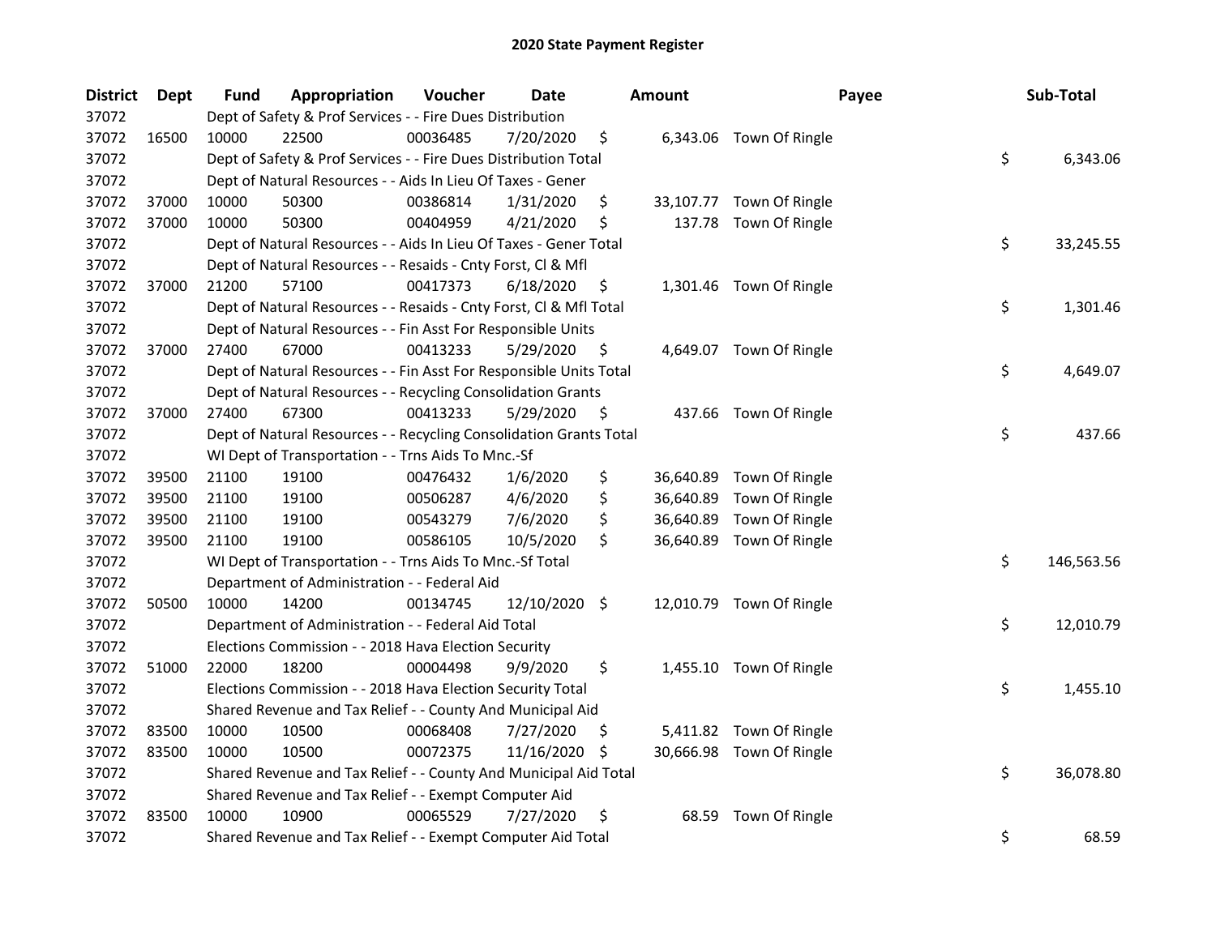# 2020 State Payment Register

| District | Dept | Fund | Appropriation | Voucher | Date | Amount | Payee | Sub-Total |
|---|---|---|---|---|---|---|---|---|
| 37072 | | Dept of Safety & Prof Services - - Fire Dues Distribution | | | | | | |
| 37072 | 16500 | 10000 | 22500 | 00036485 | 7/20/2020 | $ 6,343.06 | Town Of Ringle | |
| 37072 | | Dept of Safety & Prof Services - - Fire Dues Distribution Total | | | | | | $ 6,343.06 |
| 37072 | | Dept of Natural Resources - - Aids In Lieu Of Taxes - Gener | | | | | | |
| 37072 | 37000 | 10000 | 50300 | 00386814 | 1/31/2020 | $ 33,107.77 | Town Of Ringle | |
| 37072 | 37000 | 10000 | 50300 | 00404959 | 4/21/2020 | $ 137.78 | Town Of Ringle | |
| 37072 | | Dept of Natural Resources - - Aids In Lieu Of Taxes - Gener Total | | | | | | $ 33,245.55 |
| 37072 | | Dept of Natural Resources - - Resaids - Cnty Forst, Cl & Mfl | | | | | | |
| 37072 | 37000 | 21200 | 57100 | 00417373 | 6/18/2020 | $ 1,301.46 | Town Of Ringle | |
| 37072 | | Dept of Natural Resources - - Resaids - Cnty Forst, Cl & Mfl Total | | | | | | $ 1,301.46 |
| 37072 | | Dept of Natural Resources - - Fin Asst For Responsible Units | | | | | | |
| 37072 | 37000 | 27400 | 67000 | 00413233 | 5/29/2020 | $ 4,649.07 | Town Of Ringle | |
| 37072 | | Dept of Natural Resources - - Fin Asst For Responsible Units Total | | | | | | $ 4,649.07 |
| 37072 | | Dept of Natural Resources - - Recycling Consolidation Grants | | | | | | |
| 37072 | 37000 | 27400 | 67300 | 00413233 | 5/29/2020 | $ 437.66 | Town Of Ringle | |
| 37072 | | Dept of Natural Resources - - Recycling Consolidation Grants Total | | | | | | $ 437.66 |
| 37072 | | WI Dept of Transportation - - Trns Aids To Mnc.-Sf | | | | | | |
| 37072 | 39500 | 21100 | 19100 | 00476432 | 1/6/2020 | $ 36,640.89 | Town Of Ringle | |
| 37072 | 39500 | 21100 | 19100 | 00506287 | 4/6/2020 | $ 36,640.89 | Town Of Ringle | |
| 37072 | 39500 | 21100 | 19100 | 00543279 | 7/6/2020 | $ 36,640.89 | Town Of Ringle | |
| 37072 | 39500 | 21100 | 19100 | 00586105 | 10/5/2020 | $ 36,640.89 | Town Of Ringle | |
| 37072 | | WI Dept of Transportation - - Trns Aids To Mnc.-Sf Total | | | | | | $ 146,563.56 |
| 37072 | | Department of Administration - - Federal Aid | | | | | | |
| 37072 | 50500 | 10000 | 14200 | 00134745 | 12/10/2020 | $ 12,010.79 | Town Of Ringle | |
| 37072 | | Department of Administration - - Federal Aid Total | | | | | | $ 12,010.79 |
| 37072 | | Elections Commission - - 2018 Hava Election Security | | | | | | |
| 37072 | 51000 | 22000 | 18200 | 00004498 | 9/9/2020 | $ 1,455.10 | Town Of Ringle | |
| 37072 | | Elections Commission - - 2018 Hava Election Security Total | | | | | | $ 1,455.10 |
| 37072 | | Shared Revenue and Tax Relief - - County And Municipal Aid | | | | | | |
| 37072 | 83500 | 10000 | 10500 | 00068408 | 7/27/2020 | $ 5,411.82 | Town Of Ringle | |
| 37072 | 83500 | 10000 | 10500 | 00072375 | 11/16/2020 | $ 30,666.98 | Town Of Ringle | |
| 37072 | | Shared Revenue and Tax Relief - - County And Municipal Aid Total | | | | | | $ 36,078.80 |
| 37072 | | Shared Revenue and Tax Relief - - Exempt Computer Aid | | | | | | |
| 37072 | 83500 | 10000 | 10900 | 00065529 | 7/27/2020 | $ 68.59 | Town Of Ringle | |
| 37072 | | Shared Revenue and Tax Relief - - Exempt Computer Aid Total | | | | | | $ 68.59 |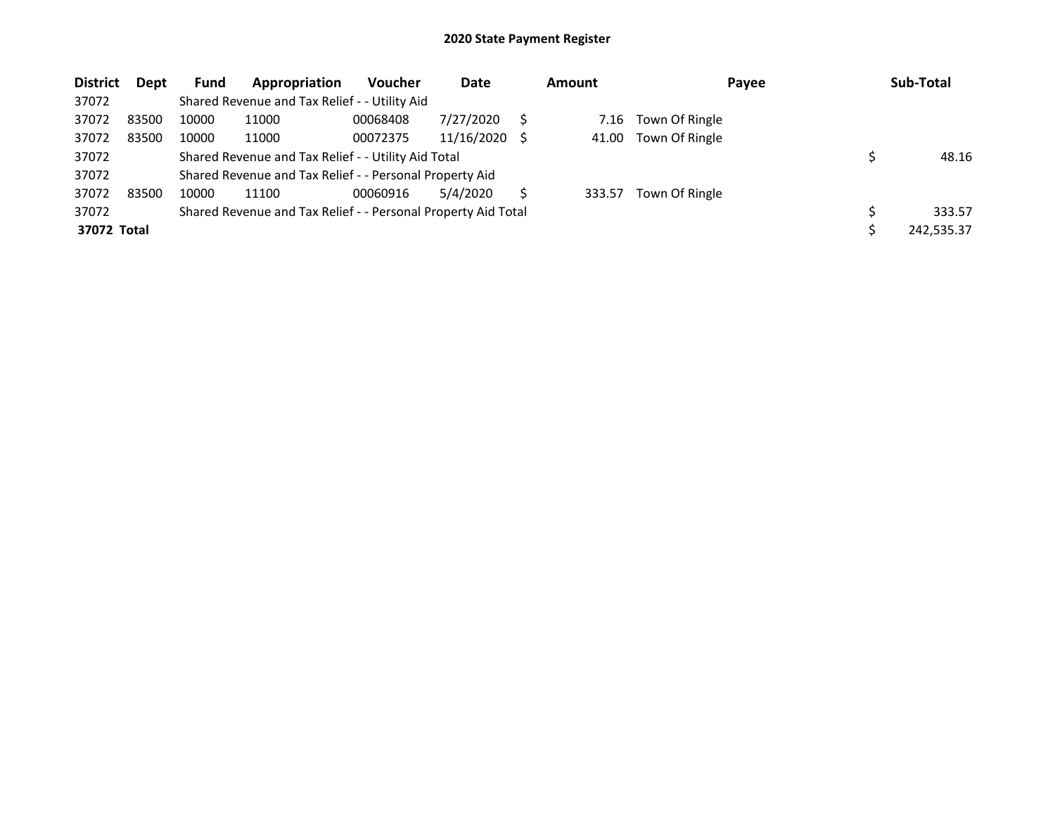# 2020 State Payment Register

| District | Dept | Fund | Appropriation | Voucher | Date | Amount | Payee | Sub-Total |
|---|---|---|---|---|---|---|---|---|
| 37072 | | Shared Revenue and Tax Relief - - Utility Aid | | | | | | |
| 37072 | 83500 | 10000 | 11000 | 00068408 | 7/27/2020 | $ 7.16 | Town Of Ringle | |
| 37072 | 83500 | 10000 | 11000 | 00072375 | 11/16/2020 | $ 41.00 | Town Of Ringle | |
| 37072 | | Shared Revenue and Tax Relief - - Utility Aid Total | | | | | | $ 48.16 |
| 37072 | | Shared Revenue and Tax Relief - - Personal Property Aid | | | | | | |
| 37072 | 83500 | 10000 | 11100 | 00060916 | 5/4/2020 | $ 333.57 | Town Of Ringle | |
| 37072 | | Shared Revenue and Tax Relief - - Personal Property Aid Total | | | | | | $ 333.57 |
| **37072 Total** | | | | | | | | $ 242,535.37 |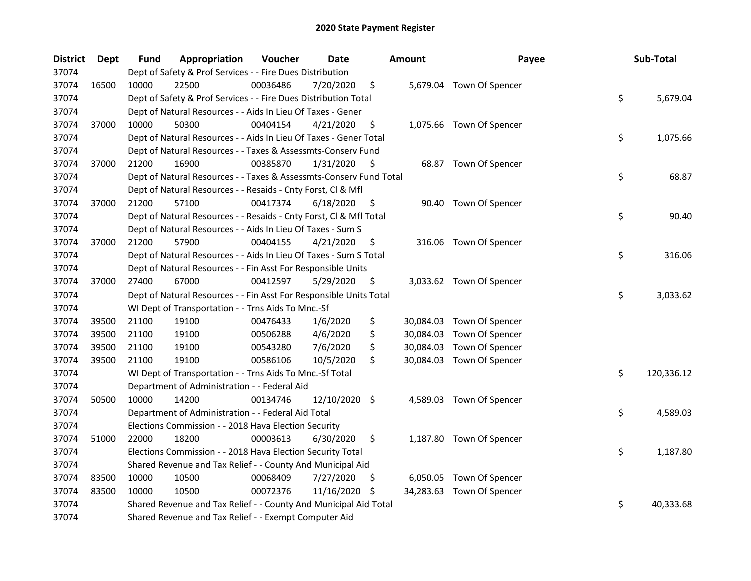# 2020 State Payment Register

| District | Dept | Fund | Appropriation | Voucher | Date | Amount | Payee | Sub-Total |
|---|---|---|---|---|---|---|---|---|
| 37074 | | Dept of Safety & Prof Services - - Fire Dues Distribution | | | | | | |
| 37074 | 16500 | 10000 | 22500 | 00036486 | 7/20/2020 | $ 5,679.04 | Town Of Spencer | |
| 37074 | | Dept of Safety & Prof Services - - Fire Dues Distribution Total | | | | | | $ 5,679.04 |
| 37074 | | Dept of Natural Resources - - Aids In Lieu Of Taxes - Gener | | | | | | |
| 37074 | 37000 | 10000 | 50300 | 00404154 | 4/21/2020 | $ 1,075.66 | Town Of Spencer | |
| 37074 | | Dept of Natural Resources - - Aids In Lieu Of Taxes - Gener Total | | | | | | $ 1,075.66 |
| 37074 | | Dept of Natural Resources - - Taxes & Assessmts-Conserv Fund | | | | | | |
| 37074 | 37000 | 21200 | 16900 | 00385870 | 1/31/2020 | $ 68.87 | Town Of Spencer | |
| 37074 | | Dept of Natural Resources - - Taxes & Assessmts-Conserv Fund Total | | | | | | $ 68.87 |
| 37074 | | Dept of Natural Resources - - Resaids - Cnty Forst, Cl & Mfl | | | | | | |
| 37074 | 37000 | 21200 | 57100 | 00417374 | 6/18/2020 | $ 90.40 | Town Of Spencer | |
| 37074 | | Dept of Natural Resources - - Resaids - Cnty Forst, Cl & Mfl Total | | | | | | $ 90.40 |
| 37074 | | Dept of Natural Resources - - Aids In Lieu Of Taxes - Sum S | | | | | | |
| 37074 | 37000 | 21200 | 57900 | 00404155 | 4/21/2020 | $ 316.06 | Town Of Spencer | |
| 37074 | | Dept of Natural Resources - - Aids In Lieu Of Taxes - Sum S Total | | | | | | $ 316.06 |
| 37074 | | Dept of Natural Resources - - Fin Asst For Responsible Units | | | | | | |
| 37074 | 37000 | 27400 | 67000 | 00412597 | 5/29/2020 | $ 3,033.62 | Town Of Spencer | |
| 37074 | | Dept of Natural Resources - - Fin Asst For Responsible Units Total | | | | | | $ 3,033.62 |
| 37074 | | WI Dept of Transportation - - Trns Aids To Mnc.-Sf | | | | | | |
| 37074 | 39500 | 21100 | 19100 | 00476433 | 1/6/2020 | $ 30,084.03 | Town Of Spencer | |
| 37074 | 39500 | 21100 | 19100 | 00506288 | 4/6/2020 | $ 30,084.03 | Town Of Spencer | |
| 37074 | 39500 | 21100 | 19100 | 00543280 | 7/6/2020 | $ 30,084.03 | Town Of Spencer | |
| 37074 | 39500 | 21100 | 19100 | 00586106 | 10/5/2020 | $ 30,084.03 | Town Of Spencer | |
| 37074 | | WI Dept of Transportation - - Trns Aids To Mnc.-Sf Total | | | | | | $ 120,336.12 |
| 37074 | | Department of Administration - - Federal Aid | | | | | | |
| 37074 | 50500 | 10000 | 14200 | 00134746 | 12/10/2020 | $ 4,589.03 | Town Of Spencer | |
| 37074 | | Department of Administration - - Federal Aid Total | | | | | | $ 4,589.03 |
| 37074 | | Elections Commission - - 2018 Hava Election Security | | | | | | |
| 37074 | 51000 | 22000 | 18200 | 00003613 | 6/30/2020 | $ 1,187.80 | Town Of Spencer | |
| 37074 | | Elections Commission - - 2018 Hava Election Security Total | | | | | | $ 1,187.80 |
| 37074 | | Shared Revenue and Tax Relief - - County And Municipal Aid | | | | | | |
| 37074 | 83500 | 10000 | 10500 | 00068409 | 7/27/2020 | $ 6,050.05 | Town Of Spencer | |
| 37074 | 83500 | 10000 | 10500 | 00072376 | 11/16/2020 | $ 34,283.63 | Town Of Spencer | |
| 37074 | | Shared Revenue and Tax Relief - - County And Municipal Aid Total | | | | | | $ 40,333.68 |
| 37074 | | Shared Revenue and Tax Relief - - Exempt Computer Aid | | | | | | |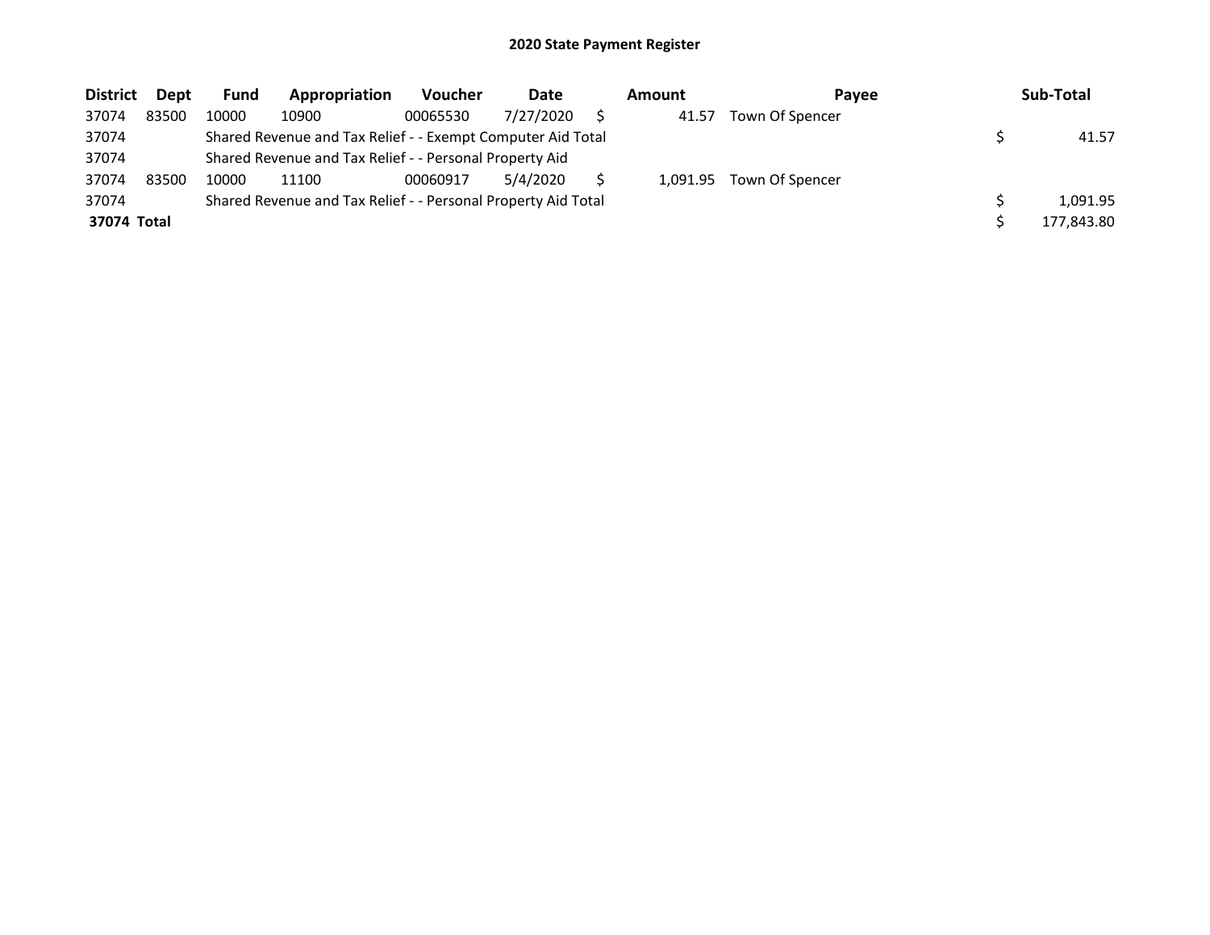# 2020 State Payment Register

| District | Dept | Fund | Appropriation | Voucher | Date | Amount | Payee | Sub-Total |
|---|---|---|---|---|---|---|---|---|
| 37074 | 83500 | 10000 | 10900 | 00065530 | 7/27/2020 | $ 41.57 | Town Of Spencer | |
| 37074 | | Shared Revenue and Tax Relief - - Exempt Computer Aid Total | | | | | | $ 41.57 |
| 37074 | | Shared Revenue and Tax Relief - - Personal Property Aid | | | | | | |
| 37074 | 83500 | 10000 | 11100 | 00060917 | 5/4/2020 | $ 1,091.95 | Town Of Spencer | |
| 37074 | | Shared Revenue and Tax Relief - - Personal Property Aid Total | | | | | | $ 1,091.95 |
| **37074 Total** | | | | | | | | $ 177,843.80 |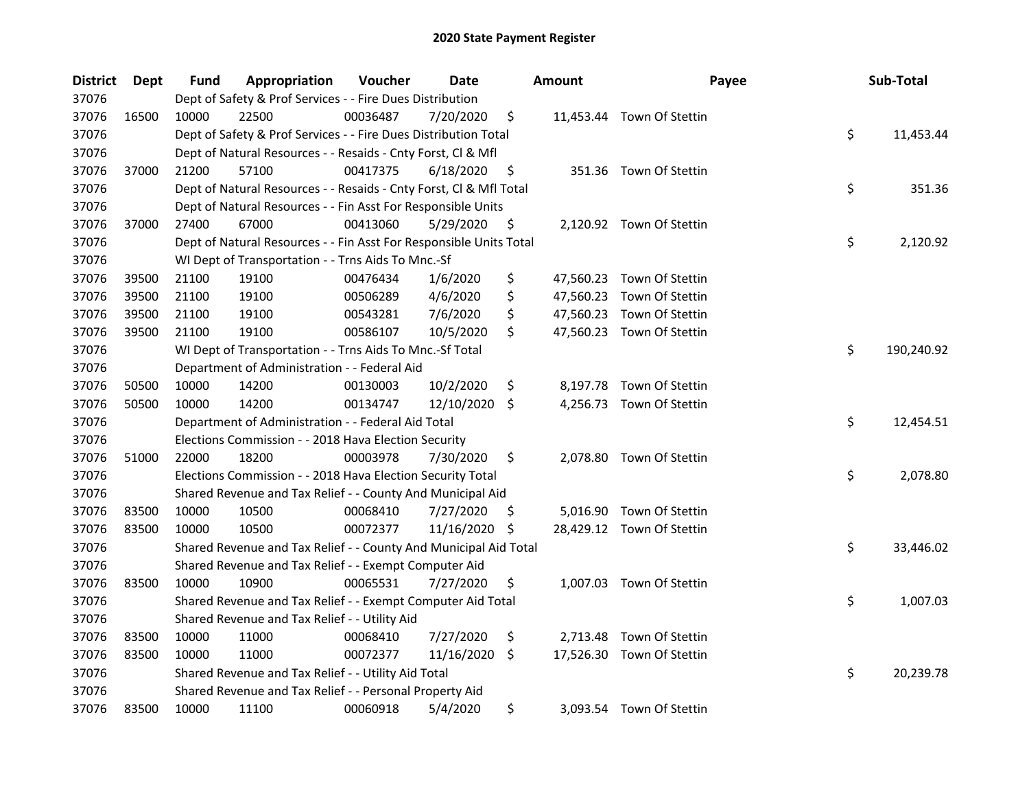# 2020 State Payment Register

| District | Dept | Fund | Appropriation | Voucher | Date | Amount | Payee | Sub-Total |
|---|---|---|---|---|---|---|---|---|
| 37076 | | Dept of Safety & Prof Services - - Fire Dues Distribution | | | | | | |
| 37076 | 16500 | 10000 | 22500 | 00036487 | 7/20/2020 | $ 11,453.44 | Town Of Stettin | |
| 37076 | | Dept of Safety & Prof Services - - Fire Dues Distribution Total | | | | | | $ 11,453.44 |
| 37076 | | Dept of Natural Resources - - Resaids - Cnty Forst, Cl & Mfl | | | | | | |
| 37076 | 37000 | 21200 | 57100 | 00417375 | 6/18/2020 | $ 351.36 | Town Of Stettin | |
| 37076 | | Dept of Natural Resources - - Resaids - Cnty Forst, Cl & Mfl Total | | | | | | $ 351.36 |
| 37076 | | Dept of Natural Resources - - Fin Asst For Responsible Units | | | | | | |
| 37076 | 37000 | 27400 | 67000 | 00413060 | 5/29/2020 | $ 2,120.92 | Town Of Stettin | |
| 37076 | | Dept of Natural Resources - - Fin Asst For Responsible Units Total | | | | | | $ 2,120.92 |
| 37076 | | WI Dept of Transportation - - Trns Aids To Mnc.-Sf | | | | | | |
| 37076 | 39500 | 21100 | 19100 | 00476434 | 1/6/2020 | $ 47,560.23 | Town Of Stettin | |
| 37076 | 39500 | 21100 | 19100 | 00506289 | 4/6/2020 | $ 47,560.23 | Town Of Stettin | |
| 37076 | 39500 | 21100 | 19100 | 00543281 | 7/6/2020 | $ 47,560.23 | Town Of Stettin | |
| 37076 | 39500 | 21100 | 19100 | 00586107 | 10/5/2020 | $ 47,560.23 | Town Of Stettin | |
| 37076 | | WI Dept of Transportation - - Trns Aids To Mnc.-Sf Total | | | | | | $ 190,240.92 |
| 37076 | | Department of Administration - - Federal Aid | | | | | | |
| 37076 | 50500 | 10000 | 14200 | 00130003 | 10/2/2020 | $ 8,197.78 | Town Of Stettin | |
| 37076 | 50500 | 10000 | 14200 | 00134747 | 12/10/2020 | $ 4,256.73 | Town Of Stettin | |
| 37076 | | Department of Administration - - Federal Aid Total | | | | | | $ 12,454.51 |
| 37076 | | Elections Commission - - 2018 Hava Election Security | | | | | | |
| 37076 | 51000 | 22000 | 18200 | 00003978 | 7/30/2020 | $ 2,078.80 | Town Of Stettin | |
| 37076 | | Elections Commission - - 2018 Hava Election Security Total | | | | | | $ 2,078.80 |
| 37076 | | Shared Revenue and Tax Relief - - County And Municipal Aid | | | | | | |
| 37076 | 83500 | 10000 | 10500 | 00068410 | 7/27/2020 | $ 5,016.90 | Town Of Stettin | |
| 37076 | 83500 | 10000 | 10500 | 00072377 | 11/16/2020 | $ 28,429.12 | Town Of Stettin | |
| 37076 | | Shared Revenue and Tax Relief - - County And Municipal Aid Total | | | | | | $ 33,446.02 |
| 37076 | | Shared Revenue and Tax Relief - - Exempt Computer Aid | | | | | | |
| 37076 | 83500 | 10000 | 10900 | 00065531 | 7/27/2020 | $ 1,007.03 | Town Of Stettin | |
| 37076 | | Shared Revenue and Tax Relief - - Exempt Computer Aid Total | | | | | | $ 1,007.03 |
| 37076 | | Shared Revenue and Tax Relief - - Utility Aid | | | | | | |
| 37076 | 83500 | 10000 | 11000 | 00068410 | 7/27/2020 | $ 2,713.48 | Town Of Stettin | |
| 37076 | 83500 | 10000 | 11000 | 00072377 | 11/16/2020 | $ 17,526.30 | Town Of Stettin | |
| 37076 | | Shared Revenue and Tax Relief - - Utility Aid Total | | | | | | $ 20,239.78 |
| 37076 | | Shared Revenue and Tax Relief - - Personal Property Aid | | | | | | |
| 37076 | 83500 | 10000 | 11100 | 00060918 | 5/4/2020 | $ 3,093.54 | Town Of Stettin | |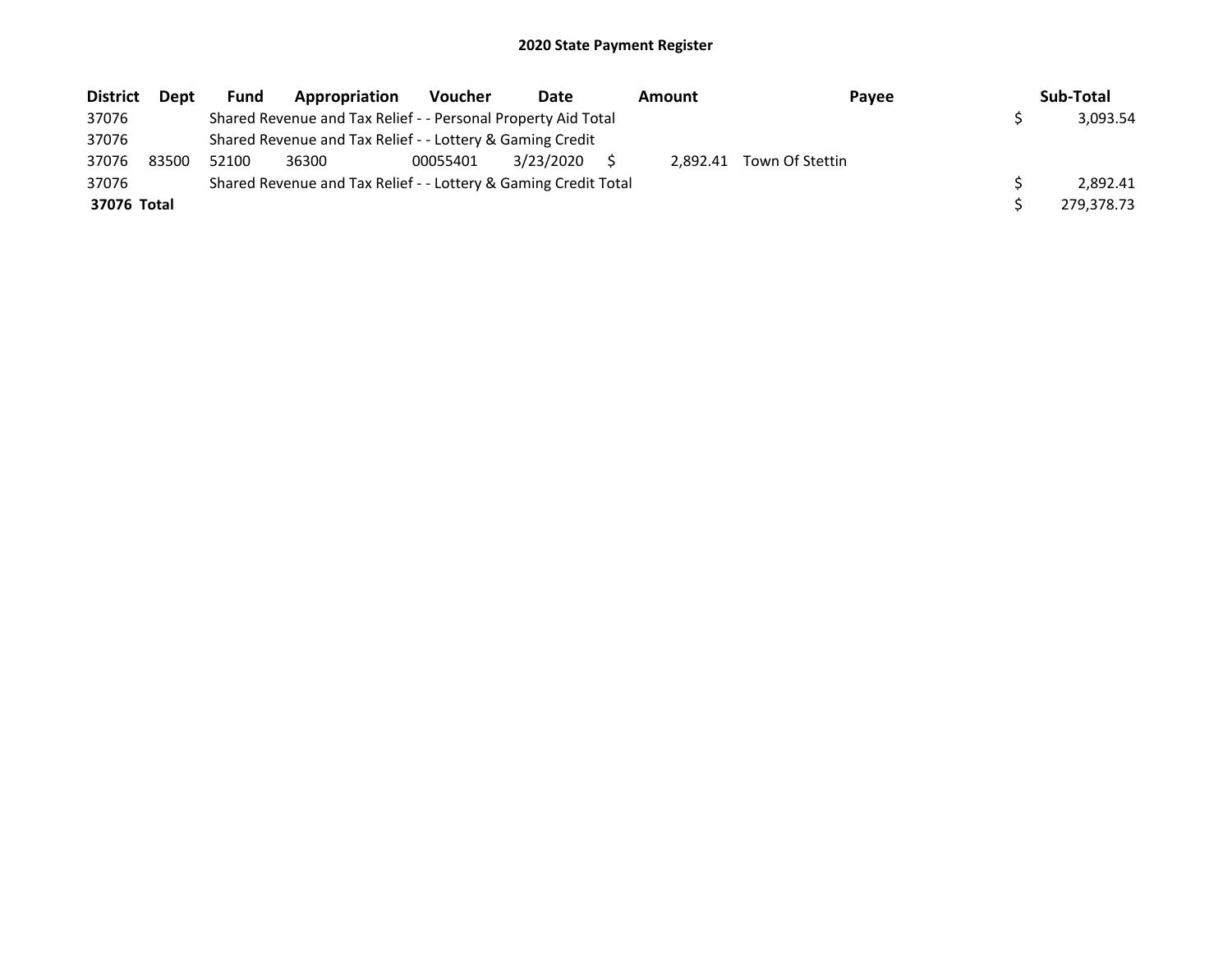# 2020 State Payment Register

| District | Dept | Fund | Appropriation | Voucher | Date | Amount | Payee | Sub-Total |
|---|---|---|---|---|---|---|---|---|
| 37076 | | Shared Revenue and Tax Relief - - Personal Property Aid Total | | | | | | $ 3,093.54 |
| 37076 | | Shared Revenue and Tax Relief - - Lottery & Gaming Credit | | | | | | |
| 37076 | 83500 | 52100 | 36300 | 00055401 | 3/23/2020 | $ 2,892.41 | Town Of Stettin | |
| 37076 | | Shared Revenue and Tax Relief - - Lottery & Gaming Credit Total | | | | | | $ 2,892.41 |
| **37076 Total** | | | | | | | | $ 279,378.73 |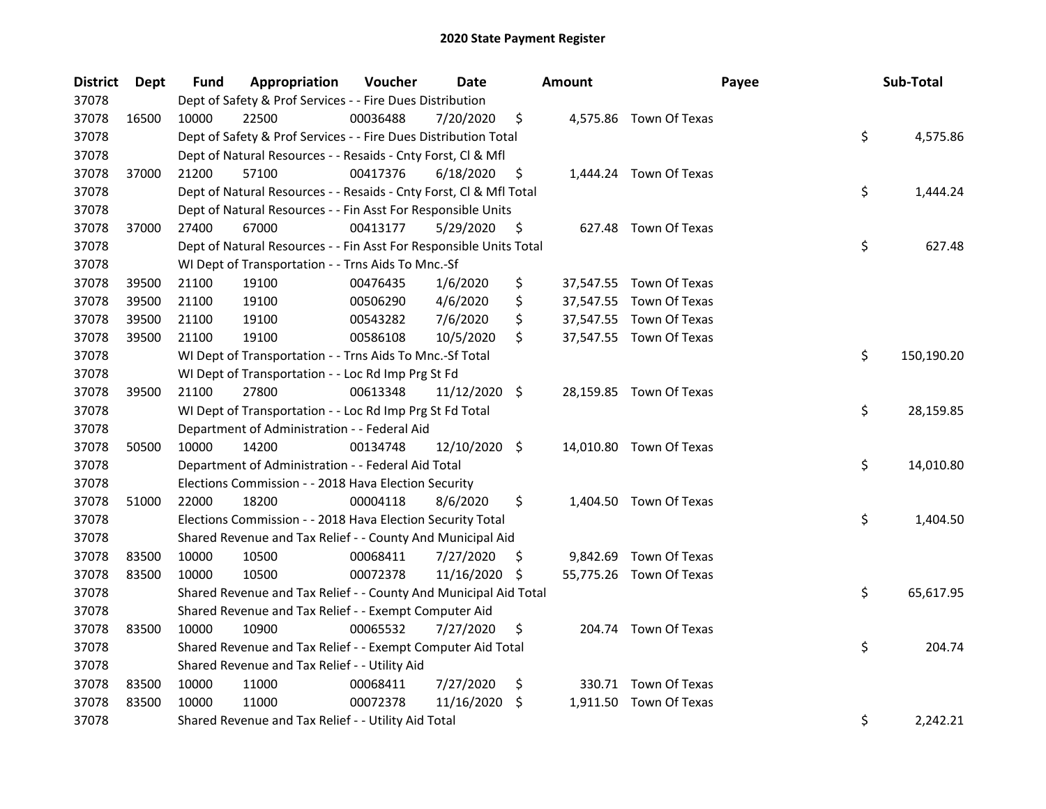# 2020 State Payment Register

| District | Dept | Fund | Appropriation | Voucher | Date | Amount | Payee | Sub-Total |
|---|---|---|---|---|---|---|---|---|
| 37078 | | Dept of Safety & Prof Services - - Fire Dues Distribution | | | | | | |
| 37078 | 16500 | 10000 | 22500 | 00036488 | 7/20/2020 | $ 4,575.86 | Town Of Texas | |
| 37078 | | Dept of Safety & Prof Services - - Fire Dues Distribution Total | | | | | | $ 4,575.86 |
| 37078 | | Dept of Natural Resources - - Resaids - Cnty Forst, Cl & Mfl | | | | | | |
| 37078 | 37000 | 21200 | 57100 | 00417376 | 6/18/2020 | $ 1,444.24 | Town Of Texas | |
| 37078 | | Dept of Natural Resources - - Resaids - Cnty Forst, Cl & Mfl Total | | | | | | $ 1,444.24 |
| 37078 | | Dept of Natural Resources - - Fin Asst For Responsible Units | | | | | | |
| 37078 | 37000 | 27400 | 67000 | 00413177 | 5/29/2020 | $ 627.48 | Town Of Texas | |
| 37078 | | Dept of Natural Resources - - Fin Asst For Responsible Units Total | | | | | | $ 627.48 |
| 37078 | | WI Dept of Transportation - - Trns Aids To Mnc.-Sf | | | | | | |
| 37078 | 39500 | 21100 | 19100 | 00476435 | 1/6/2020 | $ 37,547.55 | Town Of Texas | |
| 37078 | 39500 | 21100 | 19100 | 00506290 | 4/6/2020 | $ 37,547.55 | Town Of Texas | |
| 37078 | 39500 | 21100 | 19100 | 00543282 | 7/6/2020 | $ 37,547.55 | Town Of Texas | |
| 37078 | 39500 | 21100 | 19100 | 00586108 | 10/5/2020 | $ 37,547.55 | Town Of Texas | |
| 37078 | | WI Dept of Transportation - - Trns Aids To Mnc.-Sf Total | | | | | | $ 150,190.20 |
| 37078 | | WI Dept of Transportation - - Loc Rd Imp Prg St Fd | | | | | | |
| 37078 | 39500 | 21100 | 27800 | 00613348 | 11/12/2020 | $ 28,159.85 | Town Of Texas | |
| 37078 | | WI Dept of Transportation - - Loc Rd Imp Prg St Fd Total | | | | | | $ 28,159.85 |
| 37078 | | Department of Administration - - Federal Aid | | | | | | |
| 37078 | 50500 | 10000 | 14200 | 00134748 | 12/10/2020 | $ 14,010.80 | Town Of Texas | |
| 37078 | | Department of Administration - - Federal Aid Total | | | | | | $ 14,010.80 |
| 37078 | | Elections Commission - - 2018 Hava Election Security | | | | | | |
| 37078 | 51000 | 22000 | 18200 | 00004118 | 8/6/2020 | $ 1,404.50 | Town Of Texas | |
| 37078 | | Elections Commission - - 2018 Hava Election Security Total | | | | | | $ 1,404.50 |
| 37078 | | Shared Revenue and Tax Relief - - County And Municipal Aid | | | | | | |
| 37078 | 83500 | 10000 | 10500 | 00068411 | 7/27/2020 | $ 9,842.69 | Town Of Texas | |
| 37078 | 83500 | 10000 | 10500 | 00072378 | 11/16/2020 | $ 55,775.26 | Town Of Texas | |
| 37078 | | Shared Revenue and Tax Relief - - County And Municipal Aid Total | | | | | | $ 65,617.95 |
| 37078 | | Shared Revenue and Tax Relief - - Exempt Computer Aid | | | | | | |
| 37078 | 83500 | 10000 | 10900 | 00065532 | 7/27/2020 | $ 204.74 | Town Of Texas | |
| 37078 | | Shared Revenue and Tax Relief - - Exempt Computer Aid Total | | | | | | $ 204.74 |
| 37078 | | Shared Revenue and Tax Relief - - Utility Aid | | | | | | |
| 37078 | 83500 | 10000 | 11000 | 00068411 | 7/27/2020 | $ 330.71 | Town Of Texas | |
| 37078 | 83500 | 10000 | 11000 | 00072378 | 11/16/2020 | $ 1,911.50 | Town Of Texas | |
| 37078 | | Shared Revenue and Tax Relief - - Utility Aid Total | | | | | | $ 2,242.21 |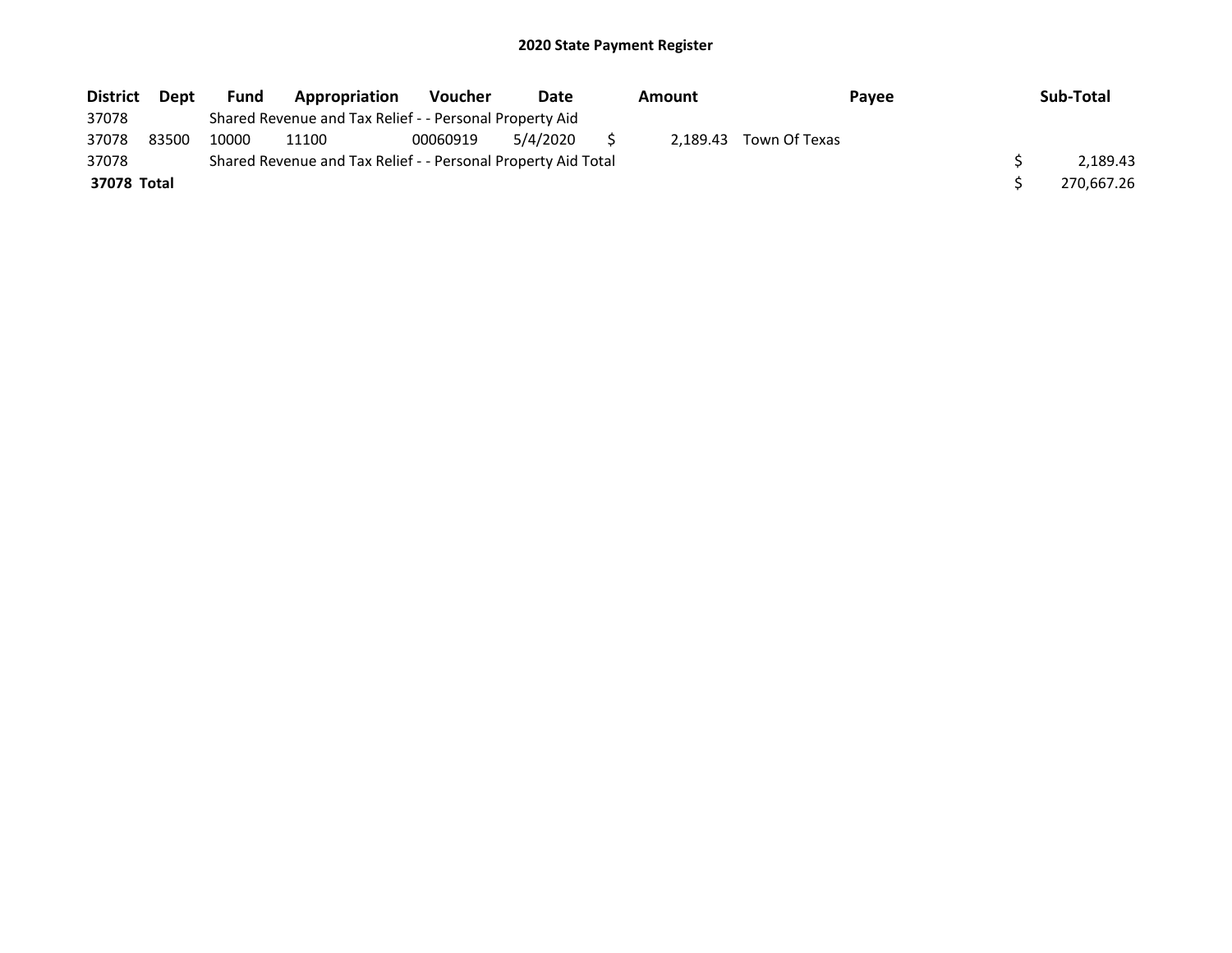# 2020 State Payment Register

| District | Dept | Fund | Appropriation | Voucher | Date | Amount | Payee | Sub-Total |
|---|---|---|---|---|---|---|---|---|
| 37078 | | Shared Revenue and Tax Relief - - Personal Property Aid | | | | | | |
| 37078 | 83500 | 10000 | 11100 | 00060919 | 5/4/2020 | $ 2,189.43 | Town Of Texas | |
| 37078 | | Shared Revenue and Tax Relief - - Personal Property Aid Total | | | | | | $ 2,189.43 |
| **37078 Total** | | | | | | | | $ 270,667.26 |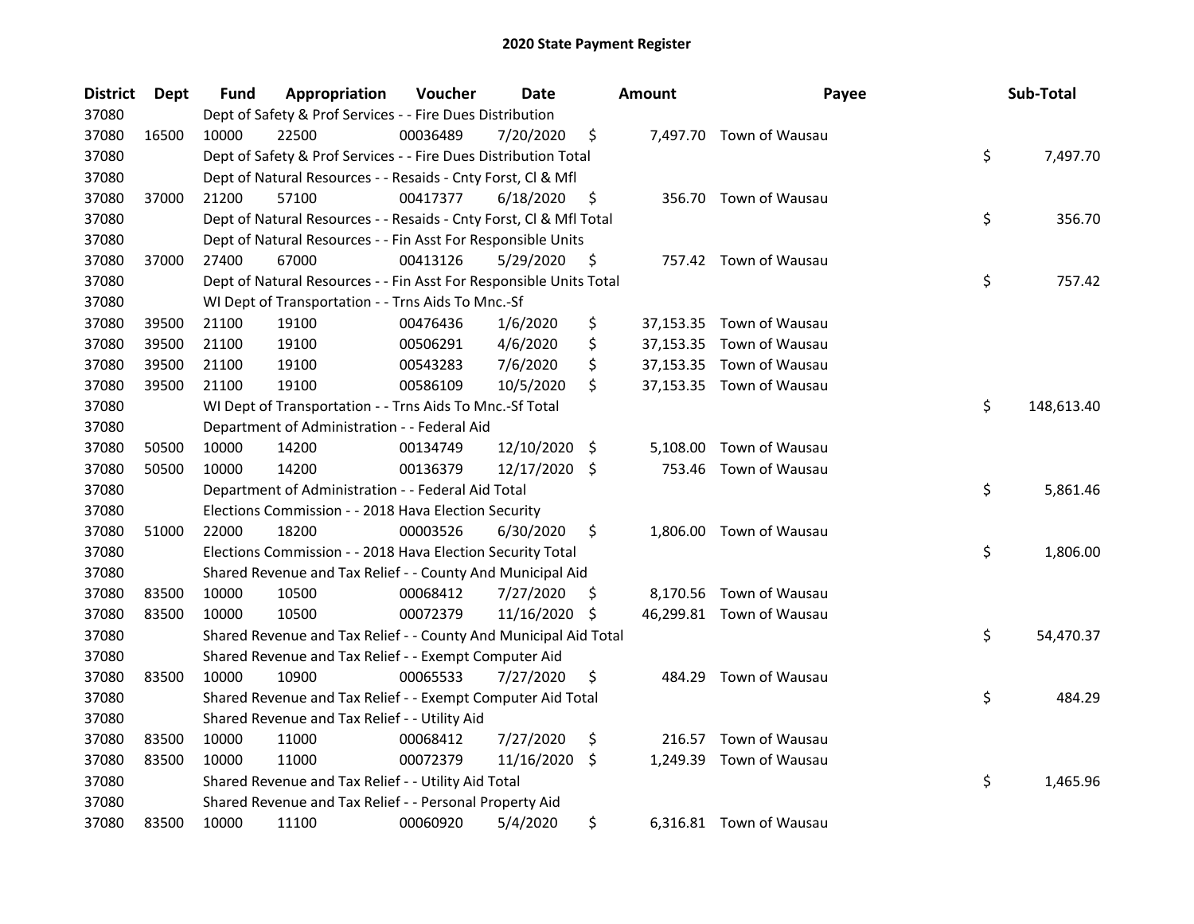# 2020 State Payment Register

| District | Dept | Fund | Appropriation | Voucher | Date | Amount | Payee | Sub-Total |
|---|---|---|---|---|---|---|---|---|
| 37080 | | Dept of Safety & Prof Services - - Fire Dues Distribution | | | | | | |
| 37080 | 16500 | 10000 | 22500 | 00036489 | 7/20/2020 | $ 7,497.70 | Town of Wausau | |
| 37080 | | Dept of Safety & Prof Services - - Fire Dues Distribution Total | | | | | | $ 7,497.70 |
| 37080 | | Dept of Natural Resources - - Resaids - Cnty Forst, Cl & Mfl | | | | | | |
| 37080 | 37000 | 21200 | 57100 | 00417377 | 6/18/2020 | $ 356.70 | Town of Wausau | |
| 37080 | | Dept of Natural Resources - - Resaids - Cnty Forst, Cl & Mfl Total | | | | | | $ 356.70 |
| 37080 | | Dept of Natural Resources - - Fin Asst For Responsible Units | | | | | | |
| 37080 | 37000 | 27400 | 67000 | 00413126 | 5/29/2020 | $ 757.42 | Town of Wausau | |
| 37080 | | Dept of Natural Resources - - Fin Asst For Responsible Units Total | | | | | | $ 757.42 |
| 37080 | | WI Dept of Transportation - - Trns Aids To Mnc.-Sf | | | | | | |
| 37080 | 39500 | 21100 | 19100 | 00476436 | 1/6/2020 | $ 37,153.35 | Town of Wausau | |
| 37080 | 39500 | 21100 | 19100 | 00506291 | 4/6/2020 | $ 37,153.35 | Town of Wausau | |
| 37080 | 39500 | 21100 | 19100 | 00543283 | 7/6/2020 | $ 37,153.35 | Town of Wausau | |
| 37080 | 39500 | 21100 | 19100 | 00586109 | 10/5/2020 | $ 37,153.35 | Town of Wausau | |
| 37080 | | WI Dept of Transportation - - Trns Aids To Mnc.-Sf Total | | | | | | $ 148,613.40 |
| 37080 | | Department of Administration - - Federal Aid | | | | | | |
| 37080 | 50500 | 10000 | 14200 | 00134749 | 12/10/2020 | $ 5,108.00 | Town of Wausau | |
| 37080 | 50500 | 10000 | 14200 | 00136379 | 12/17/2020 | $ 753.46 | Town of Wausau | |
| 37080 | | Department of Administration - - Federal Aid Total | | | | | | $ 5,861.46 |
| 37080 | | Elections Commission - - 2018 Hava Election Security | | | | | | |
| 37080 | 51000 | 22000 | 18200 | 00003526 | 6/30/2020 | $ 1,806.00 | Town of Wausau | |
| 37080 | | Elections Commission - - 2018 Hava Election Security Total | | | | | | $ 1,806.00 |
| 37080 | | Shared Revenue and Tax Relief - - County And Municipal Aid | | | | | | |
| 37080 | 83500 | 10000 | 10500 | 00068412 | 7/27/2020 | $ 8,170.56 | Town of Wausau | |
| 37080 | 83500 | 10000 | 10500 | 00072379 | 11/16/2020 | $ 46,299.81 | Town of Wausau | |
| 37080 | | Shared Revenue and Tax Relief - - County And Municipal Aid Total | | | | | | $ 54,470.37 |
| 37080 | | Shared Revenue and Tax Relief - - Exempt Computer Aid | | | | | | |
| 37080 | 83500 | 10000 | 10900 | 00065533 | 7/27/2020 | $ 484.29 | Town of Wausau | |
| 37080 | | Shared Revenue and Tax Relief - - Exempt Computer Aid Total | | | | | | $ 484.29 |
| 37080 | | Shared Revenue and Tax Relief - - Utility Aid | | | | | | |
| 37080 | 83500 | 10000 | 11000 | 00068412 | 7/27/2020 | $ 216.57 | Town of Wausau | |
| 37080 | 83500 | 10000 | 11000 | 00072379 | 11/16/2020 | $ 1,249.39 | Town of Wausau | |
| 37080 | | Shared Revenue and Tax Relief - - Utility Aid Total | | | | | | $ 1,465.96 |
| 37080 | | Shared Revenue and Tax Relief - - Personal Property Aid | | | | | | |
| 37080 | 83500 | 10000 | 11100 | 00060920 | 5/4/2020 | $ 6,316.81 | Town of Wausau | |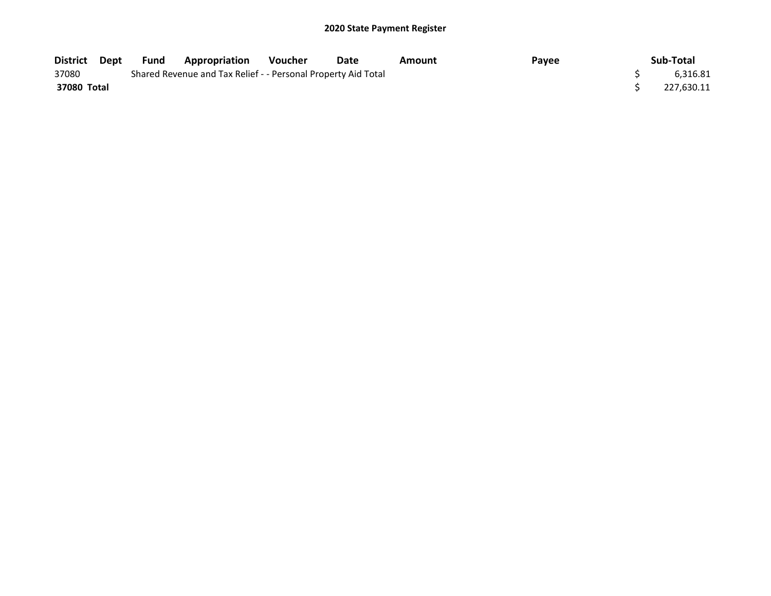# 2020 State Payment Register

| District | Dept | Fund | Appropriation | Voucher | Date | Amount | Payee | Sub-Total |
|---|---|---|---|---|---|---|---|---|
| 37080 | | Shared Revenue and Tax Relief - - Personal Property Aid Total | | | | | | $ 6,316.81 |
| **37080 Total** | | | | | | | | $ 227,630.11 |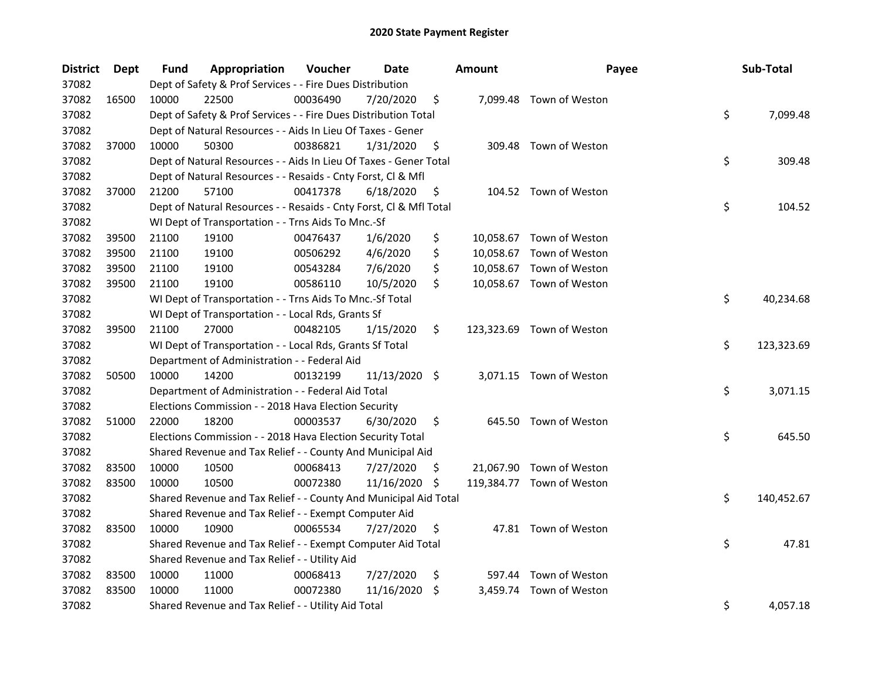# 2020 State Payment Register

| District | Dept | Fund | Appropriation | Voucher | Date | Amount | Payee | Sub-Total |
|---|---|---|---|---|---|---|---|---|
| 37082 | | Dept of Safety & Prof Services - - Fire Dues Distribution | | | | | | |
| 37082 | 16500 | 10000 | 22500 | 00036490 | 7/20/2020 | $ 7,099.48 | Town of Weston | |
| 37082 | | Dept of Safety & Prof Services - - Fire Dues Distribution Total | | | | | | $ 7,099.48 |
| 37082 | | Dept of Natural Resources - - Aids In Lieu Of Taxes - Gener | | | | | | |
| 37082 | 37000 | 10000 | 50300 | 00386821 | 1/31/2020 | $ 309.48 | Town of Weston | |
| 37082 | | Dept of Natural Resources - - Aids In Lieu Of Taxes - Gener Total | | | | | | $ 309.48 |
| 37082 | | Dept of Natural Resources - - Resaids - Cnty Forst, Cl & Mfl | | | | | | |
| 37082 | 37000 | 21200 | 57100 | 00417378 | 6/18/2020 | $ 104.52 | Town of Weston | |
| 37082 | | Dept of Natural Resources - - Resaids - Cnty Forst, Cl & Mfl Total | | | | | | $ 104.52 |
| 37082 | | WI Dept of Transportation - - Trns Aids To Mnc.-Sf | | | | | | |
| 37082 | 39500 | 21100 | 19100 | 00476437 | 1/6/2020 | $ 10,058.67 | Town of Weston | |
| 37082 | 39500 | 21100 | 19100 | 00506292 | 4/6/2020 | $ 10,058.67 | Town of Weston | |
| 37082 | 39500 | 21100 | 19100 | 00543284 | 7/6/2020 | $ 10,058.67 | Town of Weston | |
| 37082 | 39500 | 21100 | 19100 | 00586110 | 10/5/2020 | $ 10,058.67 | Town of Weston | |
| 37082 | | WI Dept of Transportation - - Trns Aids To Mnc.-Sf Total | | | | | | $ 40,234.68 |
| 37082 | | WI Dept of Transportation - - Local Rds, Grants Sf | | | | | | |
| 37082 | 39500 | 21100 | 27000 | 00482105 | 1/15/2020 | $ 123,323.69 | Town of Weston | |
| 37082 | | WI Dept of Transportation - - Local Rds, Grants Sf Total | | | | | | $ 123,323.69 |
| 37082 | | Department of Administration - - Federal Aid | | | | | | |
| 37082 | 50500 | 10000 | 14200 | 00132199 | 11/13/2020 | $ 3,071.15 | Town of Weston | |
| 37082 | | Department of Administration - - Federal Aid Total | | | | | | $ 3,071.15 |
| 37082 | | Elections Commission - - 2018 Hava Election Security | | | | | | |
| 37082 | 51000 | 22000 | 18200 | 00003537 | 6/30/2020 | $ 645.50 | Town of Weston | |
| 37082 | | Elections Commission - - 2018 Hava Election Security Total | | | | | | $ 645.50 |
| 37082 | | Shared Revenue and Tax Relief - - County And Municipal Aid | | | | | | |
| 37082 | 83500 | 10000 | 10500 | 00068413 | 7/27/2020 | $ 21,067.90 | Town of Weston | |
| 37082 | 83500 | 10000 | 10500 | 00072380 | 11/16/2020 | $ 119,384.77 | Town of Weston | |
| 37082 | | Shared Revenue and Tax Relief - - County And Municipal Aid Total | | | | | | $ 140,452.67 |
| 37082 | | Shared Revenue and Tax Relief - - Exempt Computer Aid | | | | | | |
| 37082 | 83500 | 10000 | 10900 | 00065534 | 7/27/2020 | $ 47.81 | Town of Weston | |
| 37082 | | Shared Revenue and Tax Relief - - Exempt Computer Aid Total | | | | | | $ 47.81 |
| 37082 | | Shared Revenue and Tax Relief - - Utility Aid | | | | | | |
| 37082 | 83500 | 10000 | 11000 | 00068413 | 7/27/2020 | $ 597.44 | Town of Weston | |
| 37082 | 83500 | 10000 | 11000 | 00072380 | 11/16/2020 | $ 3,459.74 | Town of Weston | |
| 37082 | | Shared Revenue and Tax Relief - - Utility Aid Total | | | | | | $ 4,057.18 |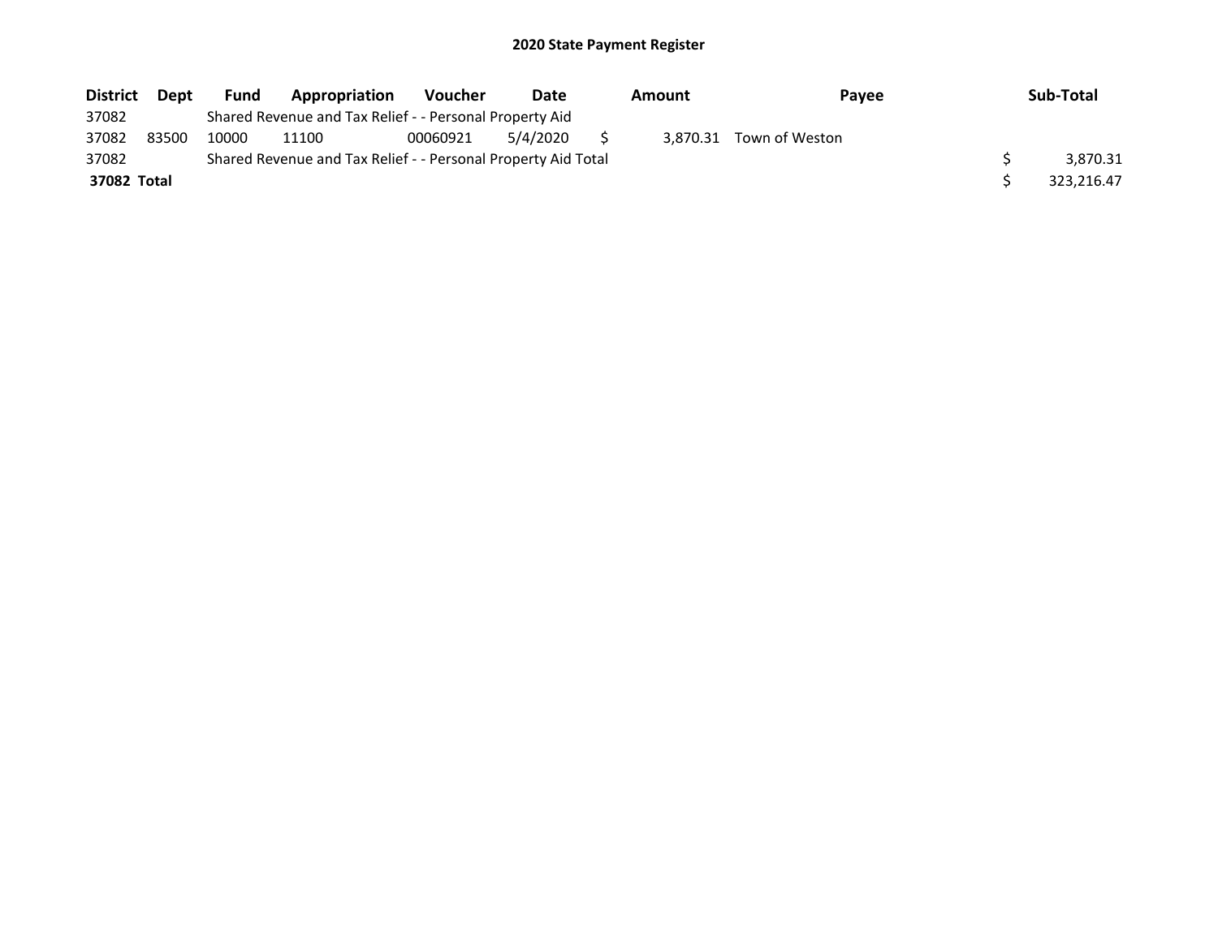## 2020 State Payment Register

| District | Dept | Fund | Appropriation | Voucher | Date | Amount | Payee | Sub-Total |
|---|---|---|---|---|---|---|---|---|
| 37082 | | Shared Revenue and Tax Relief - - Personal Property Aid | | | | | | |
| 37082 | 83500 | 10000 | 11100 | 00060921 | 5/4/2020 | $ 3,870.31 | Town of Weston | |
| 37082 | | Shared Revenue and Tax Relief - - Personal Property Aid Total | | | | | | $ 3,870.31 |
| **37082 Total** | | | | | | | | $ 323,216.47 |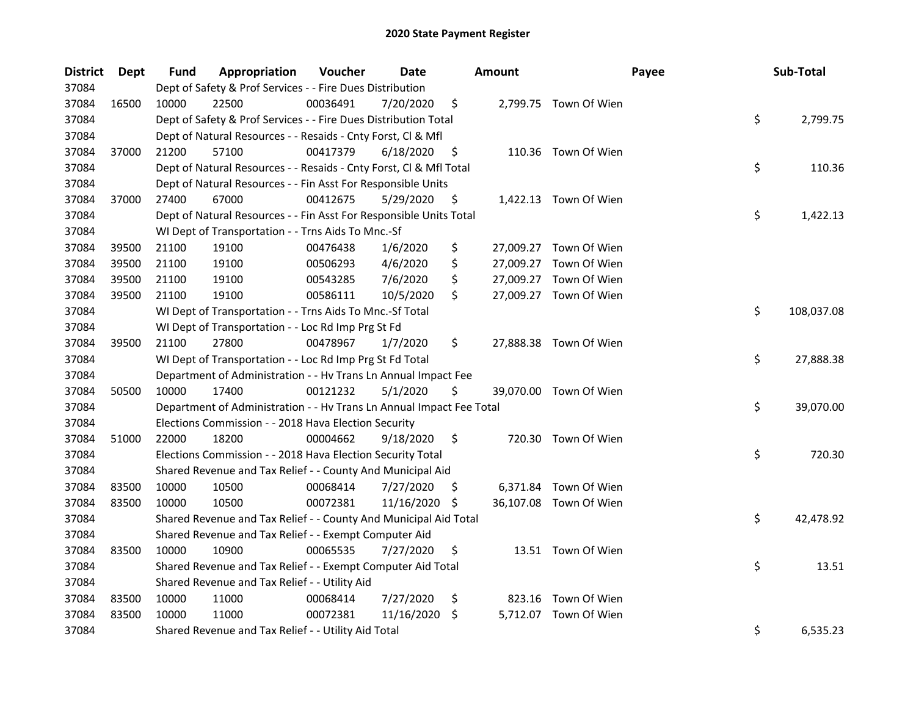# 2020 State Payment Register

| District | Dept | Fund | Appropriation | Voucher | Date | Amount | Payee | Sub-Total |
|---|---|---|---|---|---|---|---|---|
| 37084 | | Dept of Safety & Prof Services - - Fire Dues Distribution | | | | | | |
| 37084 | 16500 | 10000 | 22500 | 00036491 | 7/20/2020 | $ 2,799.75 | Town Of Wien | |
| 37084 | | Dept of Safety & Prof Services - - Fire Dues Distribution Total | | | | | | $ 2,799.75 |
| 37084 | | Dept of Natural Resources - - Resaids - Cnty Forst, Cl & Mfl | | | | | | |
| 37084 | 37000 | 21200 | 57100 | 00417379 | 6/18/2020 | $ 110.36 | Town Of Wien | |
| 37084 | | Dept of Natural Resources - - Resaids - Cnty Forst, Cl & Mfl Total | | | | | | $ 110.36 |
| 37084 | | Dept of Natural Resources - - Fin Asst For Responsible Units | | | | | | |
| 37084 | 37000 | 27400 | 67000 | 00412675 | 5/29/2020 | $ 1,422.13 | Town Of Wien | |
| 37084 | | Dept of Natural Resources - - Fin Asst For Responsible Units Total | | | | | | $ 1,422.13 |
| 37084 | | WI Dept of Transportation - - Trns Aids To Mnc.-Sf | | | | | | |
| 37084 | 39500 | 21100 | 19100 | 00476438 | 1/6/2020 | $ 27,009.27 | Town Of Wien | |
| 37084 | 39500 | 21100 | 19100 | 00506293 | 4/6/2020 | $ 27,009.27 | Town Of Wien | |
| 37084 | 39500 | 21100 | 19100 | 00543285 | 7/6/2020 | $ 27,009.27 | Town Of Wien | |
| 37084 | 39500 | 21100 | 19100 | 00586111 | 10/5/2020 | $ 27,009.27 | Town Of Wien | |
| 37084 | | WI Dept of Transportation - - Trns Aids To Mnc.-Sf Total | | | | | | $ 108,037.08 |
| 37084 | | WI Dept of Transportation - - Loc Rd Imp Prg St Fd | | | | | | |
| 37084 | 39500 | 21100 | 27800 | 00478967 | 1/7/2020 | $ 27,888.38 | Town Of Wien | |
| 37084 | | WI Dept of Transportation - - Loc Rd Imp Prg St Fd Total | | | | | | $ 27,888.38 |
| 37084 | | Department of Administration - - Hv Trans Ln Annual Impact Fee | | | | | | |
| 37084 | 50500 | 10000 | 17400 | 00121232 | 5/1/2020 | $ 39,070.00 | Town Of Wien | |
| 37084 | | Department of Administration - - Hv Trans Ln Annual Impact Fee Total | | | | | | $ 39,070.00 |
| 37084 | | Elections Commission - - 2018 Hava Election Security | | | | | | |
| 37084 | 51000 | 22000 | 18200 | 00004662 | 9/18/2020 | $ 720.30 | Town Of Wien | |
| 37084 | | Elections Commission - - 2018 Hava Election Security Total | | | | | | $ 720.30 |
| 37084 | | Shared Revenue and Tax Relief - - County And Municipal Aid | | | | | | |
| 37084 | 83500 | 10000 | 10500 | 00068414 | 7/27/2020 | $ 6,371.84 | Town Of Wien | |
| 37084 | 83500 | 10000 | 10500 | 00072381 | 11/16/2020 | $ 36,107.08 | Town Of Wien | |
| 37084 | | Shared Revenue and Tax Relief - - County And Municipal Aid Total | | | | | | $ 42,478.92 |
| 37084 | | Shared Revenue and Tax Relief - - Exempt Computer Aid | | | | | | |
| 37084 | 83500 | 10000 | 10900 | 00065535 | 7/27/2020 | $ 13.51 | Town Of Wien | |
| 37084 | | Shared Revenue and Tax Relief - - Exempt Computer Aid Total | | | | | | $ 13.51 |
| 37084 | | Shared Revenue and Tax Relief - - Utility Aid | | | | | | |
| 37084 | 83500 | 10000 | 11000 | 00068414 | 7/27/2020 | $ 823.16 | Town Of Wien | |
| 37084 | 83500 | 10000 | 11000 | 00072381 | 11/16/2020 | $ 5,712.07 | Town Of Wien | |
| 37084 | | Shared Revenue and Tax Relief - - Utility Aid Total | | | | | | $ 6,535.23 |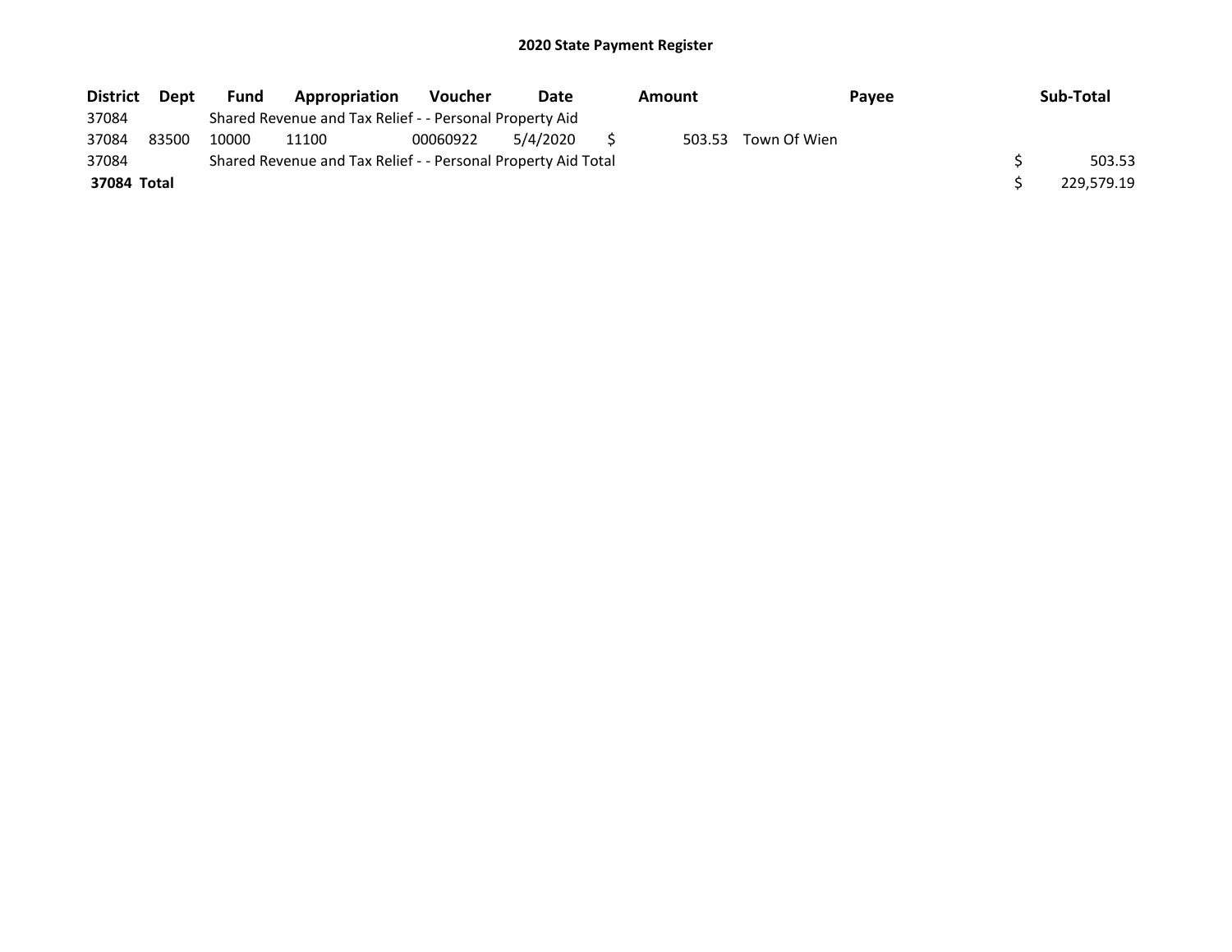## 2020 State Payment Register

| District | Dept | Fund | Appropriation | Voucher | Date | Amount | Payee | Sub-Total |
|---|---|---|---|---|---|---|---|---|
| 37084 | | Shared Revenue and Tax Relief - - Personal Property Aid | | | | | | |
| 37084 | 83500 | 10000 | 11100 | 00060922 | 5/4/2020 | $ 503.53 | Town Of Wien | |
| 37084 | | Shared Revenue and Tax Relief - - Personal Property Aid Total | | | | | | $ 503.53 |
| **37084 Total** | | | | | | | | $ 229,579.19 |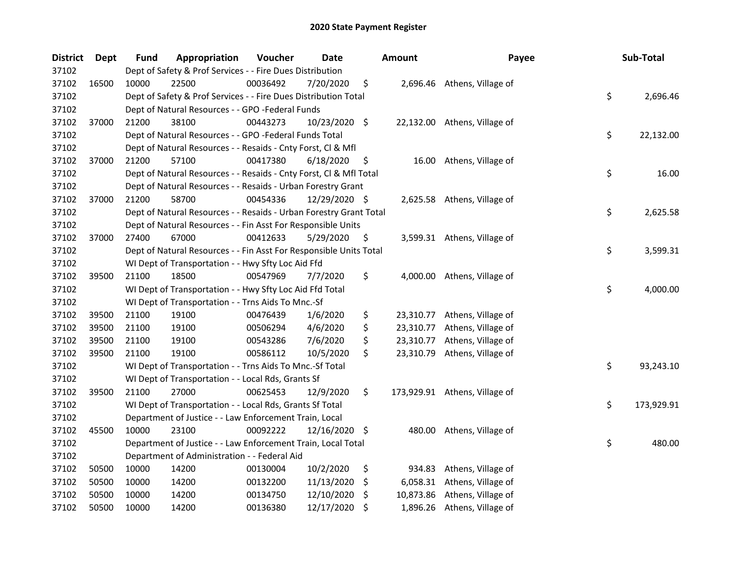# 2020 State Payment Register

| District | Dept | Fund | Appropriation | Voucher | Date | Amount | Payee | Sub-Total |
|---|---|---|---|---|---|---|---|---|
| 37102 | | Dept of Safety & Prof Services - - Fire Dues Distribution | | | | | | |
| 37102 | 16500 | 10000 | 22500 | 00036492 | 7/20/2020 | $ 2,696.46 | Athens, Village of | |
| 37102 | | Dept of Safety & Prof Services - - Fire Dues Distribution Total | | | | | | $ 2,696.46 |
| 37102 | | Dept of Natural Resources - - GPO -Federal Funds | | | | | | |
| 37102 | 37000 | 21200 | 38100 | 00443273 | 10/23/2020 | $ 22,132.00 | Athens, Village of | |
| 37102 | | Dept of Natural Resources - - GPO -Federal Funds Total | | | | | | $ 22,132.00 |
| 37102 | | Dept of Natural Resources - - Resaids - Cnty Forst, Cl & Mfl | | | | | | |
| 37102 | 37000 | 21200 | 57100 | 00417380 | 6/18/2020 | $ 16.00 | Athens, Village of | |
| 37102 | | Dept of Natural Resources - - Resaids - Cnty Forst, Cl & Mfl Total | | | | | | $ 16.00 |
| 37102 | | Dept of Natural Resources - - Resaids - Urban Forestry Grant | | | | | | |
| 37102 | 37000 | 21200 | 58700 | 00454336 | 12/29/2020 | $ 2,625.58 | Athens, Village of | |
| 37102 | | Dept of Natural Resources - - Resaids - Urban Forestry Grant Total | | | | | | $ 2,625.58 |
| 37102 | | Dept of Natural Resources - - Fin Asst For Responsible Units | | | | | | |
| 37102 | 37000 | 27400 | 67000 | 00412633 | 5/29/2020 | $ 3,599.31 | Athens, Village of | |
| 37102 | | Dept of Natural Resources - - Fin Asst For Responsible Units Total | | | | | | $ 3,599.31 |
| 37102 | | WI Dept of Transportation - - Hwy Sfty Loc Aid Ffd | | | | | | |
| 37102 | 39500 | 21100 | 18500 | 00547969 | 7/7/2020 | $ 4,000.00 | Athens, Village of | |
| 37102 | | WI Dept of Transportation - - Hwy Sfty Loc Aid Ffd Total | | | | | | $ 4,000.00 |
| 37102 | | WI Dept of Transportation - - Trns Aids To Mnc.-Sf | | | | | | |
| 37102 | 39500 | 21100 | 19100 | 00476439 | 1/6/2020 | $ 23,310.77 | Athens, Village of | |
| 37102 | 39500 | 21100 | 19100 | 00506294 | 4/6/2020 | $ 23,310.77 | Athens, Village of | |
| 37102 | 39500 | 21100 | 19100 | 00543286 | 7/6/2020 | $ 23,310.77 | Athens, Village of | |
| 37102 | 39500 | 21100 | 19100 | 00586112 | 10/5/2020 | $ 23,310.79 | Athens, Village of | |
| 37102 | | WI Dept of Transportation - - Trns Aids To Mnc.-Sf Total | | | | | | $ 93,243.10 |
| 37102 | | WI Dept of Transportation - - Local Rds, Grants Sf | | | | | | |
| 37102 | 39500 | 21100 | 27000 | 00625453 | 12/9/2020 | $ 173,929.91 | Athens, Village of | |
| 37102 | | WI Dept of Transportation - - Local Rds, Grants Sf Total | | | | | | $ 173,929.91 |
| 37102 | | Department of Justice - - Law Enforcement Train, Local | | | | | | |
| 37102 | 45500 | 10000 | 23100 | 00092222 | 12/16/2020 | $ 480.00 | Athens, Village of | |
| 37102 | | Department of Justice - - Law Enforcement Train, Local Total | | | | | | $ 480.00 |
| 37102 | | Department of Administration - - Federal Aid | | | | | | |
| 37102 | 50500 | 10000 | 14200 | 00130004 | 10/2/2020 | $ 934.83 | Athens, Village of | |
| 37102 | 50500 | 10000 | 14200 | 00132200 | 11/13/2020 | $ 6,058.31 | Athens, Village of | |
| 37102 | 50500 | 10000 | 14200 | 00134750 | 12/10/2020 | $ 10,873.86 | Athens, Village of | |
| 37102 | 50500 | 10000 | 14200 | 00136380 | 12/17/2020 | $ 1,896.26 | Athens, Village of | |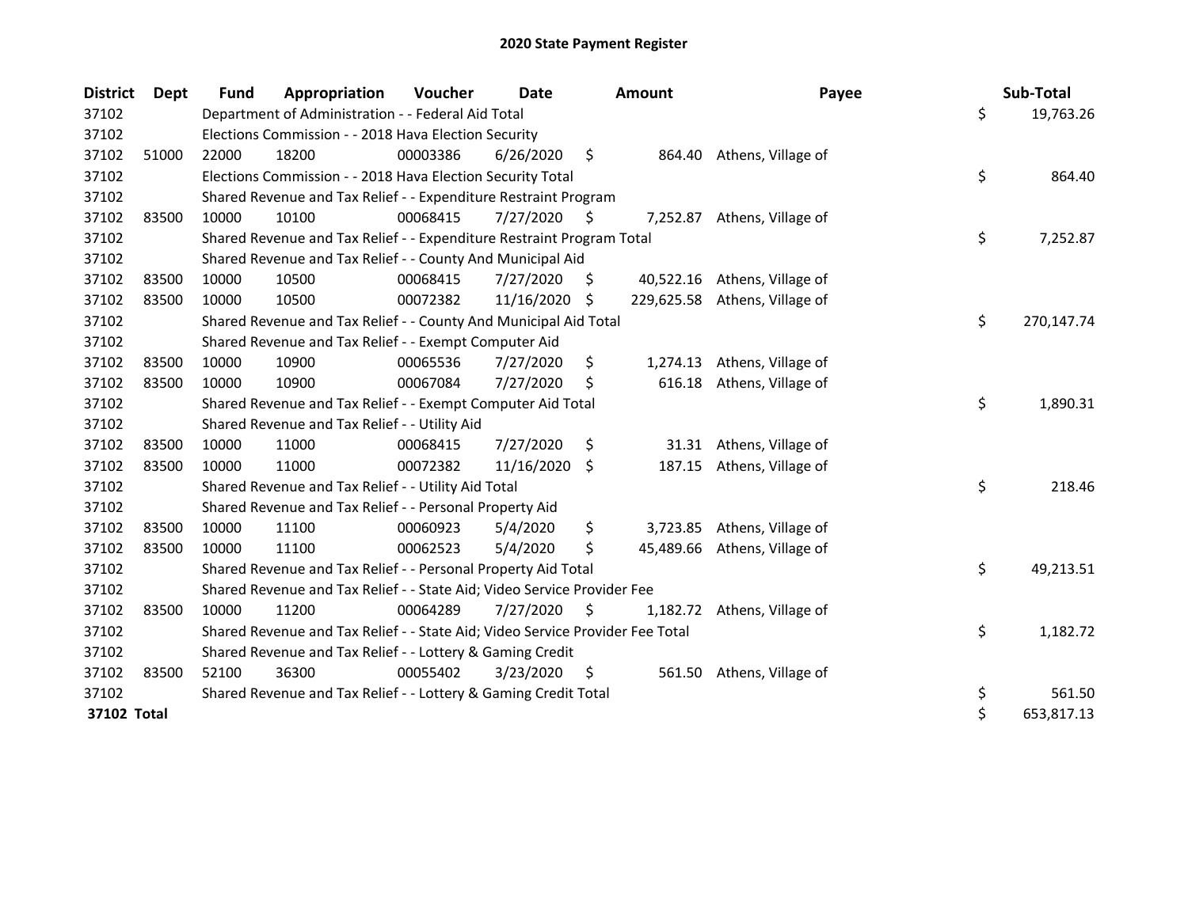# 2020 State Payment Register

| District | Dept | Fund | Appropriation | Voucher | Date | Amount | Payee | Sub-Total |
|---|---|---|---|---|---|---|---|---|
| 37102 | | Department of Administration - - Federal Aid Total | | | | | | $ 19,763.26 |
| 37102 | | Elections Commission - - 2018 Hava Election Security | | | | | | |
| 37102 | 51000 | 22000 | 18200 | 00003386 | 6/26/2020 | $ 864.40 | Athens, Village of | |
| 37102 | | Elections Commission - - 2018 Hava Election Security Total | | | | | | $ 864.40 |
| 37102 | | Shared Revenue and Tax Relief - - Expenditure Restraint Program | | | | | | |
| 37102 | 83500 | 10000 | 10100 | 00068415 | 7/27/2020 | $ 7,252.87 | Athens, Village of | |
| 37102 | | Shared Revenue and Tax Relief - - Expenditure Restraint Program Total | | | | | | $ 7,252.87 |
| 37102 | | Shared Revenue and Tax Relief - - County And Municipal Aid | | | | | | |
| 37102 | 83500 | 10000 | 10500 | 00068415 | 7/27/2020 | $ 40,522.16 | Athens, Village of | |
| 37102 | 83500 | 10000 | 10500 | 00072382 | 11/16/2020 | $ 229,625.58 | Athens, Village of | |
| 37102 | | Shared Revenue and Tax Relief - - County And Municipal Aid Total | | | | | | $ 270,147.74 |
| 37102 | | Shared Revenue and Tax Relief - - Exempt Computer Aid | | | | | | |
| 37102 | 83500 | 10000 | 10900 | 00065536 | 7/27/2020 | $ 1,274.13 | Athens, Village of | |
| 37102 | 83500 | 10000 | 10900 | 00067084 | 7/27/2020 | $ 616.18 | Athens, Village of | |
| 37102 | | Shared Revenue and Tax Relief - - Exempt Computer Aid Total | | | | | | $ 1,890.31 |
| 37102 | | Shared Revenue and Tax Relief - - Utility Aid | | | | | | |
| 37102 | 83500 | 10000 | 11000 | 00068415 | 7/27/2020 | $ 31.31 | Athens, Village of | |
| 37102 | 83500 | 10000 | 11000 | 00072382 | 11/16/2020 | $ 187.15 | Athens, Village of | |
| 37102 | | Shared Revenue and Tax Relief - - Utility Aid Total | | | | | | $ 218.46 |
| 37102 | | Shared Revenue and Tax Relief - - Personal Property Aid | | | | | | |
| 37102 | 83500 | 10000 | 11100 | 00060923 | 5/4/2020 | $ 3,723.85 | Athens, Village of | |
| 37102 | 83500 | 10000 | 11100 | 00062523 | 5/4/2020 | $ 45,489.66 | Athens, Village of | |
| 37102 | | Shared Revenue and Tax Relief - - Personal Property Aid Total | | | | | | $ 49,213.51 |
| 37102 | | Shared Revenue and Tax Relief - - State Aid; Video Service Provider Fee | | | | | | |
| 37102 | 83500 | 10000 | 11200 | 00064289 | 7/27/2020 | $ 1,182.72 | Athens, Village of | |
| 37102 | | Shared Revenue and Tax Relief - - State Aid; Video Service Provider Fee Total | | | | | | $ 1,182.72 |
| 37102 | | Shared Revenue and Tax Relief - - Lottery & Gaming Credit | | | | | | |
| 37102 | 83500 | 52100 | 36300 | 00055402 | 3/23/2020 | $ 561.50 | Athens, Village of | |
| 37102 | | Shared Revenue and Tax Relief - - Lottery & Gaming Credit Total | | | | | | $ 561.50 |
| **37102 Total** | | | | | | | | $ 653,817.13 |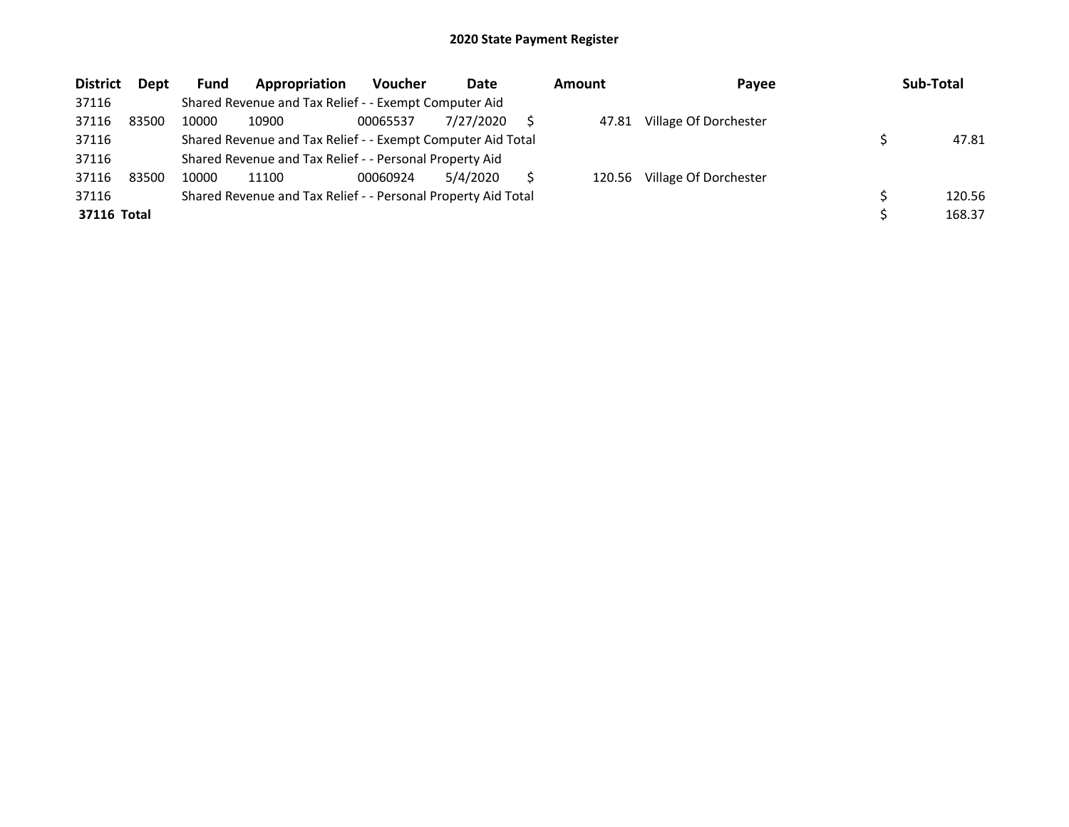# 2020 State Payment Register

| District | Dept | Fund | Appropriation | Voucher | Date | Amount | Payee | Sub-Total |
|---|---|---|---|---|---|---|---|---|
| 37116 | | Shared Revenue and Tax Relief - - Exempt Computer Aid | | | | | | |
| 37116 | 83500 | 10000 | 10900 | 00065537 | 7/27/2020 | $ 47.81 | Village Of Dorchester | |
| 37116 | | Shared Revenue and Tax Relief - - Exempt Computer Aid Total | | | | | | $ 47.81 |
| 37116 | | Shared Revenue and Tax Relief - - Personal Property Aid | | | | | | |
| 37116 | 83500 | 10000 | 11100 | 00060924 | 5/4/2020 | $ 120.56 | Village Of Dorchester | |
| 37116 | | Shared Revenue and Tax Relief - - Personal Property Aid Total | | | | | | $ 120.56 |
| **37116 Total** | | | | | | | | $ 168.37 |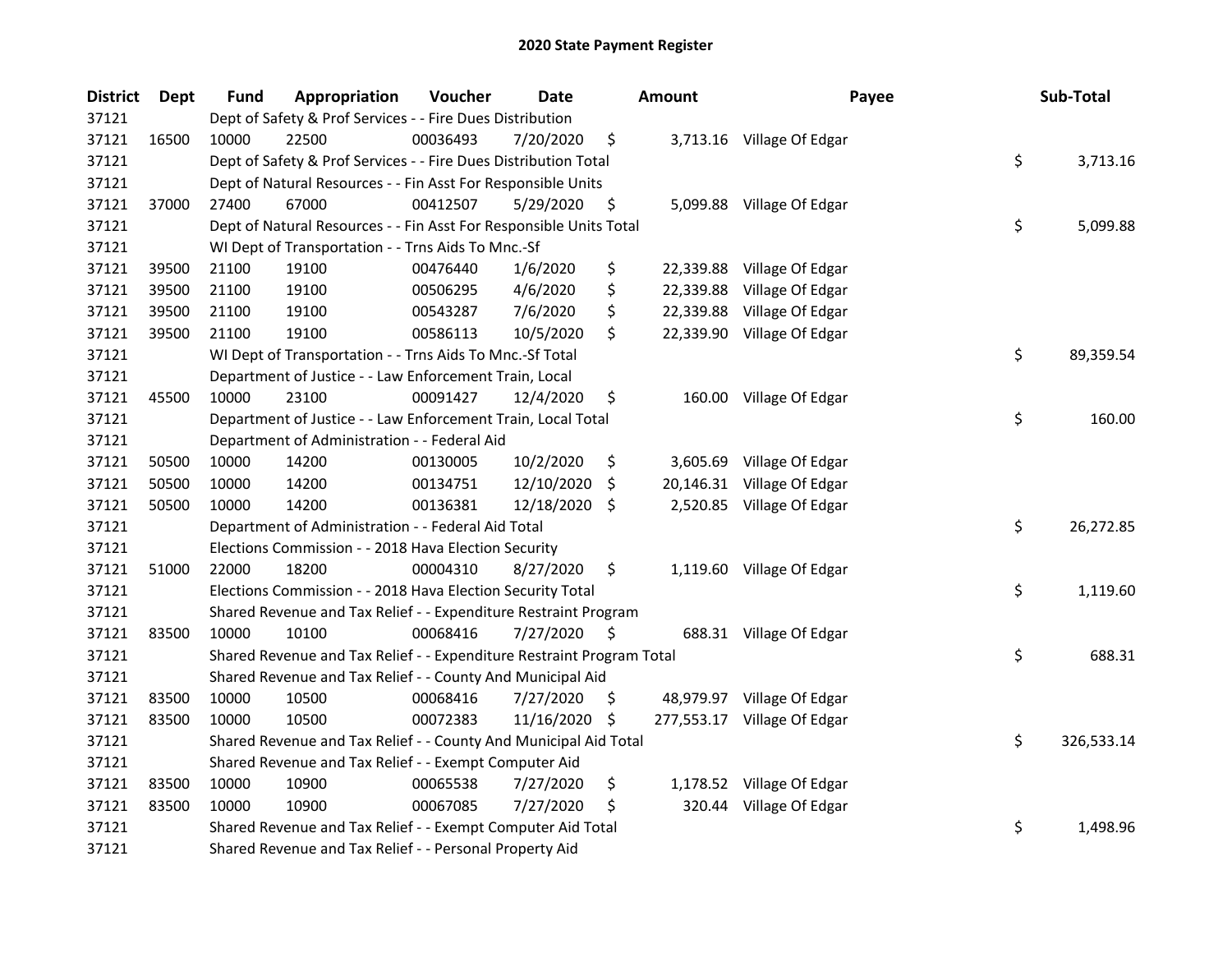# 2020 State Payment Register

| District | Dept | Fund | Appropriation | Voucher | Date | Amount | Payee | Sub-Total |
|---|---|---|---|---|---|---|---|---|
| 37121 | | Dept of Safety & Prof Services - - Fire Dues Distribution | | | | | | |
| 37121 | 16500 | 10000 | 22500 | 00036493 | 7/20/2020 | $ 3,713.16 | Village Of Edgar | |
| 37121 | | Dept of Safety & Prof Services - - Fire Dues Distribution Total | | | | | | $ 3,713.16 |
| 37121 | | Dept of Natural Resources - - Fin Asst For Responsible Units | | | | | | |
| 37121 | 37000 | 27400 | 67000 | 00412507 | 5/29/2020 | $ 5,099.88 | Village Of Edgar | |
| 37121 | | Dept of Natural Resources - - Fin Asst For Responsible Units Total | | | | | | $ 5,099.88 |
| 37121 | | WI Dept of Transportation - - Trns Aids To Mnc.-Sf | | | | | | |
| 37121 | 39500 | 21100 | 19100 | 00476440 | 1/6/2020 | $ 22,339.88 | Village Of Edgar | |
| 37121 | 39500 | 21100 | 19100 | 00506295 | 4/6/2020 | $ 22,339.88 | Village Of Edgar | |
| 37121 | 39500 | 21100 | 19100 | 00543287 | 7/6/2020 | $ 22,339.88 | Village Of Edgar | |
| 37121 | 39500 | 21100 | 19100 | 00586113 | 10/5/2020 | $ 22,339.90 | Village Of Edgar | |
| 37121 | | WI Dept of Transportation - - Trns Aids To Mnc.-Sf Total | | | | | | $ 89,359.54 |
| 37121 | | Department of Justice - - Law Enforcement Train, Local | | | | | | |
| 37121 | 45500 | 10000 | 23100 | 00091427 | 12/4/2020 | $ 160.00 | Village Of Edgar | |
| 37121 | | Department of Justice - - Law Enforcement Train, Local Total | | | | | | $ 160.00 |
| 37121 | | Department of Administration - - Federal Aid | | | | | | |
| 37121 | 50500 | 10000 | 14200 | 00130005 | 10/2/2020 | $ 3,605.69 | Village Of Edgar | |
| 37121 | 50500 | 10000 | 14200 | 00134751 | 12/10/2020 | $ 20,146.31 | Village Of Edgar | |
| 37121 | 50500 | 10000 | 14200 | 00136381 | 12/18/2020 | $ 2,520.85 | Village Of Edgar | |
| 37121 | | Department of Administration - - Federal Aid Total | | | | | | $ 26,272.85 |
| 37121 | | Elections Commission - - 2018 Hava Election Security | | | | | | |
| 37121 | 51000 | 22000 | 18200 | 00004310 | 8/27/2020 | $ 1,119.60 | Village Of Edgar | |
| 37121 | | Elections Commission - - 2018 Hava Election Security Total | | | | | | $ 1,119.60 |
| 37121 | | Shared Revenue and Tax Relief - - Expenditure Restraint Program | | | | | | |
| 37121 | 83500 | 10000 | 10100 | 00068416 | 7/27/2020 | $ 688.31 | Village Of Edgar | |
| 37121 | | Shared Revenue and Tax Relief - - Expenditure Restraint Program Total | | | | | | $ 688.31 |
| 37121 | | Shared Revenue and Tax Relief - - County And Municipal Aid | | | | | | |
| 37121 | 83500 | 10000 | 10500 | 00068416 | 7/27/2020 | $ 48,979.97 | Village Of Edgar | |
| 37121 | 83500 | 10000 | 10500 | 00072383 | 11/16/2020 | $ 277,553.17 | Village Of Edgar | |
| 37121 | | Shared Revenue and Tax Relief - - County And Municipal Aid Total | | | | | | $ 326,533.14 |
| 37121 | | Shared Revenue and Tax Relief - - Exempt Computer Aid | | | | | | |
| 37121 | 83500 | 10000 | 10900 | 00065538 | 7/27/2020 | $ 1,178.52 | Village Of Edgar | |
| 37121 | 83500 | 10000 | 10900 | 00067085 | 7/27/2020 | $ 320.44 | Village Of Edgar | |
| 37121 | | Shared Revenue and Tax Relief - - Exempt Computer Aid Total | | | | | | $ 1,498.96 |
| 37121 | | Shared Revenue and Tax Relief - - Personal Property Aid | | | | | | |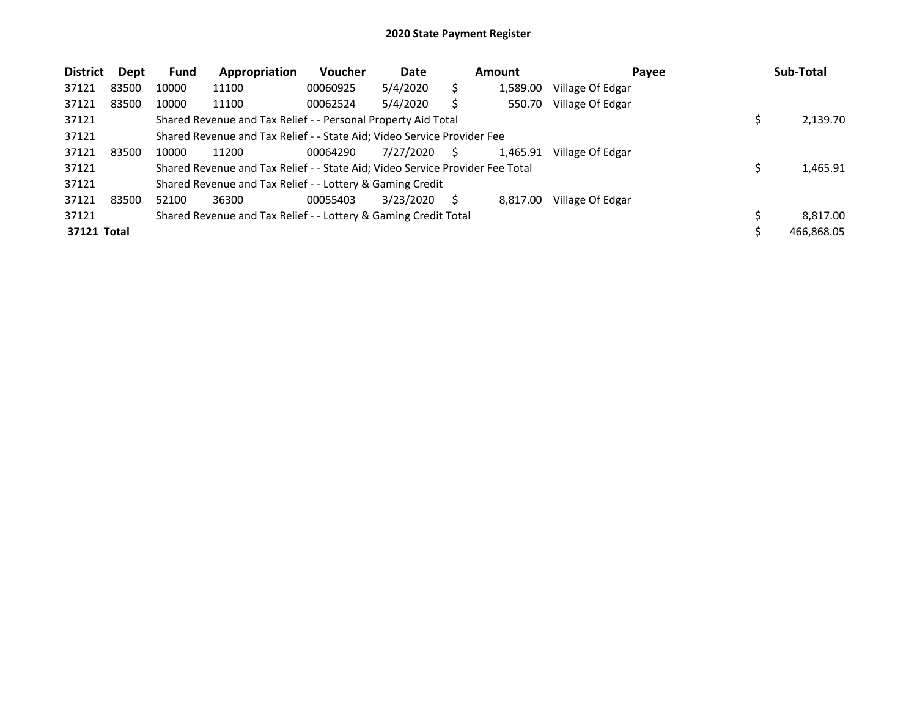# 2020 State Payment Register

| District | Dept | Fund | Appropriation | Voucher | Date | Amount | Payee | Sub-Total |
|---|---|---|---|---|---|---|---|---|
| 37121 | 83500 | 10000 | 11100 | 00060925 | 5/4/2020 | $ 1,589.00 | Village Of Edgar | |
| 37121 | 83500 | 10000 | 11100 | 00062524 | 5/4/2020 | $ 550.70 | Village Of Edgar | |
| 37121 | | Shared Revenue and Tax Relief - - Personal Property Aid Total | | | | | | $ 2,139.70 |
| 37121 | | Shared Revenue and Tax Relief - - State Aid; Video Service Provider Fee | | | | | | |
| 37121 | 83500 | 10000 | 11200 | 00064290 | 7/27/2020 | $ 1,465.91 | Village Of Edgar | |
| 37121 | | Shared Revenue and Tax Relief - - State Aid; Video Service Provider Fee Total | | | | | | $ 1,465.91 |
| 37121 | | Shared Revenue and Tax Relief - - Lottery & Gaming Credit | | | | | | |
| 37121 | 83500 | 52100 | 36300 | 00055403 | 3/23/2020 | $ 8,817.00 | Village Of Edgar | |
| 37121 | | Shared Revenue and Tax Relief - - Lottery & Gaming Credit Total | | | | | | $ 8,817.00 |
| **37121 Total** | | | | | | | | $ 466,868.05 |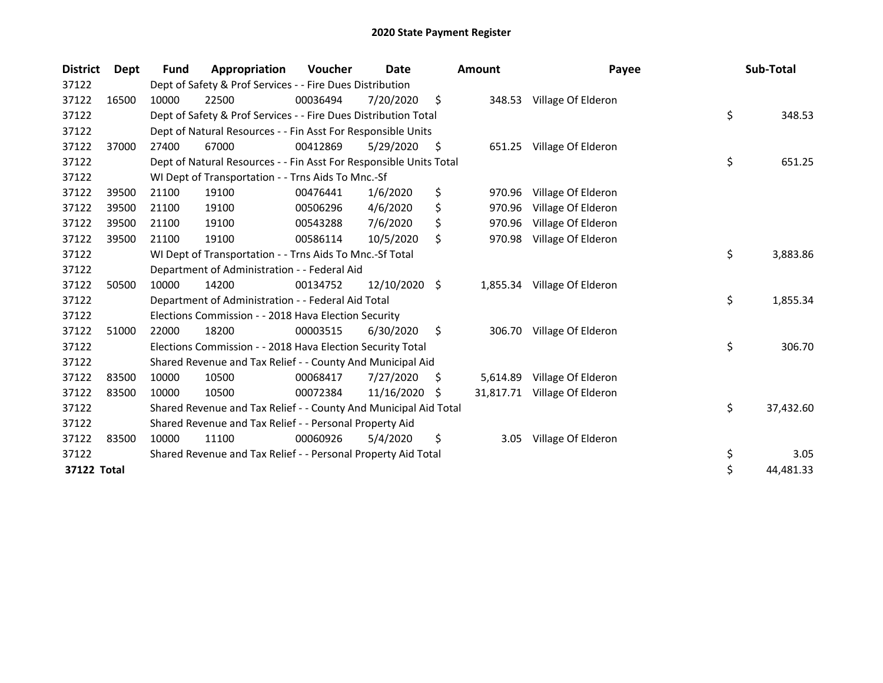# 2020 State Payment Register

| District | Dept | Fund | Appropriation | Voucher | Date | Amount | Payee | Sub-Total |
|---|---|---|---|---|---|---|---|---|
| 37122 | | Dept of Safety & Prof Services - - Fire Dues Distribution | | | | | | |
| 37122 | 16500 | 10000 | 22500 | 00036494 | 7/20/2020 | $ 348.53 | Village Of Elderon | |
| 37122 | | Dept of Safety & Prof Services - - Fire Dues Distribution Total | | | | | | $ 348.53 |
| 37122 | | Dept of Natural Resources - - Fin Asst For Responsible Units | | | | | | |
| 37122 | 37000 | 27400 | 67000 | 00412869 | 5/29/2020 | $ 651.25 | Village Of Elderon | |
| 37122 | | Dept of Natural Resources - - Fin Asst For Responsible Units Total | | | | | | $ 651.25 |
| 37122 | | WI Dept of Transportation - - Trns Aids To Mnc.-Sf | | | | | | |
| 37122 | 39500 | 21100 | 19100 | 00476441 | 1/6/2020 | $ 970.96 | Village Of Elderon | |
| 37122 | 39500 | 21100 | 19100 | 00506296 | 4/6/2020 | $ 970.96 | Village Of Elderon | |
| 37122 | 39500 | 21100 | 19100 | 00543288 | 7/6/2020 | $ 970.96 | Village Of Elderon | |
| 37122 | 39500 | 21100 | 19100 | 00586114 | 10/5/2020 | $ 970.98 | Village Of Elderon | |
| 37122 | | WI Dept of Transportation - - Trns Aids To Mnc.-Sf Total | | | | | | $ 3,883.86 |
| 37122 | | Department of Administration - - Federal Aid | | | | | | |
| 37122 | 50500 | 10000 | 14200 | 00134752 | 12/10/2020 | $ 1,855.34 | Village Of Elderon | |
| 37122 | | Department of Administration - - Federal Aid Total | | | | | | $ 1,855.34 |
| 37122 | | Elections Commission - - 2018 Hava Election Security | | | | | | |
| 37122 | 51000 | 22000 | 18200 | 00003515 | 6/30/2020 | $ 306.70 | Village Of Elderon | |
| 37122 | | Elections Commission - - 2018 Hava Election Security Total | | | | | | $ 306.70 |
| 37122 | | Shared Revenue and Tax Relief - - County And Municipal Aid | | | | | | |
| 37122 | 83500 | 10000 | 10500 | 00068417 | 7/27/2020 | $ 5,614.89 | Village Of Elderon | |
| 37122 | 83500 | 10000 | 10500 | 00072384 | 11/16/2020 | $ 31,817.71 | Village Of Elderon | |
| 37122 | | Shared Revenue and Tax Relief - - County And Municipal Aid Total | | | | | | $ 37,432.60 |
| 37122 | | Shared Revenue and Tax Relief - - Personal Property Aid | | | | | | |
| 37122 | 83500 | 10000 | 11100 | 00060926 | 5/4/2020 | $ 3.05 | Village Of Elderon | |
| 37122 | | Shared Revenue and Tax Relief - - Personal Property Aid Total | | | | | | $ 3.05 |
| **37122 Total** | | | | | | | | $ 44,481.33 |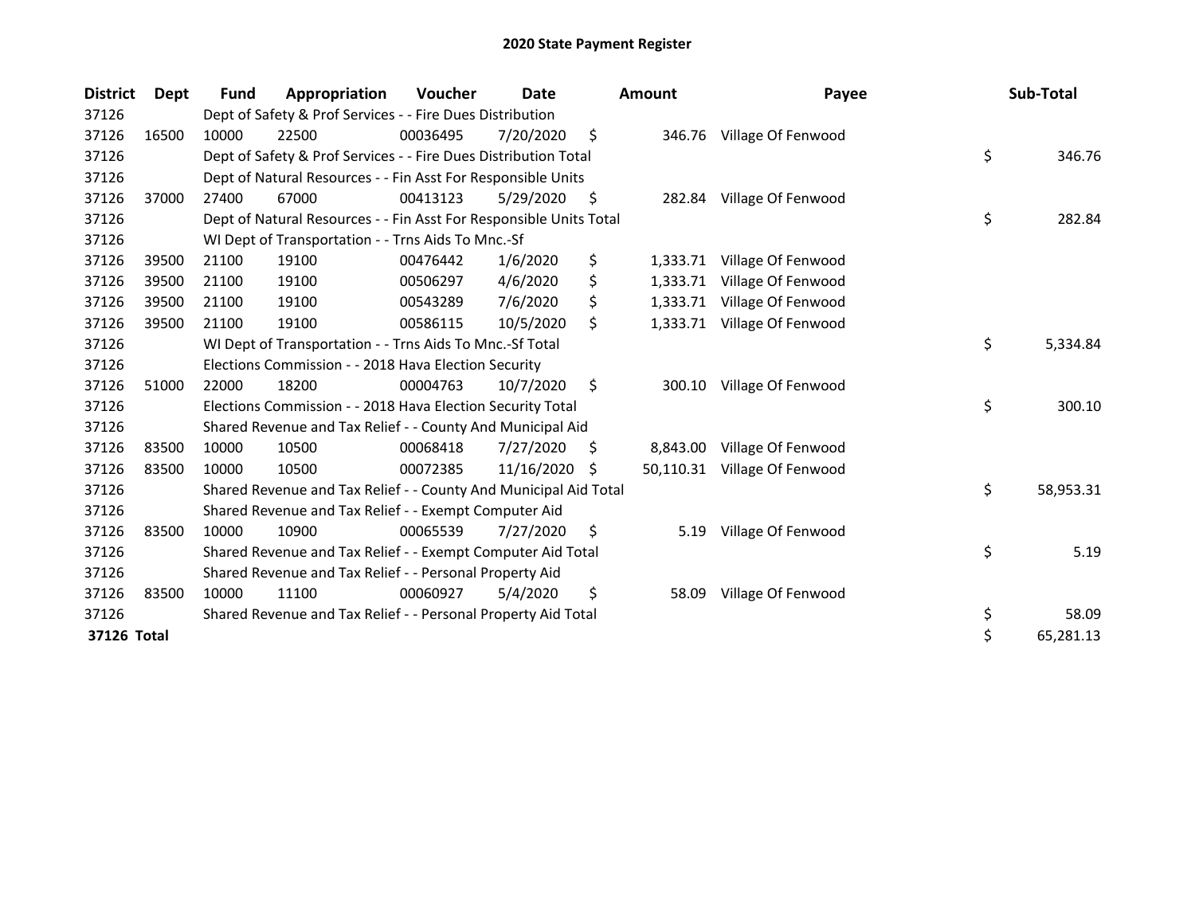# 2020 State Payment Register

| District | Dept | Fund | Appropriation | Voucher | Date | Amount | Payee | Sub-Total |
|---|---|---|---|---|---|---|---|---|
| 37126 | | Dept of Safety & Prof Services - - Fire Dues Distribution | | | | | | |
| 37126 | 16500 | 10000 | 22500 | 00036495 | 7/20/2020 | $ 346.76 | Village Of Fenwood | |
| 37126 | | Dept of Safety & Prof Services - - Fire Dues Distribution Total | | | | | | $ 346.76 |
| 37126 | | Dept of Natural Resources - - Fin Asst For Responsible Units | | | | | | |
| 37126 | 37000 | 27400 | 67000 | 00413123 | 5/29/2020 | $ 282.84 | Village Of Fenwood | |
| 37126 | | Dept of Natural Resources - - Fin Asst For Responsible Units Total | | | | | | $ 282.84 |
| 37126 | | WI Dept of Transportation - - Trns Aids To Mnc.-Sf | | | | | | |
| 37126 | 39500 | 21100 | 19100 | 00476442 | 1/6/2020 | $ 1,333.71 | Village Of Fenwood | |
| 37126 | 39500 | 21100 | 19100 | 00506297 | 4/6/2020 | $ 1,333.71 | Village Of Fenwood | |
| 37126 | 39500 | 21100 | 19100 | 00543289 | 7/6/2020 | $ 1,333.71 | Village Of Fenwood | |
| 37126 | 39500 | 21100 | 19100 | 00586115 | 10/5/2020 | $ 1,333.71 | Village Of Fenwood | |
| 37126 | | WI Dept of Transportation - - Trns Aids To Mnc.-Sf Total | | | | | | $ 5,334.84 |
| 37126 | | Elections Commission - - 2018 Hava Election Security | | | | | | |
| 37126 | 51000 | 22000 | 18200 | 00004763 | 10/7/2020 | $ 300.10 | Village Of Fenwood | |
| 37126 | | Elections Commission - - 2018 Hava Election Security Total | | | | | | $ 300.10 |
| 37126 | | Shared Revenue and Tax Relief - - County And Municipal Aid | | | | | | |
| 37126 | 83500 | 10000 | 10500 | 00068418 | 7/27/2020 | $ 8,843.00 | Village Of Fenwood | |
| 37126 | 83500 | 10000 | 10500 | 00072385 | 11/16/2020 | $ 50,110.31 | Village Of Fenwood | |
| 37126 | | Shared Revenue and Tax Relief - - County And Municipal Aid Total | | | | | | $ 58,953.31 |
| 37126 | | Shared Revenue and Tax Relief - - Exempt Computer Aid | | | | | | |
| 37126 | 83500 | 10000 | 10900 | 00065539 | 7/27/2020 | $ 5.19 | Village Of Fenwood | |
| 37126 | | Shared Revenue and Tax Relief - - Exempt Computer Aid Total | | | | | | $ 5.19 |
| 37126 | | Shared Revenue and Tax Relief - - Personal Property Aid | | | | | | |
| 37126 | 83500 | 10000 | 11100 | 00060927 | 5/4/2020 | $ 58.09 | Village Of Fenwood | |
| 37126 | | Shared Revenue and Tax Relief - - Personal Property Aid Total | | | | | | $ 58.09 |
| **37126 Total** | | | | | | | | $ 65,281.13 |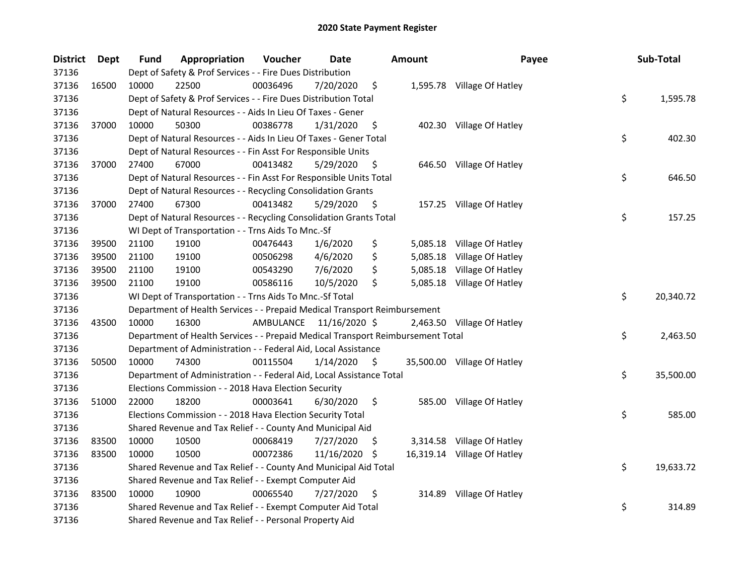# 2020 State Payment Register

| District | Dept | Fund | Appropriation | Voucher | Date | Amount | Payee | Sub-Total |
|---|---|---|---|---|---|---|---|---|
| 37136 | | Dept of Safety & Prof Services - - Fire Dues Distribution | | | | | | |
| 37136 | 16500 | 10000 | 22500 | 00036496 | 7/20/2020 | $ 1,595.78 | Village Of Hatley | |
| 37136 | | Dept of Safety & Prof Services - - Fire Dues Distribution Total | | | | | | $ 1,595.78 |
| 37136 | | Dept of Natural Resources - - Aids In Lieu Of Taxes - Gener | | | | | | |
| 37136 | 37000 | 10000 | 50300 | 00386778 | 1/31/2020 | $ 402.30 | Village Of Hatley | |
| 37136 | | Dept of Natural Resources - - Aids In Lieu Of Taxes - Gener Total | | | | | | $ 402.30 |
| 37136 | | Dept of Natural Resources - - Fin Asst For Responsible Units | | | | | | |
| 37136 | 37000 | 27400 | 67000 | 00413482 | 5/29/2020 | $ 646.50 | Village Of Hatley | |
| 37136 | | Dept of Natural Resources - - Fin Asst For Responsible Units Total | | | | | | $ 646.50 |
| 37136 | | Dept of Natural Resources - - Recycling Consolidation Grants | | | | | | |
| 37136 | 37000 | 27400 | 67300 | 00413482 | 5/29/2020 | $ 157.25 | Village Of Hatley | |
| 37136 | | Dept of Natural Resources - - Recycling Consolidation Grants Total | | | | | | $ 157.25 |
| 37136 | | WI Dept of Transportation - - Trns Aids To Mnc.-Sf | | | | | | |
| 37136 | 39500 | 21100 | 19100 | 00476443 | 1/6/2020 | $ 5,085.18 | Village Of Hatley | |
| 37136 | 39500 | 21100 | 19100 | 00506298 | 4/6/2020 | $ 5,085.18 | Village Of Hatley | |
| 37136 | 39500 | 21100 | 19100 | 00543290 | 7/6/2020 | $ 5,085.18 | Village Of Hatley | |
| 37136 | 39500 | 21100 | 19100 | 00586116 | 10/5/2020 | $ 5,085.18 | Village Of Hatley | |
| 37136 | | WI Dept of Transportation - - Trns Aids To Mnc.-Sf Total | | | | | | $ 20,340.72 |
| 37136 | | Department of Health Services - - Prepaid Medical Transport Reimbursement | | | | | | |
| 37136 | 43500 | 10000 | 16300 | AMBULANCE | 11/16/2020 | $ 2,463.50 | Village Of Hatley | |
| 37136 | | Department of Health Services - - Prepaid Medical Transport Reimbursement Total | | | | | | $ 2,463.50 |
| 37136 | | Department of Administration - - Federal Aid, Local Assistance | | | | | | |
| 37136 | 50500 | 10000 | 74300 | 00115504 | 1/14/2020 | $ 35,500.00 | Village Of Hatley | |
| 37136 | | Department of Administration - - Federal Aid, Local Assistance Total | | | | | | $ 35,500.00 |
| 37136 | | Elections Commission - - 2018 Hava Election Security | | | | | | |
| 37136 | 51000 | 22000 | 18200 | 00003641 | 6/30/2020 | $ 585.00 | Village Of Hatley | |
| 37136 | | Elections Commission - - 2018 Hava Election Security Total | | | | | | $ 585.00 |
| 37136 | | Shared Revenue and Tax Relief - - County And Municipal Aid | | | | | | |
| 37136 | 83500 | 10000 | 10500 | 00068419 | 7/27/2020 | $ 3,314.58 | Village Of Hatley | |
| 37136 | 83500 | 10000 | 10500 | 00072386 | 11/16/2020 | $ 16,319.14 | Village Of Hatley | |
| 37136 | | Shared Revenue and Tax Relief - - County And Municipal Aid Total | | | | | | $ 19,633.72 |
| 37136 | | Shared Revenue and Tax Relief - - Exempt Computer Aid | | | | | | |
| 37136 | 83500 | 10000 | 10900 | 00065540 | 7/27/2020 | $ 314.89 | Village Of Hatley | |
| 37136 | | Shared Revenue and Tax Relief - - Exempt Computer Aid Total | | | | | | $ 314.89 |
| 37136 | | Shared Revenue and Tax Relief - - Personal Property Aid | | | | | | |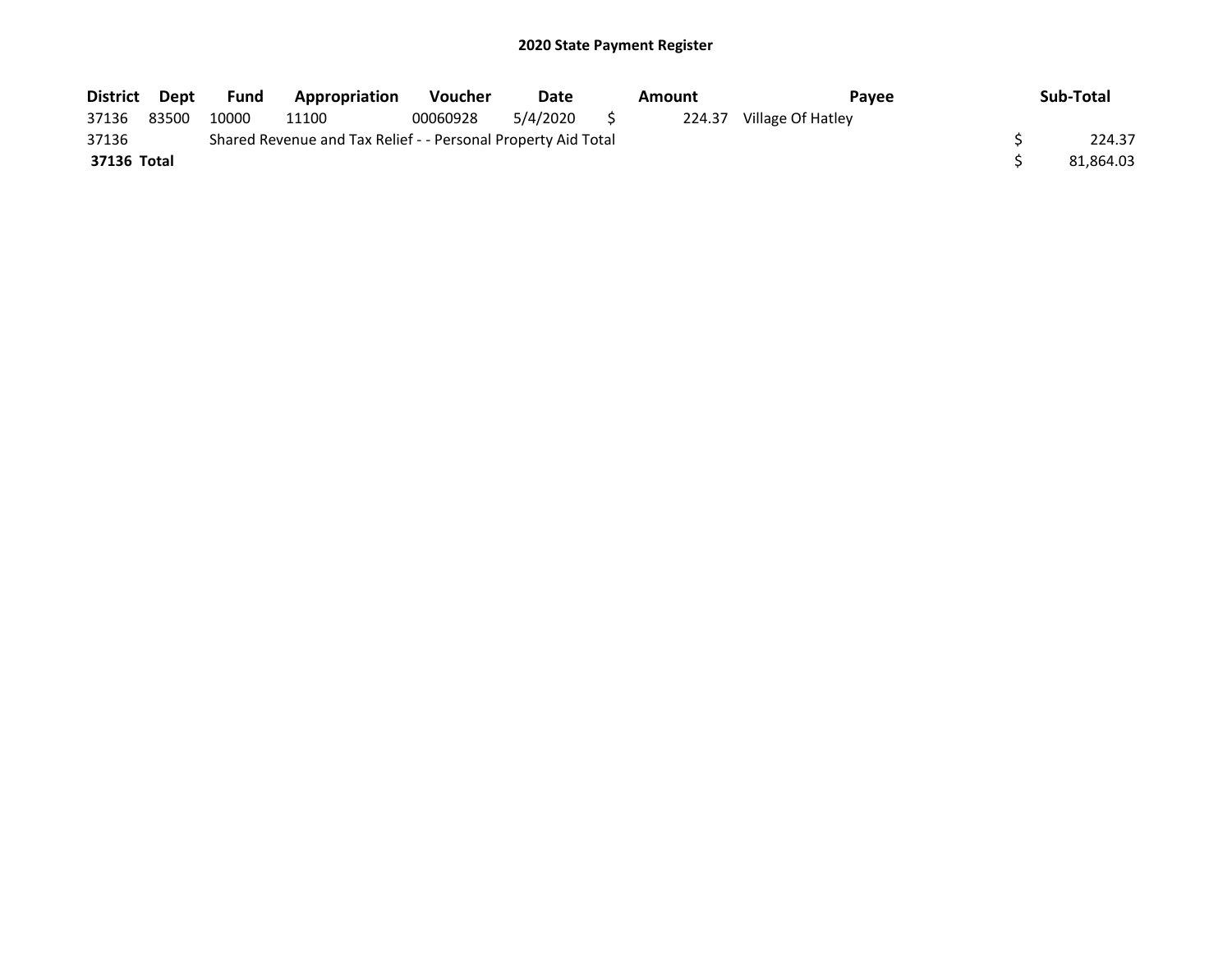# 2020 State Payment Register

| District | Dept | Fund | Appropriation | Voucher | Date | Amount | Payee | Sub-Total |
|---|---|---|---|---|---|---|---|---|
| 37136 | 83500 | 10000 | 11100 | 00060928 | 5/4/2020 | $ 224.37 | Village Of Hatley | |
| 37136 | | Shared Revenue and Tax Relief - - Personal Property Aid Total | | | | | | $ 224.37 |
| **37136 Total** | | | | | | | | $ 81,864.03 |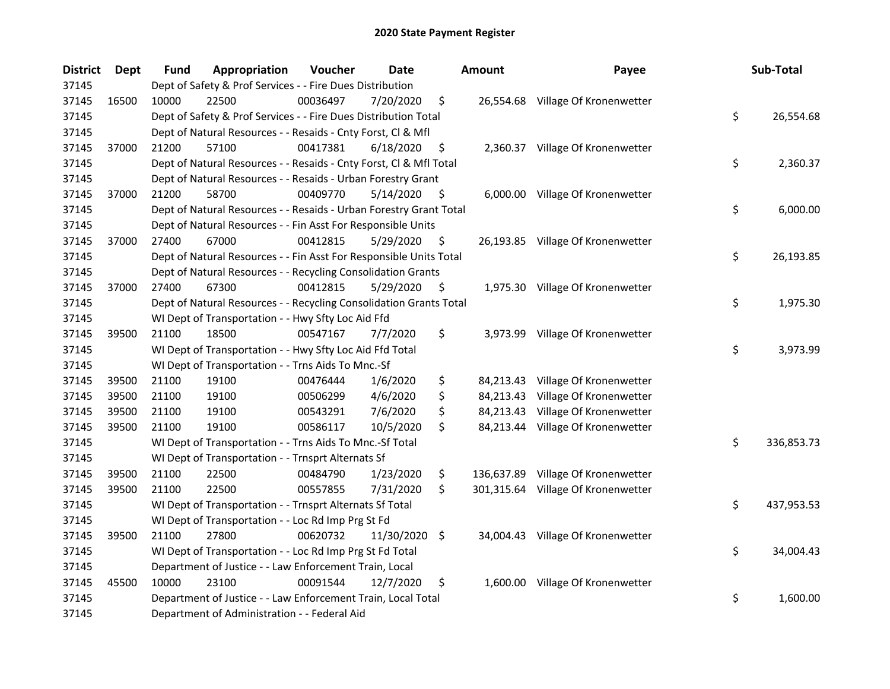# 2020 State Payment Register

| District | Dept | Fund | Appropriation | Voucher | Date | Amount | Payee | Sub-Total |
|---|---|---|---|---|---|---|---|---|
| 37145 | | Dept of Safety & Prof Services - - Fire Dues Distribution | | | | | | |
| 37145 | 16500 | 10000 | 22500 | 00036497 | 7/20/2020 | $ 26,554.68 | Village Of Kronenwetter | |
| 37145 | | Dept of Safety & Prof Services - - Fire Dues Distribution Total | | | | | | $ 26,554.68 |
| 37145 | | Dept of Natural Resources - - Resaids - Cnty Forst, Cl & Mfl | | | | | | |
| 37145 | 37000 | 21200 | 57100 | 00417381 | 6/18/2020 | $ 2,360.37 | Village Of Kronenwetter | |
| 37145 | | Dept of Natural Resources - - Resaids - Cnty Forst, Cl & Mfl Total | | | | | | $ 2,360.37 |
| 37145 | | Dept of Natural Resources - - Resaids - Urban Forestry Grant | | | | | | |
| 37145 | 37000 | 21200 | 58700 | 00409770 | 5/14/2020 | $ 6,000.00 | Village Of Kronenwetter | |
| 37145 | | Dept of Natural Resources - - Resaids - Urban Forestry Grant Total | | | | | | $ 6,000.00 |
| 37145 | | Dept of Natural Resources - - Fin Asst For Responsible Units | | | | | | |
| 37145 | 37000 | 27400 | 67000 | 00412815 | 5/29/2020 | $ 26,193.85 | Village Of Kronenwetter | |
| 37145 | | Dept of Natural Resources - - Fin Asst For Responsible Units Total | | | | | | $ 26,193.85 |
| 37145 | | Dept of Natural Resources - - Recycling Consolidation Grants | | | | | | |
| 37145 | 37000 | 27400 | 67300 | 00412815 | 5/29/2020 | $ 1,975.30 | Village Of Kronenwetter | |
| 37145 | | Dept of Natural Resources - - Recycling Consolidation Grants Total | | | | | | $ 1,975.30 |
| 37145 | | WI Dept of Transportation - - Hwy Sfty Loc Aid Ffd | | | | | | |
| 37145 | 39500 | 21100 | 18500 | 00547167 | 7/7/2020 | $ 3,973.99 | Village Of Kronenwetter | |
| 37145 | | WI Dept of Transportation - - Hwy Sfty Loc Aid Ffd Total | | | | | | $ 3,973.99 |
| 37145 | | WI Dept of Transportation - - Trns Aids To Mnc.-Sf | | | | | | |
| 37145 | 39500 | 21100 | 19100 | 00476444 | 1/6/2020 | $ 84,213.43 | Village Of Kronenwetter | |
| 37145 | 39500 | 21100 | 19100 | 00506299 | 4/6/2020 | $ 84,213.43 | Village Of Kronenwetter | |
| 37145 | 39500 | 21100 | 19100 | 00543291 | 7/6/2020 | $ 84,213.43 | Village Of Kronenwetter | |
| 37145 | 39500 | 21100 | 19100 | 00586117 | 10/5/2020 | $ 84,213.44 | Village Of Kronenwetter | |
| 37145 | | WI Dept of Transportation - - Trns Aids To Mnc.-Sf Total | | | | | | $ 336,853.73 |
| 37145 | | WI Dept of Transportation - - Trnsprt Alternats Sf | | | | | | |
| 37145 | 39500 | 21100 | 22500 | 00484790 | 1/23/2020 | $ 136,637.89 | Village Of Kronenwetter | |
| 37145 | 39500 | 21100 | 22500 | 00557855 | 7/31/2020 | $ 301,315.64 | Village Of Kronenwetter | |
| 37145 | | WI Dept of Transportation - - Trnsprt Alternats Sf Total | | | | | | $ 437,953.53 |
| 37145 | | WI Dept of Transportation - - Loc Rd Imp Prg St Fd | | | | | | |
| 37145 | 39500 | 21100 | 27800 | 00620732 | 11/30/2020 | $ 34,004.43 | Village Of Kronenwetter | |
| 37145 | | WI Dept of Transportation - - Loc Rd Imp Prg St Fd Total | | | | | | $ 34,004.43 |
| 37145 | | Department of Justice - - Law Enforcement Train, Local | | | | | | |
| 37145 | 45500 | 10000 | 23100 | 00091544 | 12/7/2020 | $ 1,600.00 | Village Of Kronenwetter | |
| 37145 | | Department of Justice - - Law Enforcement Train, Local Total | | | | | | $ 1,600.00 |
| 37145 | | Department of Administration - - Federal Aid | | | | | | |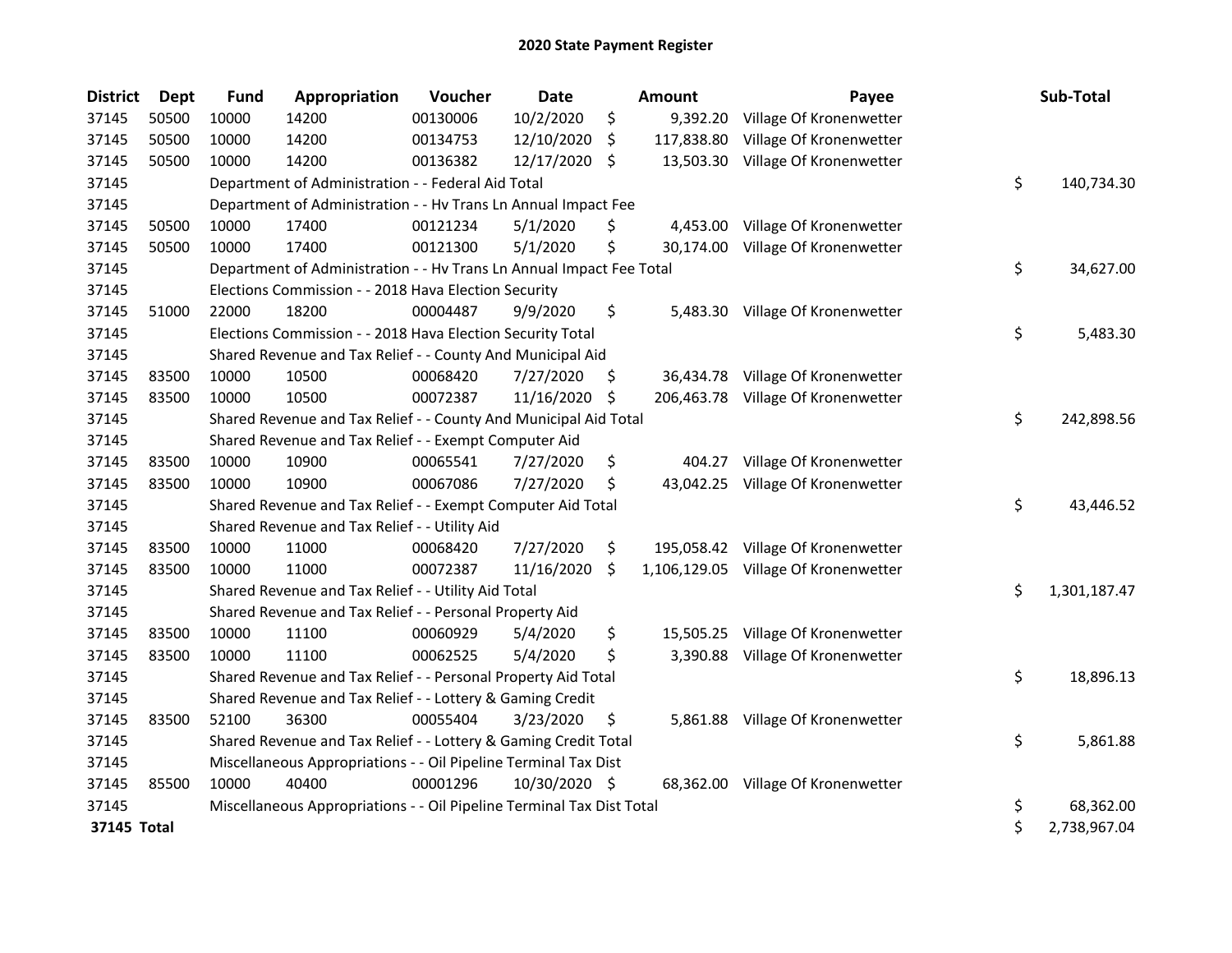# 2020 State Payment Register

| District | Dept | Fund | Appropriation | Voucher | Date | Amount | Payee | Sub-Total |
|---|---|---|---|---|---|---|---|---|
| 37145 | 50500 | 10000 | 14200 | 00130006 | 10/2/2020 | $ 9,392.20 | Village Of Kronenwetter | |
| 37145 | 50500 | 10000 | 14200 | 00134753 | 12/10/2020 | $ 117,838.80 | Village Of Kronenwetter | |
| 37145 | 50500 | 10000 | 14200 | 00136382 | 12/17/2020 | $ 13,503.30 | Village Of Kronenwetter | |
| 37145 | | Department of Administration - - Federal Aid Total | | | | | | $ 140,734.30 |
| 37145 | | Department of Administration - - Hv Trans Ln Annual Impact Fee | | | | | | |
| 37145 | 50500 | 10000 | 17400 | 00121234 | 5/1/2020 | $ 4,453.00 | Village Of Kronenwetter | |
| 37145 | 50500 | 10000 | 17400 | 00121300 | 5/1/2020 | $ 30,174.00 | Village Of Kronenwetter | |
| 37145 | | Department of Administration - - Hv Trans Ln Annual Impact Fee Total | | | | | | $ 34,627.00 |
| 37145 | | Elections Commission - - 2018 Hava Election Security | | | | | | |
| 37145 | 51000 | 22000 | 18200 | 00004487 | 9/9/2020 | $ 5,483.30 | Village Of Kronenwetter | |
| 37145 | | Elections Commission - - 2018 Hava Election Security Total | | | | | | $ 5,483.30 |
| 37145 | | Shared Revenue and Tax Relief - - County And Municipal Aid | | | | | | |
| 37145 | 83500 | 10000 | 10500 | 00068420 | 7/27/2020 | $ 36,434.78 | Village Of Kronenwetter | |
| 37145 | 83500 | 10000 | 10500 | 00072387 | 11/16/2020 | $ 206,463.78 | Village Of Kronenwetter | |
| 37145 | | Shared Revenue and Tax Relief - - County And Municipal Aid Total | | | | | | $ 242,898.56 |
| 37145 | | Shared Revenue and Tax Relief - - Exempt Computer Aid | | | | | | |
| 37145 | 83500 | 10000 | 10900 | 00065541 | 7/27/2020 | $ 404.27 | Village Of Kronenwetter | |
| 37145 | 83500 | 10000 | 10900 | 00067086 | 7/27/2020 | $ 43,042.25 | Village Of Kronenwetter | |
| 37145 | | Shared Revenue and Tax Relief - - Exempt Computer Aid Total | | | | | | $ 43,446.52 |
| 37145 | | Shared Revenue and Tax Relief - - Utility Aid | | | | | | |
| 37145 | 83500 | 10000 | 11000 | 00068420 | 7/27/2020 | $ 195,058.42 | Village Of Kronenwetter | |
| 37145 | 83500 | 10000 | 11000 | 00072387 | 11/16/2020 | $ 1,106,129.05 | Village Of Kronenwetter | |
| 37145 | | Shared Revenue and Tax Relief - - Utility Aid Total | | | | | | $ 1,301,187.47 |
| 37145 | | Shared Revenue and Tax Relief - - Personal Property Aid | | | | | | |
| 37145 | 83500 | 10000 | 11100 | 00060929 | 5/4/2020 | $ 15,505.25 | Village Of Kronenwetter | |
| 37145 | 83500 | 10000 | 11100 | 00062525 | 5/4/2020 | $ 3,390.88 | Village Of Kronenwetter | |
| 37145 | | Shared Revenue and Tax Relief - - Personal Property Aid Total | | | | | | $ 18,896.13 |
| 37145 | | Shared Revenue and Tax Relief - - Lottery & Gaming Credit | | | | | | |
| 37145 | 83500 | 52100 | 36300 | 00055404 | 3/23/2020 | $ 5,861.88 | Village Of Kronenwetter | |
| 37145 | | Shared Revenue and Tax Relief - - Lottery & Gaming Credit Total | | | | | | $ 5,861.88 |
| 37145 | | Miscellaneous Appropriations - - Oil Pipeline Terminal Tax Dist | | | | | | |
| 37145 | 85500 | 10000 | 40400 | 00001296 | 10/30/2020 | $ 68,362.00 | Village Of Kronenwetter | |
| 37145 | | Miscellaneous Appropriations - - Oil Pipeline Terminal Tax Dist Total | | | | | | $ 68,362.00 |
| **37145 Total** | | | | | | | | $ 2,738,967.04 |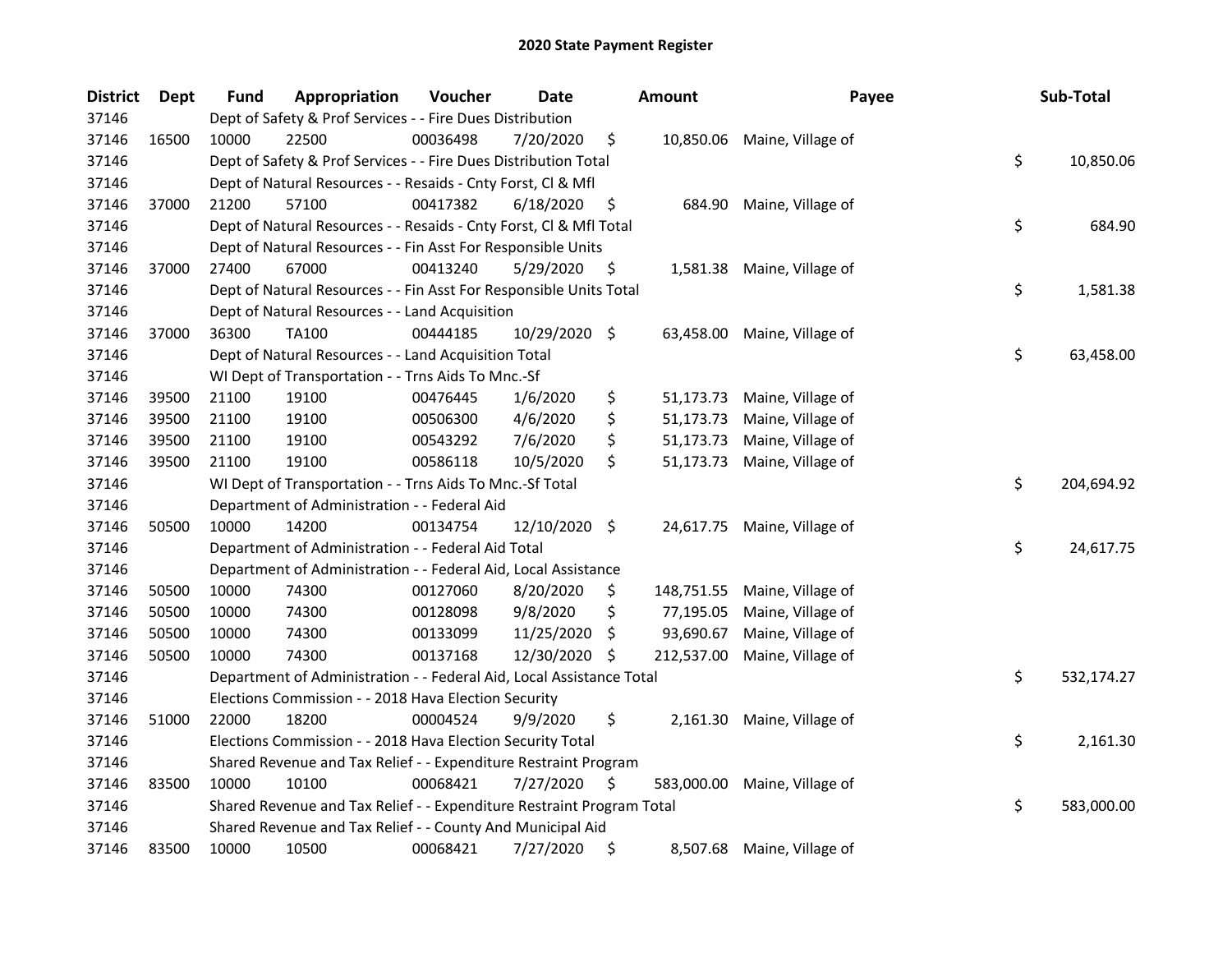# 2020 State Payment Register

| District | Dept | Fund | Appropriation | Voucher | Date | Amount | Payee | Sub-Total |
|---|---|---|---|---|---|---|---|---|
| 37146 | | Dept of Safety & Prof Services - - Fire Dues Distribution | | | | | | |
| 37146 | 16500 | 10000 | 22500 | 00036498 | 7/20/2020 | $ 10,850.06 | Maine, Village of | |
| 37146 | | Dept of Safety & Prof Services - - Fire Dues Distribution Total | | | | | | $ 10,850.06 |
| 37146 | | Dept of Natural Resources - - Resaids - Cnty Forst, Cl & Mfl | | | | | | |
| 37146 | 37000 | 21200 | 57100 | 00417382 | 6/18/2020 | $ 684.90 | Maine, Village of | |
| 37146 | | Dept of Natural Resources - - Resaids - Cnty Forst, Cl & Mfl Total | | | | | | $ 684.90 |
| 37146 | | Dept of Natural Resources - - Fin Asst For Responsible Units | | | | | | |
| 37146 | 37000 | 27400 | 67000 | 00413240 | 5/29/2020 | $ 1,581.38 | Maine, Village of | |
| 37146 | | Dept of Natural Resources - - Fin Asst For Responsible Units Total | | | | | | $ 1,581.38 |
| 37146 | | Dept of Natural Resources - - Land Acquisition | | | | | | |
| 37146 | 37000 | 36300 | TA100 | 00444185 | 10/29/2020 | $ 63,458.00 | Maine, Village of | |
| 37146 | | Dept of Natural Resources - - Land Acquisition Total | | | | | | $ 63,458.00 |
| 37146 | | WI Dept of Transportation - - Trns Aids To Mnc.-Sf | | | | | | |
| 37146 | 39500 | 21100 | 19100 | 00476445 | 1/6/2020 | $ 51,173.73 | Maine, Village of | |
| 37146 | 39500 | 21100 | 19100 | 00506300 | 4/6/2020 | $ 51,173.73 | Maine, Village of | |
| 37146 | 39500 | 21100 | 19100 | 00543292 | 7/6/2020 | $ 51,173.73 | Maine, Village of | |
| 37146 | 39500 | 21100 | 19100 | 00586118 | 10/5/2020 | $ 51,173.73 | Maine, Village of | |
| 37146 | | WI Dept of Transportation - - Trns Aids To Mnc.-Sf Total | | | | | | $ 204,694.92 |
| 37146 | | Department of Administration - - Federal Aid | | | | | | |
| 37146 | 50500 | 10000 | 14200 | 00134754 | 12/10/2020 | $ 24,617.75 | Maine, Village of | |
| 37146 | | Department of Administration - - Federal Aid Total | | | | | | $ 24,617.75 |
| 37146 | | Department of Administration - - Federal Aid, Local Assistance | | | | | | |
| 37146 | 50500 | 10000 | 74300 | 00127060 | 8/20/2020 | $ 148,751.55 | Maine, Village of | |
| 37146 | 50500 | 10000 | 74300 | 00128098 | 9/8/2020 | $ 77,195.05 | Maine, Village of | |
| 37146 | 50500 | 10000 | 74300 | 00133099 | 11/25/2020 | $ 93,690.67 | Maine, Village of | |
| 37146 | 50500 | 10000 | 74300 | 00137168 | 12/30/2020 | $ 212,537.00 | Maine, Village of | |
| 37146 | | Department of Administration - - Federal Aid, Local Assistance Total | | | | | | $ 532,174.27 |
| 37146 | | Elections Commission - - 2018 Hava Election Security | | | | | | |
| 37146 | 51000 | 22000 | 18200 | 00004524 | 9/9/2020 | $ 2,161.30 | Maine, Village of | |
| 37146 | | Elections Commission - - 2018 Hava Election Security Total | | | | | | $ 2,161.30 |
| 37146 | | Shared Revenue and Tax Relief - - Expenditure Restraint Program | | | | | | |
| 37146 | 83500 | 10000 | 10100 | 00068421 | 7/27/2020 | $ 583,000.00 | Maine, Village of | |
| 37146 | | Shared Revenue and Tax Relief - - Expenditure Restraint Program Total | | | | | | $ 583,000.00 |
| 37146 | | Shared Revenue and Tax Relief - - County And Municipal Aid | | | | | | |
| 37146 | 83500 | 10000 | 10500 | 00068421 | 7/27/2020 | $ 8,507.68 | Maine, Village of | |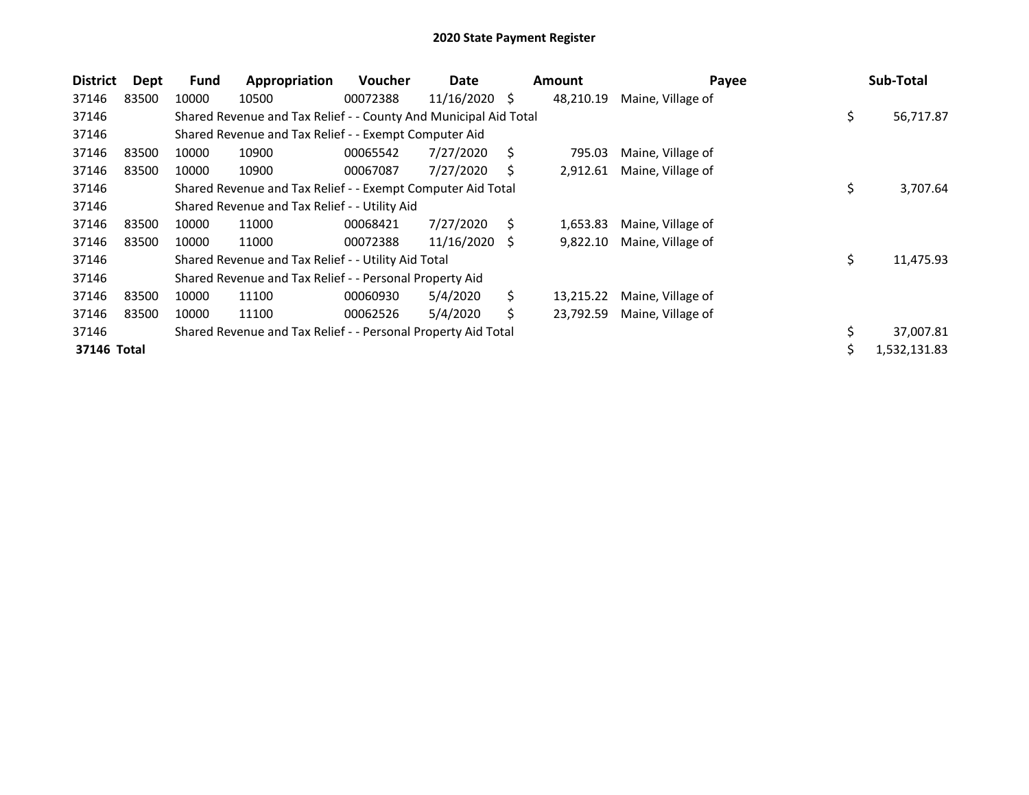# 2020 State Payment Register

| District | Dept | Fund | Appropriation | Voucher | Date | Amount | Payee | Sub-Total |
|---|---|---|---|---|---|---|---|---|
| 37146 | 83500 | 10000 | 10500 | 00072388 | 11/16/2020 | $ 48,210.19 | Maine, Village of | |
| 37146 | | Shared Revenue and Tax Relief - - County And Municipal Aid Total | | | | | | $ 56,717.87 |
| 37146 | | Shared Revenue and Tax Relief - - Exempt Computer Aid | | | | | | |
| 37146 | 83500 | 10000 | 10900 | 00065542 | 7/27/2020 | $ 795.03 | Maine, Village of | |
| 37146 | 83500 | 10000 | 10900 | 00067087 | 7/27/2020 | $ 2,912.61 | Maine, Village of | |
| 37146 | | Shared Revenue and Tax Relief - - Exempt Computer Aid Total | | | | | | $ 3,707.64 |
| 37146 | | Shared Revenue and Tax Relief - - Utility Aid | | | | | | |
| 37146 | 83500 | 10000 | 11000 | 00068421 | 7/27/2020 | $ 1,653.83 | Maine, Village of | |
| 37146 | 83500 | 10000 | 11000 | 00072388 | 11/16/2020 | $ 9,822.10 | Maine, Village of | |
| 37146 | | Shared Revenue and Tax Relief - - Utility Aid Total | | | | | | $ 11,475.93 |
| 37146 | | Shared Revenue and Tax Relief - - Personal Property Aid | | | | | | |
| 37146 | 83500 | 10000 | 11100 | 00060930 | 5/4/2020 | $ 13,215.22 | Maine, Village of | |
| 37146 | 83500 | 10000 | 11100 | 00062526 | 5/4/2020 | $ 23,792.59 | Maine, Village of | |
| 37146 | | Shared Revenue and Tax Relief - - Personal Property Aid Total | | | | | | $ 37,007.81 |
| **37146 Total** | | | | | | | | $ 1,532,131.83 |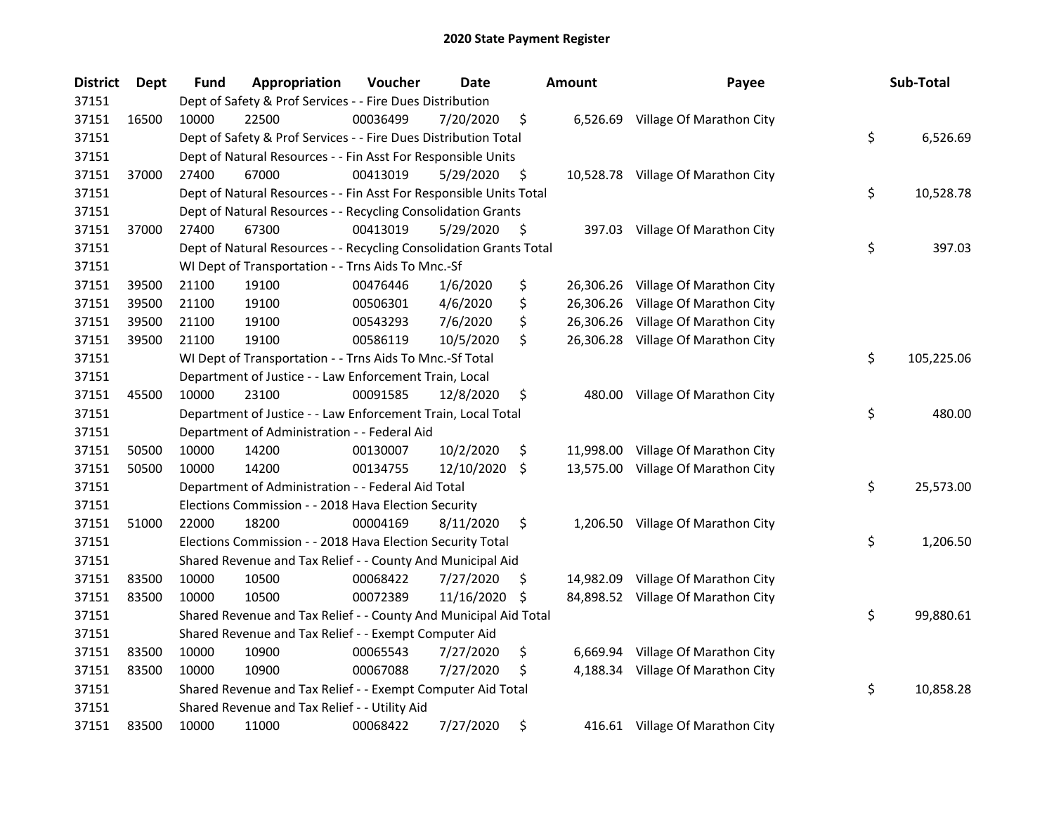# 2020 State Payment Register

| District | Dept | Fund | Appropriation | Voucher | Date | Amount | Payee | Sub-Total |
|---|---|---|---|---|---|---|---|---|
| 37151 | | Dept of Safety & Prof Services - - Fire Dues Distribution | | | | | | |
| 37151 | 16500 | 10000 | 22500 | 00036499 | 7/20/2020 | $ 6,526.69 | Village Of Marathon City | |
| 37151 | | Dept of Safety & Prof Services - - Fire Dues Distribution Total | | | | | | $ 6,526.69 |
| 37151 | | Dept of Natural Resources - - Fin Asst For Responsible Units | | | | | | |
| 37151 | 37000 | 27400 | 67000 | 00413019 | 5/29/2020 | $ 10,528.78 | Village Of Marathon City | |
| 37151 | | Dept of Natural Resources - - Fin Asst For Responsible Units Total | | | | | | $ 10,528.78 |
| 37151 | | Dept of Natural Resources - - Recycling Consolidation Grants | | | | | | |
| 37151 | 37000 | 27400 | 67300 | 00413019 | 5/29/2020 | $ 397.03 | Village Of Marathon City | |
| 37151 | | Dept of Natural Resources - - Recycling Consolidation Grants Total | | | | | | $ 397.03 |
| 37151 | | WI Dept of Transportation - - Trns Aids To Mnc.-Sf | | | | | | |
| 37151 | 39500 | 21100 | 19100 | 00476446 | 1/6/2020 | $ 26,306.26 | Village Of Marathon City | |
| 37151 | 39500 | 21100 | 19100 | 00506301 | 4/6/2020 | $ 26,306.26 | Village Of Marathon City | |
| 37151 | 39500 | 21100 | 19100 | 00543293 | 7/6/2020 | $ 26,306.26 | Village Of Marathon City | |
| 37151 | 39500 | 21100 | 19100 | 00586119 | 10/5/2020 | $ 26,306.28 | Village Of Marathon City | |
| 37151 | | WI Dept of Transportation - - Trns Aids To Mnc.-Sf Total | | | | | | $ 105,225.06 |
| 37151 | | Department of Justice - - Law Enforcement Train, Local | | | | | | |
| 37151 | 45500 | 10000 | 23100 | 00091585 | 12/8/2020 | $ 480.00 | Village Of Marathon City | |
| 37151 | | Department of Justice - - Law Enforcement Train, Local Total | | | | | | $ 480.00 |
| 37151 | | Department of Administration - - Federal Aid | | | | | | |
| 37151 | 50500 | 10000 | 14200 | 00130007 | 10/2/2020 | $ 11,998.00 | Village Of Marathon City | |
| 37151 | 50500 | 10000 | 14200 | 00134755 | 12/10/2020 | $ 13,575.00 | Village Of Marathon City | |
| 37151 | | Department of Administration - - Federal Aid Total | | | | | | $ 25,573.00 |
| 37151 | | Elections Commission - - 2018 Hava Election Security | | | | | | |
| 37151 | 51000 | 22000 | 18200 | 00004169 | 8/11/2020 | $ 1,206.50 | Village Of Marathon City | |
| 37151 | | Elections Commission - - 2018 Hava Election Security Total | | | | | | $ 1,206.50 |
| 37151 | | Shared Revenue and Tax Relief - - County And Municipal Aid | | | | | | |
| 37151 | 83500 | 10000 | 10500 | 00068422 | 7/27/2020 | $ 14,982.09 | Village Of Marathon City | |
| 37151 | 83500 | 10000 | 10500 | 00072389 | 11/16/2020 | $ 84,898.52 | Village Of Marathon City | |
| 37151 | | Shared Revenue and Tax Relief - - County And Municipal Aid Total | | | | | | $ 99,880.61 |
| 37151 | | Shared Revenue and Tax Relief - - Exempt Computer Aid | | | | | | |
| 37151 | 83500 | 10000 | 10900 | 00065543 | 7/27/2020 | $ 6,669.94 | Village Of Marathon City | |
| 37151 | 83500 | 10000 | 10900 | 00067088 | 7/27/2020 | $ 4,188.34 | Village Of Marathon City | |
| 37151 | | Shared Revenue and Tax Relief - - Exempt Computer Aid Total | | | | | | $ 10,858.28 |
| 37151 | | Shared Revenue and Tax Relief - - Utility Aid | | | | | | |
| 37151 | 83500 | 10000 | 11000 | 00068422 | 7/27/2020 | $ 416.61 | Village Of Marathon City | |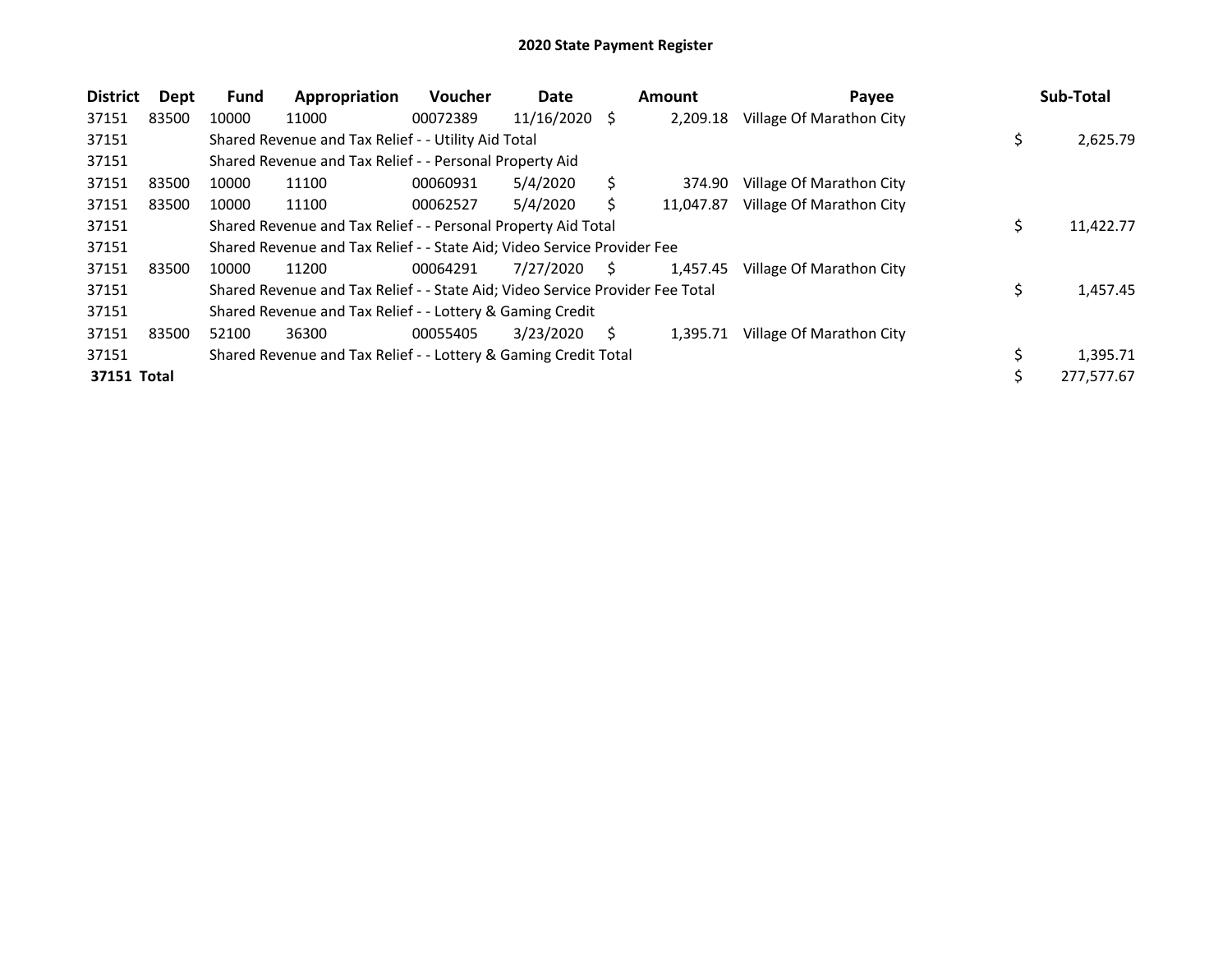## 2020 State Payment Register

| District | Dept | Fund | Appropriation | Voucher | Date | Amount | Payee | Sub-Total |
|---|---|---|---|---|---|---|---|---|
| 37151 | 83500 | 10000 | 11000 | 00072389 | 11/16/2020 | $ 2,209.18 | Village Of Marathon City | |
| 37151 | | Shared Revenue and Tax Relief - - Utility Aid Total | | | | | | $ 2,625.79 |
| 37151 | | Shared Revenue and Tax Relief - - Personal Property Aid | | | | | | |
| 37151 | 83500 | 10000 | 11100 | 00060931 | 5/4/2020 | $ 374.90 | Village Of Marathon City | |
| 37151 | 83500 | 10000 | 11100 | 00062527 | 5/4/2020 | $ 11,047.87 | Village Of Marathon City | |
| 37151 | | Shared Revenue and Tax Relief - - Personal Property Aid Total | | | | | | $ 11,422.77 |
| 37151 | | Shared Revenue and Tax Relief - - State Aid; Video Service Provider Fee | | | | | | |
| 37151 | 83500 | 10000 | 11200 | 00064291 | 7/27/2020 | $ 1,457.45 | Village Of Marathon City | |
| 37151 | | Shared Revenue and Tax Relief - - State Aid; Video Service Provider Fee Total | | | | | | $ 1,457.45 |
| 37151 | | Shared Revenue and Tax Relief - - Lottery & Gaming Credit | | | | | | |
| 37151 | 83500 | 52100 | 36300 | 00055405 | 3/23/2020 | $ 1,395.71 | Village Of Marathon City | |
| 37151 | | Shared Revenue and Tax Relief - - Lottery & Gaming Credit Total | | | | | | $ 1,395.71 |
| **37151 Total** | | | | | | | | $ 277,577.67 |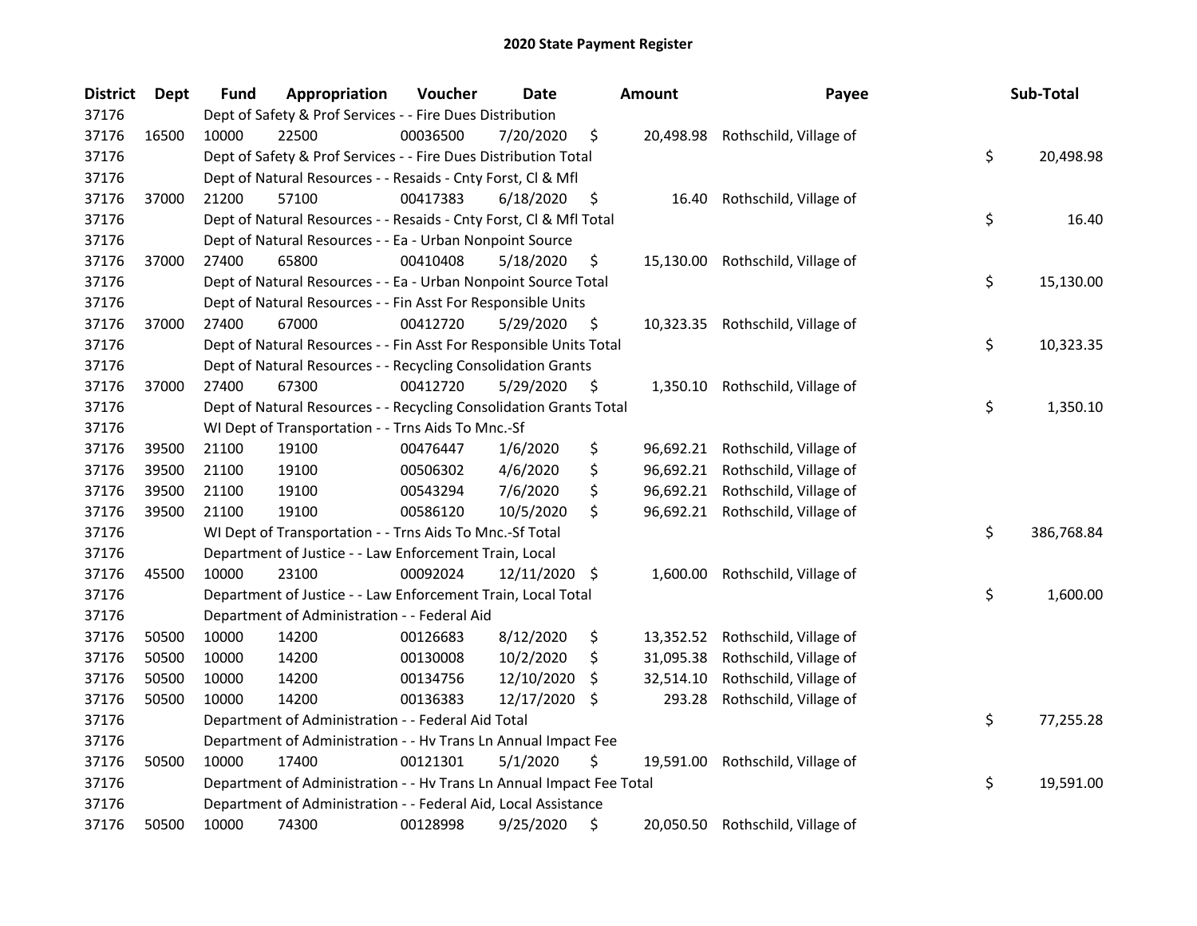# 2020 State Payment Register

| District | Dept | Fund | Appropriation | Voucher | Date | Amount | Payee | Sub-Total |
|---|---|---|---|---|---|---|---|---|
| 37176 | | Dept of Safety & Prof Services - - Fire Dues Distribution | | | | | | |
| 37176 | 16500 | 10000 | 22500 | 00036500 | 7/20/2020 | $ 20,498.98 | Rothschild, Village of | |
| 37176 | | Dept of Safety & Prof Services - - Fire Dues Distribution Total | | | | | | $ 20,498.98 |
| 37176 | | Dept of Natural Resources - - Resaids - Cnty Forst, Cl & Mfl | | | | | | |
| 37176 | 37000 | 21200 | 57100 | 00417383 | 6/18/2020 | $ 16.40 | Rothschild, Village of | |
| 37176 | | Dept of Natural Resources - - Resaids - Cnty Forst, Cl & Mfl Total | | | | | | $ 16.40 |
| 37176 | | Dept of Natural Resources - - Ea - Urban Nonpoint Source | | | | | | |
| 37176 | 37000 | 27400 | 65800 | 00410408 | 5/18/2020 | $ 15,130.00 | Rothschild, Village of | |
| 37176 | | Dept of Natural Resources - - Ea - Urban Nonpoint Source Total | | | | | | $ 15,130.00 |
| 37176 | | Dept of Natural Resources - - Fin Asst For Responsible Units | | | | | | |
| 37176 | 37000 | 27400 | 67000 | 00412720 | 5/29/2020 | $ 10,323.35 | Rothschild, Village of | |
| 37176 | | Dept of Natural Resources - - Fin Asst For Responsible Units Total | | | | | | $ 10,323.35 |
| 37176 | | Dept of Natural Resources - - Recycling Consolidation Grants | | | | | | |
| 37176 | 37000 | 27400 | 67300 | 00412720 | 5/29/2020 | $ 1,350.10 | Rothschild, Village of | |
| 37176 | | Dept of Natural Resources - - Recycling Consolidation Grants Total | | | | | | $ 1,350.10 |
| 37176 | | WI Dept of Transportation - - Trns Aids To Mnc.-Sf | | | | | | |
| 37176 | 39500 | 21100 | 19100 | 00476447 | 1/6/2020 | $ 96,692.21 | Rothschild, Village of | |
| 37176 | 39500 | 21100 | 19100 | 00506302 | 4/6/2020 | $ 96,692.21 | Rothschild, Village of | |
| 37176 | 39500 | 21100 | 19100 | 00543294 | 7/6/2020 | $ 96,692.21 | Rothschild, Village of | |
| 37176 | 39500 | 21100 | 19100 | 00586120 | 10/5/2020 | $ 96,692.21 | Rothschild, Village of | |
| 37176 | | WI Dept of Transportation - - Trns Aids To Mnc.-Sf Total | | | | | | $ 386,768.84 |
| 37176 | | Department of Justice - - Law Enforcement Train, Local | | | | | | |
| 37176 | 45500 | 10000 | 23100 | 00092024 | 12/11/2020 | $ 1,600.00 | Rothschild, Village of | |
| 37176 | | Department of Justice - - Law Enforcement Train, Local Total | | | | | | $ 1,600.00 |
| 37176 | | Department of Administration - - Federal Aid | | | | | | |
| 37176 | 50500 | 10000 | 14200 | 00126683 | 8/12/2020 | $ 13,352.52 | Rothschild, Village of | |
| 37176 | 50500 | 10000 | 14200 | 00130008 | 10/2/2020 | $ 31,095.38 | Rothschild, Village of | |
| 37176 | 50500 | 10000 | 14200 | 00134756 | 12/10/2020 | $ 32,514.10 | Rothschild, Village of | |
| 37176 | 50500 | 10000 | 14200 | 00136383 | 12/17/2020 | $ 293.28 | Rothschild, Village of | |
| 37176 | | Department of Administration - - Federal Aid Total | | | | | | $ 77,255.28 |
| 37176 | | Department of Administration - - Hv Trans Ln Annual Impact Fee | | | | | | |
| 37176 | 50500 | 10000 | 17400 | 00121301 | 5/1/2020 | $ 19,591.00 | Rothschild, Village of | |
| 37176 | | Department of Administration - - Hv Trans Ln Annual Impact Fee Total | | | | | | $ 19,591.00 |
| 37176 | | Department of Administration - - Federal Aid, Local Assistance | | | | | | |
| 37176 | 50500 | 10000 | 74300 | 00128998 | 9/25/2020 | $ 20,050.50 | Rothschild, Village of | |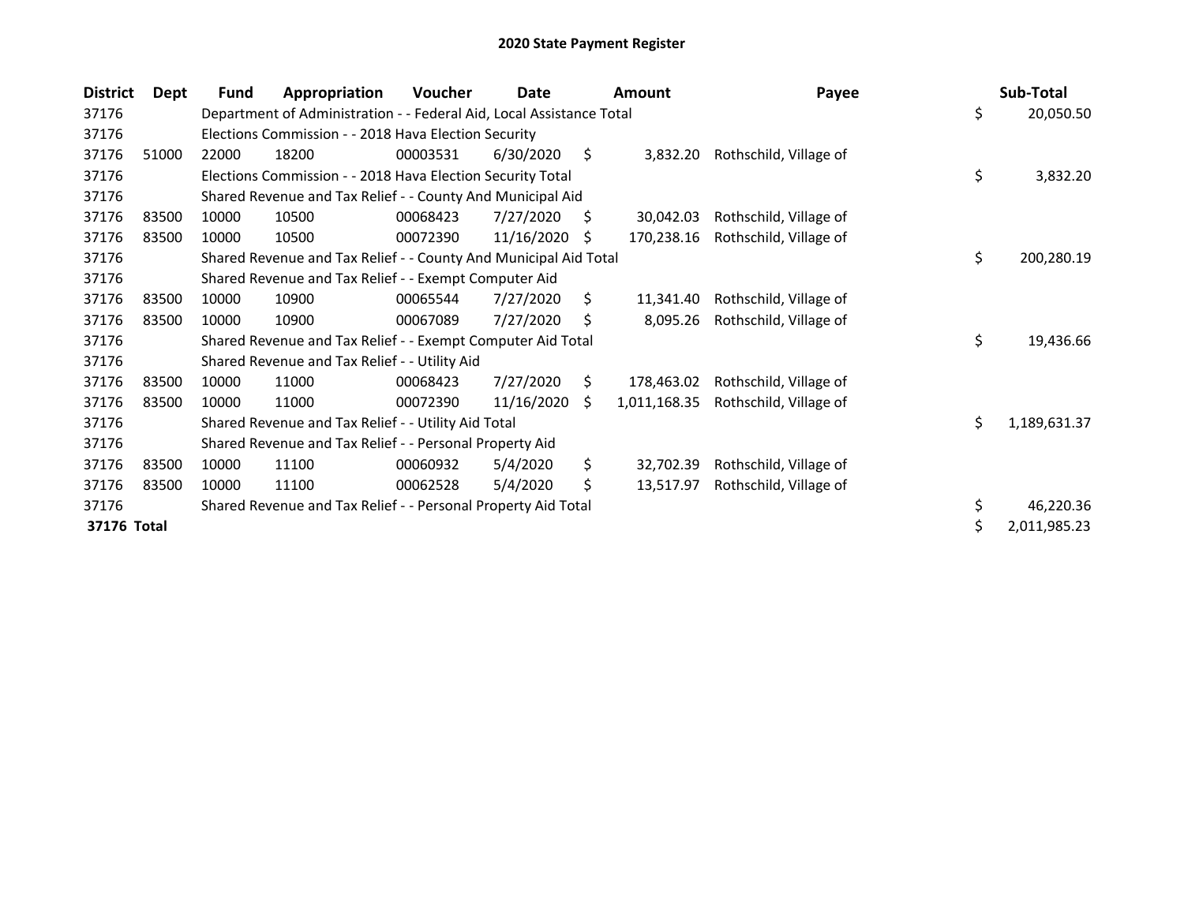# 2020 State Payment Register

| District | Dept | Fund | Appropriation | Voucher | Date | Amount | Payee | Sub-Total |
|---|---|---|---|---|---|---|---|---|
| 37176 | | Department of Administration - - Federal Aid, Local Assistance Total | | | | | | $ 20,050.50 |
| 37176 | | Elections Commission - - 2018 Hava Election Security | | | | | | |
| 37176 | 51000 | 22000 | 18200 | 00003531 | 6/30/2020 | $ 3,832.20 | Rothschild, Village of | |
| 37176 | | Elections Commission - - 2018 Hava Election Security Total | | | | | | $ 3,832.20 |
| 37176 | | Shared Revenue and Tax Relief - - County And Municipal Aid | | | | | | |
| 37176 | 83500 | 10000 | 10500 | 00068423 | 7/27/2020 | $ 30,042.03 | Rothschild, Village of | |
| 37176 | 83500 | 10000 | 10500 | 00072390 | 11/16/2020 | $ 170,238.16 | Rothschild, Village of | |
| 37176 | | Shared Revenue and Tax Relief - - County And Municipal Aid Total | | | | | | $ 200,280.19 |
| 37176 | | Shared Revenue and Tax Relief - - Exempt Computer Aid | | | | | | |
| 37176 | 83500 | 10000 | 10900 | 00065544 | 7/27/2020 | $ 11,341.40 | Rothschild, Village of | |
| 37176 | 83500 | 10000 | 10900 | 00067089 | 7/27/2020 | $ 8,095.26 | Rothschild, Village of | |
| 37176 | | Shared Revenue and Tax Relief - - Exempt Computer Aid Total | | | | | | $ 19,436.66 |
| 37176 | | Shared Revenue and Tax Relief - - Utility Aid | | | | | | |
| 37176 | 83500 | 10000 | 11000 | 00068423 | 7/27/2020 | $ 178,463.02 | Rothschild, Village of | |
| 37176 | 83500 | 10000 | 11000 | 00072390 | 11/16/2020 | $ 1,011,168.35 | Rothschild, Village of | |
| 37176 | | Shared Revenue and Tax Relief - - Utility Aid Total | | | | | | $ 1,189,631.37 |
| 37176 | | Shared Revenue and Tax Relief - - Personal Property Aid | | | | | | |
| 37176 | 83500 | 10000 | 11100 | 00060932 | 5/4/2020 | $ 32,702.39 | Rothschild, Village of | |
| 37176 | 83500 | 10000 | 11100 | 00062528 | 5/4/2020 | $ 13,517.97 | Rothschild, Village of | |
| 37176 | | Shared Revenue and Tax Relief - - Personal Property Aid Total | | | | | | $ 46,220.36 |
| **37176 Total** | | | | | | | | $ 2,011,985.23 |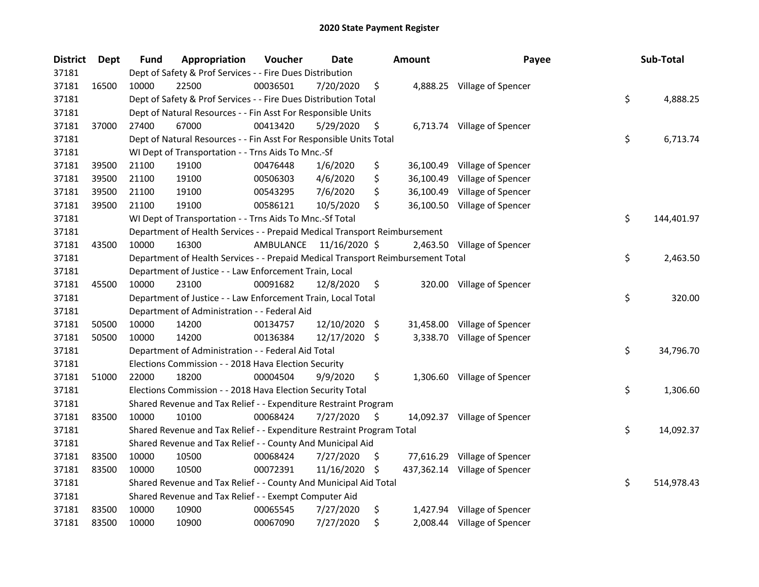# 2020 State Payment Register

| District | Dept | Fund | Appropriation | Voucher | Date | Amount | Payee | Sub-Total |
|---|---|---|---|---|---|---|---|---|
| 37181 | | Dept of Safety & Prof Services - - Fire Dues Distribution | | | | | | |
| 37181 | 16500 | 10000 | 22500 | 00036501 | 7/20/2020 | $ 4,888.25 | Village of Spencer | |
| 37181 | | Dept of Safety & Prof Services - - Fire Dues Distribution Total | | | | | | $ 4,888.25 |
| 37181 | | Dept of Natural Resources - - Fin Asst For Responsible Units | | | | | | |
| 37181 | 37000 | 27400 | 67000 | 00413420 | 5/29/2020 | $ 6,713.74 | Village of Spencer | |
| 37181 | | Dept of Natural Resources - - Fin Asst For Responsible Units Total | | | | | | $ 6,713.74 |
| 37181 | | WI Dept of Transportation - - Trns Aids To Mnc.-Sf | | | | | | |
| 37181 | 39500 | 21100 | 19100 | 00476448 | 1/6/2020 | $ 36,100.49 | Village of Spencer | |
| 37181 | 39500 | 21100 | 19100 | 00506303 | 4/6/2020 | $ 36,100.49 | Village of Spencer | |
| 37181 | 39500 | 21100 | 19100 | 00543295 | 7/6/2020 | $ 36,100.49 | Village of Spencer | |
| 37181 | 39500 | 21100 | 19100 | 00586121 | 10/5/2020 | $ 36,100.50 | Village of Spencer | |
| 37181 | | WI Dept of Transportation - - Trns Aids To Mnc.-Sf Total | | | | | | $ 144,401.97 |
| 37181 | | Department of Health Services - - Prepaid Medical Transport Reimbursement | | | | | | |
| 37181 | 43500 | 10000 | 16300 | AMBULANCE | 11/16/2020 | $ 2,463.50 | Village of Spencer | |
| 37181 | | Department of Health Services - - Prepaid Medical Transport Reimbursement Total | | | | | | $ 2,463.50 |
| 37181 | | Department of Justice - - Law Enforcement Train, Local | | | | | | |
| 37181 | 45500 | 10000 | 23100 | 00091682 | 12/8/2020 | $ 320.00 | Village of Spencer | |
| 37181 | | Department of Justice - - Law Enforcement Train, Local Total | | | | | | $ 320.00 |
| 37181 | | Department of Administration - - Federal Aid | | | | | | |
| 37181 | 50500 | 10000 | 14200 | 00134757 | 12/10/2020 | $ 31,458.00 | Village of Spencer | |
| 37181 | 50500 | 10000 | 14200 | 00136384 | 12/17/2020 | $ 3,338.70 | Village of Spencer | |
| 37181 | | Department of Administration - - Federal Aid Total | | | | | | $ 34,796.70 |
| 37181 | | Elections Commission - - 2018 Hava Election Security | | | | | | |
| 37181 | 51000 | 22000 | 18200 | 00004504 | 9/9/2020 | $ 1,306.60 | Village of Spencer | |
| 37181 | | Elections Commission - - 2018 Hava Election Security Total | | | | | | $ 1,306.60 |
| 37181 | | Shared Revenue and Tax Relief - - Expenditure Restraint Program | | | | | | |
| 37181 | 83500 | 10000 | 10100 | 00068424 | 7/27/2020 | $ 14,092.37 | Village of Spencer | |
| 37181 | | Shared Revenue and Tax Relief - - Expenditure Restraint Program Total | | | | | | $ 14,092.37 |
| 37181 | | Shared Revenue and Tax Relief - - County And Municipal Aid | | | | | | |
| 37181 | 83500 | 10000 | 10500 | 00068424 | 7/27/2020 | $ 77,616.29 | Village of Spencer | |
| 37181 | 83500 | 10000 | 10500 | 00072391 | 11/16/2020 | $ 437,362.14 | Village of Spencer | |
| 37181 | | Shared Revenue and Tax Relief - - County And Municipal Aid Total | | | | | | $ 514,978.43 |
| 37181 | | Shared Revenue and Tax Relief - - Exempt Computer Aid | | | | | | |
| 37181 | 83500 | 10000 | 10900 | 00065545 | 7/27/2020 | $ 1,427.94 | Village of Spencer | |
| 37181 | 83500 | 10000 | 10900 | 00067090 | 7/27/2020 | $ 2,008.44 | Village of Spencer | |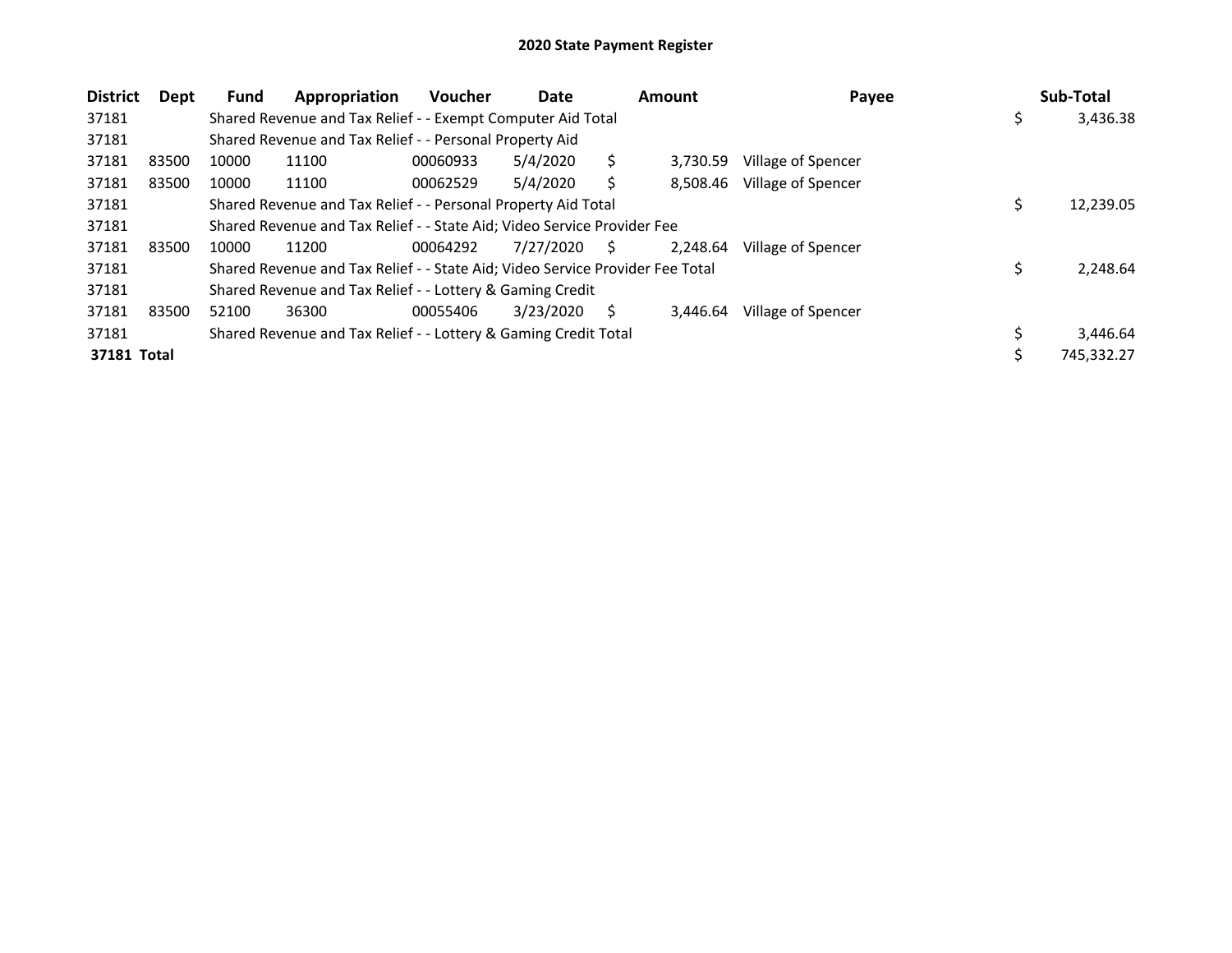# 2020 State Payment Register

| District | Dept | Fund | Appropriation | Voucher | Date | Amount | Payee | Sub-Total |
|---|---|---|---|---|---|---|---|---|
| 37181 | | Shared Revenue and Tax Relief - - Exempt Computer Aid Total | | | | | | $ 3,436.38 |
| 37181 | | Shared Revenue and Tax Relief - - Personal Property Aid | | | | | | |
| 37181 | 83500 | 10000 | 11100 | 00060933 | 5/4/2020 | $ 3,730.59 | Village of Spencer | |
| 37181 | 83500 | 10000 | 11100 | 00062529 | 5/4/2020 | $ 8,508.46 | Village of Spencer | |
| 37181 | | Shared Revenue and Tax Relief - - Personal Property Aid Total | | | | | | $ 12,239.05 |
| 37181 | | Shared Revenue and Tax Relief - - State Aid; Video Service Provider Fee | | | | | | |
| 37181 | 83500 | 10000 | 11200 | 00064292 | 7/27/2020 | $ 2,248.64 | Village of Spencer | |
| 37181 | | Shared Revenue and Tax Relief - - State Aid; Video Service Provider Fee Total | | | | | | $ 2,248.64 |
| 37181 | | Shared Revenue and Tax Relief - - Lottery & Gaming Credit | | | | | | |
| 37181 | 83500 | 52100 | 36300 | 00055406 | 3/23/2020 | $ 3,446.64 | Village of Spencer | |
| 37181 | | Shared Revenue and Tax Relief - - Lottery & Gaming Credit Total | | | | | | $ 3,446.64 |
| **37181 Total** | | | | | | | | $ 745,332.27 |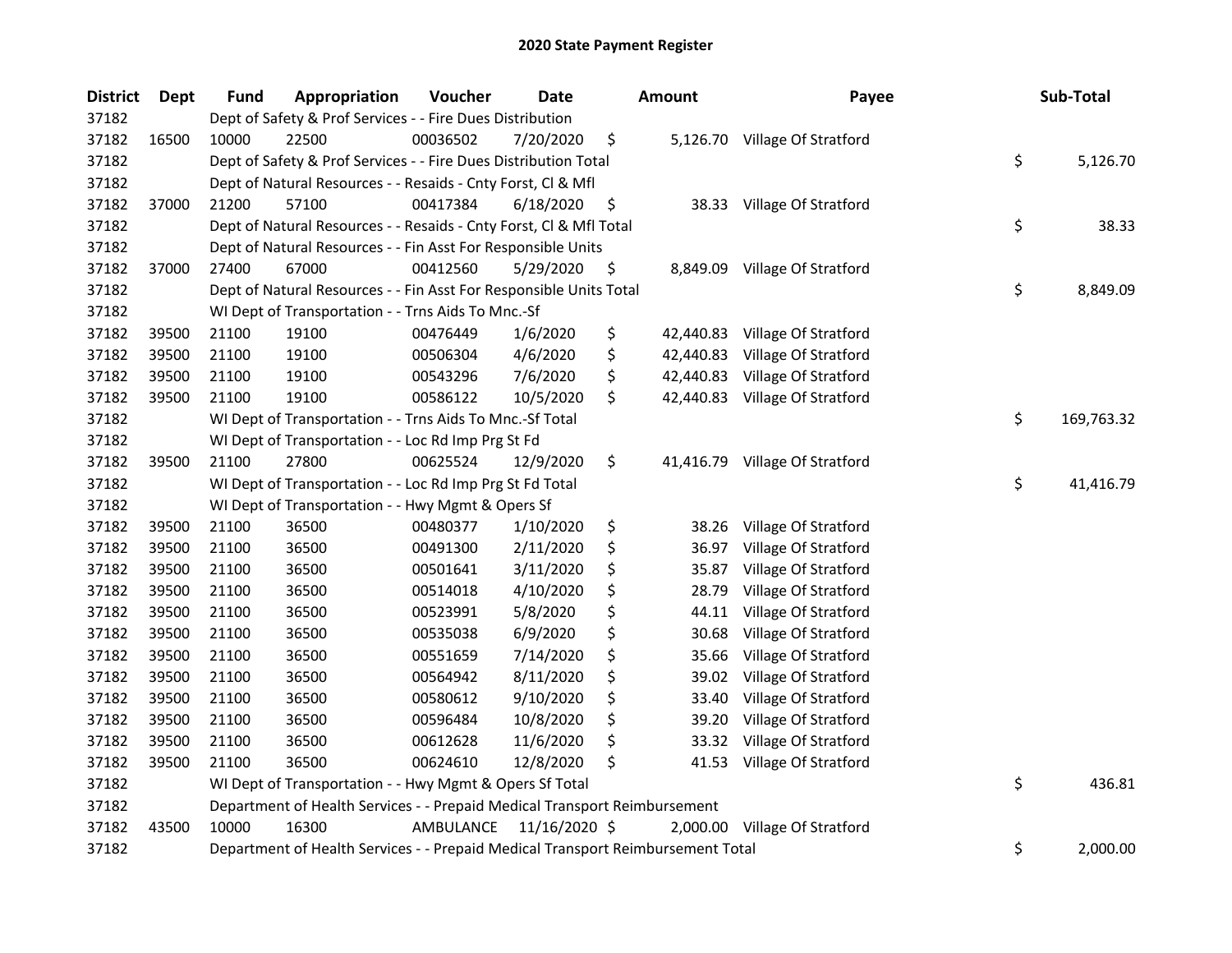# 2020 State Payment Register

| District | Dept | Fund | Appropriation | Voucher | Date | Amount | Payee | Sub-Total |
|---|---|---|---|---|---|---|---|---|
| 37182 | | Dept of Safety & Prof Services - - Fire Dues Distribution | | | | | | |
| 37182 | 16500 | 10000 | 22500 | 00036502 | 7/20/2020 | $ 5,126.70 | Village Of Stratford | |
| 37182 | | Dept of Safety & Prof Services - - Fire Dues Distribution Total | | | | | | $ 5,126.70 |
| 37182 | | Dept of Natural Resources - - Resaids - Cnty Forst, Cl & Mfl | | | | | | |
| 37182 | 37000 | 21200 | 57100 | 00417384 | 6/18/2020 | $ 38.33 | Village Of Stratford | |
| 37182 | | Dept of Natural Resources - - Resaids - Cnty Forst, Cl & Mfl Total | | | | | | $ 38.33 |
| 37182 | | Dept of Natural Resources - - Fin Asst For Responsible Units | | | | | | |
| 37182 | 37000 | 27400 | 67000 | 00412560 | 5/29/2020 | $ 8,849.09 | Village Of Stratford | |
| 37182 | | Dept of Natural Resources - - Fin Asst For Responsible Units Total | | | | | | $ 8,849.09 |
| 37182 | | WI Dept of Transportation - - Trns Aids To Mnc.-Sf | | | | | | |
| 37182 | 39500 | 21100 | 19100 | 00476449 | 1/6/2020 | $ 42,440.83 | Village Of Stratford | |
| 37182 | 39500 | 21100 | 19100 | 00506304 | 4/6/2020 | $ 42,440.83 | Village Of Stratford | |
| 37182 | 39500 | 21100 | 19100 | 00543296 | 7/6/2020 | $ 42,440.83 | Village Of Stratford | |
| 37182 | 39500 | 21100 | 19100 | 00586122 | 10/5/2020 | $ 42,440.83 | Village Of Stratford | |
| 37182 | | WI Dept of Transportation - - Trns Aids To Mnc.-Sf Total | | | | | | $ 169,763.32 |
| 37182 | | WI Dept of Transportation - - Loc Rd Imp Prg St Fd | | | | | | |
| 37182 | 39500 | 21100 | 27800 | 00625524 | 12/9/2020 | $ 41,416.79 | Village Of Stratford | |
| 37182 | | WI Dept of Transportation - - Loc Rd Imp Prg St Fd Total | | | | | | $ 41,416.79 |
| 37182 | | WI Dept of Transportation - - Hwy Mgmt & Opers Sf | | | | | | |
| 37182 | 39500 | 21100 | 36500 | 00480377 | 1/10/2020 | $ 38.26 | Village Of Stratford | |
| 37182 | 39500 | 21100 | 36500 | 00491300 | 2/11/2020 | $ 36.97 | Village Of Stratford | |
| 37182 | 39500 | 21100 | 36500 | 00501641 | 3/11/2020 | $ 35.87 | Village Of Stratford | |
| 37182 | 39500 | 21100 | 36500 | 00514018 | 4/10/2020 | $ 28.79 | Village Of Stratford | |
| 37182 | 39500 | 21100 | 36500 | 00523991 | 5/8/2020 | $ 44.11 | Village Of Stratford | |
| 37182 | 39500 | 21100 | 36500 | 00535038 | 6/9/2020 | $ 30.68 | Village Of Stratford | |
| 37182 | 39500 | 21100 | 36500 | 00551659 | 7/14/2020 | $ 35.66 | Village Of Stratford | |
| 37182 | 39500 | 21100 | 36500 | 00564942 | 8/11/2020 | $ 39.02 | Village Of Stratford | |
| 37182 | 39500 | 21100 | 36500 | 00580612 | 9/10/2020 | $ 33.40 | Village Of Stratford | |
| 37182 | 39500 | 21100 | 36500 | 00596484 | 10/8/2020 | $ 39.20 | Village Of Stratford | |
| 37182 | 39500 | 21100 | 36500 | 00612628 | 11/6/2020 | $ 33.32 | Village Of Stratford | |
| 37182 | 39500 | 21100 | 36500 | 00624610 | 12/8/2020 | $ 41.53 | Village Of Stratford | |
| 37182 | | WI Dept of Transportation - - Hwy Mgmt & Opers Sf Total | | | | | | $ 436.81 |
| 37182 | | Department of Health Services - - Prepaid Medical Transport Reimbursement | | | | | | |
| 37182 | 43500 | 10000 | 16300 | AMBULANCE | 11/16/2020 | $ 2,000.00 | Village Of Stratford | |
| 37182 | | Department of Health Services - - Prepaid Medical Transport Reimbursement Total | | | | | | $ 2,000.00 |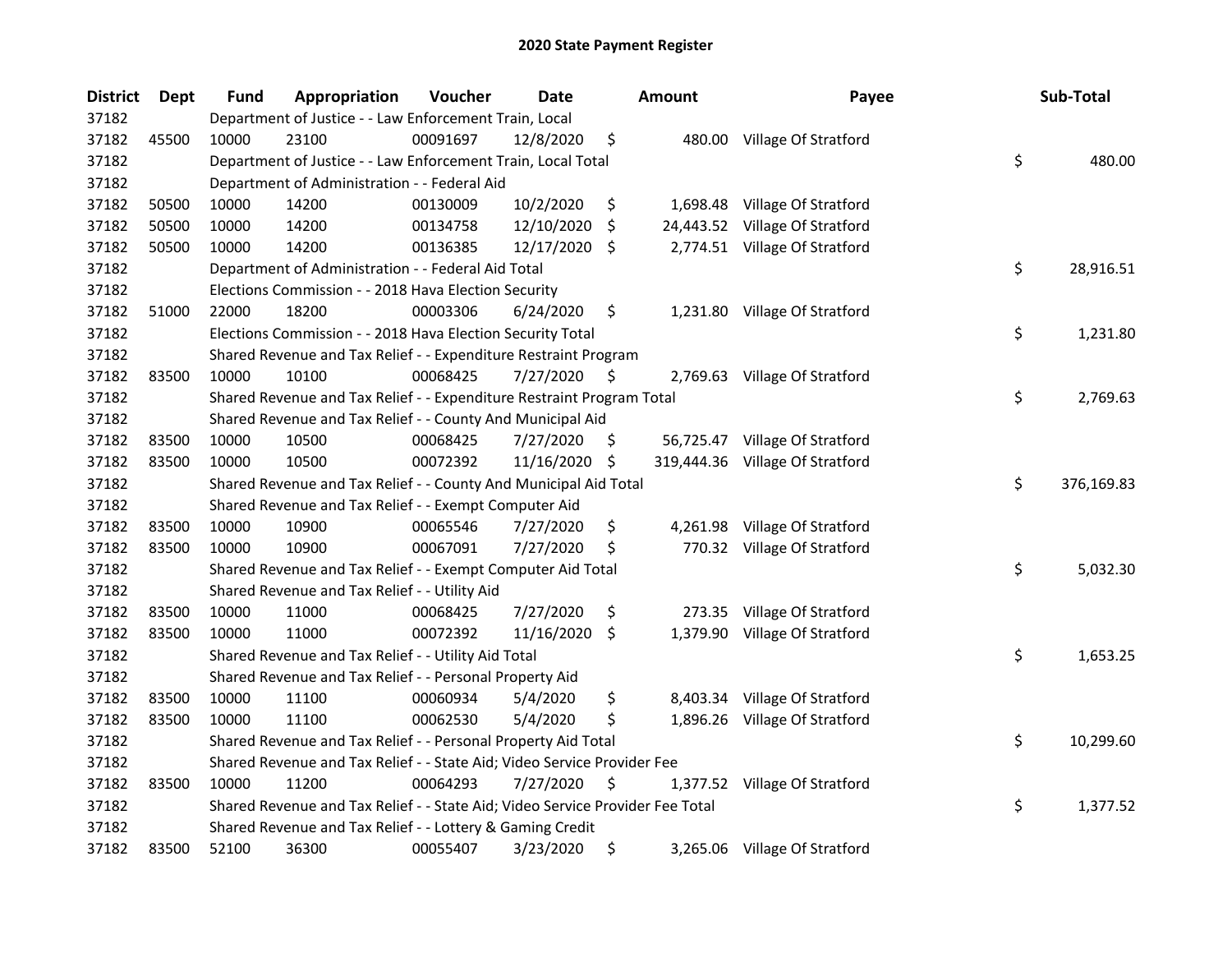# 2020 State Payment Register

| District | Dept | Fund | Appropriation | Voucher | Date | Amount | Payee | Sub-Total |
|---|---|---|---|---|---|---|---|---|
| 37182 | | Department of Justice - - Law Enforcement Train, Local | | | | | | |
| 37182 | 45500 | 10000 | 23100 | 00091697 | 12/8/2020 | $ 480.00 | Village Of Stratford | |
| 37182 | | Department of Justice - - Law Enforcement Train, Local Total | | | | | | $ 480.00 |
| 37182 | | Department of Administration - - Federal Aid | | | | | | |
| 37182 | 50500 | 10000 | 14200 | 00130009 | 10/2/2020 | $ 1,698.48 | Village Of Stratford | |
| 37182 | 50500 | 10000 | 14200 | 00134758 | 12/10/2020 | $ 24,443.52 | Village Of Stratford | |
| 37182 | 50500 | 10000 | 14200 | 00136385 | 12/17/2020 | $ 2,774.51 | Village Of Stratford | |
| 37182 | | Department of Administration - - Federal Aid Total | | | | | | $ 28,916.51 |
| 37182 | | Elections Commission - - 2018 Hava Election Security | | | | | | |
| 37182 | 51000 | 22000 | 18200 | 00003306 | 6/24/2020 | $ 1,231.80 | Village Of Stratford | |
| 37182 | | Elections Commission - - 2018 Hava Election Security Total | | | | | | $ 1,231.80 |
| 37182 | | Shared Revenue and Tax Relief - - Expenditure Restraint Program | | | | | | |
| 37182 | 83500 | 10000 | 10100 | 00068425 | 7/27/2020 | $ 2,769.63 | Village Of Stratford | |
| 37182 | | Shared Revenue and Tax Relief - - Expenditure Restraint Program Total | | | | | | $ 2,769.63 |
| 37182 | | Shared Revenue and Tax Relief - - County And Municipal Aid | | | | | | |
| 37182 | 83500 | 10000 | 10500 | 00068425 | 7/27/2020 | $ 56,725.47 | Village Of Stratford | |
| 37182 | 83500 | 10000 | 10500 | 00072392 | 11/16/2020 | $ 319,444.36 | Village Of Stratford | |
| 37182 | | Shared Revenue and Tax Relief - - County And Municipal Aid Total | | | | | | $ 376,169.83 |
| 37182 | | Shared Revenue and Tax Relief - - Exempt Computer Aid | | | | | | |
| 37182 | 83500 | 10000 | 10900 | 00065546 | 7/27/2020 | $ 4,261.98 | Village Of Stratford | |
| 37182 | 83500 | 10000 | 10900 | 00067091 | 7/27/2020 | $ 770.32 | Village Of Stratford | |
| 37182 | | Shared Revenue and Tax Relief - - Exempt Computer Aid Total | | | | | | $ 5,032.30 |
| 37182 | | Shared Revenue and Tax Relief - - Utility Aid | | | | | | |
| 37182 | 83500 | 10000 | 11000 | 00068425 | 7/27/2020 | $ 273.35 | Village Of Stratford | |
| 37182 | 83500 | 10000 | 11000 | 00072392 | 11/16/2020 | $ 1,379.90 | Village Of Stratford | |
| 37182 | | Shared Revenue and Tax Relief - - Utility Aid Total | | | | | | $ 1,653.25 |
| 37182 | | Shared Revenue and Tax Relief - - Personal Property Aid | | | | | | |
| 37182 | 83500 | 10000 | 11100 | 00060934 | 5/4/2020 | $ 8,403.34 | Village Of Stratford | |
| 37182 | 83500 | 10000 | 11100 | 00062530 | 5/4/2020 | $ 1,896.26 | Village Of Stratford | |
| 37182 | | Shared Revenue and Tax Relief - - Personal Property Aid Total | | | | | | $ 10,299.60 |
| 37182 | | Shared Revenue and Tax Relief - - State Aid; Video Service Provider Fee | | | | | | |
| 37182 | 83500 | 10000 | 11200 | 00064293 | 7/27/2020 | $ 1,377.52 | Village Of Stratford | |
| 37182 | | Shared Revenue and Tax Relief - - State Aid; Video Service Provider Fee Total | | | | | | $ 1,377.52 |
| 37182 | | Shared Revenue and Tax Relief - - Lottery & Gaming Credit | | | | | | |
| 37182 | 83500 | 52100 | 36300 | 00055407 | 3/23/2020 | $ 3,265.06 | Village Of Stratford | |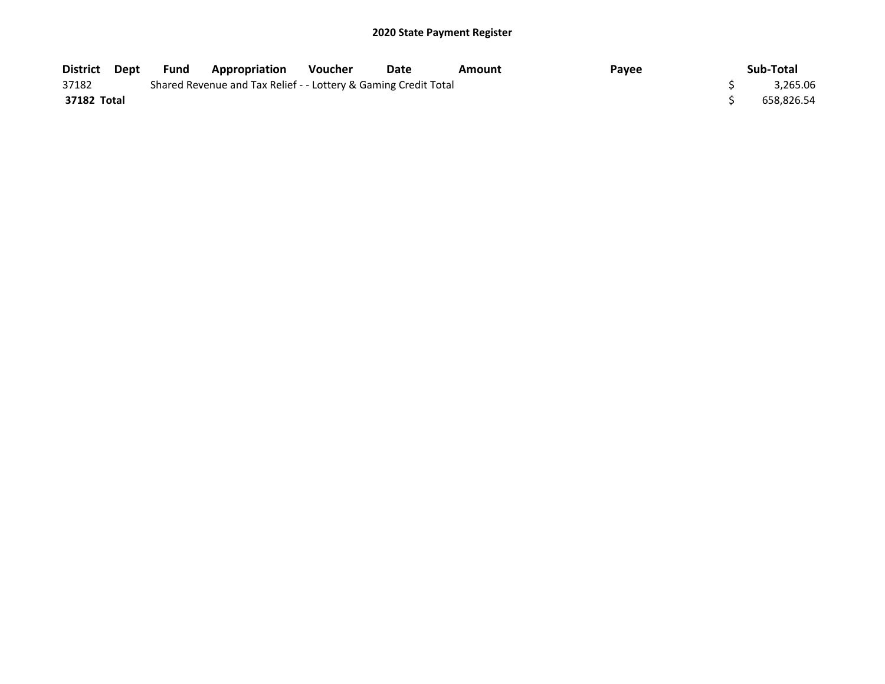**2020 State Payment Register**

| District | Dept | Fund | Appropriation | Voucher | Date | Amount | Payee | Sub-Total |
|---|---|---|---|---|---|---|---|---|
| 37182 | | Shared Revenue and Tax Relief - - Lottery & Gaming Credit Total | | | | | | $ 3,265.06 |
| **37182 Total** | | | | | | | | $ 658,826.54 |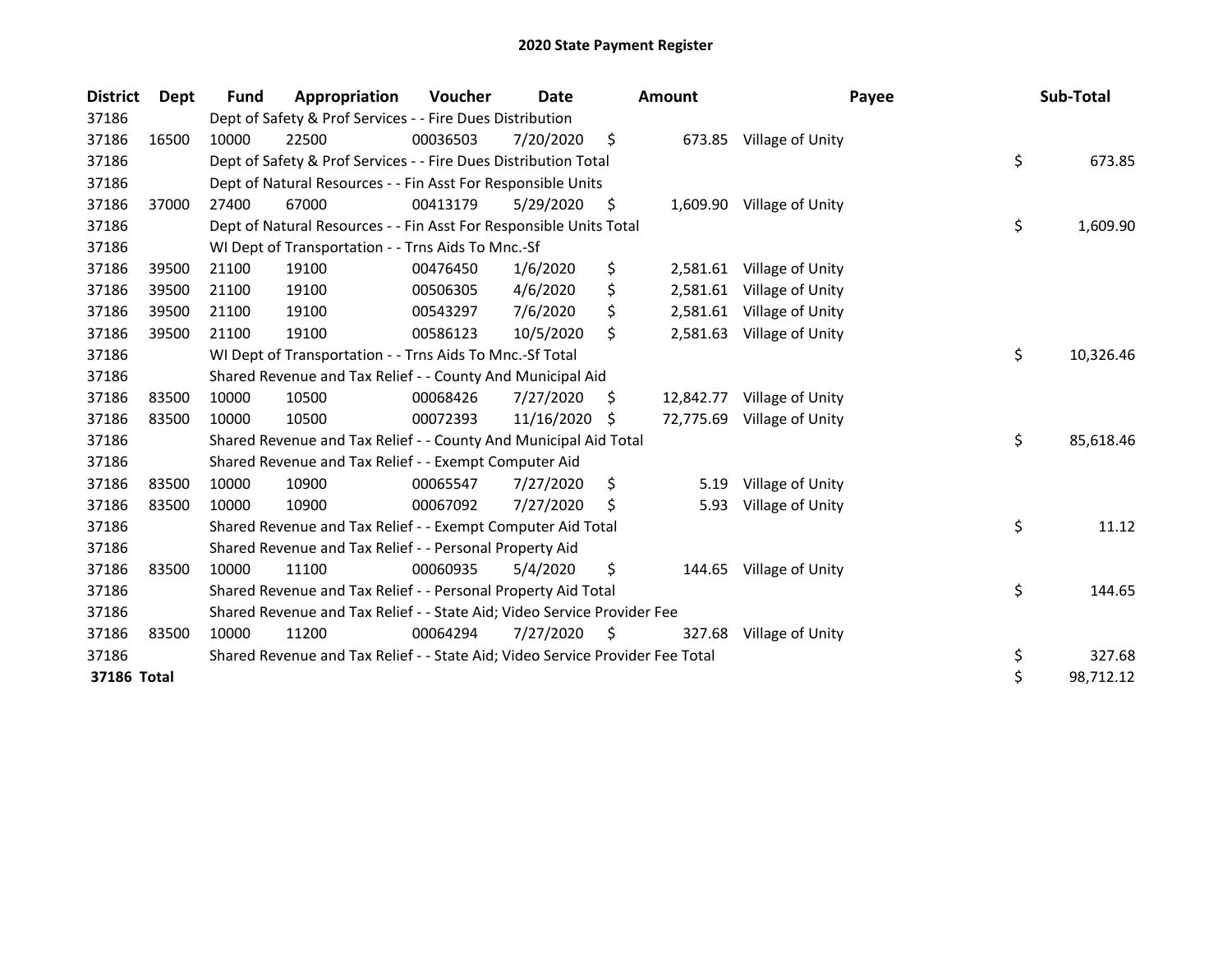# 2020 State Payment Register

| District | Dept | Fund | Appropriation | Voucher | Date | Amount | Payee | Sub-Total |
|---|---|---|---|---|---|---|---|---|
| 37186 | | Dept of Safety & Prof Services - - Fire Dues Distribution | | | | | | |
| 37186 | 16500 | 10000 | 22500 | 00036503 | 7/20/2020 | $ 673.85 | Village of Unity | |
| 37186 | | Dept of Safety & Prof Services - - Fire Dues Distribution Total | | | | | | $ 673.85 |
| 37186 | | Dept of Natural Resources - - Fin Asst For Responsible Units | | | | | | |
| 37186 | 37000 | 27400 | 67000 | 00413179 | 5/29/2020 | $ 1,609.90 | Village of Unity | |
| 37186 | | Dept of Natural Resources - - Fin Asst For Responsible Units Total | | | | | | $ 1,609.90 |
| 37186 | | WI Dept of Transportation - - Trns Aids To Mnc.-Sf | | | | | | |
| 37186 | 39500 | 21100 | 19100 | 00476450 | 1/6/2020 | $ 2,581.61 | Village of Unity | |
| 37186 | 39500 | 21100 | 19100 | 00506305 | 4/6/2020 | $ 2,581.61 | Village of Unity | |
| 37186 | 39500 | 21100 | 19100 | 00543297 | 7/6/2020 | $ 2,581.61 | Village of Unity | |
| 37186 | 39500 | 21100 | 19100 | 00586123 | 10/5/2020 | $ 2,581.63 | Village of Unity | |
| 37186 | | WI Dept of Transportation - - Trns Aids To Mnc.-Sf Total | | | | | | $ 10,326.46 |
| 37186 | | Shared Revenue and Tax Relief - - County And Municipal Aid | | | | | | |
| 37186 | 83500 | 10000 | 10500 | 00068426 | 7/27/2020 | $ 12,842.77 | Village of Unity | |
| 37186 | 83500 | 10000 | 10500 | 00072393 | 11/16/2020 | $ 72,775.69 | Village of Unity | |
| 37186 | | Shared Revenue and Tax Relief - - County And Municipal Aid Total | | | | | | $ 85,618.46 |
| 37186 | | Shared Revenue and Tax Relief - - Exempt Computer Aid | | | | | | |
| 37186 | 83500 | 10000 | 10900 | 00065547 | 7/27/2020 | $ 5.19 | Village of Unity | |
| 37186 | 83500 | 10000 | 10900 | 00067092 | 7/27/2020 | $ 5.93 | Village of Unity | |
| 37186 | | Shared Revenue and Tax Relief - - Exempt Computer Aid Total | | | | | | $ 11.12 |
| 37186 | | Shared Revenue and Tax Relief - - Personal Property Aid | | | | | | |
| 37186 | 83500 | 10000 | 11100 | 00060935 | 5/4/2020 | $ 144.65 | Village of Unity | |
| 37186 | | Shared Revenue and Tax Relief - - Personal Property Aid Total | | | | | | $ 144.65 |
| 37186 | | Shared Revenue and Tax Relief - - State Aid; Video Service Provider Fee | | | | | | |
| 37186 | 83500 | 10000 | 11200 | 00064294 | 7/27/2020 | $ 327.68 | Village of Unity | |
| 37186 | | Shared Revenue and Tax Relief - - State Aid; Video Service Provider Fee Total | | | | | | $ 327.68 |
| **37186 Total** | | | | | | | | $ 98,712.12 |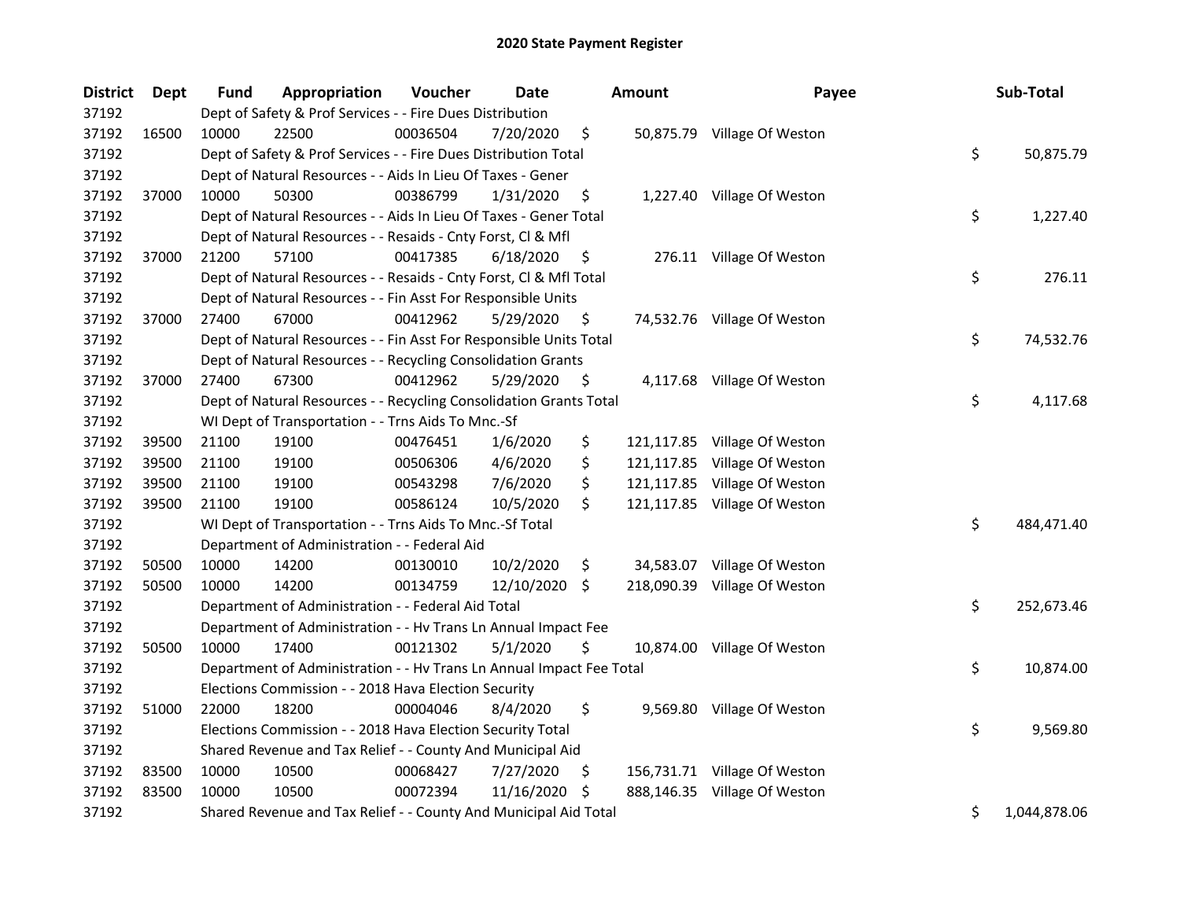# 2020 State Payment Register

| District | Dept | Fund | Appropriation | Voucher | Date | Amount | Payee | Sub-Total |
|---|---|---|---|---|---|---|---|---|
| 37192 | | Dept of Safety & Prof Services - - Fire Dues Distribution | | | | | | |
| 37192 | 16500 | 10000 | 22500 | 00036504 | 7/20/2020 | $ 50,875.79 | Village Of Weston | |
| 37192 | | Dept of Safety & Prof Services - - Fire Dues Distribution Total | | | | | | $ 50,875.79 |
| 37192 | | Dept of Natural Resources - - Aids In Lieu Of Taxes - Gener | | | | | | |
| 37192 | 37000 | 10000 | 50300 | 00386799 | 1/31/2020 | $ 1,227.40 | Village Of Weston | |
| 37192 | | Dept of Natural Resources - - Aids In Lieu Of Taxes - Gener Total | | | | | | $ 1,227.40 |
| 37192 | | Dept of Natural Resources - - Resaids - Cnty Forst, Cl & Mfl | | | | | | |
| 37192 | 37000 | 21200 | 57100 | 00417385 | 6/18/2020 | $ 276.11 | Village Of Weston | |
| 37192 | | Dept of Natural Resources - - Resaids - Cnty Forst, Cl & Mfl Total | | | | | | $ 276.11 |
| 37192 | | Dept of Natural Resources - - Fin Asst For Responsible Units | | | | | | |
| 37192 | 37000 | 27400 | 67000 | 00412962 | 5/29/2020 | $ 74,532.76 | Village Of Weston | |
| 37192 | | Dept of Natural Resources - - Fin Asst For Responsible Units Total | | | | | | $ 74,532.76 |
| 37192 | | Dept of Natural Resources - - Recycling Consolidation Grants | | | | | | |
| 37192 | 37000 | 27400 | 67300 | 00412962 | 5/29/2020 | $ 4,117.68 | Village Of Weston | |
| 37192 | | Dept of Natural Resources - - Recycling Consolidation Grants Total | | | | | | $ 4,117.68 |
| 37192 | | WI Dept of Transportation - - Trns Aids To Mnc.-Sf | | | | | | |
| 37192 | 39500 | 21100 | 19100 | 00476451 | 1/6/2020 | $ 121,117.85 | Village Of Weston | |
| 37192 | 39500 | 21100 | 19100 | 00506306 | 4/6/2020 | $ 121,117.85 | Village Of Weston | |
| 37192 | 39500 | 21100 | 19100 | 00543298 | 7/6/2020 | $ 121,117.85 | Village Of Weston | |
| 37192 | 39500 | 21100 | 19100 | 00586124 | 10/5/2020 | $ 121,117.85 | Village Of Weston | |
| 37192 | | WI Dept of Transportation - - Trns Aids To Mnc.-Sf Total | | | | | | $ 484,471.40 |
| 37192 | | Department of Administration - - Federal Aid | | | | | | |
| 37192 | 50500 | 10000 | 14200 | 00130010 | 10/2/2020 | $ 34,583.07 | Village Of Weston | |
| 37192 | 50500 | 10000 | 14200 | 00134759 | 12/10/2020 | $ 218,090.39 | Village Of Weston | |
| 37192 | | Department of Administration - - Federal Aid Total | | | | | | $ 252,673.46 |
| 37192 | | Department of Administration - - Hv Trans Ln Annual Impact Fee | | | | | | |
| 37192 | 50500 | 10000 | 17400 | 00121302 | 5/1/2020 | $ 10,874.00 | Village Of Weston | |
| 37192 | | Department of Administration - - Hv Trans Ln Annual Impact Fee Total | | | | | | $ 10,874.00 |
| 37192 | | Elections Commission - - 2018 Hava Election Security | | | | | | |
| 37192 | 51000 | 22000 | 18200 | 00004046 | 8/4/2020 | $ 9,569.80 | Village Of Weston | |
| 37192 | | Elections Commission - - 2018 Hava Election Security Total | | | | | | $ 9,569.80 |
| 37192 | | Shared Revenue and Tax Relief - - County And Municipal Aid | | | | | | |
| 37192 | 83500 | 10000 | 10500 | 00068427 | 7/27/2020 | $ 156,731.71 | Village Of Weston | |
| 37192 | 83500 | 10000 | 10500 | 00072394 | 11/16/2020 | $ 888,146.35 | Village Of Weston | |
| 37192 | | Shared Revenue and Tax Relief - - County And Municipal Aid Total | | | | | | $ 1,044,878.06 |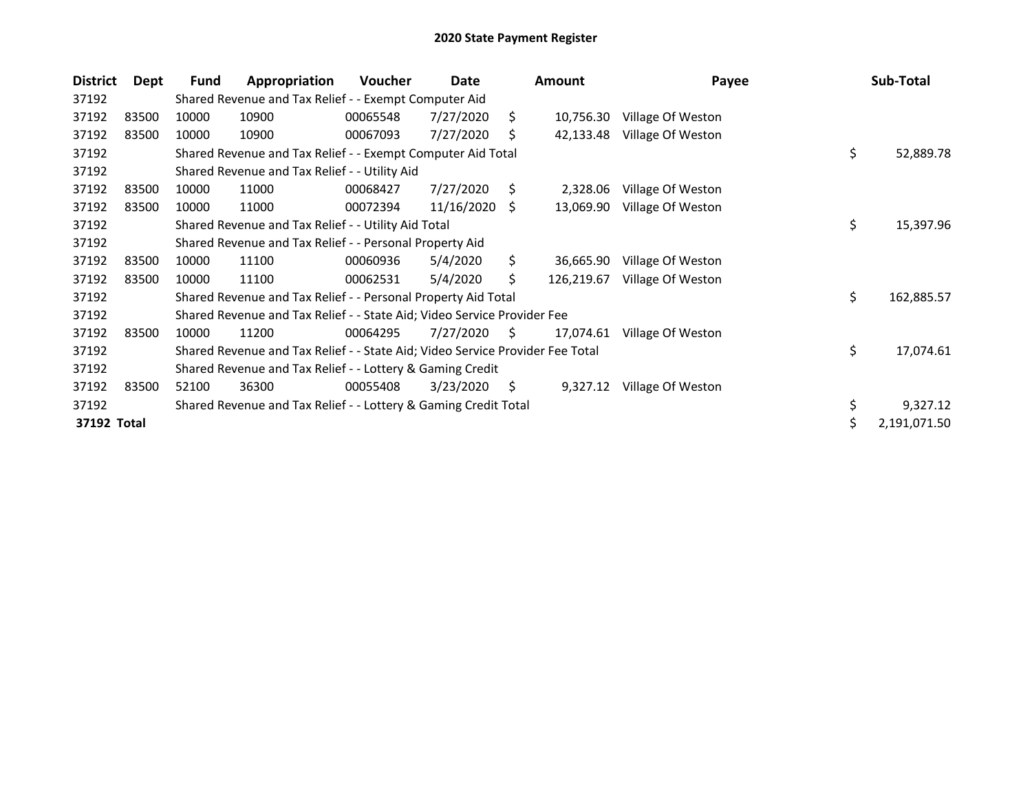# 2020 State Payment Register

| District | Dept | Fund | Appropriation | Voucher | Date | Amount | Payee | Sub-Total |
|---|---|---|---|---|---|---|---|---|
| 37192 | | Shared Revenue and Tax Relief - - Exempt Computer Aid | | | | | | |
| 37192 | 83500 | 10000 | 10900 | 00065548 | 7/27/2020 | $ 10,756.30 | Village Of Weston | |
| 37192 | 83500 | 10000 | 10900 | 00067093 | 7/27/2020 | $ 42,133.48 | Village Of Weston | |
| 37192 | | Shared Revenue and Tax Relief - - Exempt Computer Aid Total | | | | | | $ 52,889.78 |
| 37192 | | Shared Revenue and Tax Relief - - Utility Aid | | | | | | |
| 37192 | 83500 | 10000 | 11000 | 00068427 | 7/27/2020 | $ 2,328.06 | Village Of Weston | |
| 37192 | 83500 | 10000 | 11000 | 00072394 | 11/16/2020 | $ 13,069.90 | Village Of Weston | |
| 37192 | | Shared Revenue and Tax Relief - - Utility Aid Total | | | | | | $ 15,397.96 |
| 37192 | | Shared Revenue and Tax Relief - - Personal Property Aid | | | | | | |
| 37192 | 83500 | 10000 | 11100 | 00060936 | 5/4/2020 | $ 36,665.90 | Village Of Weston | |
| 37192 | 83500 | 10000 | 11100 | 00062531 | 5/4/2020 | $ 126,219.67 | Village Of Weston | |
| 37192 | | Shared Revenue and Tax Relief - - Personal Property Aid Total | | | | | | $ 162,885.57 |
| 37192 | | Shared Revenue and Tax Relief - - State Aid; Video Service Provider Fee | | | | | | |
| 37192 | 83500 | 10000 | 11200 | 00064295 | 7/27/2020 | $ 17,074.61 | Village Of Weston | |
| 37192 | | Shared Revenue and Tax Relief - - State Aid; Video Service Provider Fee Total | | | | | | $ 17,074.61 |
| 37192 | | Shared Revenue and Tax Relief - - Lottery & Gaming Credit | | | | | | |
| 37192 | 83500 | 52100 | 36300 | 00055408 | 3/23/2020 | $ 9,327.12 | Village Of Weston | |
| 37192 | | Shared Revenue and Tax Relief - - Lottery & Gaming Credit Total | | | | | | $ 9,327.12 |
| **37192 Total** | | | | | | | | $ 2,191,071.50 |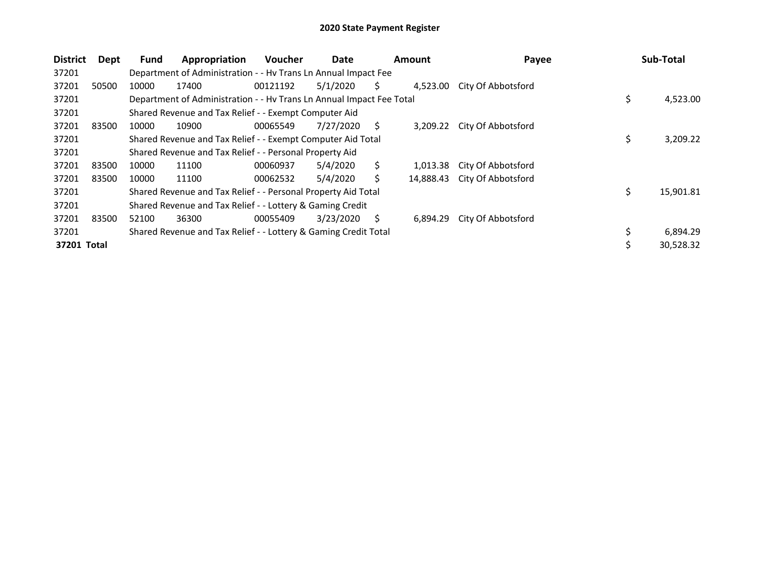# 2020 State Payment Register

| District | Dept | Fund | Appropriation | Voucher | Date | Amount | Payee | Sub-Total |
|---|---|---|---|---|---|---|---|---|
| 37201 | | Department of Administration - - Hv Trans Ln Annual Impact Fee | | | | | | |
| 37201 | 50500 | 10000 | 17400 | 00121192 | 5/1/2020 | $ 4,523.00 | City Of Abbotsford | |
| 37201 | | Department of Administration - - Hv Trans Ln Annual Impact Fee Total | | | | | | $ 4,523.00 |
| 37201 | | Shared Revenue and Tax Relief - - Exempt Computer Aid | | | | | | |
| 37201 | 83500 | 10000 | 10900 | 00065549 | 7/27/2020 | $ 3,209.22 | City Of Abbotsford | |
| 37201 | | Shared Revenue and Tax Relief - - Exempt Computer Aid Total | | | | | | $ 3,209.22 |
| 37201 | | Shared Revenue and Tax Relief - - Personal Property Aid | | | | | | |
| 37201 | 83500 | 10000 | 11100 | 00060937 | 5/4/2020 | $ 1,013.38 | City Of Abbotsford | |
| 37201 | 83500 | 10000 | 11100 | 00062532 | 5/4/2020 | $ 14,888.43 | City Of Abbotsford | |
| 37201 | | Shared Revenue and Tax Relief - - Personal Property Aid Total | | | | | | $ 15,901.81 |
| 37201 | | Shared Revenue and Tax Relief - - Lottery & Gaming Credit | | | | | | |
| 37201 | 83500 | 52100 | 36300 | 00055409 | 3/23/2020 | $ 6,894.29 | City Of Abbotsford | |
| 37201 | | Shared Revenue and Tax Relief - - Lottery & Gaming Credit Total | | | | | | $ 6,894.29 |
| **37201 Total** | | | | | | | | $ 30,528.32 |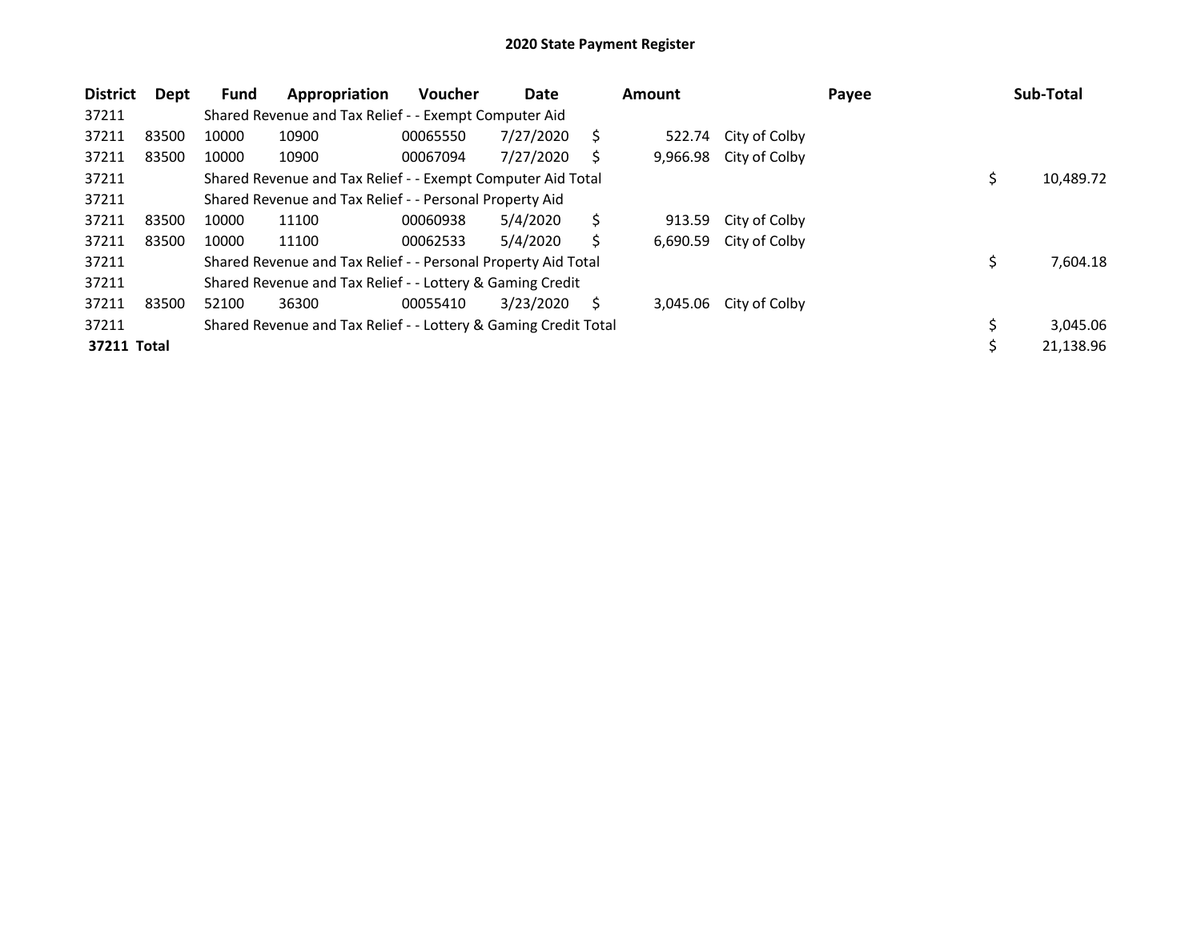# 2020 State Payment Register

| District | Dept | Fund | Appropriation | Voucher | Date | Amount | Payee | Sub-Total |
|---|---|---|---|---|---|---|---|---|
| 37211 | | Shared Revenue and Tax Relief - - Exempt Computer Aid | | | | | | |
| 37211 | 83500 | 10000 | 10900 | 00065550 | 7/27/2020 | $ 522.74 | City of Colby | |
| 37211 | 83500 | 10000 | 10900 | 00067094 | 7/27/2020 | $ 9,966.98 | City of Colby | |
| 37211 | | Shared Revenue and Tax Relief - - Exempt Computer Aid Total | | | | | | $ 10,489.72 |
| 37211 | | Shared Revenue and Tax Relief - - Personal Property Aid | | | | | | |
| 37211 | 83500 | 10000 | 11100 | 00060938 | 5/4/2020 | $ 913.59 | City of Colby | |
| 37211 | 83500 | 10000 | 11100 | 00062533 | 5/4/2020 | $ 6,690.59 | City of Colby | |
| 37211 | | Shared Revenue and Tax Relief - - Personal Property Aid Total | | | | | | $ 7,604.18 |
| 37211 | | Shared Revenue and Tax Relief - - Lottery & Gaming Credit | | | | | | |
| 37211 | 83500 | 52100 | 36300 | 00055410 | 3/23/2020 | $ 3,045.06 | City of Colby | |
| 37211 | | Shared Revenue and Tax Relief - - Lottery & Gaming Credit Total | | | | | | $ 3,045.06 |
| **37211 Total** | | | | | | | | $ 21,138.96 |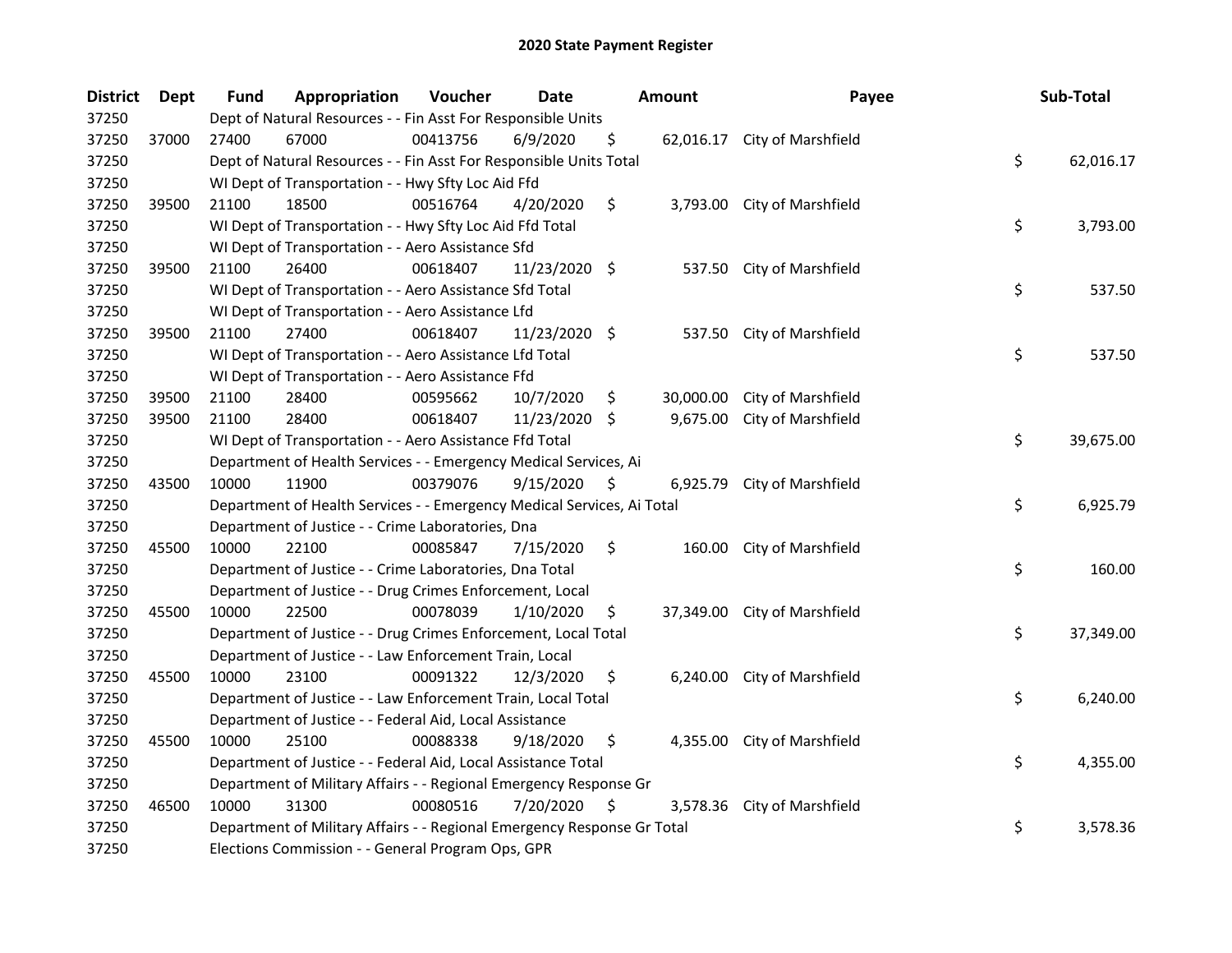# 2020 State Payment Register

| District | Dept | Fund | Appropriation | Voucher | Date | Amount | Payee | Sub-Total |
|---|---|---|---|---|---|---|---|---|
| 37250 | | Dept of Natural Resources - - Fin Asst For Responsible Units | | | | | | |
| 37250 | 37000 | 27400 | 67000 | 00413756 | 6/9/2020 | $ 62,016.17 | City of Marshfield | |
| 37250 | | Dept of Natural Resources - - Fin Asst For Responsible Units Total | | | | | | $ 62,016.17 |
| 37250 | | WI Dept of Transportation - - Hwy Sfty Loc Aid Ffd | | | | | | |
| 37250 | 39500 | 21100 | 18500 | 00516764 | 4/20/2020 | $ 3,793.00 | City of Marshfield | |
| 37250 | | WI Dept of Transportation - - Hwy Sfty Loc Aid Ffd Total | | | | | | $ 3,793.00 |
| 37250 | | WI Dept of Transportation - - Aero Assistance Sfd | | | | | | |
| 37250 | 39500 | 21100 | 26400 | 00618407 | 11/23/2020 | $ 537.50 | City of Marshfield | |
| 37250 | | WI Dept of Transportation - - Aero Assistance Sfd Total | | | | | | $ 537.50 |
| 37250 | | WI Dept of Transportation - - Aero Assistance Lfd | | | | | | |
| 37250 | 39500 | 21100 | 27400 | 00618407 | 11/23/2020 | $ 537.50 | City of Marshfield | |
| 37250 | | WI Dept of Transportation - - Aero Assistance Lfd Total | | | | | | $ 537.50 |
| 37250 | | WI Dept of Transportation - - Aero Assistance Ffd | | | | | | |
| 37250 | 39500 | 21100 | 28400 | 00595662 | 10/7/2020 | $ 30,000.00 | City of Marshfield | |
| 37250 | 39500 | 21100 | 28400 | 00618407 | 11/23/2020 | $ 9,675.00 | City of Marshfield | |
| 37250 | | WI Dept of Transportation - - Aero Assistance Ffd Total | | | | | | $ 39,675.00 |
| 37250 | | Department of Health Services - - Emergency Medical Services, Ai | | | | | | |
| 37250 | 43500 | 10000 | 11900 | 00379076 | 9/15/2020 | $ 6,925.79 | City of Marshfield | |
| 37250 | | Department of Health Services - - Emergency Medical Services, Ai Total | | | | | | $ 6,925.79 |
| 37250 | | Department of Justice - - Crime Laboratories, Dna | | | | | | |
| 37250 | 45500 | 10000 | 22100 | 00085847 | 7/15/2020 | $ 160.00 | City of Marshfield | |
| 37250 | | Department of Justice - - Crime Laboratories, Dna Total | | | | | | $ 160.00 |
| 37250 | | Department of Justice - - Drug Crimes Enforcement, Local | | | | | | |
| 37250 | 45500 | 10000 | 22500 | 00078039 | 1/10/2020 | $ 37,349.00 | City of Marshfield | |
| 37250 | | Department of Justice - - Drug Crimes Enforcement, Local Total | | | | | | $ 37,349.00 |
| 37250 | | Department of Justice - - Law Enforcement Train, Local | | | | | | |
| 37250 | 45500 | 10000 | 23100 | 00091322 | 12/3/2020 | $ 6,240.00 | City of Marshfield | |
| 37250 | | Department of Justice - - Law Enforcement Train, Local Total | | | | | | $ 6,240.00 |
| 37250 | | Department of Justice - - Federal Aid, Local Assistance | | | | | | |
| 37250 | 45500 | 10000 | 25100 | 00088338 | 9/18/2020 | $ 4,355.00 | City of Marshfield | |
| 37250 | | Department of Justice - - Federal Aid, Local Assistance Total | | | | | | $ 4,355.00 |
| 37250 | | Department of Military Affairs - - Regional Emergency Response Gr | | | | | | |
| 37250 | 46500 | 10000 | 31300 | 00080516 | 7/20/2020 | $ 3,578.36 | City of Marshfield | |
| 37250 | | Department of Military Affairs - - Regional Emergency Response Gr Total | | | | | | $ 3,578.36 |
| 37250 | | Elections Commission - - General Program Ops, GPR | | | | | | |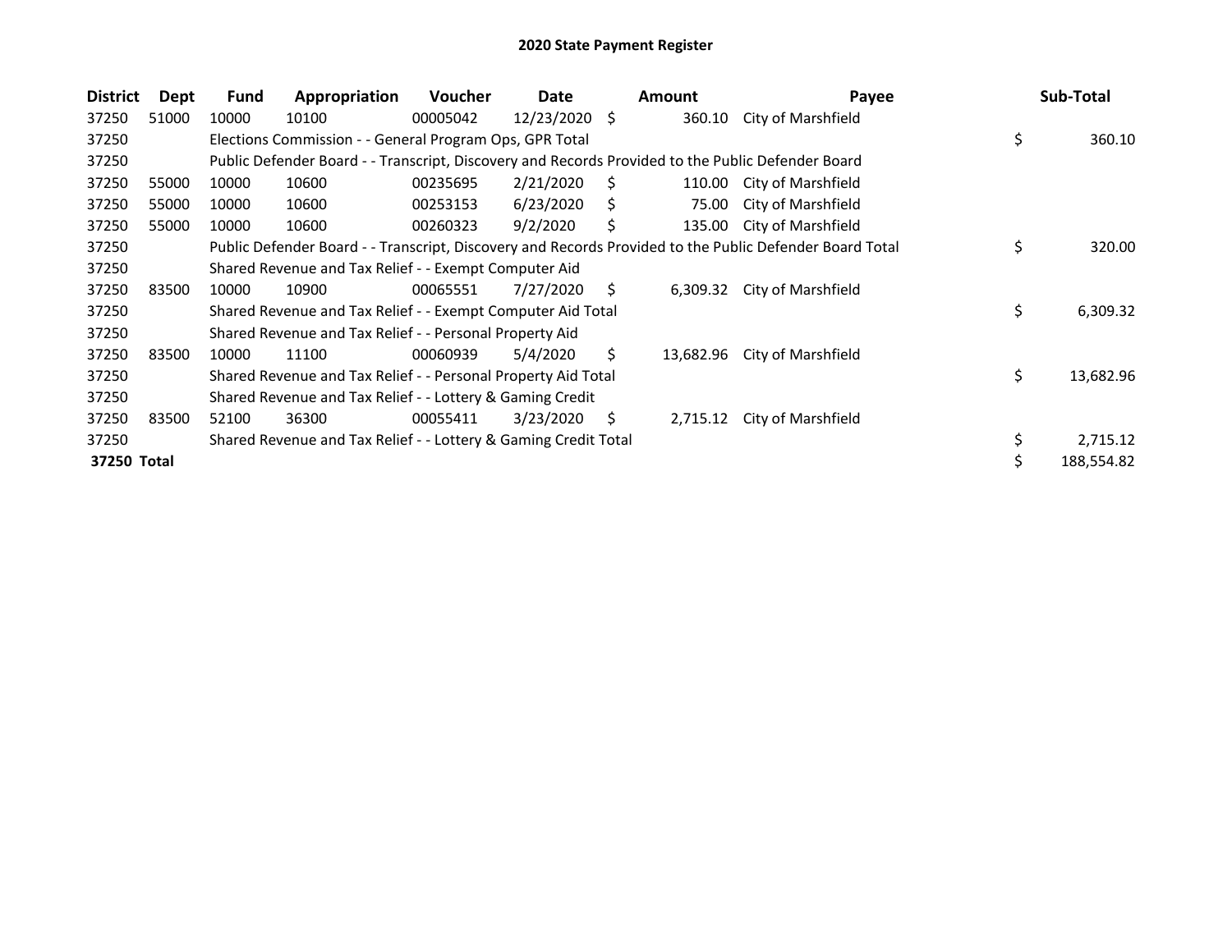# 2020 State Payment Register

| District | Dept | Fund | Appropriation | Voucher | Date | Amount | Payee | Sub-Total |
|---|---|---|---|---|---|---|---|---|
| 37250 | 51000 | 10000 | 10100 | 00005042 | 12/23/2020 | $ 360.10 | City of Marshfield | |
| 37250 | | Elections Commission - - General Program Ops, GPR Total | | | | | | $ 360.10 |
| 37250 | | Public Defender Board - - Transcript, Discovery and Records Provided to the Public Defender Board | | | | | | |
| 37250 | 55000 | 10000 | 10600 | 00235695 | 2/21/2020 | $ 110.00 | City of Marshfield | |
| 37250 | 55000 | 10000 | 10600 | 00253153 | 6/23/2020 | $ 75.00 | City of Marshfield | |
| 37250 | 55000 | 10000 | 10600 | 00260323 | 9/2/2020 | $ 135.00 | City of Marshfield | |
| 37250 | | Public Defender Board - - Transcript, Discovery and Records Provided to the Public Defender Board Total | | | | | | $ 320.00 |
| 37250 | | Shared Revenue and Tax Relief - - Exempt Computer Aid | | | | | | |
| 37250 | 83500 | 10000 | 10900 | 00065551 | 7/27/2020 | $ 6,309.32 | City of Marshfield | |
| 37250 | | Shared Revenue and Tax Relief - - Exempt Computer Aid Total | | | | | | $ 6,309.32 |
| 37250 | | Shared Revenue and Tax Relief - - Personal Property Aid | | | | | | |
| 37250 | 83500 | 10000 | 11100 | 00060939 | 5/4/2020 | $ 13,682.96 | City of Marshfield | |
| 37250 | | Shared Revenue and Tax Relief - - Personal Property Aid Total | | | | | | $ 13,682.96 |
| 37250 | | Shared Revenue and Tax Relief - - Lottery & Gaming Credit | | | | | | |
| 37250 | 83500 | 52100 | 36300 | 00055411 | 3/23/2020 | $ 2,715.12 | City of Marshfield | |
| 37250 | | Shared Revenue and Tax Relief - - Lottery & Gaming Credit Total | | | | | | $ 2,715.12 |
| **37250 Total** | | | | | | | | $ 188,554.82 |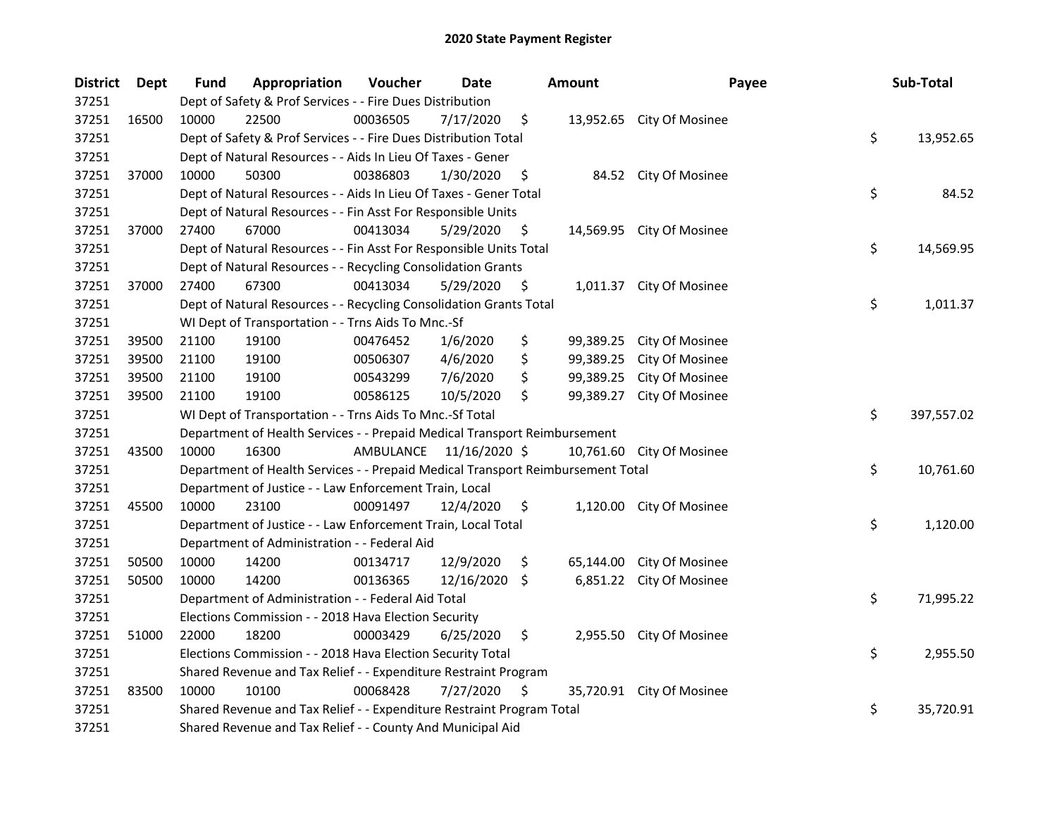# 2020 State Payment Register

| District | Dept | Fund | Appropriation | Voucher | Date | Amount | Payee | Sub-Total |
|---|---|---|---|---|---|---|---|---|
| 37251 | | Dept of Safety & Prof Services - - Fire Dues Distribution | | | | | | |
| 37251 | 16500 | 10000 | 22500 | 00036505 | 7/17/2020 | $ 13,952.65 | City Of Mosinee | |
| 37251 | | Dept of Safety & Prof Services - - Fire Dues Distribution Total | | | | | | $ 13,952.65 |
| 37251 | | Dept of Natural Resources - - Aids In Lieu Of Taxes - Gener | | | | | | |
| 37251 | 37000 | 10000 | 50300 | 00386803 | 1/30/2020 | $ 84.52 | City Of Mosinee | |
| 37251 | | Dept of Natural Resources - - Aids In Lieu Of Taxes - Gener Total | | | | | | $ 84.52 |
| 37251 | | Dept of Natural Resources - - Fin Asst For Responsible Units | | | | | | |
| 37251 | 37000 | 27400 | 67000 | 00413034 | 5/29/2020 | $ 14,569.95 | City Of Mosinee | |
| 37251 | | Dept of Natural Resources - - Fin Asst For Responsible Units Total | | | | | | $ 14,569.95 |
| 37251 | | Dept of Natural Resources - - Recycling Consolidation Grants | | | | | | |
| 37251 | 37000 | 27400 | 67300 | 00413034 | 5/29/2020 | $ 1,011.37 | City Of Mosinee | |
| 37251 | | Dept of Natural Resources - - Recycling Consolidation Grants Total | | | | | | $ 1,011.37 |
| 37251 | | WI Dept of Transportation - - Trns Aids To Mnc.-Sf | | | | | | |
| 37251 | 39500 | 21100 | 19100 | 00476452 | 1/6/2020 | $ 99,389.25 | City Of Mosinee | |
| 37251 | 39500 | 21100 | 19100 | 00506307 | 4/6/2020 | $ 99,389.25 | City Of Mosinee | |
| 37251 | 39500 | 21100 | 19100 | 00543299 | 7/6/2020 | $ 99,389.25 | City Of Mosinee | |
| 37251 | 39500 | 21100 | 19100 | 00586125 | 10/5/2020 | $ 99,389.27 | City Of Mosinee | |
| 37251 | | WI Dept of Transportation - - Trns Aids To Mnc.-Sf Total | | | | | | $ 397,557.02 |
| 37251 | | Department of Health Services - - Prepaid Medical Transport Reimbursement | | | | | | |
| 37251 | 43500 | 10000 | 16300 | AMBULANCE | 11/16/2020 | $ 10,761.60 | City Of Mosinee | |
| 37251 | | Department of Health Services - - Prepaid Medical Transport Reimbursement Total | | | | | | $ 10,761.60 |
| 37251 | | Department of Justice - - Law Enforcement Train, Local | | | | | | |
| 37251 | 45500 | 10000 | 23100 | 00091497 | 12/4/2020 | $ 1,120.00 | City Of Mosinee | |
| 37251 | | Department of Justice - - Law Enforcement Train, Local Total | | | | | | $ 1,120.00 |
| 37251 | | Department of Administration - - Federal Aid | | | | | | |
| 37251 | 50500 | 10000 | 14200 | 00134717 | 12/9/2020 | $ 65,144.00 | City Of Mosinee | |
| 37251 | 50500 | 10000 | 14200 | 00136365 | 12/16/2020 | $ 6,851.22 | City Of Mosinee | |
| 37251 | | Department of Administration - - Federal Aid Total | | | | | | $ 71,995.22 |
| 37251 | | Elections Commission - - 2018 Hava Election Security | | | | | | |
| 37251 | 51000 | 22000 | 18200 | 00003429 | 6/25/2020 | $ 2,955.50 | City Of Mosinee | |
| 37251 | | Elections Commission - - 2018 Hava Election Security Total | | | | | | $ 2,955.50 |
| 37251 | | Shared Revenue and Tax Relief - - Expenditure Restraint Program | | | | | | |
| 37251 | 83500 | 10000 | 10100 | 00068428 | 7/27/2020 | $ 35,720.91 | City Of Mosinee | |
| 37251 | | Shared Revenue and Tax Relief - - Expenditure Restraint Program Total | | | | | | $ 35,720.91 |
| 37251 | | Shared Revenue and Tax Relief - - County And Municipal Aid | | | | | | |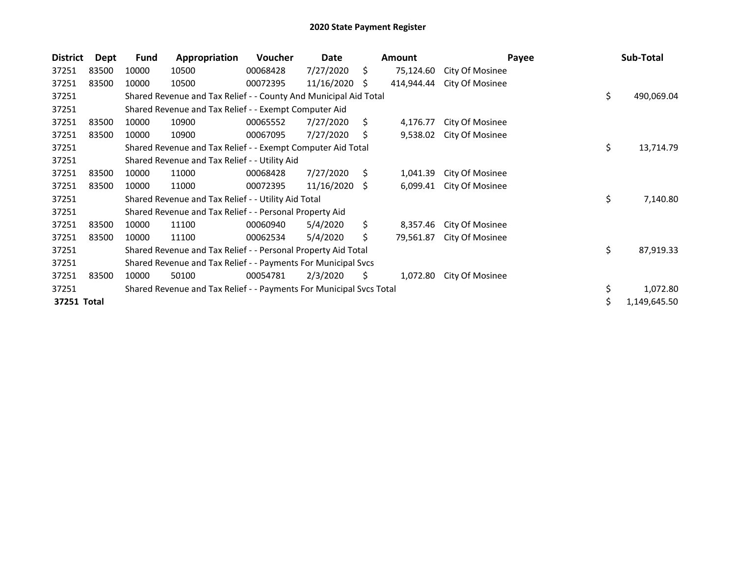# 2020 State Payment Register

| District | Dept | Fund | Appropriation | Voucher | Date | Amount | Payee | Sub-Total |
|---|---|---|---|---|---|---|---|---|
| 37251 | 83500 | 10000 | 10500 | 00068428 | 7/27/2020 | $ 75,124.60 | City Of Mosinee | |
| 37251 | 83500 | 10000 | 10500 | 00072395 | 11/16/2020 | $ 414,944.44 | City Of Mosinee | |
| 37251 | | Shared Revenue and Tax Relief - - County And Municipal Aid Total | | | | | | $ 490,069.04 |
| 37251 | | Shared Revenue and Tax Relief - - Exempt Computer Aid | | | | | | |
| 37251 | 83500 | 10000 | 10900 | 00065552 | 7/27/2020 | $ 4,176.77 | City Of Mosinee | |
| 37251 | 83500 | 10000 | 10900 | 00067095 | 7/27/2020 | $ 9,538.02 | City Of Mosinee | |
| 37251 | | Shared Revenue and Tax Relief - - Exempt Computer Aid Total | | | | | | $ 13,714.79 |
| 37251 | | Shared Revenue and Tax Relief - - Utility Aid | | | | | | |
| 37251 | 83500 | 10000 | 11000 | 00068428 | 7/27/2020 | $ 1,041.39 | City Of Mosinee | |
| 37251 | 83500 | 10000 | 11000 | 00072395 | 11/16/2020 | $ 6,099.41 | City Of Mosinee | |
| 37251 | | Shared Revenue and Tax Relief - - Utility Aid Total | | | | | | $ 7,140.80 |
| 37251 | | Shared Revenue and Tax Relief - - Personal Property Aid | | | | | | |
| 37251 | 83500 | 10000 | 11100 | 00060940 | 5/4/2020 | $ 8,357.46 | City Of Mosinee | |
| 37251 | 83500 | 10000 | 11100 | 00062534 | 5/4/2020 | $ 79,561.87 | City Of Mosinee | |
| 37251 | | Shared Revenue and Tax Relief - - Personal Property Aid Total | | | | | | $ 87,919.33 |
| 37251 | | Shared Revenue and Tax Relief - - Payments For Municipal Svcs | | | | | | |
| 37251 | 83500 | 10000 | 50100 | 00054781 | 2/3/2020 | $ 1,072.80 | City Of Mosinee | |
| 37251 | | Shared Revenue and Tax Relief - - Payments For Municipal Svcs Total | | | | | | $ 1,072.80 |
| **37251 Total** | | | | | | | | $ 1,149,645.50 |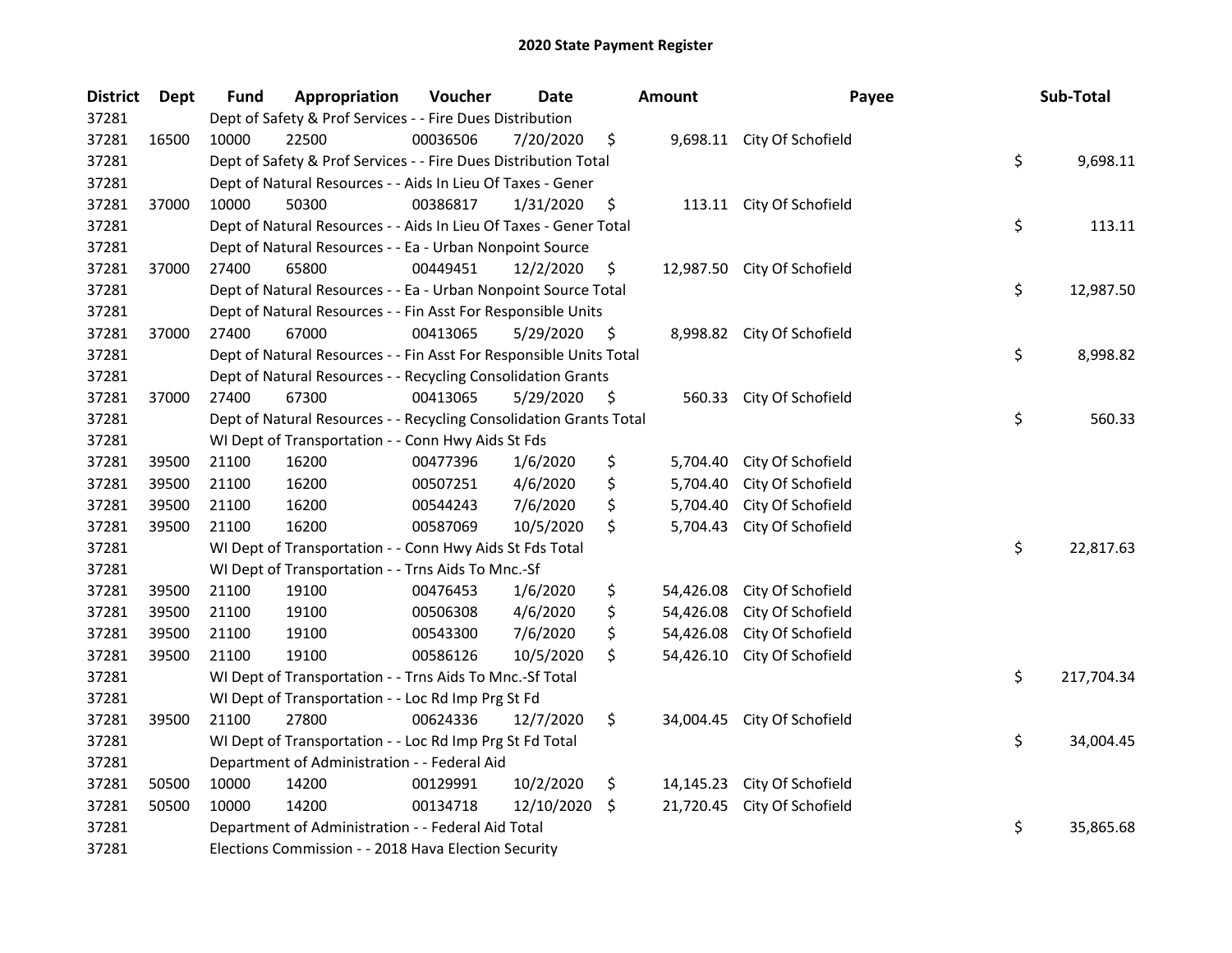# 2020 State Payment Register

| District | Dept | Fund | Appropriation | Voucher | Date | Amount | Payee | Sub-Total |
|---|---|---|---|---|---|---|---|---|
| 37281 | | Dept of Safety & Prof Services - - Fire Dues Distribution | | | | | | |
| 37281 | 16500 | 10000 | 22500 | 00036506 | 7/20/2020 | $ 9,698.11 | City Of Schofield | |
| 37281 | | Dept of Safety & Prof Services - - Fire Dues Distribution Total | | | | | | $ 9,698.11 |
| 37281 | | Dept of Natural Resources - - Aids In Lieu Of Taxes - Gener | | | | | | |
| 37281 | 37000 | 10000 | 50300 | 00386817 | 1/31/2020 | $ 113.11 | City Of Schofield | |
| 37281 | | Dept of Natural Resources - - Aids In Lieu Of Taxes - Gener Total | | | | | | $ 113.11 |
| 37281 | | Dept of Natural Resources - - Ea - Urban Nonpoint Source | | | | | | |
| 37281 | 37000 | 27400 | 65800 | 00449451 | 12/2/2020 | $ 12,987.50 | City Of Schofield | |
| 37281 | | Dept of Natural Resources - - Ea - Urban Nonpoint Source Total | | | | | | $ 12,987.50 |
| 37281 | | Dept of Natural Resources - - Fin Asst For Responsible Units | | | | | | |
| 37281 | 37000 | 27400 | 67000 | 00413065 | 5/29/2020 | $ 8,998.82 | City Of Schofield | |
| 37281 | | Dept of Natural Resources - - Fin Asst For Responsible Units Total | | | | | | $ 8,998.82 |
| 37281 | | Dept of Natural Resources - - Recycling Consolidation Grants | | | | | | |
| 37281 | 37000 | 27400 | 67300 | 00413065 | 5/29/2020 | $ 560.33 | City Of Schofield | |
| 37281 | | Dept of Natural Resources - - Recycling Consolidation Grants Total | | | | | | $ 560.33 |
| 37281 | | WI Dept of Transportation - - Conn Hwy Aids St Fds | | | | | | |
| 37281 | 39500 | 21100 | 16200 | 00477396 | 1/6/2020 | $ 5,704.40 | City Of Schofield | |
| 37281 | 39500 | 21100 | 16200 | 00507251 | 4/6/2020 | $ 5,704.40 | City Of Schofield | |
| 37281 | 39500 | 21100 | 16200 | 00544243 | 7/6/2020 | $ 5,704.40 | City Of Schofield | |
| 37281 | 39500 | 21100 | 16200 | 00587069 | 10/5/2020 | $ 5,704.43 | City Of Schofield | |
| 37281 | | WI Dept of Transportation - - Conn Hwy Aids St Fds Total | | | | | | $ 22,817.63 |
| 37281 | | WI Dept of Transportation - - Trns Aids To Mnc.-Sf | | | | | | |
| 37281 | 39500 | 21100 | 19100 | 00476453 | 1/6/2020 | $ 54,426.08 | City Of Schofield | |
| 37281 | 39500 | 21100 | 19100 | 00506308 | 4/6/2020 | $ 54,426.08 | City Of Schofield | |
| 37281 | 39500 | 21100 | 19100 | 00543300 | 7/6/2020 | $ 54,426.08 | City Of Schofield | |
| 37281 | 39500 | 21100 | 19100 | 00586126 | 10/5/2020 | $ 54,426.10 | City Of Schofield | |
| 37281 | | WI Dept of Transportation - - Trns Aids To Mnc.-Sf Total | | | | | | $ 217,704.34 |
| 37281 | | WI Dept of Transportation - - Loc Rd Imp Prg St Fd | | | | | | |
| 37281 | 39500 | 21100 | 27800 | 00624336 | 12/7/2020 | $ 34,004.45 | City Of Schofield | |
| 37281 | | WI Dept of Transportation - - Loc Rd Imp Prg St Fd Total | | | | | | $ 34,004.45 |
| 37281 | | Department of Administration - - Federal Aid | | | | | | |
| 37281 | 50500 | 10000 | 14200 | 00129991 | 10/2/2020 | $ 14,145.23 | City Of Schofield | |
| 37281 | 50500 | 10000 | 14200 | 00134718 | 12/10/2020 | $ 21,720.45 | City Of Schofield | |
| 37281 | | Department of Administration - - Federal Aid Total | | | | | | $ 35,865.68 |
| 37281 | | Elections Commission - - 2018 Hava Election Security | | | | | | |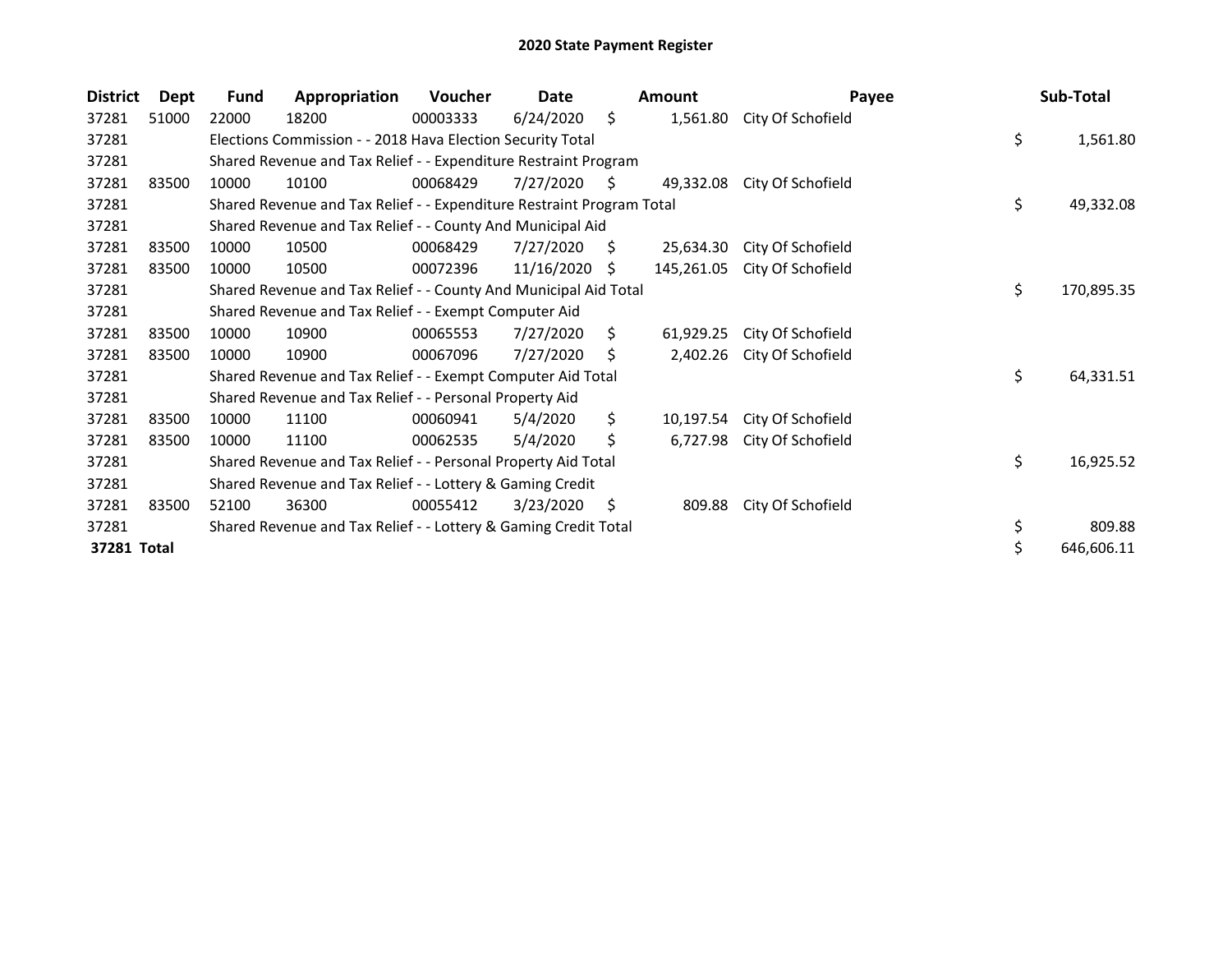# 2020 State Payment Register

| District | Dept | Fund | Appropriation | Voucher | Date | Amount | Payee | Sub-Total |
|---|---|---|---|---|---|---|---|---|
| 37281 | 51000 | 22000 | 18200 | 00003333 | 6/24/2020 | $ 1,561.80 | City Of Schofield | |
| 37281 | | Elections Commission - - 2018 Hava Election Security Total | | | | | | $ 1,561.80 |
| 37281 | | Shared Revenue and Tax Relief - - Expenditure Restraint Program | | | | | | |
| 37281 | 83500 | 10000 | 10100 | 00068429 | 7/27/2020 | $ 49,332.08 | City Of Schofield | |
| 37281 | | Shared Revenue and Tax Relief - - Expenditure Restraint Program Total | | | | | | $ 49,332.08 |
| 37281 | | Shared Revenue and Tax Relief - - County And Municipal Aid | | | | | | |
| 37281 | 83500 | 10000 | 10500 | 00068429 | 7/27/2020 | $ 25,634.30 | City Of Schofield | |
| 37281 | 83500 | 10000 | 10500 | 00072396 | 11/16/2020 | $ 145,261.05 | City Of Schofield | |
| 37281 | | Shared Revenue and Tax Relief - - County And Municipal Aid Total | | | | | | $ 170,895.35 |
| 37281 | | Shared Revenue and Tax Relief - - Exempt Computer Aid | | | | | | |
| 37281 | 83500 | 10000 | 10900 | 00065553 | 7/27/2020 | $ 61,929.25 | City Of Schofield | |
| 37281 | 83500 | 10000 | 10900 | 00067096 | 7/27/2020 | $ 2,402.26 | City Of Schofield | |
| 37281 | | Shared Revenue and Tax Relief - - Exempt Computer Aid Total | | | | | | $ 64,331.51 |
| 37281 | | Shared Revenue and Tax Relief - - Personal Property Aid | | | | | | |
| 37281 | 83500 | 10000 | 11100 | 00060941 | 5/4/2020 | $ 10,197.54 | City Of Schofield | |
| 37281 | 83500 | 10000 | 11100 | 00062535 | 5/4/2020 | $ 6,727.98 | City Of Schofield | |
| 37281 | | Shared Revenue and Tax Relief - - Personal Property Aid Total | | | | | | $ 16,925.52 |
| 37281 | | Shared Revenue and Tax Relief - - Lottery & Gaming Credit | | | | | | |
| 37281 | 83500 | 52100 | 36300 | 00055412 | 3/23/2020 | $ 809.88 | City Of Schofield | |
| 37281 | | Shared Revenue and Tax Relief - - Lottery & Gaming Credit Total | | | | | | $ 809.88 |
| **37281 Total** | | | | | | | | $ 646,606.11 |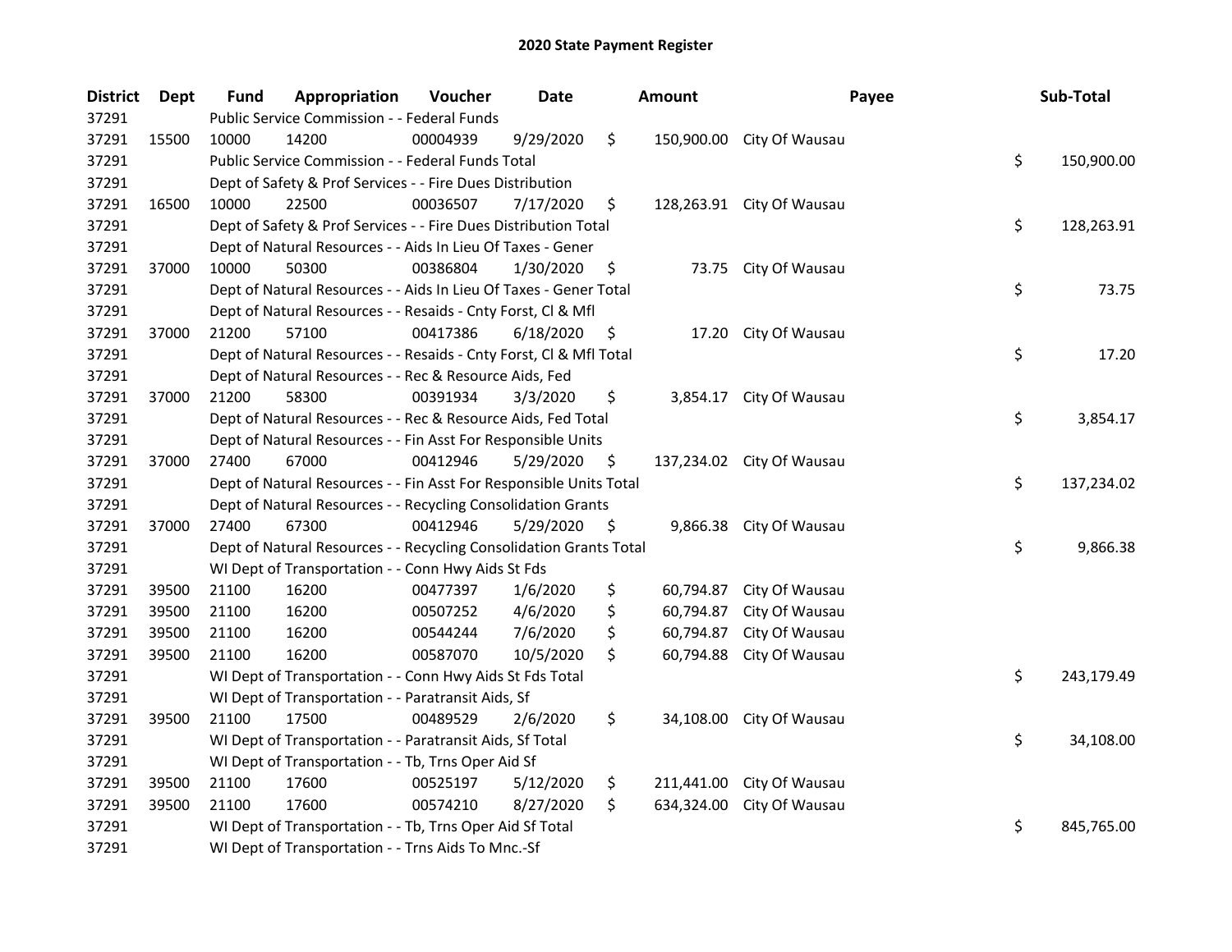# 2020 State Payment Register

| District | Dept | Fund | Appropriation | Voucher | Date | Amount | Payee | Sub-Total |
|---|---|---|---|---|---|---|---|---|
| 37291 | | Public Service Commission - - Federal Funds | | | | | | |
| 37291 | 15500 | 10000 | 14200 | 00004939 | 9/29/2020 | $ 150,900.00 | City Of Wausau | |
| 37291 | | Public Service Commission - - Federal Funds Total | | | | | | $ 150,900.00 |
| 37291 | | Dept of Safety & Prof Services - - Fire Dues Distribution | | | | | | |
| 37291 | 16500 | 10000 | 22500 | 00036507 | 7/17/2020 | $ 128,263.91 | City Of Wausau | |
| 37291 | | Dept of Safety & Prof Services - - Fire Dues Distribution Total | | | | | | $ 128,263.91 |
| 37291 | | Dept of Natural Resources - - Aids In Lieu Of Taxes - Gener | | | | | | |
| 37291 | 37000 | 10000 | 50300 | 00386804 | 1/30/2020 | $ 73.75 | City Of Wausau | |
| 37291 | | Dept of Natural Resources - - Aids In Lieu Of Taxes - Gener Total | | | | | | $ 73.75 |
| 37291 | | Dept of Natural Resources - - Resaids - Cnty Forst, Cl & Mfl | | | | | | |
| 37291 | 37000 | 21200 | 57100 | 00417386 | 6/18/2020 | $ 17.20 | City Of Wausau | |
| 37291 | | Dept of Natural Resources - - Resaids - Cnty Forst, Cl & Mfl Total | | | | | | $ 17.20 |
| 37291 | | Dept of Natural Resources - - Rec & Resource Aids, Fed | | | | | | |
| 37291 | 37000 | 21200 | 58300 | 00391934 | 3/3/2020 | $ 3,854.17 | City Of Wausau | |
| 37291 | | Dept of Natural Resources - - Rec & Resource Aids, Fed Total | | | | | | $ 3,854.17 |
| 37291 | | Dept of Natural Resources - - Fin Asst For Responsible Units | | | | | | |
| 37291 | 37000 | 27400 | 67000 | 00412946 | 5/29/2020 | $ 137,234.02 | City Of Wausau | |
| 37291 | | Dept of Natural Resources - - Fin Asst For Responsible Units Total | | | | | | $ 137,234.02 |
| 37291 | | Dept of Natural Resources - - Recycling Consolidation Grants | | | | | | |
| 37291 | 37000 | 27400 | 67300 | 00412946 | 5/29/2020 | $ 9,866.38 | City Of Wausau | |
| 37291 | | Dept of Natural Resources - - Recycling Consolidation Grants Total | | | | | | $ 9,866.38 |
| 37291 | | WI Dept of Transportation - - Conn Hwy Aids St Fds | | | | | | |
| 37291 | 39500 | 21100 | 16200 | 00477397 | 1/6/2020 | $ 60,794.87 | City Of Wausau | |
| 37291 | 39500 | 21100 | 16200 | 00507252 | 4/6/2020 | $ 60,794.87 | City Of Wausau | |
| 37291 | 39500 | 21100 | 16200 | 00544244 | 7/6/2020 | $ 60,794.87 | City Of Wausau | |
| 37291 | 39500 | 21100 | 16200 | 00587070 | 10/5/2020 | $ 60,794.88 | City Of Wausau | |
| 37291 | | WI Dept of Transportation - - Conn Hwy Aids St Fds Total | | | | | | $ 243,179.49 |
| 37291 | | WI Dept of Transportation - - Paratransit Aids, Sf | | | | | | |
| 37291 | 39500 | 21100 | 17500 | 00489529 | 2/6/2020 | $ 34,108.00 | City Of Wausau | |
| 37291 | | WI Dept of Transportation - - Paratransit Aids, Sf Total | | | | | | $ 34,108.00 |
| 37291 | | WI Dept of Transportation - - Tb, Trns Oper Aid Sf | | | | | | |
| 37291 | 39500 | 21100 | 17600 | 00525197 | 5/12/2020 | $ 211,441.00 | City Of Wausau | |
| 37291 | 39500 | 21100 | 17600 | 00574210 | 8/27/2020 | $ 634,324.00 | City Of Wausau | |
| 37291 | | WI Dept of Transportation - - Tb, Trns Oper Aid Sf Total | | | | | | $ 845,765.00 |
| 37291 | | WI Dept of Transportation - - Trns Aids To Mnc.-Sf | | | | | | |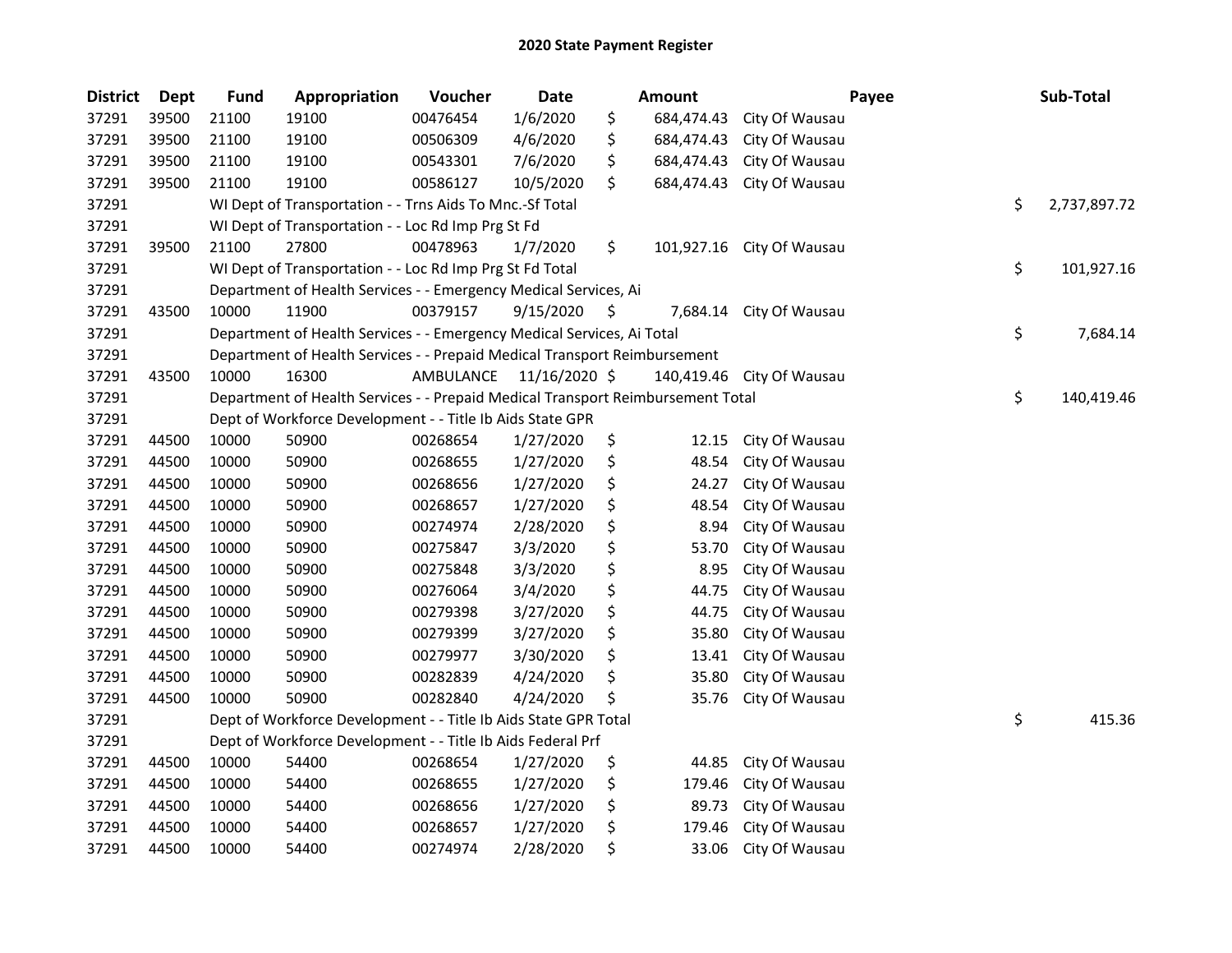# 2020 State Payment Register

| District | Dept | Fund | Appropriation | Voucher | Date | Amount | Payee | Sub-Total |
|---|---|---|---|---|---|---|---|---|
| 37291 | 39500 | 21100 | 19100 | 00476454 | 1/6/2020 | $ 684,474.43 | City Of Wausau | |
| 37291 | 39500 | 21100 | 19100 | 00506309 | 4/6/2020 | $ 684,474.43 | City Of Wausau | |
| 37291 | 39500 | 21100 | 19100 | 00543301 | 7/6/2020 | $ 684,474.43 | City Of Wausau | |
| 37291 | 39500 | 21100 | 19100 | 00586127 | 10/5/2020 | $ 684,474.43 | City Of Wausau | |
| 37291 | | WI Dept of Transportation - - Trns Aids To Mnc.-Sf Total | | | | | | $ 2,737,897.72 |
| 37291 | | WI Dept of Transportation - - Loc Rd Imp Prg St Fd | | | | | | |
| 37291 | 39500 | 21100 | 27800 | 00478963 | 1/7/2020 | $ 101,927.16 | City Of Wausau | |
| 37291 | | WI Dept of Transportation - - Loc Rd Imp Prg St Fd Total | | | | | | $ 101,927.16 |
| 37291 | | Department of Health Services - - Emergency Medical Services, Ai | | | | | | |
| 37291 | 43500 | 10000 | 11900 | 00379157 | 9/15/2020 | $ 7,684.14 | City Of Wausau | |
| 37291 | | Department of Health Services - - Emergency Medical Services, Ai Total | | | | | | $ 7,684.14 |
| 37291 | | Department of Health Services - - Prepaid Medical Transport Reimbursement | | | | | | |
| 37291 | 43500 | 10000 | 16300 | AMBULANCE | 11/16/2020 | $ 140,419.46 | City Of Wausau | |
| 37291 | | Department of Health Services - - Prepaid Medical Transport Reimbursement Total | | | | | | $ 140,419.46 |
| 37291 | | Dept of Workforce Development - - Title Ib Aids State GPR | | | | | | |
| 37291 | 44500 | 10000 | 50900 | 00268654 | 1/27/2020 | $ 12.15 | City Of Wausau | |
| 37291 | 44500 | 10000 | 50900 | 00268655 | 1/27/2020 | $ 48.54 | City Of Wausau | |
| 37291 | 44500 | 10000 | 50900 | 00268656 | 1/27/2020 | $ 24.27 | City Of Wausau | |
| 37291 | 44500 | 10000 | 50900 | 00268657 | 1/27/2020 | $ 48.54 | City Of Wausau | |
| 37291 | 44500 | 10000 | 50900 | 00274974 | 2/28/2020 | $ 8.94 | City Of Wausau | |
| 37291 | 44500 | 10000 | 50900 | 00275847 | 3/3/2020 | $ 53.70 | City Of Wausau | |
| 37291 | 44500 | 10000 | 50900 | 00275848 | 3/3/2020 | $ 8.95 | City Of Wausau | |
| 37291 | 44500 | 10000 | 50900 | 00276064 | 3/4/2020 | $ 44.75 | City Of Wausau | |
| 37291 | 44500 | 10000 | 50900 | 00279398 | 3/27/2020 | $ 44.75 | City Of Wausau | |
| 37291 | 44500 | 10000 | 50900 | 00279399 | 3/27/2020 | $ 35.80 | City Of Wausau | |
| 37291 | 44500 | 10000 | 50900 | 00279977 | 3/30/2020 | $ 13.41 | City Of Wausau | |
| 37291 | 44500 | 10000 | 50900 | 00282839 | 4/24/2020 | $ 35.80 | City Of Wausau | |
| 37291 | 44500 | 10000 | 50900 | 00282840 | 4/24/2020 | $ 35.76 | City Of Wausau | |
| 37291 | | Dept of Workforce Development - - Title Ib Aids State GPR Total | | | | | | $ 415.36 |
| 37291 | | Dept of Workforce Development - - Title Ib Aids Federal Prf | | | | | | |
| 37291 | 44500 | 10000 | 54400 | 00268654 | 1/27/2020 | $ 44.85 | City Of Wausau | |
| 37291 | 44500 | 10000 | 54400 | 00268655 | 1/27/2020 | $ 179.46 | City Of Wausau | |
| 37291 | 44500 | 10000 | 54400 | 00268656 | 1/27/2020 | $ 89.73 | City Of Wausau | |
| 37291 | 44500 | 10000 | 54400 | 00268657 | 1/27/2020 | $ 179.46 | City Of Wausau | |
| 37291 | 44500 | 10000 | 54400 | 00274974 | 2/28/2020 | $ 33.06 | City Of Wausau | |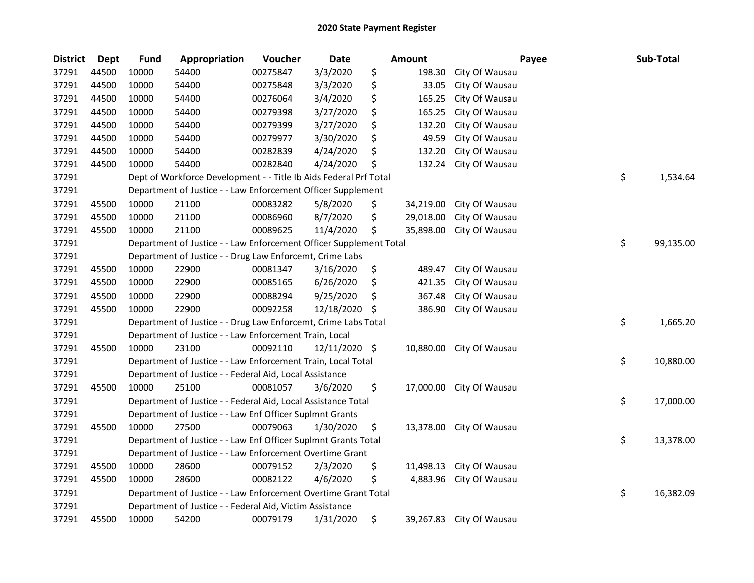# 2020 State Payment Register

| District | Dept | Fund | Appropriation | Voucher | Date | Amount | Payee | Sub-Total |
|---|---|---|---|---|---|---|---|---|
| 37291 | 44500 | 10000 | 54400 | 00275847 | 3/3/2020 | $ 198.30 | City Of Wausau | |
| 37291 | 44500 | 10000 | 54400 | 00275848 | 3/3/2020 | $ 33.05 | City Of Wausau | |
| 37291 | 44500 | 10000 | 54400 | 00276064 | 3/4/2020 | $ 165.25 | City Of Wausau | |
| 37291 | 44500 | 10000 | 54400 | 00279398 | 3/27/2020 | $ 165.25 | City Of Wausau | |
| 37291 | 44500 | 10000 | 54400 | 00279399 | 3/27/2020 | $ 132.20 | City Of Wausau | |
| 37291 | 44500 | 10000 | 54400 | 00279977 | 3/30/2020 | $ 49.59 | City Of Wausau | |
| 37291 | 44500 | 10000 | 54400 | 00282839 | 4/24/2020 | $ 132.20 | City Of Wausau | |
| 37291 | 44500 | 10000 | 54400 | 00282840 | 4/24/2020 | $ 132.24 | City Of Wausau | |
| 37291 | | Dept of Workforce Development - - Title Ib Aids Federal Prf Total | | | | | | $ 1,534.64 |
| 37291 | | Department of Justice - - Law Enforcement Officer Supplement | | | | | | |
| 37291 | 45500 | 10000 | 21100 | 00083282 | 5/8/2020 | $ 34,219.00 | City Of Wausau | |
| 37291 | 45500 | 10000 | 21100 | 00086960 | 8/7/2020 | $ 29,018.00 | City Of Wausau | |
| 37291 | 45500 | 10000 | 21100 | 00089625 | 11/4/2020 | $ 35,898.00 | City Of Wausau | |
| 37291 | | Department of Justice - - Law Enforcement Officer Supplement Total | | | | | | $ 99,135.00 |
| 37291 | | Department of Justice - - Drug Law Enforcemt, Crime Labs | | | | | | |
| 37291 | 45500 | 10000 | 22900 | 00081347 | 3/16/2020 | $ 489.47 | City Of Wausau | |
| 37291 | 45500 | 10000 | 22900 | 00085165 | 6/26/2020 | $ 421.35 | City Of Wausau | |
| 37291 | 45500 | 10000 | 22900 | 00088294 | 9/25/2020 | $ 367.48 | City Of Wausau | |
| 37291 | 45500 | 10000 | 22900 | 00092258 | 12/18/2020 | $ 386.90 | City Of Wausau | |
| 37291 | | Department of Justice - - Drug Law Enforcemt, Crime Labs Total | | | | | | $ 1,665.20 |
| 37291 | | Department of Justice - - Law Enforcement Train, Local | | | | | | |
| 37291 | 45500 | 10000 | 23100 | 00092110 | 12/11/2020 | $ 10,880.00 | City Of Wausau | |
| 37291 | | Department of Justice - - Law Enforcement Train, Local Total | | | | | | $ 10,880.00 |
| 37291 | | Department of Justice - - Federal Aid, Local Assistance | | | | | | |
| 37291 | 45500 | 10000 | 25100 | 00081057 | 3/6/2020 | $ 17,000.00 | City Of Wausau | |
| 37291 | | Department of Justice - - Federal Aid, Local Assistance Total | | | | | | $ 17,000.00 |
| 37291 | | Department of Justice - - Law Enf Officer Suplmnt Grants | | | | | | |
| 37291 | 45500 | 10000 | 27500 | 00079063 | 1/30/2020 | $ 13,378.00 | City Of Wausau | |
| 37291 | | Department of Justice - - Law Enf Officer Suplmnt Grants Total | | | | | | $ 13,378.00 |
| 37291 | | Department of Justice - - Law Enforcement Overtime Grant | | | | | | |
| 37291 | 45500 | 10000 | 28600 | 00079152 | 2/3/2020 | $ 11,498.13 | City Of Wausau | |
| 37291 | 45500 | 10000 | 28600 | 00082122 | 4/6/2020 | $ 4,883.96 | City Of Wausau | |
| 37291 | | Department of Justice - - Law Enforcement Overtime Grant Total | | | | | | $ 16,382.09 |
| 37291 | | Department of Justice - - Federal Aid, Victim Assistance | | | | | | |
| 37291 | 45500 | 10000 | 54200 | 00079179 | 1/31/2020 | $ 39,267.83 | City Of Wausau | |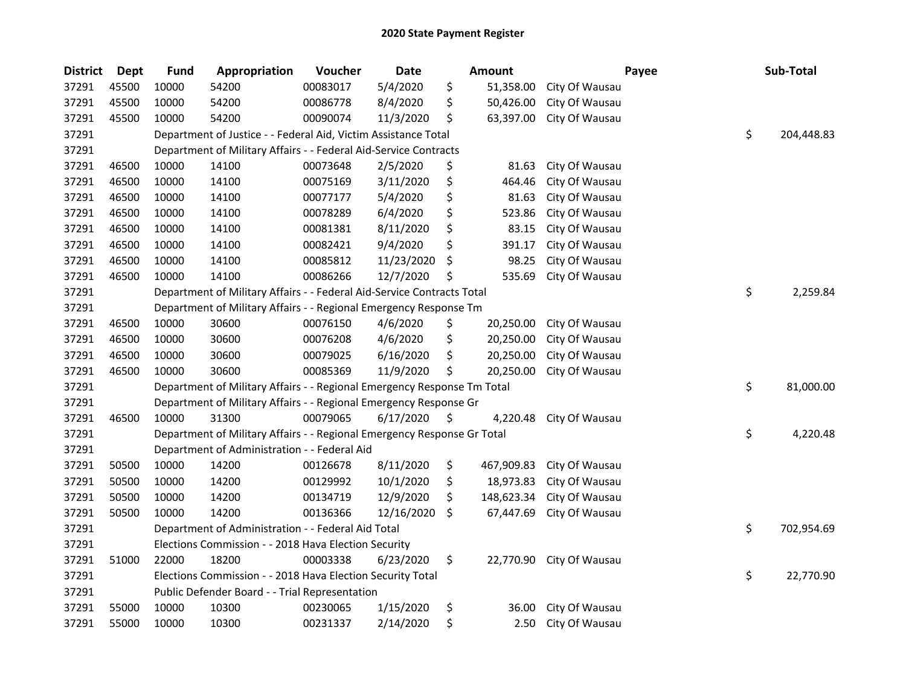# 2020 State Payment Register

| District | Dept | Fund | Appropriation | Voucher | Date | Amount | Payee | Sub-Total |
|---|---|---|---|---|---|---|---|---|
| 37291 | 45500 | 10000 | 54200 | 00083017 | 5/4/2020 | $ 51,358.00 | City Of Wausau | |
| 37291 | 45500 | 10000 | 54200 | 00086778 | 8/4/2020 | $ 50,426.00 | City Of Wausau | |
| 37291 | 45500 | 10000 | 54200 | 00090074 | 11/3/2020 | $ 63,397.00 | City Of Wausau | |
| 37291 | | Department of Justice - - Federal Aid, Victim Assistance Total | | | | | | $ 204,448.83 |
| 37291 | | Department of Military Affairs - - Federal Aid-Service Contracts | | | | | | |
| 37291 | 46500 | 10000 | 14100 | 00073648 | 2/5/2020 | $ 81.63 | City Of Wausau | |
| 37291 | 46500 | 10000 | 14100 | 00075169 | 3/11/2020 | $ 464.46 | City Of Wausau | |
| 37291 | 46500 | 10000 | 14100 | 00077177 | 5/4/2020 | $ 81.63 | City Of Wausau | |
| 37291 | 46500 | 10000 | 14100 | 00078289 | 6/4/2020 | $ 523.86 | City Of Wausau | |
| 37291 | 46500 | 10000 | 14100 | 00081381 | 8/11/2020 | $ 83.15 | City Of Wausau | |
| 37291 | 46500 | 10000 | 14100 | 00082421 | 9/4/2020 | $ 391.17 | City Of Wausau | |
| 37291 | 46500 | 10000 | 14100 | 00085812 | 11/23/2020 | $ 98.25 | City Of Wausau | |
| 37291 | 46500 | 10000 | 14100 | 00086266 | 12/7/2020 | $ 535.69 | City Of Wausau | |
| 37291 | | Department of Military Affairs - - Federal Aid-Service Contracts Total | | | | | | $ 2,259.84 |
| 37291 | | Department of Military Affairs - - Regional Emergency Response Tm | | | | | | |
| 37291 | 46500 | 10000 | 30600 | 00076150 | 4/6/2020 | $ 20,250.00 | City Of Wausau | |
| 37291 | 46500 | 10000 | 30600 | 00076208 | 4/6/2020 | $ 20,250.00 | City Of Wausau | |
| 37291 | 46500 | 10000 | 30600 | 00079025 | 6/16/2020 | $ 20,250.00 | City Of Wausau | |
| 37291 | 46500 | 10000 | 30600 | 00085369 | 11/9/2020 | $ 20,250.00 | City Of Wausau | |
| 37291 | | Department of Military Affairs - - Regional Emergency Response Tm Total | | | | | | $ 81,000.00 |
| 37291 | | Department of Military Affairs - - Regional Emergency Response Gr | | | | | | |
| 37291 | 46500 | 10000 | 31300 | 00079065 | 6/17/2020 | $ 4,220.48 | City Of Wausau | |
| 37291 | | Department of Military Affairs - - Regional Emergency Response Gr Total | | | | | | $ 4,220.48 |
| 37291 | | Department of Administration - - Federal Aid | | | | | | |
| 37291 | 50500 | 10000 | 14200 | 00126678 | 8/11/2020 | $ 467,909.83 | City Of Wausau | |
| 37291 | 50500 | 10000 | 14200 | 00129992 | 10/1/2020 | $ 18,973.83 | City Of Wausau | |
| 37291 | 50500 | 10000 | 14200 | 00134719 | 12/9/2020 | $ 148,623.34 | City Of Wausau | |
| 37291 | 50500 | 10000 | 14200 | 00136366 | 12/16/2020 | $ 67,447.69 | City Of Wausau | |
| 37291 | | Department of Administration - - Federal Aid Total | | | | | | $ 702,954.69 |
| 37291 | | Elections Commission - - 2018 Hava Election Security | | | | | | |
| 37291 | 51000 | 22000 | 18200 | 00003338 | 6/23/2020 | $ 22,770.90 | City Of Wausau | |
| 37291 | | Elections Commission - - 2018 Hava Election Security Total | | | | | | $ 22,770.90 |
| 37291 | | Public Defender Board - - Trial Representation | | | | | | |
| 37291 | 55000 | 10000 | 10300 | 00230065 | 1/15/2020 | $ 36.00 | City Of Wausau | |
| 37291 | 55000 | 10000 | 10300 | 00231337 | 2/14/2020 | $ 2.50 | City Of Wausau | |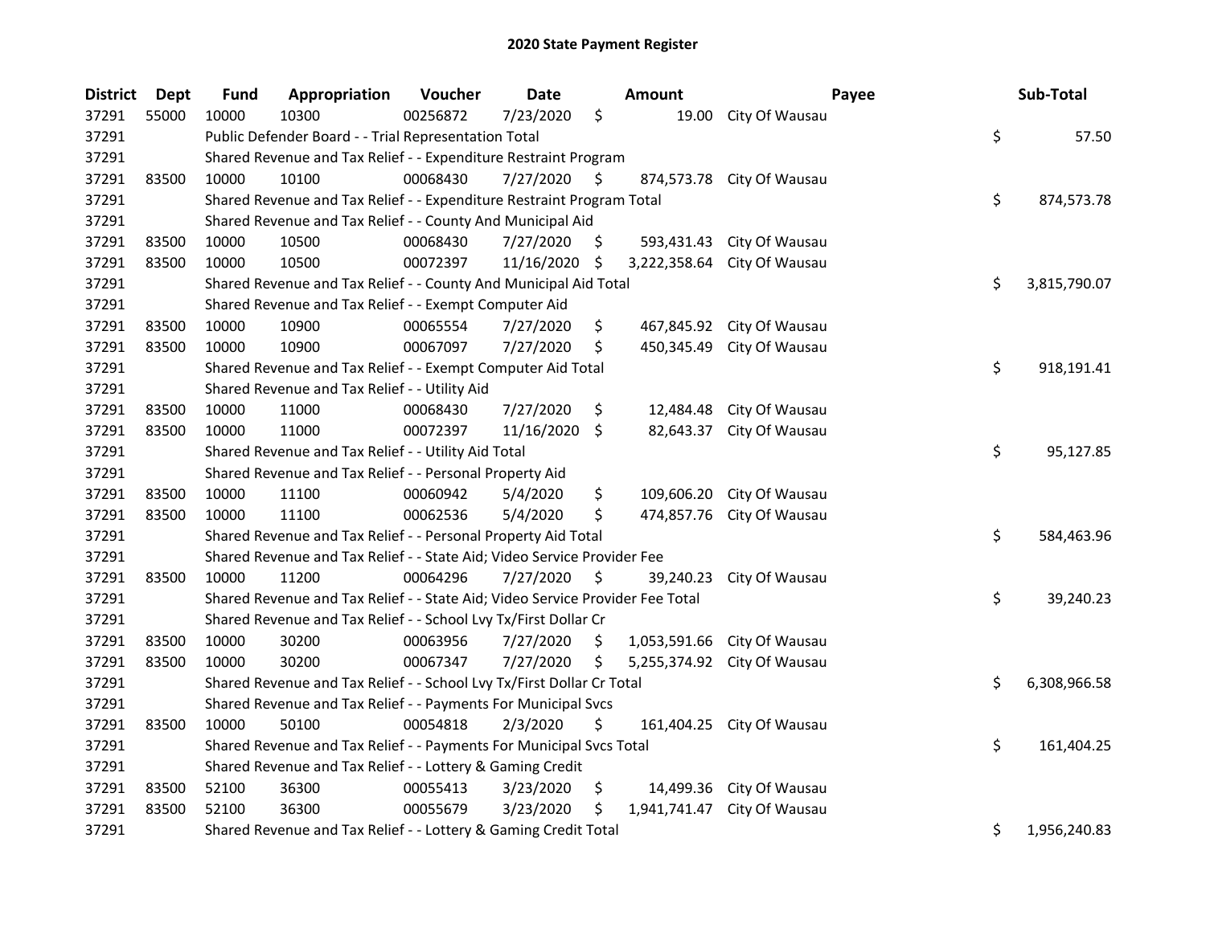# 2020 State Payment Register

| District | Dept | Fund | Appropriation | Voucher | Date | Amount | Payee | Sub-Total |
|---|---|---|---|---|---|---|---|---|
| 37291 | 55000 | 10000 | 10300 | 00256872 | 7/23/2020 | $ 19.00 | City Of Wausau | |
| 37291 | | Public Defender Board - - Trial Representation Total | | | | | | $ 57.50 |
| 37291 | | Shared Revenue and Tax Relief - - Expenditure Restraint Program | | | | | | |
| 37291 | 83500 | 10000 | 10100 | 00068430 | 7/27/2020 | $ 874,573.78 | City Of Wausau | |
| 37291 | | Shared Revenue and Tax Relief - - Expenditure Restraint Program Total | | | | | | $ 874,573.78 |
| 37291 | | Shared Revenue and Tax Relief - - County And Municipal Aid | | | | | | |
| 37291 | 83500 | 10000 | 10500 | 00068430 | 7/27/2020 | $ 593,431.43 | City Of Wausau | |
| 37291 | 83500 | 10000 | 10500 | 00072397 | 11/16/2020 | $ 3,222,358.64 | City Of Wausau | |
| 37291 | | Shared Revenue and Tax Relief - - County And Municipal Aid Total | | | | | | $ 3,815,790.07 |
| 37291 | | Shared Revenue and Tax Relief - - Exempt Computer Aid | | | | | | |
| 37291 | 83500 | 10000 | 10900 | 00065554 | 7/27/2020 | $ 467,845.92 | City Of Wausau | |
| 37291 | 83500 | 10000 | 10900 | 00067097 | 7/27/2020 | $ 450,345.49 | City Of Wausau | |
| 37291 | | Shared Revenue and Tax Relief - - Exempt Computer Aid Total | | | | | | $ 918,191.41 |
| 37291 | | Shared Revenue and Tax Relief - - Utility Aid | | | | | | |
| 37291 | 83500 | 10000 | 11000 | 00068430 | 7/27/2020 | $ 12,484.48 | City Of Wausau | |
| 37291 | 83500 | 10000 | 11000 | 00072397 | 11/16/2020 | $ 82,643.37 | City Of Wausau | |
| 37291 | | Shared Revenue and Tax Relief - - Utility Aid Total | | | | | | $ 95,127.85 |
| 37291 | | Shared Revenue and Tax Relief - - Personal Property Aid | | | | | | |
| 37291 | 83500 | 10000 | 11100 | 00060942 | 5/4/2020 | $ 109,606.20 | City Of Wausau | |
| 37291 | 83500 | 10000 | 11100 | 00062536 | 5/4/2020 | $ 474,857.76 | City Of Wausau | |
| 37291 | | Shared Revenue and Tax Relief - - Personal Property Aid Total | | | | | | $ 584,463.96 |
| 37291 | | Shared Revenue and Tax Relief - - State Aid; Video Service Provider Fee | | | | | | |
| 37291 | 83500 | 10000 | 11200 | 00064296 | 7/27/2020 | $ 39,240.23 | City Of Wausau | |
| 37291 | | Shared Revenue and Tax Relief - - State Aid; Video Service Provider Fee Total | | | | | | $ 39,240.23 |
| 37291 | | Shared Revenue and Tax Relief - - School Lvy Tx/First Dollar Cr | | | | | | |
| 37291 | 83500 | 10000 | 30200 | 00063956 | 7/27/2020 | $ 1,053,591.66 | City Of Wausau | |
| 37291 | 83500 | 10000 | 30200 | 00067347 | 7/27/2020 | $ 5,255,374.92 | City Of Wausau | |
| 37291 | | Shared Revenue and Tax Relief - - School Lvy Tx/First Dollar Cr Total | | | | | | $ 6,308,966.58 |
| 37291 | | Shared Revenue and Tax Relief - - Payments For Municipal Svcs | | | | | | |
| 37291 | 83500 | 10000 | 50100 | 00054818 | 2/3/2020 | $ 161,404.25 | City Of Wausau | |
| 37291 | | Shared Revenue and Tax Relief - - Payments For Municipal Svcs Total | | | | | | $ 161,404.25 |
| 37291 | | Shared Revenue and Tax Relief - - Lottery & Gaming Credit | | | | | | |
| 37291 | 83500 | 52100 | 36300 | 00055413 | 3/23/2020 | $ 14,499.36 | City Of Wausau | |
| 37291 | 83500 | 52100 | 36300 | 00055679 | 3/23/2020 | $ 1,941,741.47 | City Of Wausau | |
| 37291 | | Shared Revenue and Tax Relief - - Lottery & Gaming Credit Total | | | | | | $ 1,956,240.83 |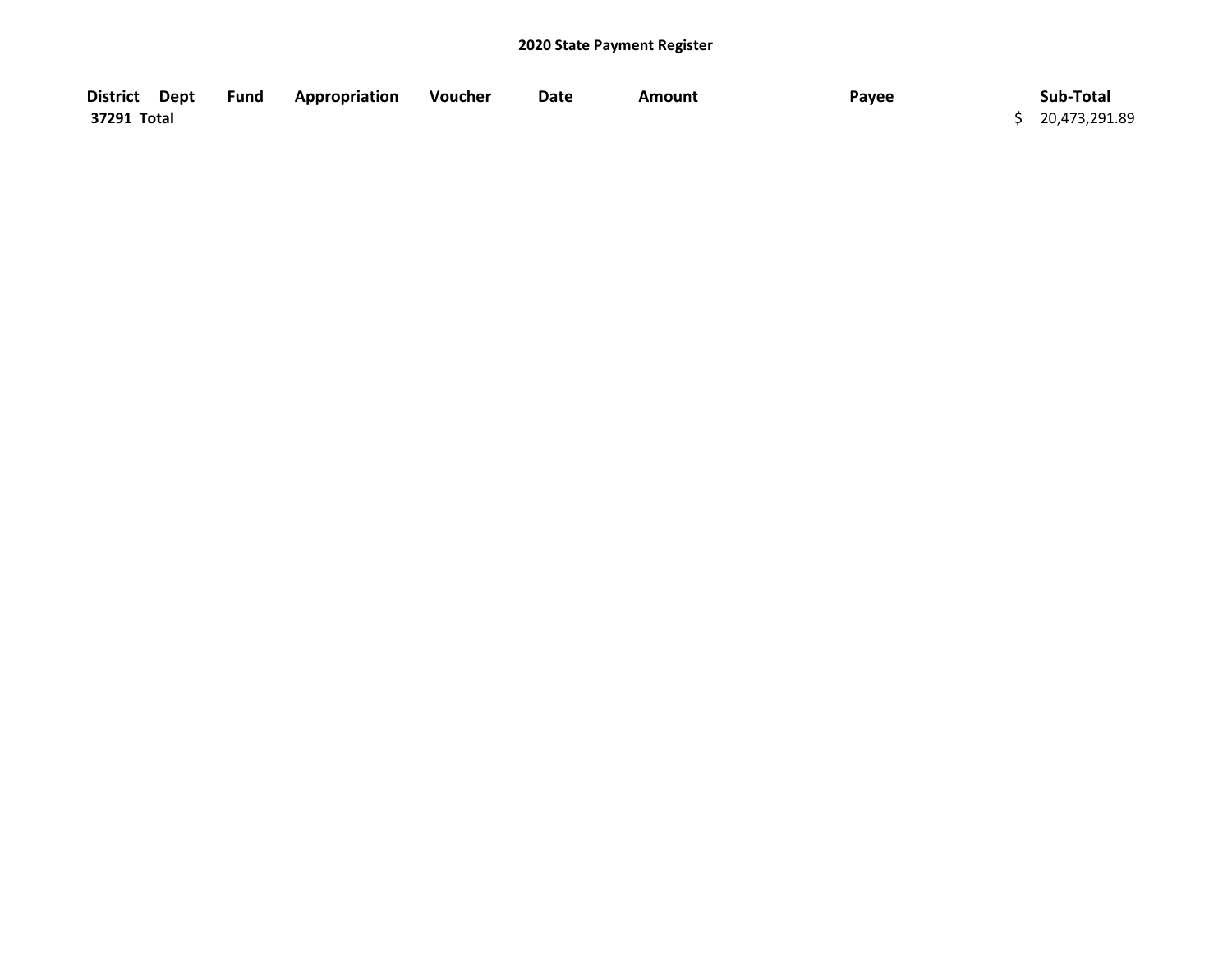## 2020 State Payment Register

| District | Dept | Fund | Appropriation | Voucher | Date | Amount | Payee | Sub-Total |
|---|---|---|---|---|---|---|---|---|
| **37291 Total** | | | | | | | | $ 20,473,291.89 |